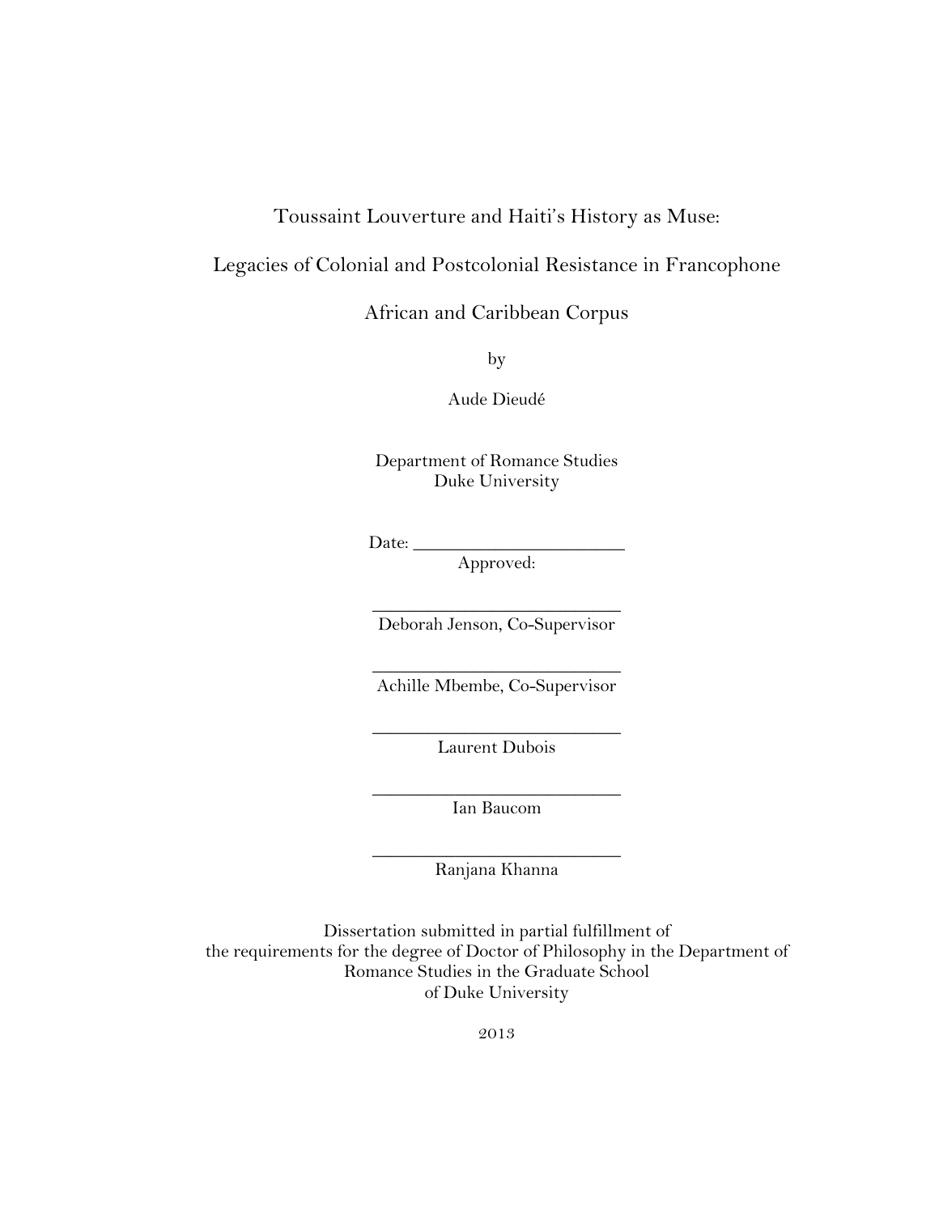# Toussaint Louverture and Haiti's History as Muse:

# Legacies of Colonial and Postcolonial Resistance in Francophone African and Caribbean Corpus

by

Aude Dieudé

Department of Romance Studies
Duke University

Date: _______________________

Approved:

___________________________
Deborah Jenson, Co-Supervisor

___________________________
Achille Mbembe, Co-Supervisor

___________________________
Laurent Dubois

___________________________
Ian Baucom

___________________________
Ranjana Khanna

Dissertation submitted in partial fulfillment of
the requirements for the degree of Doctor of Philosophy in the Department of
Romance Studies in the Graduate School
of Duke University

2013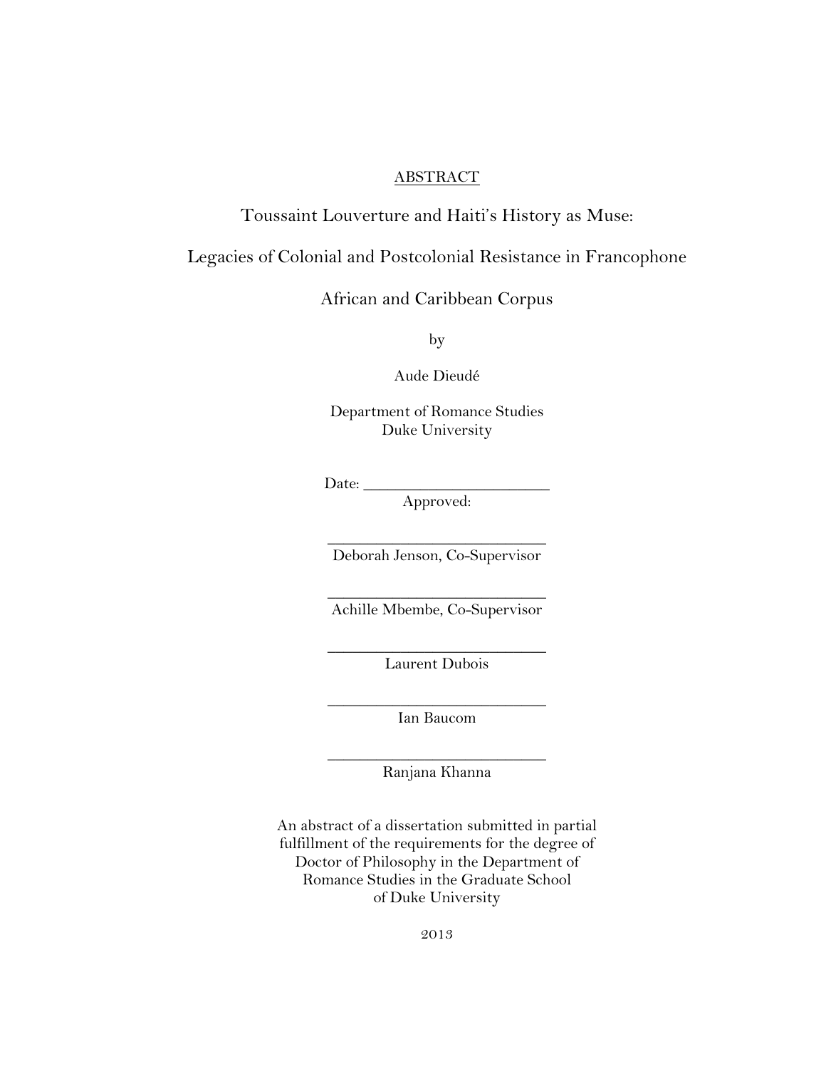ABSTRACT

# Toussaint Louverture and Haiti's History as Muse:

# Legacies of Colonial and Postcolonial Resistance in Francophone African and Caribbean Corpus

by

Aude Dieudé

Department of Romance Studies
Duke University

Date: ___________________________
Approved:

___________________________
Deborah Jenson, Co-Supervisor

___________________________
Achille Mbembe, Co-Supervisor

___________________________
Laurent Dubois

___________________________
Ian Baucom

___________________________
Ranjana Khanna

An abstract of a dissertation submitted in partial fulfillment of the requirements for the degree of Doctor of Philosophy in the Department of Romance Studies in the Graduate School of Duke University

2013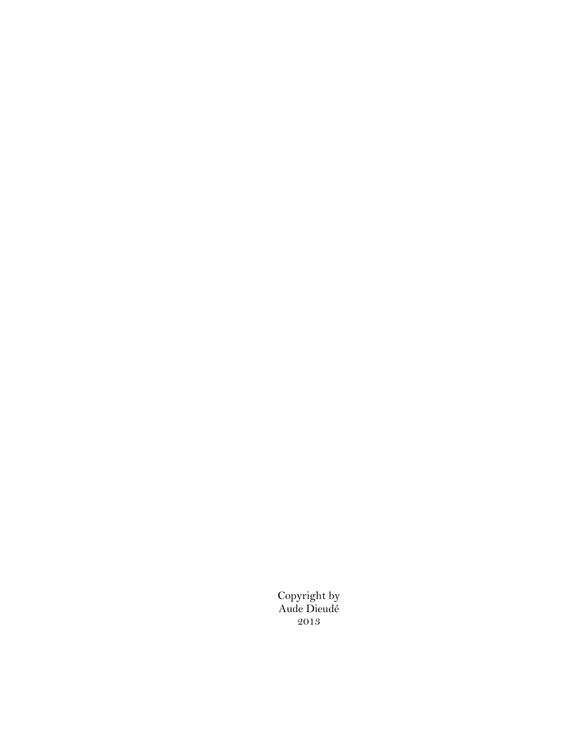Copyright by
Aude Dieudé
2013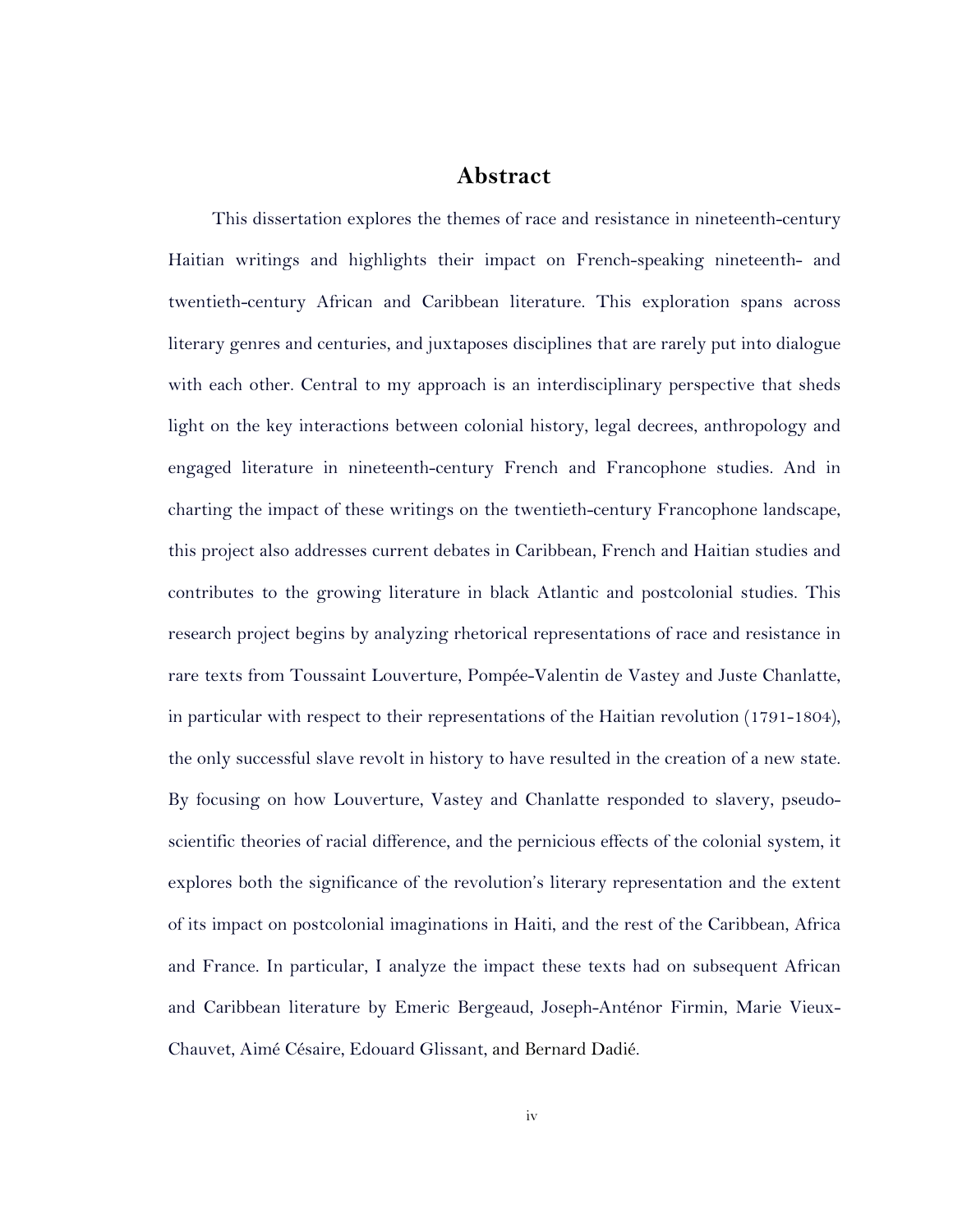# Abstract

This dissertation explores the themes of race and resistance in nineteenth-century Haitian writings and highlights their impact on French-speaking nineteenth- and twentieth-century African and Caribbean literature. This exploration spans across literary genres and centuries, and juxtaposes disciplines that are rarely put into dialogue with each other. Central to my approach is an interdisciplinary perspective that sheds light on the key interactions between colonial history, legal decrees, anthropology and engaged literature in nineteenth-century French and Francophone studies. And in charting the impact of these writings on the twentieth-century Francophone landscape, this project also addresses current debates in Caribbean, French and Haitian studies and contributes to the growing literature in black Atlantic and postcolonial studies. This research project begins by analyzing rhetorical representations of race and resistance in rare texts from Toussaint Louverture, Pompée-Valentin de Vastey and Juste Chanlatte, in particular with respect to their representations of the Haitian revolution (1791-1804), the only successful slave revolt in history to have resulted in the creation of a new state. By focusing on how Louverture, Vastey and Chanlatte responded to slavery, pseudo-scientific theories of racial difference, and the pernicious effects of the colonial system, it explores both the significance of the revolution's literary representation and the extent of its impact on postcolonial imaginations in Haiti, and the rest of the Caribbean, Africa and France. In particular, I analyze the impact these texts had on subsequent African and Caribbean literature by Emeric Bergeaud, Joseph-Anténor Firmin, Marie Vieux-Chauvet, Aimé Césaire, Edouard Glissant, and Bernard Dadié.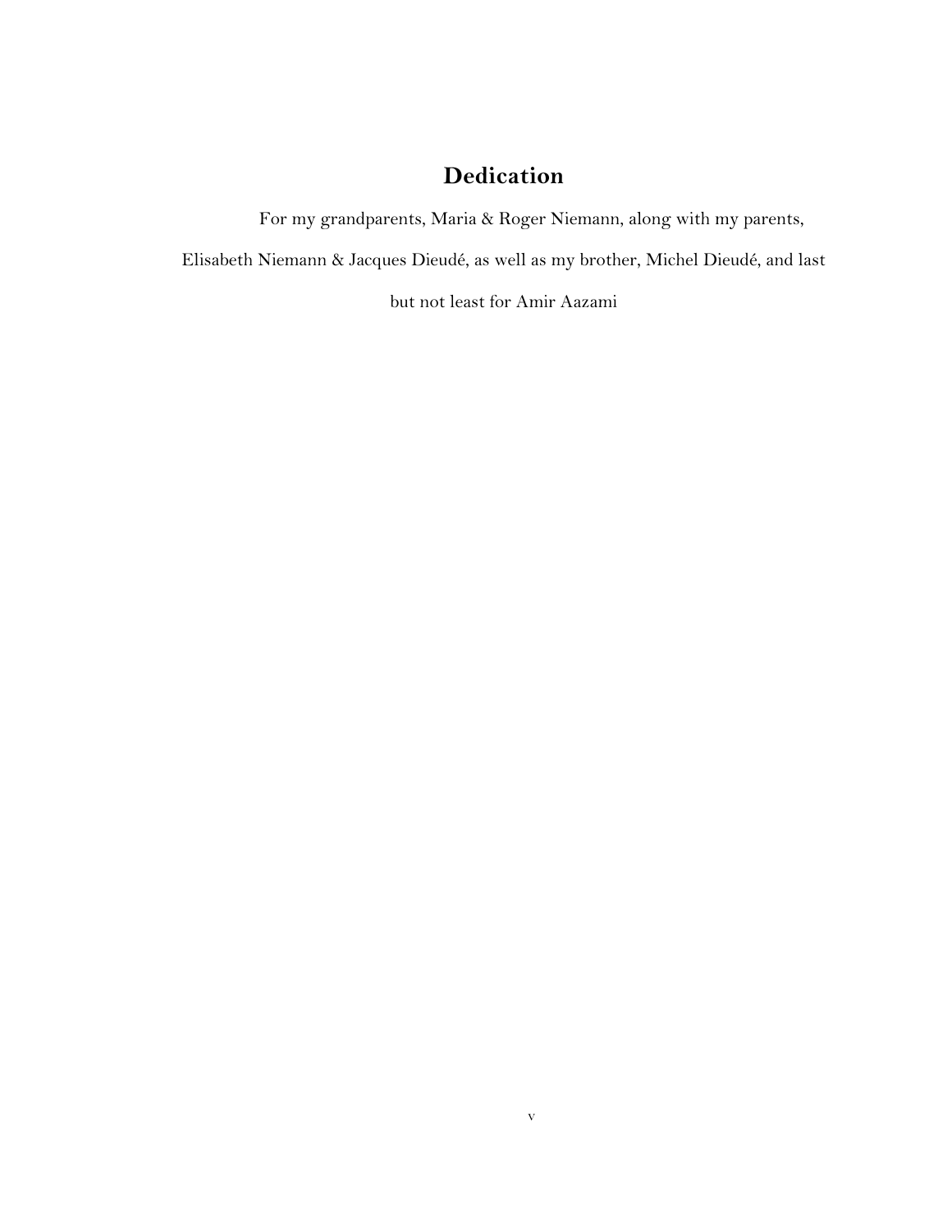# Dedication

For my grandparents, Maria & Roger Niemann, along with my parents, Elisabeth Niemann & Jacques Dieudé, as well as my brother, Michel Dieudé, and last but not least for Amir Aazami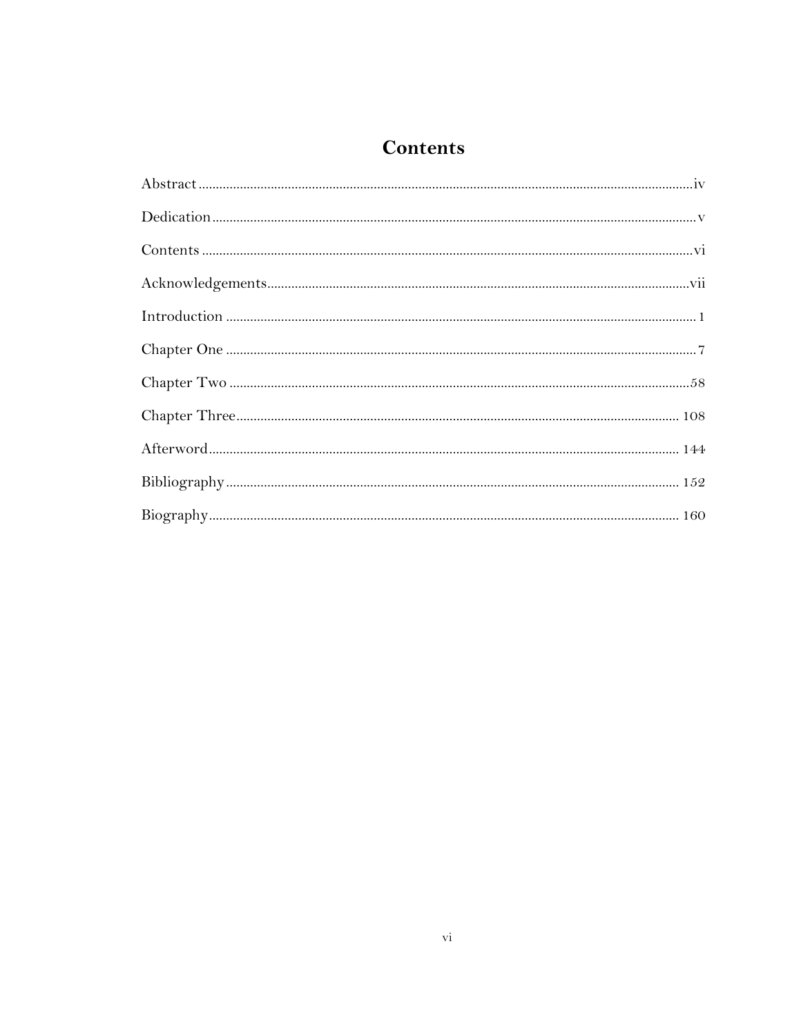# Contents

Abstract.................................................................................................iv

Dedication.................................................................................................v

Contents.................................................................................................vi

Acknowledgements.................................................................................................vii

Introduction.................................................................................................1

Chapter One.................................................................................................7

Chapter Two.................................................................................................58

Chapter Three.................................................................................................108

Afterword.................................................................................................144

Bibliography.................................................................................................152

Biography.................................................................................................160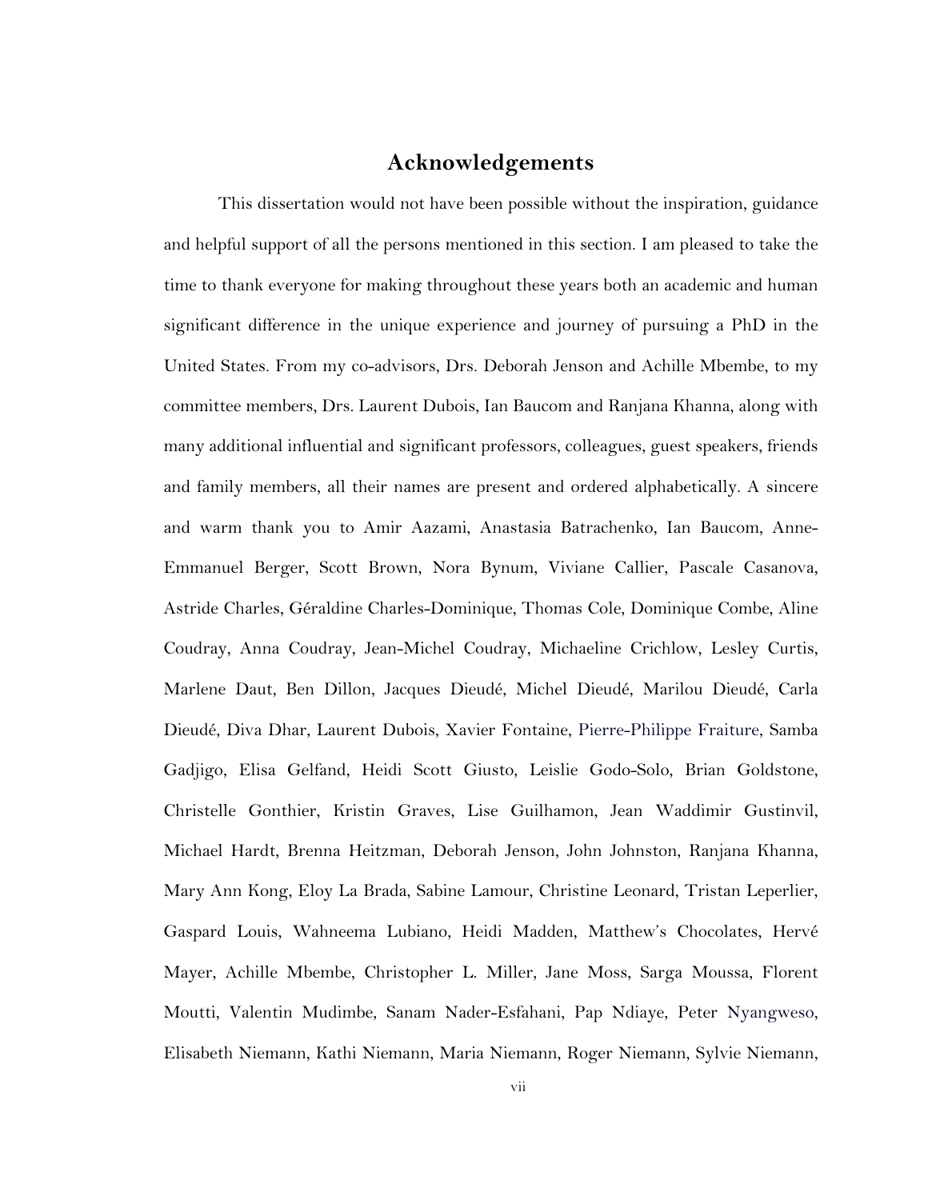# Acknowledgements

This dissertation would not have been possible without the inspiration, guidance and helpful support of all the persons mentioned in this section. I am pleased to take the time to thank everyone for making throughout these years both an academic and human significant difference in the unique experience and journey of pursuing a PhD in the United States. From my co-advisors, Drs. Deborah Jenson and Achille Mbembe, to my committee members, Drs. Laurent Dubois, Ian Baucom and Ranjana Khanna, along with many additional influential and significant professors, colleagues, guest speakers, friends and family members, all their names are present and ordered alphabetically. A sincere and warm thank you to Amir Aazami, Anastasia Batrachenko, Ian Baucom, Anne-Emmanuel Berger, Scott Brown, Nora Bynum, Viviane Callier, Pascale Casanova, Astride Charles, Géraldine Charles-Dominique, Thomas Cole, Dominique Combe, Aline Coudray, Anna Coudray, Jean-Michel Coudray, Michaeline Crichlow, Lesley Curtis, Marlene Daut, Ben Dillon, Jacques Dieudé, Michel Dieudé, Marilou Dieudé, Carla Dieudé, Diva Dhar, Laurent Dubois, Xavier Fontaine, Pierre-Philippe Fraiture, Samba Gadjigo, Elisa Gelfand, Heidi Scott Giusto, Leislie Godo-Solo, Brian Goldstone, Christelle Gonthier, Kristin Graves, Lise Guilhamon, Jean Waddimir Gustinvil, Michael Hardt, Brenna Heitzman, Deborah Jenson, John Johnston, Ranjana Khanna, Mary Ann Kong, Eloy La Brada, Sabine Lamour, Christine Leonard, Tristan Leperlier, Gaspard Louis, Wahneema Lubiano, Heidi Madden, Matthew's Chocolates, Hervé Mayer, Achille Mbembe, Christopher L. Miller, Jane Moss, Sarga Moussa, Florent Moutti, Valentin Mudimbe, Sanam Nader-Esfahani, Pap Ndiaye, Peter Nyangweso, Elisabeth Niemann, Kathi Niemann, Maria Niemann, Roger Niemann, Sylvie Niemann,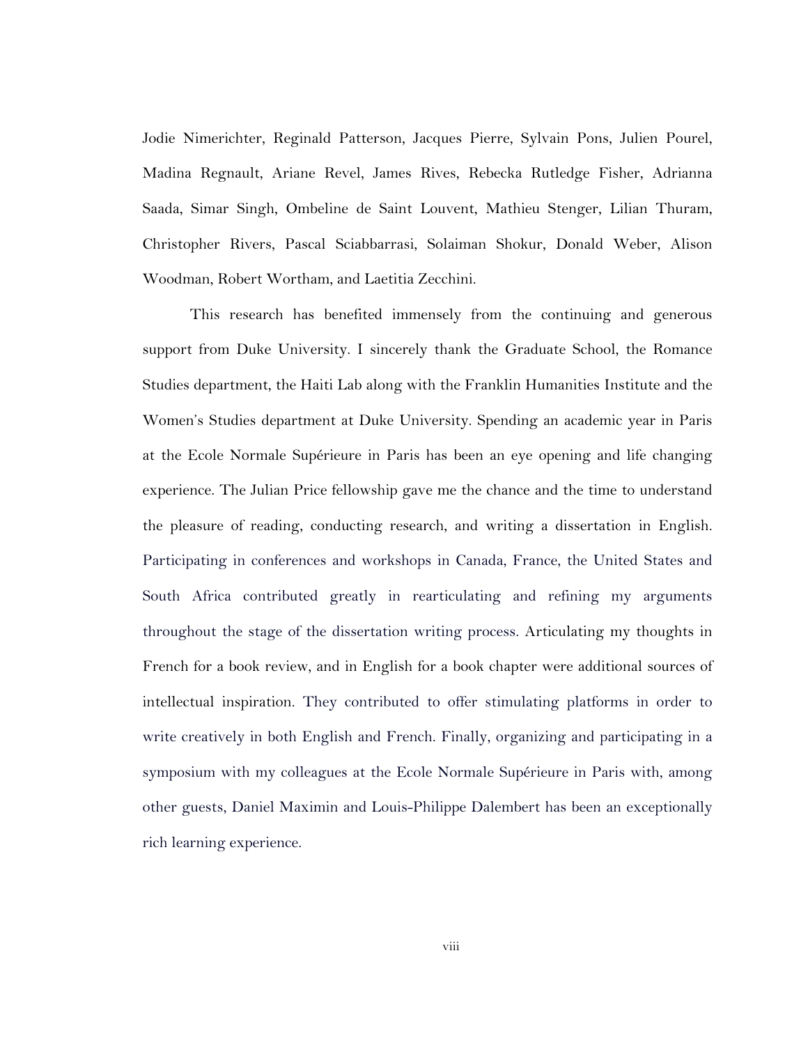Jodie Nimerichter, Reginald Patterson, Jacques Pierre, Sylvain Pons, Julien Pourel, Madina Regnault, Ariane Revel, James Rives, Rebecka Rutledge Fisher, Adrianna Saada, Simar Singh, Ombeline de Saint Louvent, Mathieu Stenger, Lilian Thuram, Christopher Rivers, Pascal Sciabbarrasi, Solaiman Shokur, Donald Weber, Alison Woodman, Robert Wortham, and Laetitia Zecchini.

This research has benefited immensely from the continuing and generous support from Duke University. I sincerely thank the Graduate School, the Romance Studies department, the Haiti Lab along with the Franklin Humanities Institute and the Women's Studies department at Duke University. Spending an academic year in Paris at the Ecole Normale Supérieure in Paris has been an eye opening and life changing experience. The Julian Price fellowship gave me the chance and the time to understand the pleasure of reading, conducting research, and writing a dissertation in English. Participating in conferences and workshops in Canada, France, the United States and South Africa contributed greatly in rearticulating and refining my arguments throughout the stage of the dissertation writing process. Articulating my thoughts in French for a book review, and in English for a book chapter were additional sources of intellectual inspiration. They contributed to offer stimulating platforms in order to write creatively in both English and French. Finally, organizing and participating in a symposium with my colleagues at the Ecole Normale Supérieure in Paris with, among other guests, Daniel Maximin and Louis-Philippe Dalembert has been an exceptionally rich learning experience.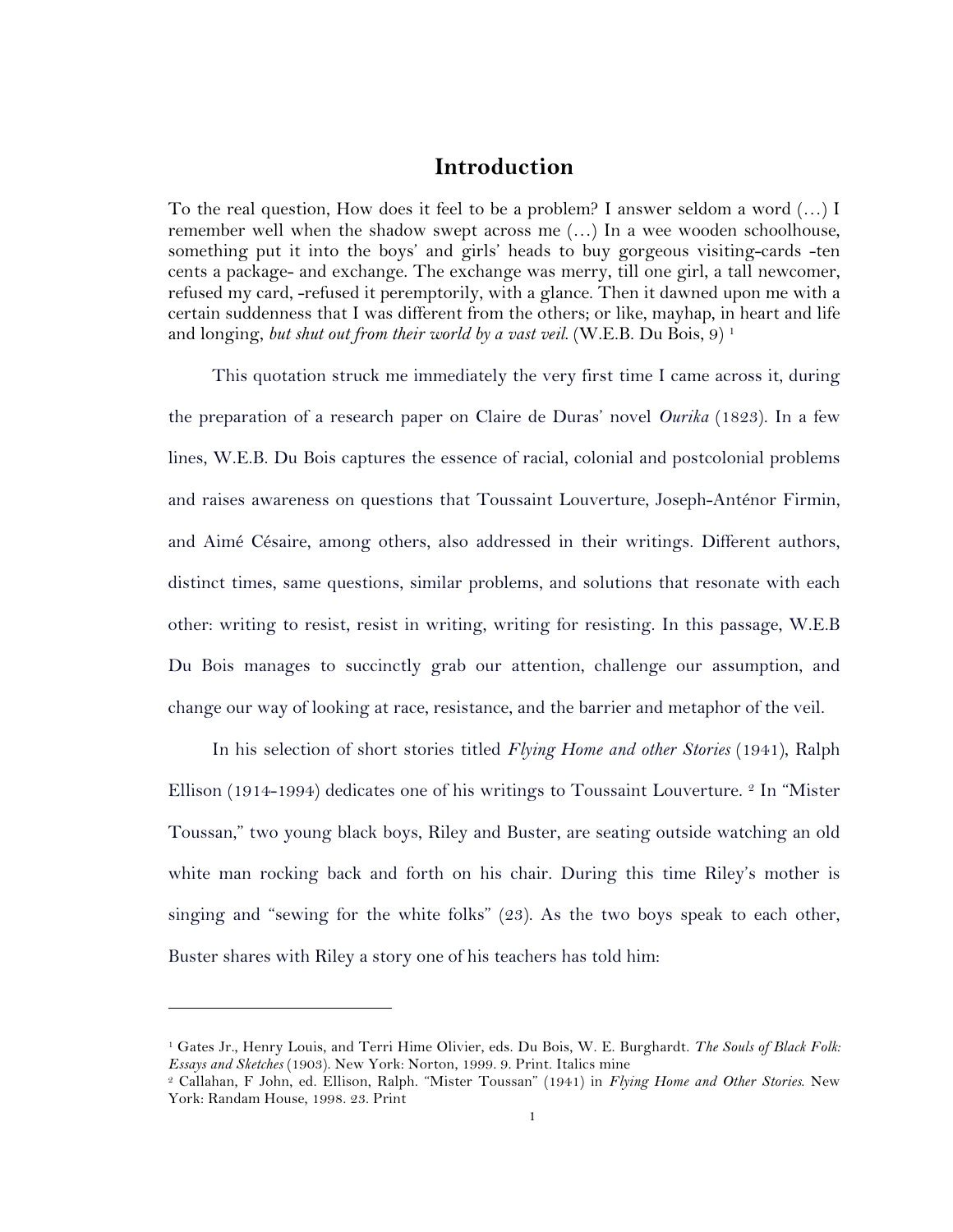# Introduction

To the real question, How does it feel to be a problem? I answer seldom a word (…) I remember well when the shadow swept across me (…) In a wee wooden schoolhouse, something put it into the boys' and girls' heads to buy gorgeous visiting-cards -ten cents a package- and exchange. The exchange was merry, till one girl, a tall newcomer, refused my card, -refused it peremptorily, with a glance. Then it dawned upon me with a certain suddenness that I was different from the others; or like, mayhap, in heart and life and longing, *but shut out from their world by a vast veil*. (W.E.B. Du Bois, 9) [1]

This quotation struck me immediately the very first time I came across it, during the preparation of a research paper on Claire de Duras' novel *Ourika* (1823). In a few lines, W.E.B. Du Bois captures the essence of racial, colonial and postcolonial problems and raises awareness on questions that Toussaint Louverture, Joseph-Anténor Firmin, and Aimé Césaire, among others, also addressed in their writings. Different authors, distinct times, same questions, similar problems, and solutions that resonate with each other: writing to resist, resist in writing, writing for resisting. In this passage, W.E.B Du Bois manages to succinctly grab our attention, challenge our assumption, and change our way of looking at race, resistance, and the barrier and metaphor of the veil.

In his selection of short stories titled *Flying Home and other Stories* (1941), Ralph Ellison (1914-1994) dedicates one of his writings to Toussaint Louverture. [2] In "Mister Toussan," two young black boys, Riley and Buster, are seating outside watching an old white man rocking back and forth on his chair. During this time Riley's mother is singing and "sewing for the white folks" (23). As the two boys speak to each other, Buster shares with Riley a story one of his teachers has told him:

---

[1] Gates Jr., Henry Louis, and Terri Hime Olivier, eds. Du Bois, W. E. Burghardt. *The Souls of Black Folk: Essays and Sketches* (1903). New York: Norton, 1999. 9. Print. Italics mine

[2] Callahan, F John, ed. Ellison, Ralph. "Mister Toussan" (1941) in *Flying Home and Other Stories*. New York: Randam House, 1998. 23. Print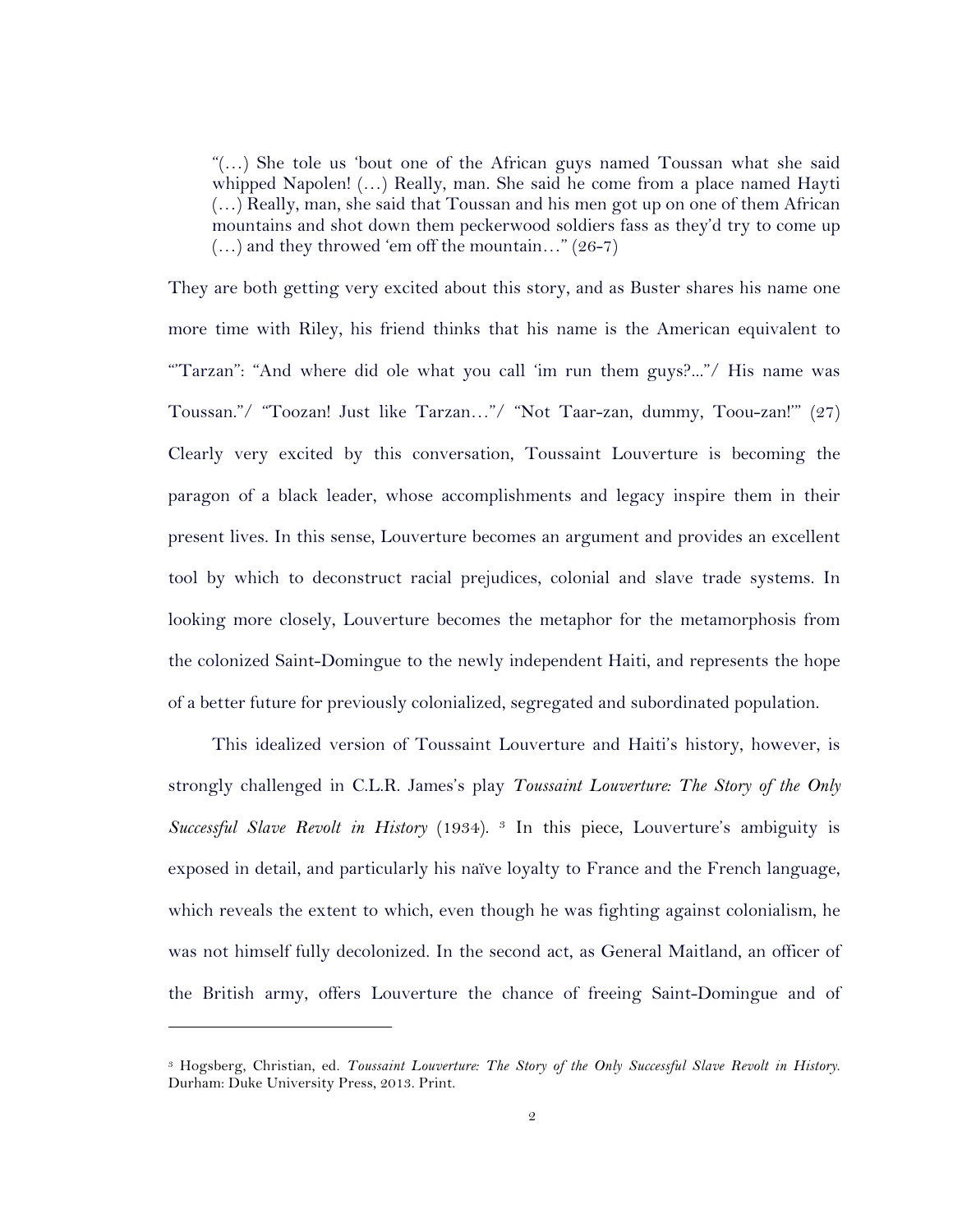> "(…) She tole us 'bout one of the African guys named Toussan what she said whipped Napolen! (…) Really, man. She said he come from a place named Hayti (…) Really, man, she said that Toussan and his men got up on one of them African mountains and shot down them peckerwood soldiers fass as they'd try to come up (…) and they throwed 'em off the mountain…" (26-7)

They are both getting very excited about this story, and as Buster shares his name one more time with Riley, his friend thinks that his name is the American equivalent to "'Tarzan": "And where did ole what you call 'im run them guys?..."/ His name was Toussan."/ "Toozan! Just like Tarzan…"/ "Not Taar-zan, dummy, Toou-zan!'" (27) Clearly very excited by this conversation, Toussaint Louverture is becoming the paragon of a black leader, whose accomplishments and legacy inspire them in their present lives. In this sense, Louverture becomes an argument and provides an excellent tool by which to deconstruct racial prejudices, colonial and slave trade systems. In looking more closely, Louverture becomes the metaphor for the metamorphosis from the colonized Saint-Domingue to the newly independent Haiti, and represents the hope of a better future for previously colonialized, segregated and subordinated population.

This idealized version of Toussaint Louverture and Haiti's history, however, is strongly challenged in C.L.R. James's play *Toussaint Louverture: The Story of the Only Successful Slave Revolt in History* (1934). [3] In this piece, Louverture's ambiguity is exposed in detail, and particularly his naïve loyalty to France and the French language, which reveals the extent to which, even though he was fighting against colonialism, he was not himself fully decolonized. In the second act, as General Maitland, an officer of the British army, offers Louverture the chance of freeing Saint-Domingue and of

---

[3] Hogsberg, Christian, ed. *Toussaint Louverture: The Story of the Only Successful Slave Revolt in History.* Durham: Duke University Press, 2013. Print.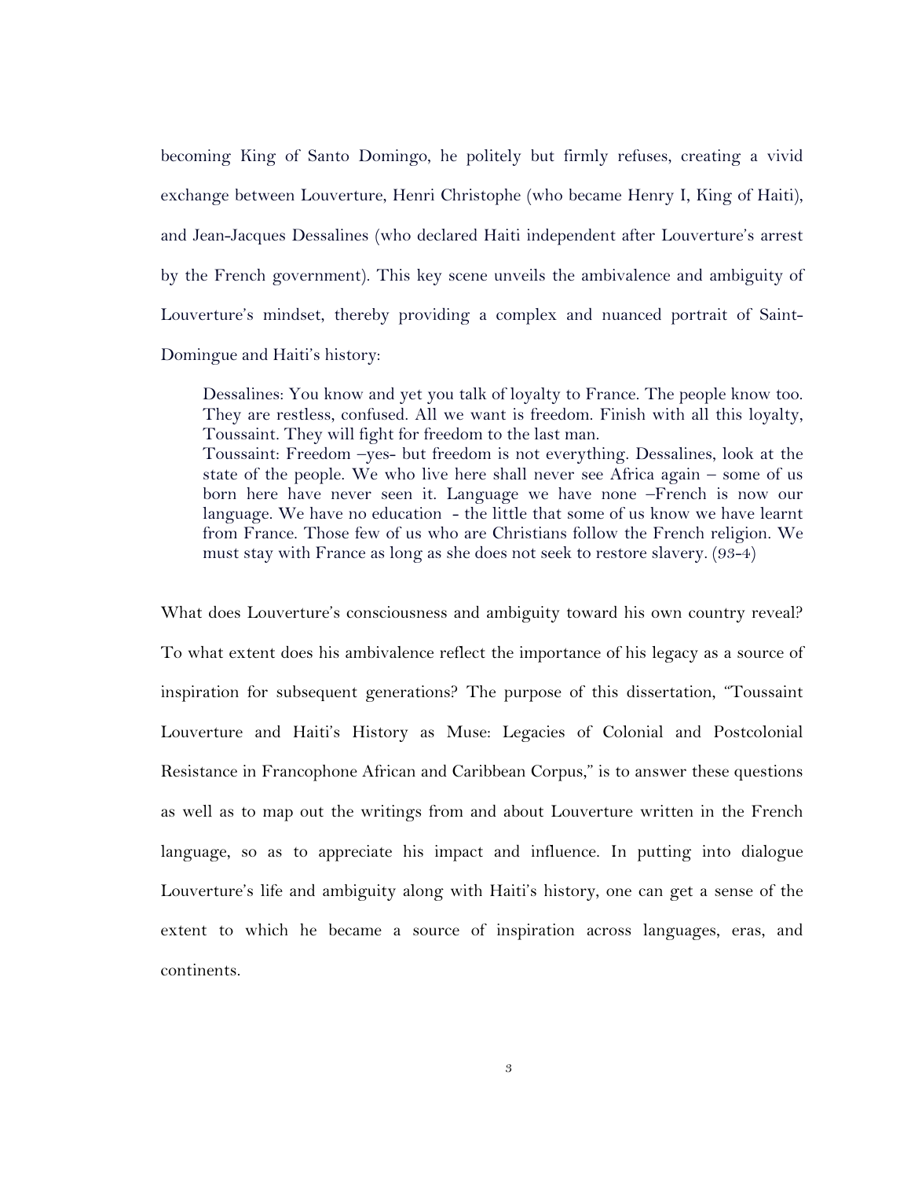becoming King of Santo Domingo, he politely but firmly refuses, creating a vivid exchange between Louverture, Henri Christophe (who became Henry I, King of Haiti), and Jean-Jacques Dessalines (who declared Haiti independent after Louverture's arrest by the French government). This key scene unveils the ambivalence and ambiguity of Louverture's mindset, thereby providing a complex and nuanced portrait of Saint-Domingue and Haiti's history:

> Dessalines: You know and yet you talk of loyalty to France. The people know too. They are restless, confused. All we want is freedom. Finish with all this loyalty, Toussaint. They will fight for freedom to the last man.
> Toussaint: Freedom –yes- but freedom is not everything. Dessalines, look at the state of the people. We who live here shall never see Africa again – some of us born here have never seen it. Language we have none –French is now our language. We have no education - the little that some of us know we have learnt from France. Those few of us who are Christians follow the French religion. We must stay with France as long as she does not seek to restore slavery. (93-4)

What does Louverture's consciousness and ambiguity toward his own country reveal? To what extent does his ambivalence reflect the importance of his legacy as a source of inspiration for subsequent generations? The purpose of this dissertation, "Toussaint Louverture and Haiti's History as Muse: Legacies of Colonial and Postcolonial Resistance in Francophone African and Caribbean Corpus," is to answer these questions as well as to map out the writings from and about Louverture written in the French language, so as to appreciate his impact and influence. In putting into dialogue Louverture's life and ambiguity along with Haiti's history, one can get a sense of the extent to which he became a source of inspiration across languages, eras, and continents.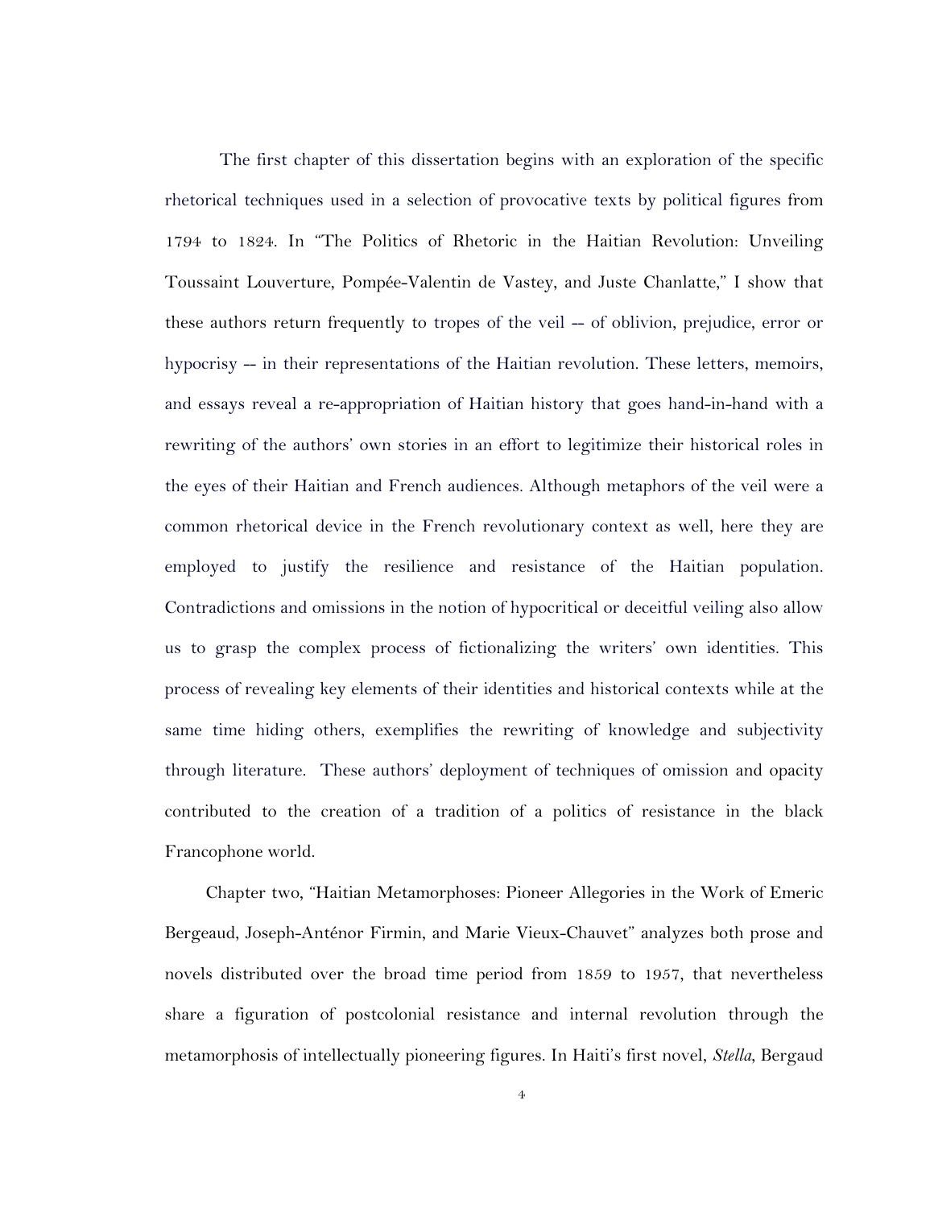The first chapter of this dissertation begins with an exploration of the specific rhetorical techniques used in a selection of provocative texts by political figures from 1794 to 1824. In "The Politics of Rhetoric in the Haitian Revolution: Unveiling Toussaint Louverture, Pompée-Valentin de Vastey, and Juste Chanlatte," I show that these authors return frequently to tropes of the veil -- of oblivion, prejudice, error or hypocrisy -- in their representations of the Haitian revolution. These letters, memoirs, and essays reveal a re-appropriation of Haitian history that goes hand-in-hand with a rewriting of the authors' own stories in an effort to legitimize their historical roles in the eyes of their Haitian and French audiences. Although metaphors of the veil were a common rhetorical device in the French revolutionary context as well, here they are employed to justify the resilience and resistance of the Haitian population. Contradictions and omissions in the notion of hypocritical or deceitful veiling also allow us to grasp the complex process of fictionalizing the writers' own identities. This process of revealing key elements of their identities and historical contexts while at the same time hiding others, exemplifies the rewriting of knowledge and subjectivity through literature. These authors' deployment of techniques of omission and opacity contributed to the creation of a tradition of a politics of resistance in the black Francophone world.

Chapter two, "Haitian Metamorphoses: Pioneer Allegories in the Work of Emeric Bergeaud, Joseph-Anténor Firmin, and Marie Vieux-Chauvet" analyzes both prose and novels distributed over the broad time period from 1859 to 1957, that nevertheless share a figuration of postcolonial resistance and internal revolution through the metamorphosis of intellectually pioneering figures. In Haiti's first novel, *Stella*, Bergaud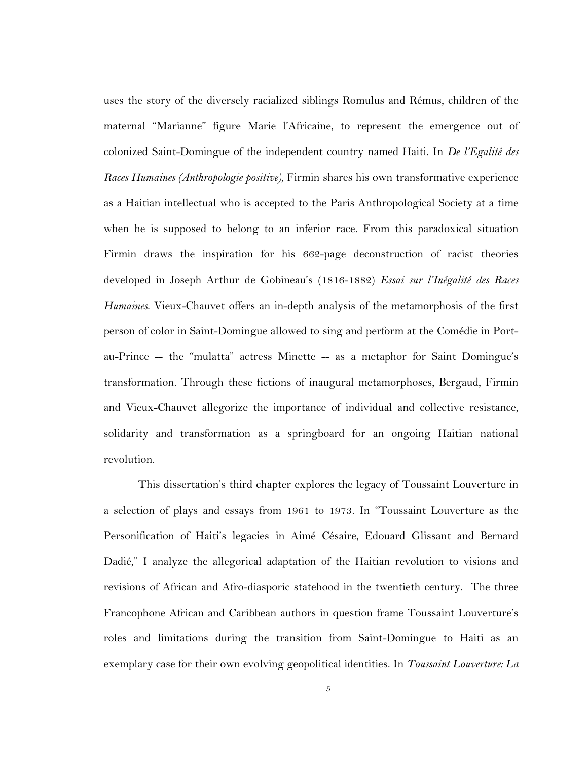uses the story of the diversely racialized siblings Romulus and Rémus, children of the maternal "Marianne" figure Marie l'Africaine, to represent the emergence out of colonized Saint-Domingue of the independent country named Haiti. In *De l'Egalité des Races Humaines (Anthropologie positive)*, Firmin shares his own transformative experience as a Haitian intellectual who is accepted to the Paris Anthropological Society at a time when he is supposed to belong to an inferior race. From this paradoxical situation Firmin draws the inspiration for his 662-page deconstruction of racist theories developed in Joseph Arthur de Gobineau's (1816-1882) *Essai sur l'Inégalité des Races Humaines*. Vieux-Chauvet offers an in-depth analysis of the metamorphosis of the first person of color in Saint-Domingue allowed to sing and perform at the Comédie in Port-au-Prince -- the "mulatta" actress Minette -- as a metaphor for Saint Domingue's transformation. Through these fictions of inaugural metamorphoses, Bergaud, Firmin and Vieux-Chauvet allegorize the importance of individual and collective resistance, solidarity and transformation as a springboard for an ongoing Haitian national revolution.

This dissertation's third chapter explores the legacy of Toussaint Louverture in a selection of plays and essays from 1961 to 1973. In "Toussaint Louverture as the Personification of Haiti's legacies in Aimé Césaire, Edouard Glissant and Bernard Dadié," I analyze the allegorical adaptation of the Haitian revolution to visions and revisions of African and Afro-diasporic statehood in the twentieth century. The three Francophone African and Caribbean authors in question frame Toussaint Louverture's roles and limitations during the transition from Saint-Domingue to Haiti as an exemplary case for their own evolving geopolitical identities. In *Toussaint Louverture: La*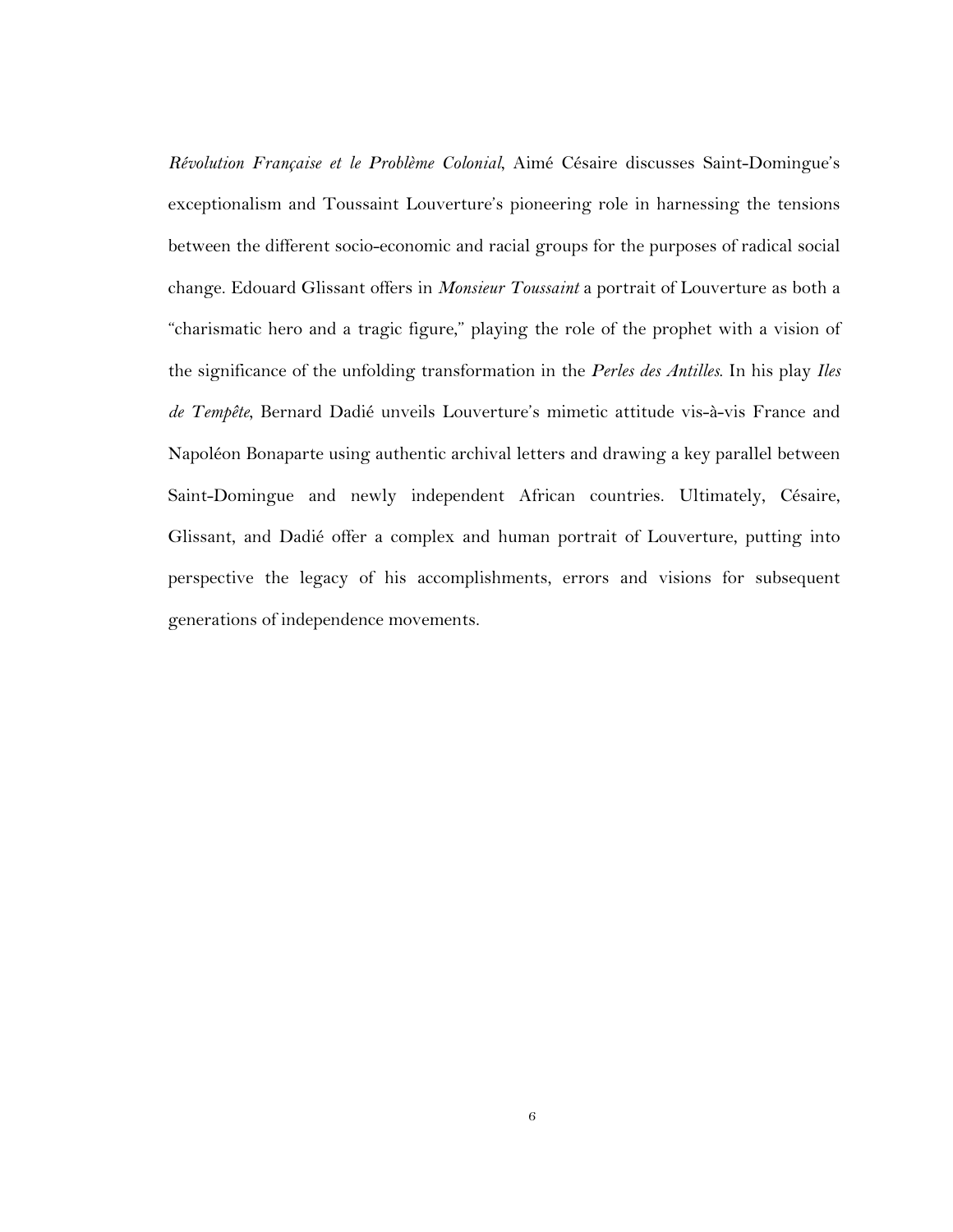*Révolution Française et le Problème Colonial*, Aimé Césaire discusses Saint-Domingue's exceptionalism and Toussaint Louverture's pioneering role in harnessing the tensions between the different socio-economic and racial groups for the purposes of radical social change. Edouard Glissant offers in *Monsieur Toussaint* a portrait of Louverture as both a "charismatic hero and a tragic figure," playing the role of the prophet with a vision of the significance of the unfolding transformation in the *Perles des Antilles*. In his play *Iles de Tempête*, Bernard Dadié unveils Louverture's mimetic attitude vis-à-vis France and Napoléon Bonaparte using authentic archival letters and drawing a key parallel between Saint-Domingue and newly independent African countries. Ultimately, Césaire, Glissant, and Dadié offer a complex and human portrait of Louverture, putting into perspective the legacy of his accomplishments, errors and visions for subsequent generations of independence movements.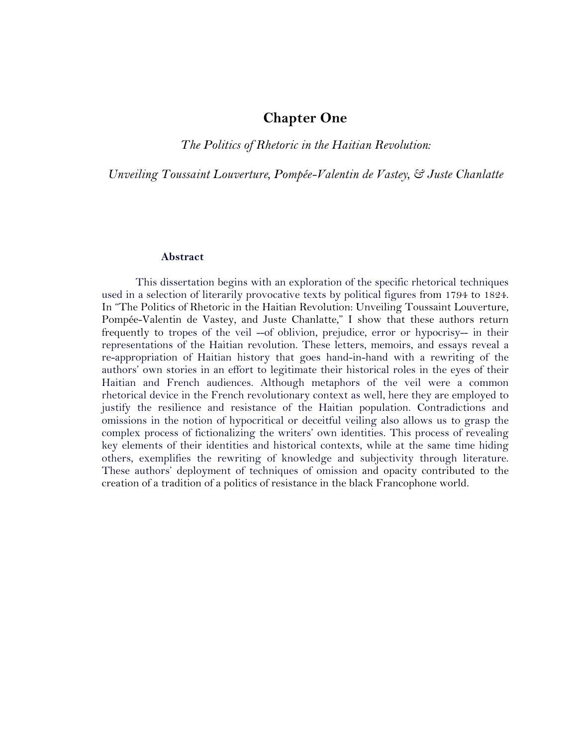# Chapter One

*The Politics of Rhetoric in the Haitian Revolution:*

*Unveiling Toussaint Louverture, Pompée-Valentin de Vastey, & Juste Chanlatte*

### Abstract

This dissertation begins with an exploration of the specific rhetorical techniques used in a selection of literarily provocative texts by political figures from 1794 to 1824. In "The Politics of Rhetoric in the Haitian Revolution: Unveiling Toussaint Louverture, Pompée-Valentin de Vastey, and Juste Chanlatte," I show that these authors return frequently to tropes of the veil --of oblivion, prejudice, error or hypocrisy-- in their representations of the Haitian revolution. These letters, memoirs, and essays reveal a re-appropriation of Haitian history that goes hand-in-hand with a rewriting of the authors' own stories in an effort to legitimate their historical roles in the eyes of their Haitian and French audiences. Although metaphors of the veil were a common rhetorical device in the French revolutionary context as well, here they are employed to justify the resilience and resistance of the Haitian population. Contradictions and omissions in the notion of hypocritical or deceitful veiling also allows us to grasp the complex process of fictionalizing the writers' own identities. This process of revealing key elements of their identities and historical contexts, while at the same time hiding others, exemplifies the rewriting of knowledge and subjectivity through literature. These authors' deployment of techniques of omission and opacity contributed to the creation of a tradition of a politics of resistance in the black Francophone world.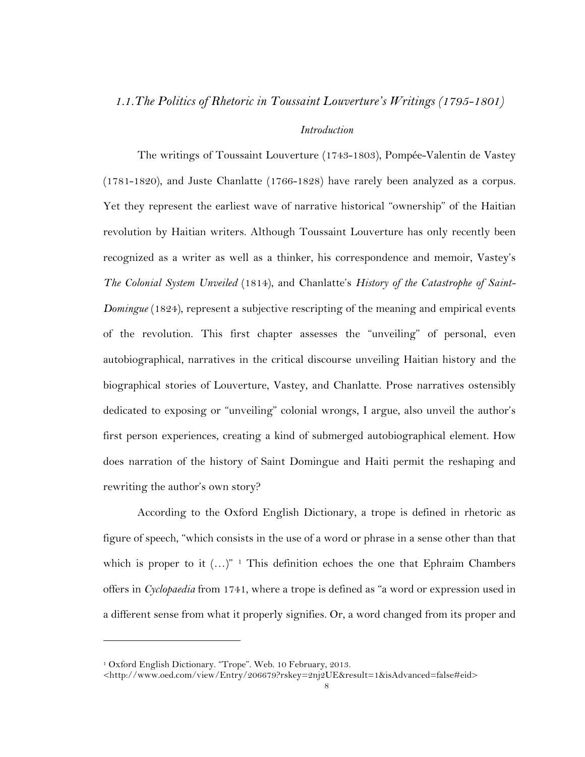## *1.1. The Politics of Rhetoric in Toussaint Louverture's Writings (1795-1801)*

### *Introduction*

The writings of Toussaint Louverture (1743-1803), Pompée-Valentin de Vastey (1781-1820), and Juste Chanlatte (1766-1828) have rarely been analyzed as a corpus. Yet they represent the earliest wave of narrative historical "ownership" of the Haitian revolution by Haitian writers. Although Toussaint Louverture has only recently been recognized as a writer as well as a thinker, his correspondence and memoir, Vastey's *The Colonial System Unveiled* (1814), and Chanlatte's *History of the Catastrophe of Saint-Domingue* (1824), represent a subjective rescripting of the meaning and empirical events of the revolution. This first chapter assesses the "unveiling" of personal, even autobiographical, narratives in the critical discourse unveiling Haitian history and the biographical stories of Louverture, Vastey, and Chanlatte. Prose narratives ostensibly dedicated to exposing or "unveiling" colonial wrongs, I argue, also unveil the author's first person experiences, creating a kind of submerged autobiographical element. How does narration of the history of Saint Domingue and Haiti permit the reshaping and rewriting the author's own story?

According to the Oxford English Dictionary, a trope is defined in rhetoric as figure of speech, "which consists in the use of a word or phrase in a sense other than that which is proper to it (…)" [1] This definition echoes the one that Ephraim Chambers offers in *Cyclopaedia* from 1741, where a trope is defined as "a word or expression used in a different sense from what it properly signifies. Or, a word changed from its proper and

---

[1] Oxford English Dictionary. "Trope". Web. 10 February, 2013. <http://www.oed.com/view/Entry/206679?rskey=2nj2UE&result=1&isAdvanced=false#eid>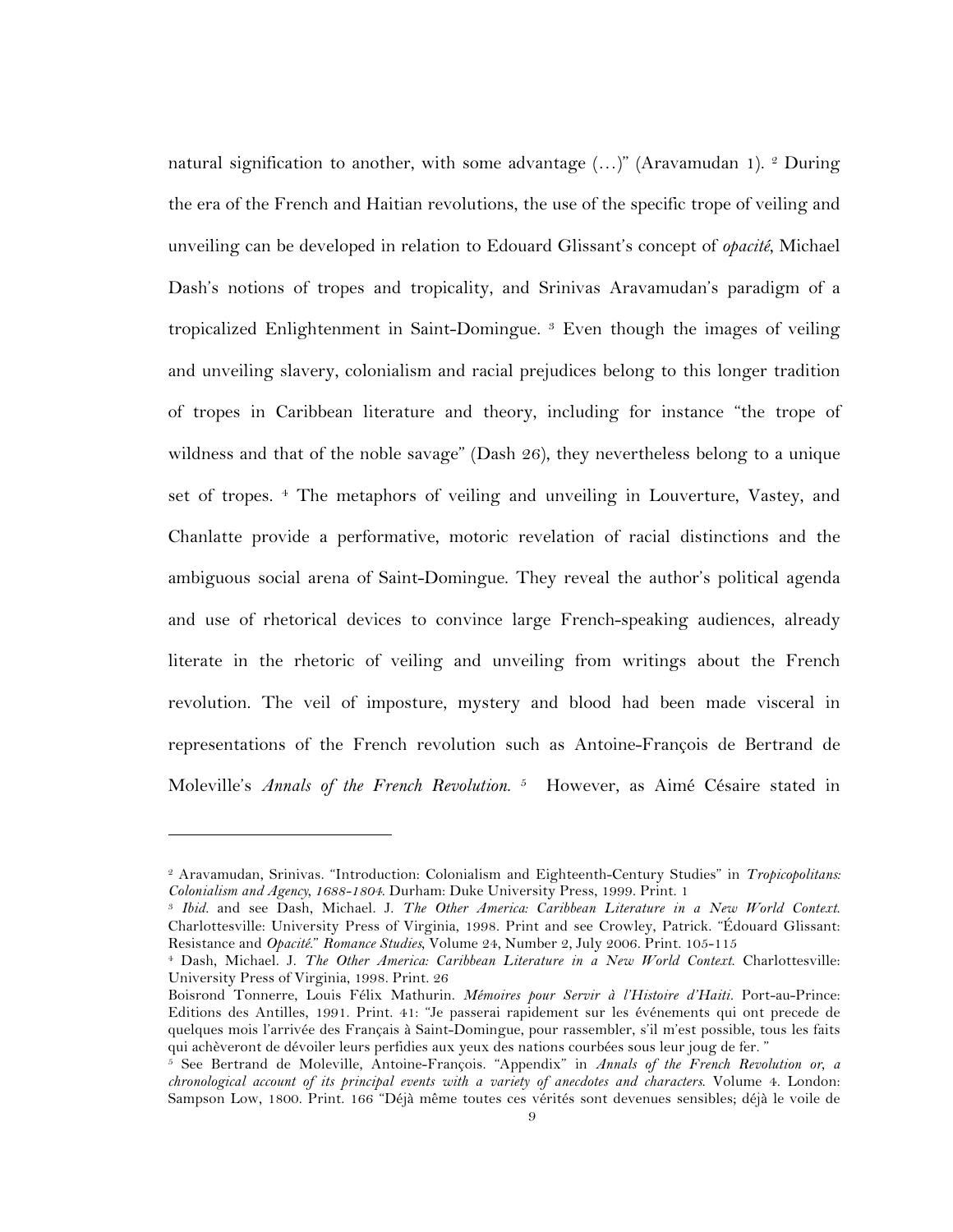natural signification to another, with some advantage (…)" (Aravamudan 1). [2] During the era of the French and Haitian revolutions, the use of the specific trope of veiling and unveiling can be developed in relation to Edouard Glissant's concept of *opacité*, Michael Dash's notions of tropes and tropicality, and Srinivas Aravamudan's paradigm of a tropicalized Enlightenment in Saint-Domingue. [3] Even though the images of veiling and unveiling slavery, colonialism and racial prejudices belong to this longer tradition of tropes in Caribbean literature and theory, including for instance "the trope of wildness and that of the noble savage" (Dash 26), they nevertheless belong to a unique set of tropes. [4] The metaphors of veiling and unveiling in Louverture, Vastey, and Chanlatte provide a performative, motoric revelation of racial distinctions and the ambiguous social arena of Saint-Domingue. They reveal the author's political agenda and use of rhetorical devices to convince large French-speaking audiences, already literate in the rhetoric of veiling and unveiling from writings about the French revolution. The veil of imposture, mystery and blood had been made visceral in representations of the French revolution such as Antoine-François de Bertrand de Moleville's *Annals of the French Revolution*. [5] However, as Aimé Césaire stated in

---

[2] Aravamudan, Srinivas. "Introduction: Colonialism and Eighteenth-Century Studies" in *Tropicopolitans: Colonialism and Agency, 1688-1804*. Durham: Duke University Press, 1999. Print. 1

[3] *Ibid.* and see Dash, Michael. J. *The Other America: Caribbean Literature in a New World Context.* Charlottesville: University Press of Virginia, 1998. Print and see Crowley, Patrick. "Édouard Glissant: Resistance and *Opacité*." *Romance Studies*, Volume 24, Number 2, July 2006. Print. 105-115

[4] Dash, Michael. J. *The Other America: Caribbean Literature in a New World Context.* Charlottesville: University Press of Virginia, 1998. Print. 26

Boisrond Tonnerre, Louis Félix Mathurin. *Mémoires pour Servir à l'Histoire d'Haiti*. Port-au-Prince: Editions des Antilles, 1991. Print. 41: "Je passerai rapidement sur les événements qui ont precede de quelques mois l'arrivée des Français à Saint-Domingue, pour rassembler, s'il m'est possible, tous les faits qui achèveront de dévoiler leurs perfidies aux yeux des nations courbées sous leur joug de fer. "

[5] See Bertrand de Moleville, Antoine-François. "Appendix" in *Annals of the French Revolution or, a chronological account of its principal events with a variety of anecdotes and characters.* Volume 4. London: Sampson Low, 1800. Print. 166 "Déjà même toutes ces vérités sont devenues sensibles; déjà le voile de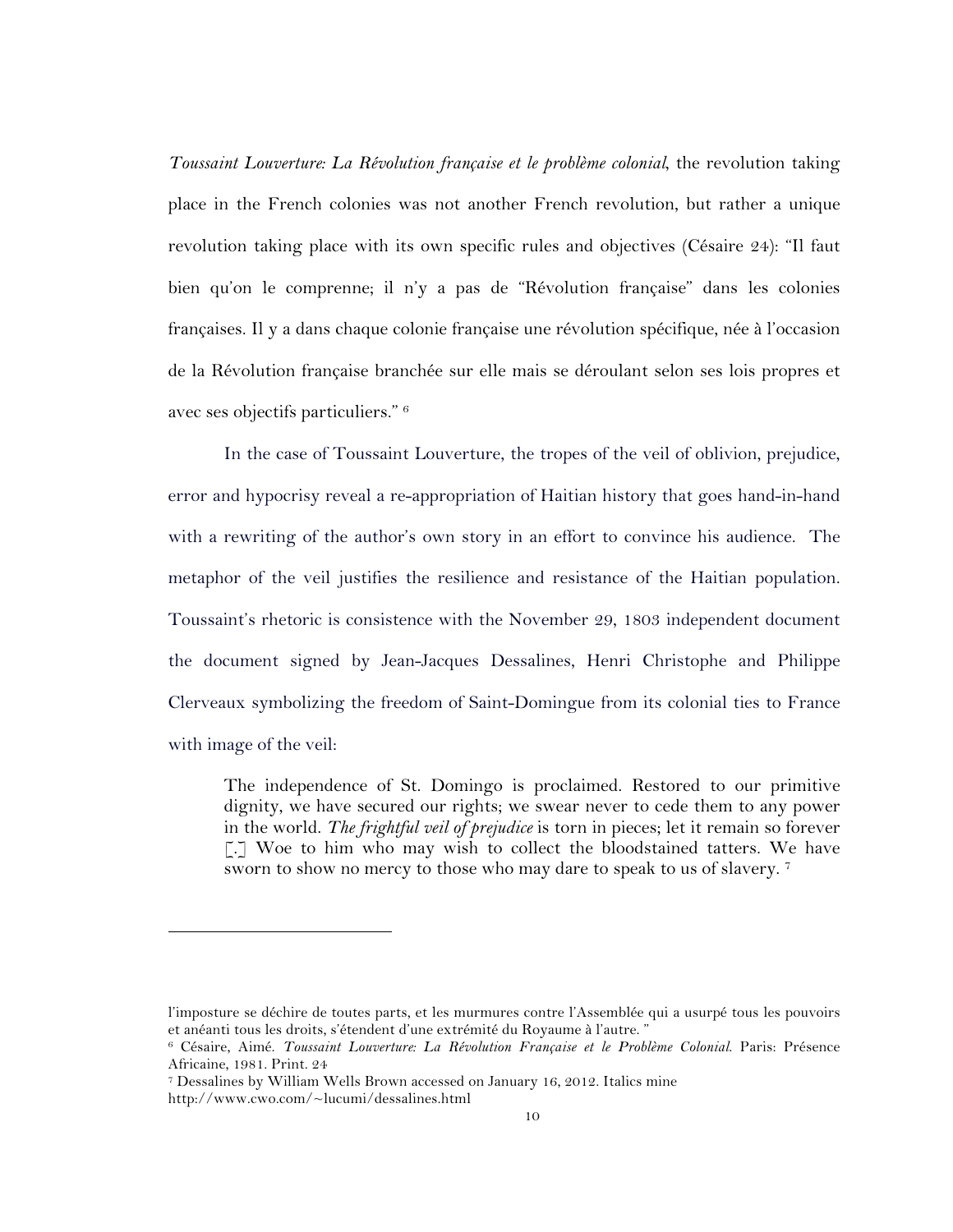*Toussaint Louverture: La Révolution française et le problème colonial*, the revolution taking place in the French colonies was not another French revolution, but rather a unique revolution taking place with its own specific rules and objectives (Césaire 24): "Il faut bien qu'on le comprenne; il n'y a pas de "Révolution française" dans les colonies françaises. Il y a dans chaque colonie française une révolution spécifique, née à l'occasion de la Révolution française branchée sur elle mais se déroulant selon ses lois propres et avec ses objectifs particuliers." [6]

In the case of Toussaint Louverture, the tropes of the veil of oblivion, prejudice, error and hypocrisy reveal a re-appropriation of Haitian history that goes hand-in-hand with a rewriting of the author's own story in an effort to convince his audience. The metaphor of the veil justifies the resilience and resistance of the Haitian population. Toussaint's rhetoric is consistence with the November 29, 1803 independent document the document signed by Jean-Jacques Dessalines, Henri Christophe and Philippe Clerveaux symbolizing the freedom of Saint-Domingue from its colonial ties to France with image of the veil:

> The independence of St. Domingo is proclaimed. Restored to our primitive dignity, we have secured our rights; we swear never to cede them to any power in the world. *The frightful veil of prejudice* is torn in pieces; let it remain so forever [.] Woe to him who may wish to collect the bloodstained tatters. We have sworn to show no mercy to those who may dare to speak to us of slavery. [7]

---

l'imposture se déchire de toutes parts, et les murmures contre l'Assemblée qui a usurpé tous les pouvoirs et anéanti tous les droits, s'étendent d'une extrémité du Royaume à l'autre. "

[6] Césaire, Aimé. *Toussaint Louverture: La Révolution Française et le Problème Colonial.* Paris: Présence Africaine, 1981. Print. 24

[7] Dessalines by William Wells Brown accessed on January 16, 2012. Italics mine
http://www.cwo.com/~lucumi/dessalines.html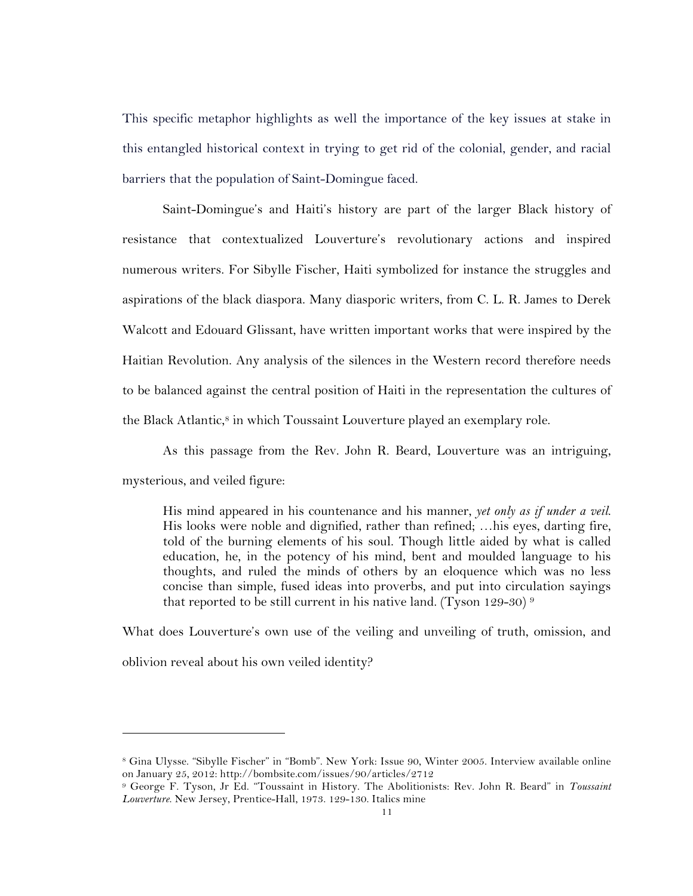This specific metaphor highlights as well the importance of the key issues at stake in this entangled historical context in trying to get rid of the colonial, gender, and racial barriers that the population of Saint-Domingue faced.

Saint-Domingue's and Haiti's history are part of the larger Black history of resistance that contextualized Louverture's revolutionary actions and inspired numerous writers. For Sibylle Fischer, Haiti symbolized for instance the struggles and aspirations of the black diaspora. Many diasporic writers, from C. L. R. James to Derek Walcott and Edouard Glissant, have written important works that were inspired by the Haitian Revolution. Any analysis of the silences in the Western record therefore needs to be balanced against the central position of Haiti in the representation the cultures of the Black Atlantic,[8] in which Toussaint Louverture played an exemplary role.

As this passage from the Rev. John R. Beard, Louverture was an intriguing, mysterious, and veiled figure:

> His mind appeared in his countenance and his manner, *yet only as if under a veil*. His looks were noble and dignified, rather than refined; …his eyes, darting fire, told of the burning elements of his soul. Though little aided by what is called education, he, in the potency of his mind, bent and moulded language to his thoughts, and ruled the minds of others by an eloquence which was no less concise than simple, fused ideas into proverbs, and put into circulation sayings that reported to be still current in his native land. (Tyson 129-30) [9]

What does Louverture's own use of the veiling and unveiling of truth, omission, and oblivion reveal about his own veiled identity?

---

[8] Gina Ulysse. "Sibylle Fischer" in "Bomb". New York: Issue 90, Winter 2005. Interview available online on January 25, 2012: http://bombsite.com/issues/90/articles/2712

[9] George F. Tyson, Jr Ed. "Toussaint in History. The Abolitionists: Rev. John R. Beard" in *Toussaint Louverture*. New Jersey, Prentice-Hall, 1973. 129-130. Italics mine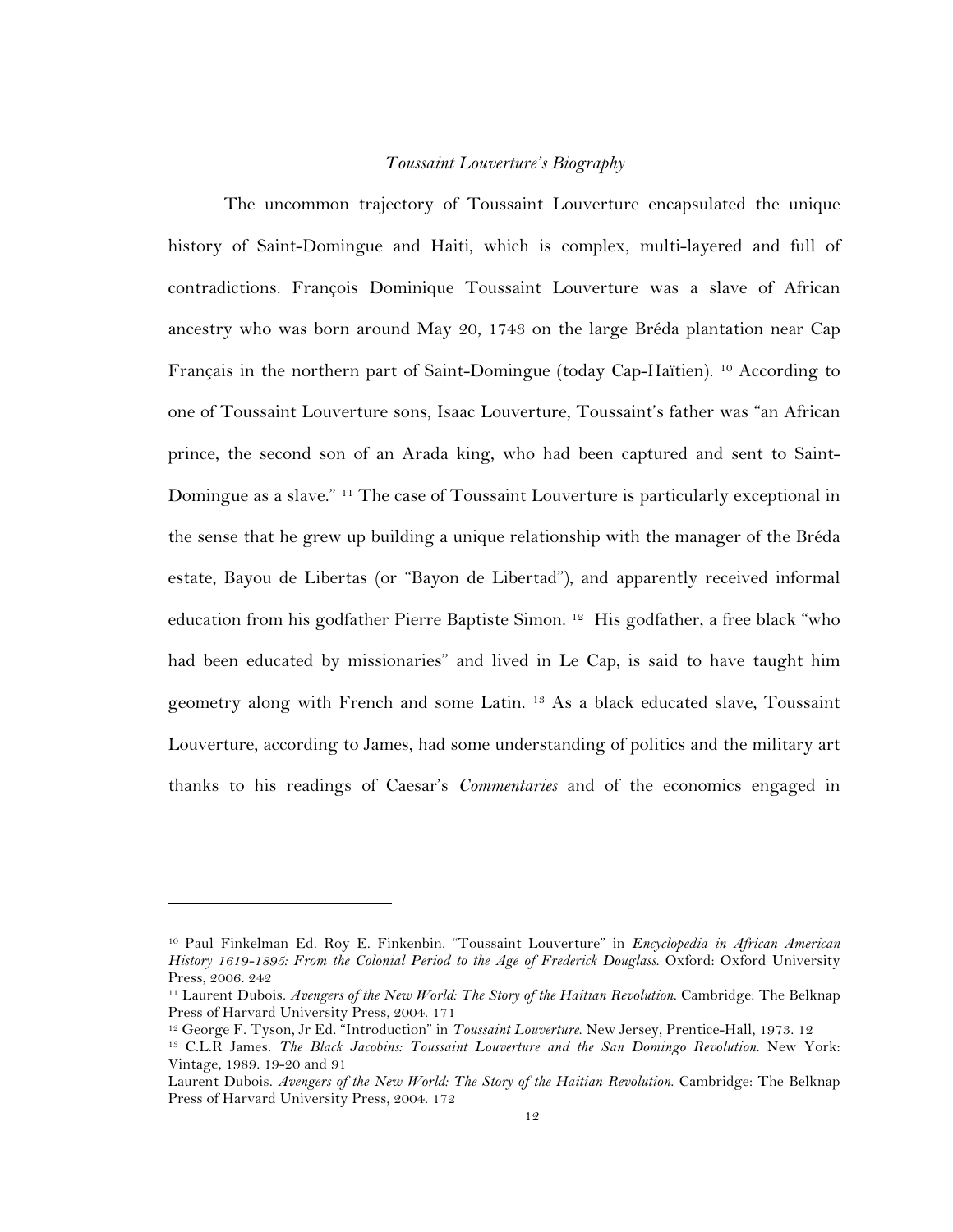*Toussaint Louverture's Biography*

The uncommon trajectory of Toussaint Louverture encapsulated the unique history of Saint-Domingue and Haiti, which is complex, multi-layered and full of contradictions. François Dominique Toussaint Louverture was a slave of African ancestry who was born around May 20, 1743 on the large Bréda plantation near Cap Français in the northern part of Saint-Domingue (today Cap-Haïtien). [10] According to one of Toussaint Louverture sons, Isaac Louverture, Toussaint's father was "an African prince, the second son of an Arada king, who had been captured and sent to Saint-Domingue as a slave." [11] The case of Toussaint Louverture is particularly exceptional in the sense that he grew up building a unique relationship with the manager of the Bréda estate, Bayou de Libertas (or "Bayon de Libertad"), and apparently received informal education from his godfather Pierre Baptiste Simon. [12] His godfather, a free black "who had been educated by missionaries" and lived in Le Cap, is said to have taught him geometry along with French and some Latin. [13] As a black educated slave, Toussaint Louverture, according to James, had some understanding of politics and the military art thanks to his readings of Caesar's *Commentaries* and of the economics engaged in

---

[10] Paul Finkelman Ed. Roy E. Finkenbin. "Toussaint Louverture" in *Encyclopedia in African American History 1619-1895: From the Colonial Period to the Age of Frederick Douglass.* Oxford: Oxford University Press, 2006. 242

[11] Laurent Dubois. *Avengers of the New World: The Story of the Haitian Revolution.* Cambridge: The Belknap Press of Harvard University Press, 2004. 171

[12] George F. Tyson, Jr Ed. "Introduction" in *Toussaint Louverture.* New Jersey, Prentice-Hall, 1973. 12

[13] C.L.R James. *The Black Jacobins: Toussaint Louverture and the San Domingo Revolution.* New York: Vintage, 1989. 19-20 and 91

Laurent Dubois. *Avengers of the New World: The Story of the Haitian Revolution.* Cambridge: The Belknap Press of Harvard University Press, 2004. 172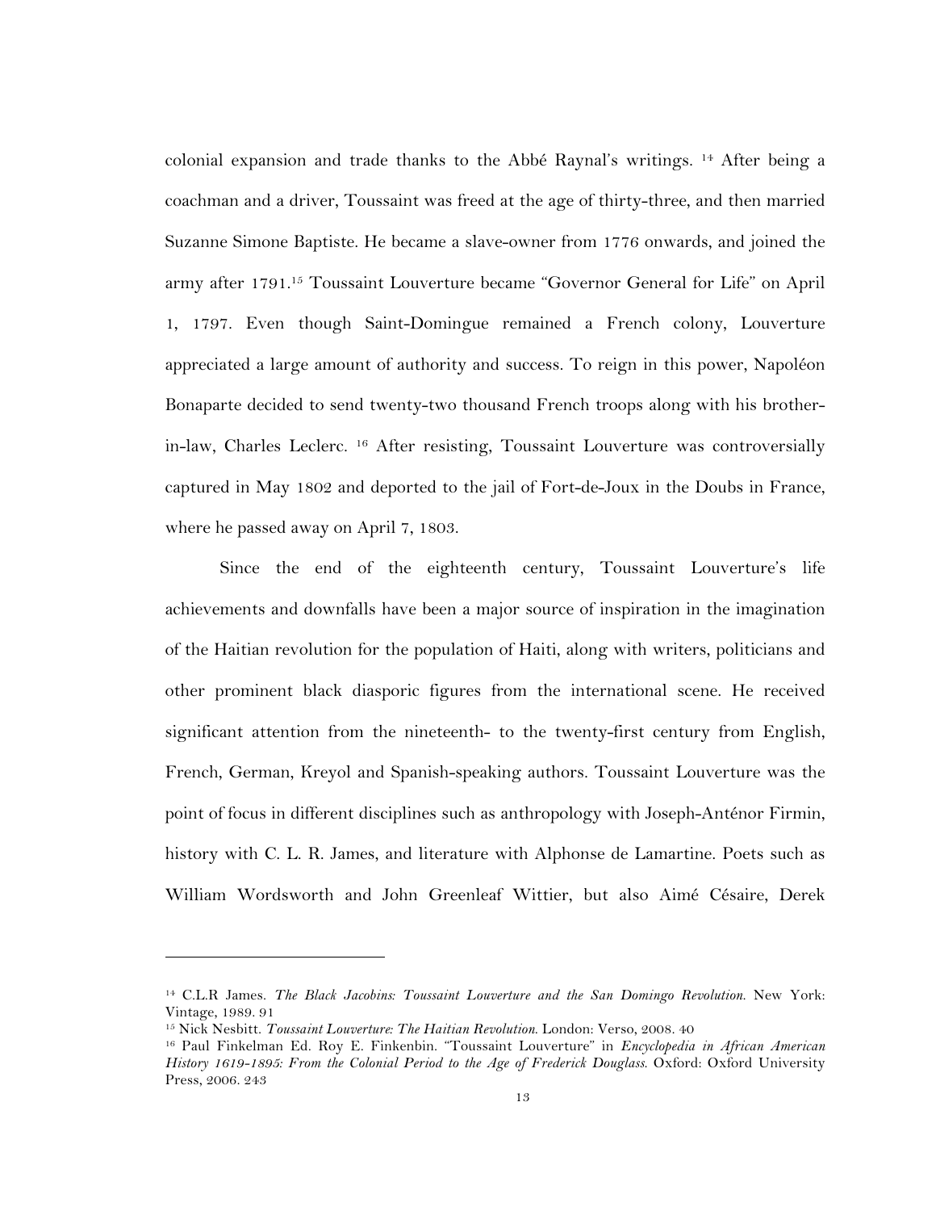colonial expansion and trade thanks to the Abbé Raynal's writings. [14] After being a coachman and a driver, Toussaint was freed at the age of thirty-three, and then married Suzanne Simone Baptiste. He became a slave-owner from 1776 onwards, and joined the army after 1791.[15] Toussaint Louverture became "Governor General for Life" on April 1, 1797. Even though Saint-Domingue remained a French colony, Louverture appreciated a large amount of authority and success. To reign in this power, Napoléon Bonaparte decided to send twenty-two thousand French troops along with his brother-in-law, Charles Leclerc. [16] After resisting, Toussaint Louverture was controversially captured in May 1802 and deported to the jail of Fort-de-Joux in the Doubs in France, where he passed away on April 7, 1803.

Since the end of the eighteenth century, Toussaint Louverture's life achievements and downfalls have been a major source of inspiration in the imagination of the Haitian revolution for the population of Haiti, along with writers, politicians and other prominent black diasporic figures from the international scene. He received significant attention from the nineteenth- to the twenty-first century from English, French, German, Kreyol and Spanish-speaking authors. Toussaint Louverture was the point of focus in different disciplines such as anthropology with Joseph-Anténor Firmin, history with C. L. R. James, and literature with Alphonse de Lamartine. Poets such as William Wordsworth and John Greenleaf Wittier, but also Aimé Césaire, Derek

---

[14] C.L.R James. *The Black Jacobins: Toussaint Louverture and the San Domingo Revolution.* New York: Vintage, 1989. 91

[15] Nick Nesbitt. *Toussaint Louverture: The Haitian Revolution.* London: Verso, 2008. 40

[16] Paul Finkelman Ed. Roy E. Finkenbin. "Toussaint Louverture" in *Encyclopedia in African American History 1619-1895: From the Colonial Period to the Age of Frederick Douglass.* Oxford: Oxford University Press, 2006. 243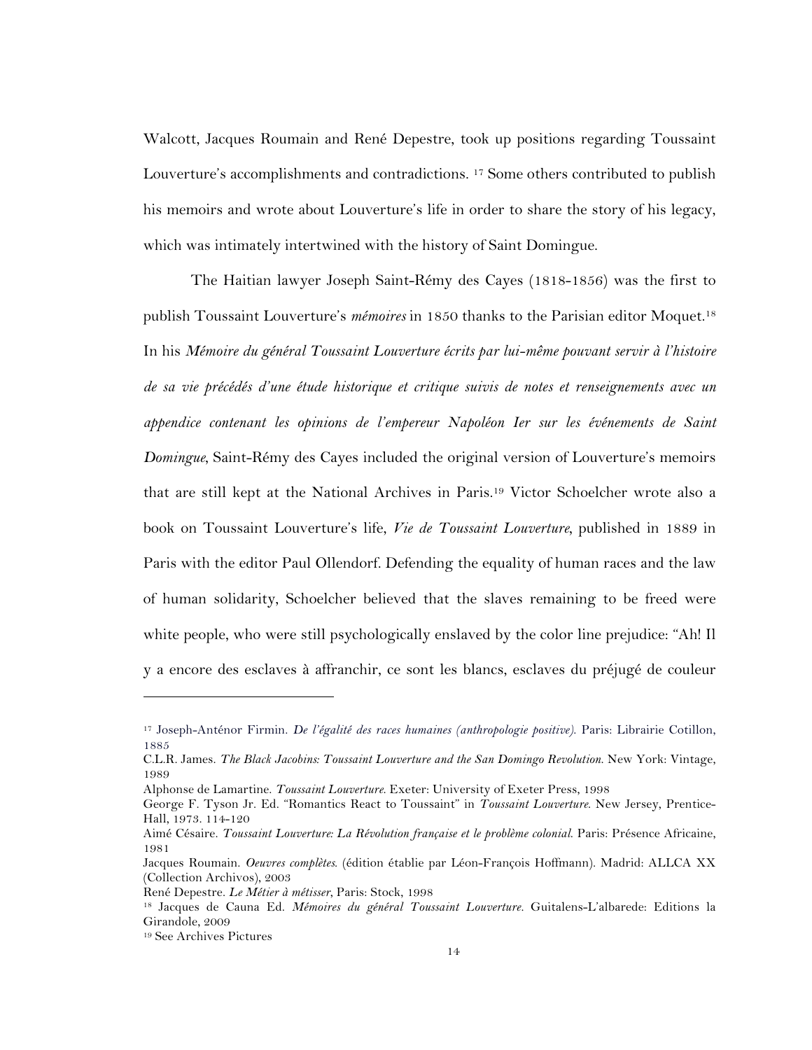Walcott, Jacques Roumain and René Depestre, took up positions regarding Toussaint Louverture's accomplishments and contradictions. [17] Some others contributed to publish his memoirs and wrote about Louverture's life in order to share the story of his legacy, which was intimately intertwined with the history of Saint Domingue.

The Haitian lawyer Joseph Saint-Rémy des Cayes (1818-1856) was the first to publish Toussaint Louverture's *mémoires* in 1850 thanks to the Parisian editor Moquet.[18] In his *Mémoire du général Toussaint Louverture écrits par lui-même pouvant servir à l'histoire de sa vie précédés d'une étude historique et critique suivis de notes et renseignements avec un appendice contenant les opinions de l'empereur Napoléon Ier sur les événements de Saint Domingue*, Saint-Rémy des Cayes included the original version of Louverture's memoirs that are still kept at the National Archives in Paris.[19] Victor Schoelcher wrote also a book on Toussaint Louverture's life, *Vie de Toussaint Louverture*, published in 1889 in Paris with the editor Paul Ollendorf. Defending the equality of human races and the law of human solidarity, Schoelcher believed that the slaves remaining to be freed were white people, who were still psychologically enslaved by the color line prejudice: "Ah! Il y a encore des esclaves à affranchir, ce sont les blancs, esclaves du préjugé de couleur

---

[17] Joseph-Anténor Firmin. *De l'égalité des races humaines (anthropologie positive)*. Paris: Librairie Cotillon, 1885
C.L.R. James. *The Black Jacobins: Toussaint Louverture and the San Domingo Revolution*. New York: Vintage, 1989
Alphonse de Lamartine. *Toussaint Louverture*. Exeter: University of Exeter Press, 1998
George F. Tyson Jr. Ed. "Romantics React to Toussaint" in *Toussaint Louverture*. New Jersey, Prentice-Hall, 1973. 114-120
Aimé Césaire. *Toussaint Louverture: La Révolution française et le problème colonial*. Paris: Présence Africaine, 1981
Jacques Roumain. *Oeuvres complètes*. (édition établie par Léon-François Hoffmann). Madrid: ALLCA XX (Collection Archivos), 2003
René Depestre. *Le Métier à métisser*, Paris: Stock, 1998

[18] Jacques de Cauna Ed. *Mémoires du général Toussaint Louverture*. Guitalens-L'albarede: Editions la Girandole, 2009

[19] See Archives Pictures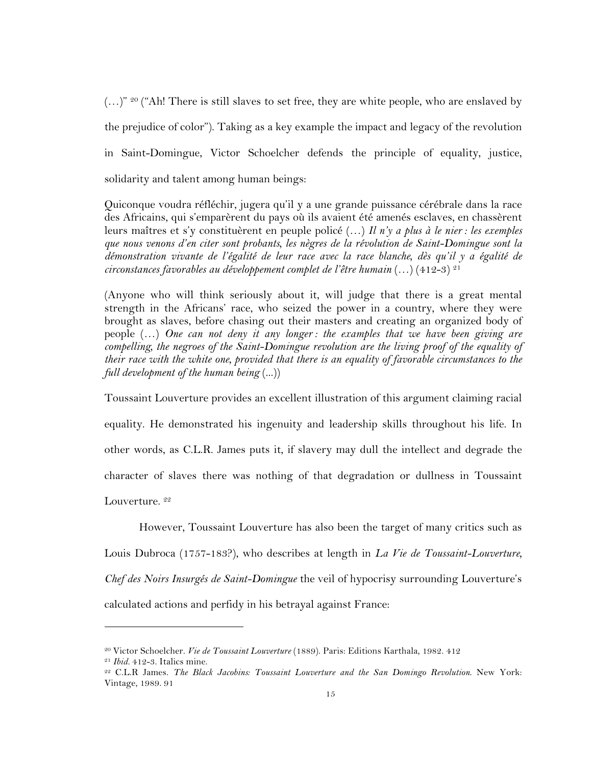(…)" [20] ("Ah! There is still slaves to set free, they are white people, who are enslaved by the prejudice of color"). Taking as a key example the impact and legacy of the revolution in Saint-Domingue, Victor Schoelcher defends the principle of equality, justice, solidarity and talent among human beings:

> Quiconque voudra réfléchir, jugera qu'il y a une grande puissance cérébrale dans la race des Africains, qui s'emparèrent du pays où ils avaient été amenés esclaves, en chassèrent leurs maîtres et s'y constituèrent en peuple policé (…) *Il n'y a plus à le nier : les exemples que nous venons d'en citer sont probants, les nègres de la révolution de Saint-Domingue sont la démonstration vivante de l'égalité de leur race avec la race blanche, dès qu'il y a égalité de circonstances favorables au développement complet de l'être humain* (…) (412-3) [21]

> (Anyone who will think seriously about it, will judge that there is a great mental strength in the Africans' race, who seized the power in a country, where they were brought as slaves, before chasing out their masters and creating an organized body of people (…) *One can not deny it any longer : the examples that we have been giving are compelling, the negroes of the Saint-Domingue revolution are the living proof of the equality of their race with the white one, provided that there is an equality of favorable circumstances to the full development of the human being* (...))

Toussaint Louverture provides an excellent illustration of this argument claiming racial equality. He demonstrated his ingenuity and leadership skills throughout his life. In other words, as C.L.R. James puts it, if slavery may dull the intellect and degrade the character of slaves there was nothing of that degradation or dullness in Toussaint Louverture. [22]

However, Toussaint Louverture has also been the target of many critics such as Louis Dubroca (1757-183?), who describes at length in *La Vie de Toussaint-Louverture, Chef des Noirs Insurgés de Saint-Domingue* the veil of hypocrisy surrounding Louverture's calculated actions and perfidy in his betrayal against France:

---

[20] Victor Schoelcher. *Vie de Toussaint Louverture* (1889). Paris: Editions Karthala, 1982. 412

[21] *Ibid.* 412-3. Italics mine.

[22] C.L.R James. *The Black Jacobins: Toussaint Louverture and the San Domingo Revolution.* New York: Vintage, 1989. 91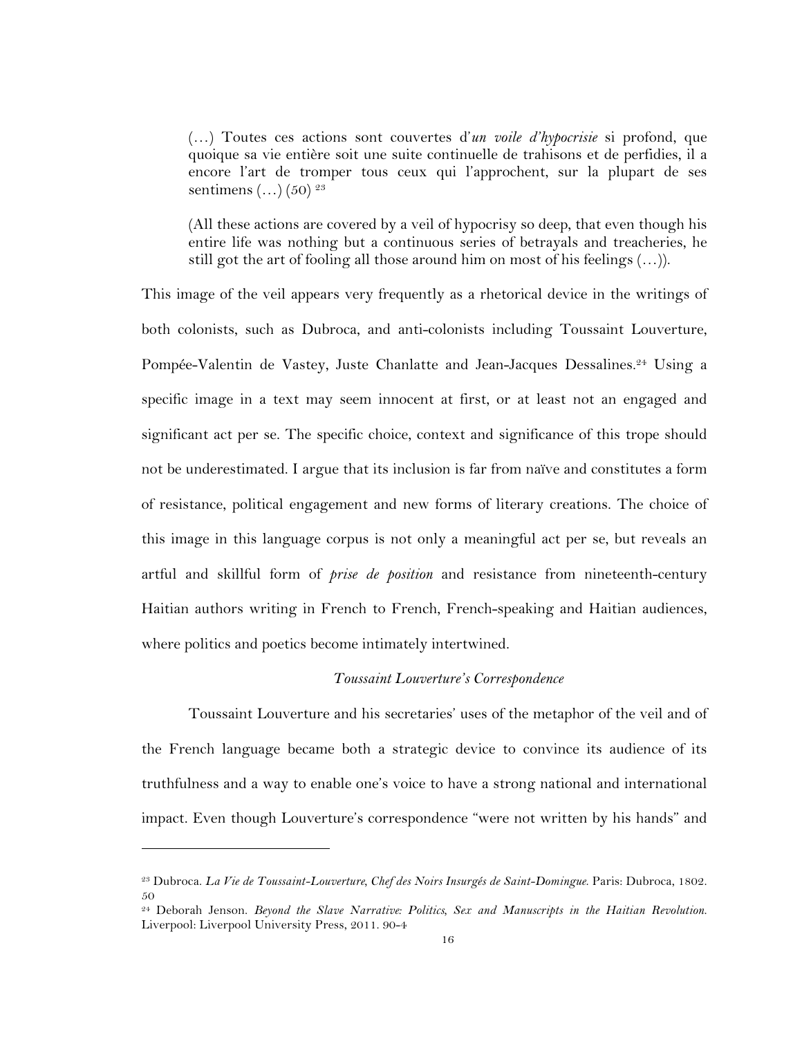> (…) Toutes ces actions sont couvertes d'*un voile d'hypocrisie* si profond, que quoique sa vie entière soit une suite continuelle de trahisons et de perfidies, il a encore l'art de tromper tous ceux qui l'approchent, sur la plupart de ses sentimens (…) (50) [23]
>
> (All these actions are covered by a veil of hypocrisy so deep, that even though his entire life was nothing but a continuous series of betrayals and treacheries, he still got the art of fooling all those around him on most of his feelings (…)).

This image of the veil appears very frequently as a rhetorical device in the writings of both colonists, such as Dubroca, and anti-colonists including Toussaint Louverture, Pompée-Valentin de Vastey, Juste Chanlatte and Jean-Jacques Dessalines.[24] Using a specific image in a text may seem innocent at first, or at least not an engaged and significant act per se. The specific choice, context and significance of this trope should not be underestimated. I argue that its inclusion is far from naïve and constitutes a form of resistance, political engagement and new forms of literary creations. The choice of this image in this language corpus is not only a meaningful act per se, but reveals an artful and skillful form of *prise de position* and resistance from nineteenth-century Haitian authors writing in French to French, French-speaking and Haitian audiences, where politics and poetics become intimately intertwined.

### *Toussaint Louverture's Correspondence*

Toussaint Louverture and his secretaries' uses of the metaphor of the veil and of the French language became both a strategic device to convince its audience of its truthfulness and a way to enable one's voice to have a strong national and international impact. Even though Louverture's correspondence "were not written by his hands" and

---

[23] Dubroca. *La Vie de Toussaint-Louverture, Chef des Noirs Insurgés de Saint-Domingue.* Paris: Dubroca, 1802. 50

[24] Deborah Jenson. *Beyond the Slave Narrative: Politics, Sex and Manuscripts in the Haitian Revolution.* Liverpool: Liverpool University Press, 2011. 90-4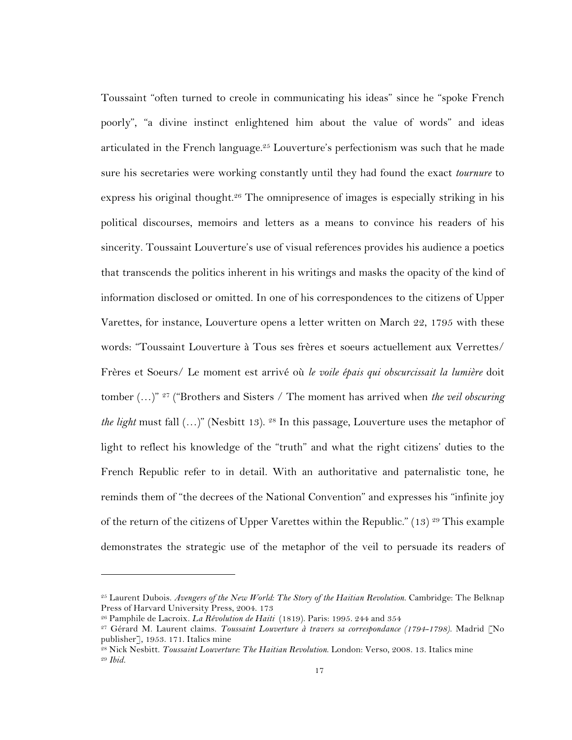Toussaint "often turned to creole in communicating his ideas" since he "spoke French poorly", "a divine instinct enlightened him about the value of words" and ideas articulated in the French language.[25] Louverture's perfectionism was such that he made sure his secretaries were working constantly until they had found the exact *tournure* to express his original thought.[26] The omnipresence of images is especially striking in his political discourses, memoirs and letters as a means to convince his readers of his sincerity. Toussaint Louverture's use of visual references provides his audience a poetics that transcends the politics inherent in his writings and masks the opacity of the kind of information disclosed or omitted. In one of his correspondences to the citizens of Upper Varettes, for instance, Louverture opens a letter written on March 22, 1795 with these words: "Toussaint Louverture à Tous ses frères et soeurs actuellement aux Verrettes/ Frères et Soeurs/ Le moment est arrivé où *le voile épais qui obscurcissait la lumière* doit tomber (…)" [27] ("Brothers and Sisters / The moment has arrived when *the veil obscuring the light* must fall (…)" (Nesbitt 13). [28] In this passage, Louverture uses the metaphor of light to reflect his knowledge of the "truth" and what the right citizens' duties to the French Republic refer to in detail. With an authoritative and paternalistic tone, he reminds them of "the decrees of the National Convention" and expresses his "infinite joy of the return of the citizens of Upper Varettes within the Republic." (13) [29] This example demonstrates the strategic use of the metaphor of the veil to persuade its readers of

---

[25] Laurent Dubois. *Avengers of the New World: The Story of the Haitian Revolution.* Cambridge: The Belknap Press of Harvard University Press, 2004. 173

[26] Pamphile de Lacroix. *La Révolution de Haiti* (1819). Paris: 1995. 244 and 354

[27] Gérard M. Laurent claims. *Toussaint Louverture à travers sa correspondance (1794-1798).* Madrid [No publisher], 1953. 171. Italics mine

[28] Nick Nesbitt. *Toussaint Louverture: The Haitian Revolution.* London: Verso, 2008. 13. Italics mine

[29] *Ibid.*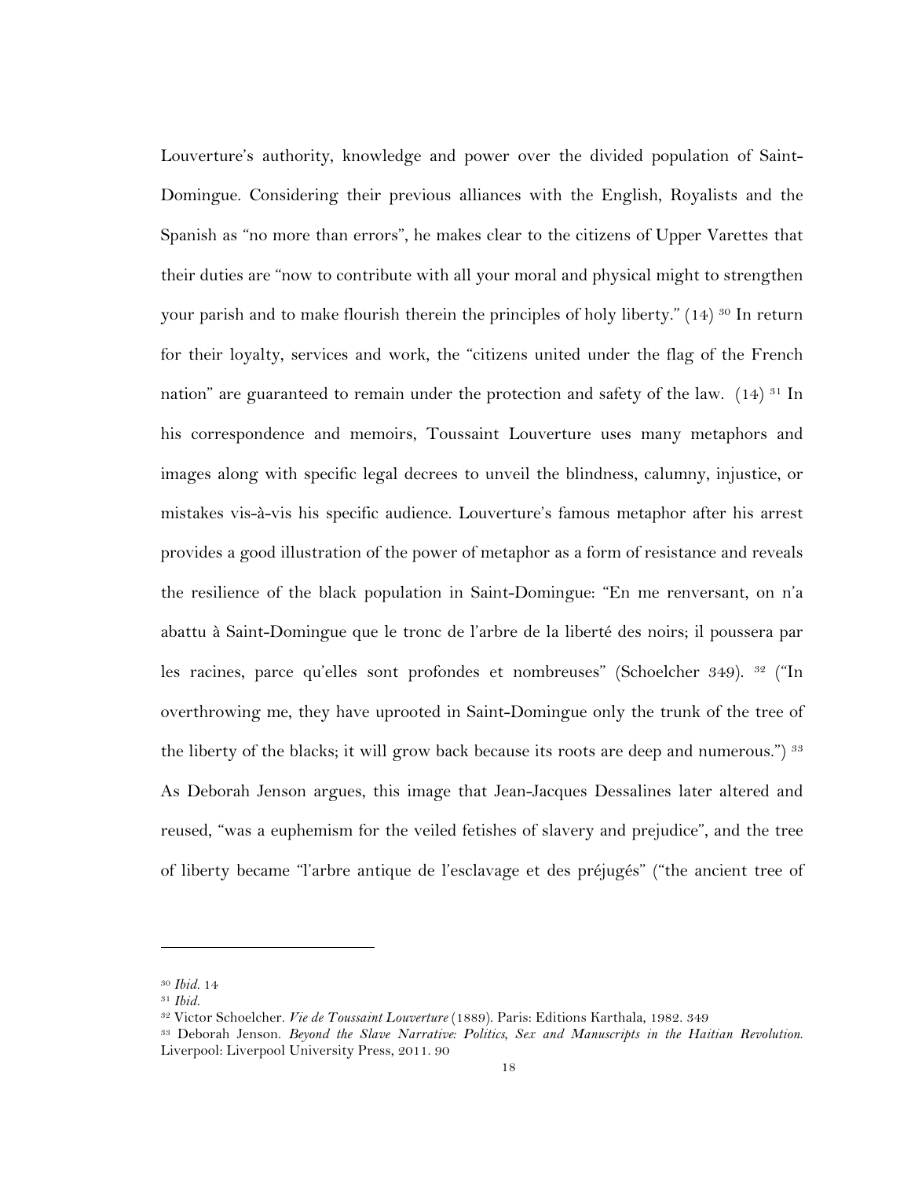Louverture's authority, knowledge and power over the divided population of Saint-Domingue. Considering their previous alliances with the English, Royalists and the Spanish as "no more than errors", he makes clear to the citizens of Upper Varettes that their duties are "now to contribute with all your moral and physical might to strengthen your parish and to make flourish therein the principles of holy liberty." (14) [30] In return for their loyalty, services and work, the "citizens united under the flag of the French nation" are guaranteed to remain under the protection and safety of the law. (14) [31] In his correspondence and memoirs, Toussaint Louverture uses many metaphors and images along with specific legal decrees to unveil the blindness, calumny, injustice, or mistakes vis-à-vis his specific audience. Louverture's famous metaphor after his arrest provides a good illustration of the power of metaphor as a form of resistance and reveals the resilience of the black population in Saint-Domingue: "En me renversant, on n'a abattu à Saint-Domingue que le tronc de l'arbre de la liberté des noirs; il poussera par les racines, parce qu'elles sont profondes et nombreuses" (Schoelcher 349). [32] ("In overthrowing me, they have uprooted in Saint-Domingue only the trunk of the tree of the liberty of the blacks; it will grow back because its roots are deep and numerous.") [33] As Deborah Jenson argues, this image that Jean-Jacques Dessalines later altered and reused, "was a euphemism for the veiled fetishes of slavery and prejudice", and the tree of liberty became "l'arbre antique de l'esclavage et des préjugés" ("the ancient tree of

---

[30] *Ibid.* 14

[31] *Ibid.*

[32] Victor Schoelcher. *Vie de Toussaint Louverture* (1889). Paris: Editions Karthala, 1982. 349

[33] Deborah Jenson. *Beyond the Slave Narrative: Politics, Sex and Manuscripts in the Haitian Revolution.* Liverpool: Liverpool University Press, 2011. 90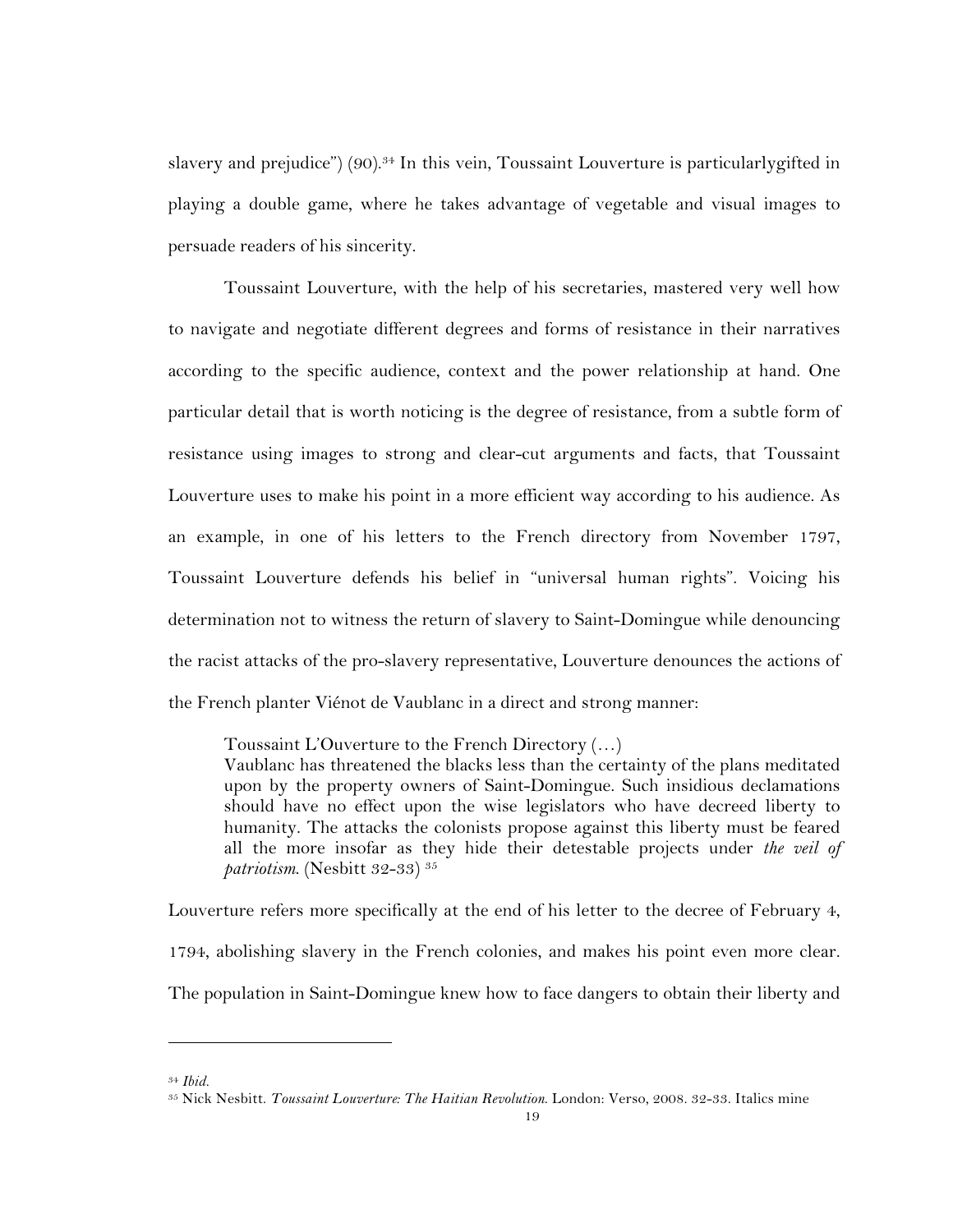slavery and prejudice") (90).[34] In this vein, Toussaint Louverture is particularlygifted in playing a double game, where he takes advantage of vegetable and visual images to persuade readers of his sincerity.

Toussaint Louverture, with the help of his secretaries, mastered very well how to navigate and negotiate different degrees and forms of resistance in their narratives according to the specific audience, context and the power relationship at hand. One particular detail that is worth noticing is the degree of resistance, from a subtle form of resistance using images to strong and clear-cut arguments and facts, that Toussaint Louverture uses to make his point in a more efficient way according to his audience. As an example, in one of his letters to the French directory from November 1797, Toussaint Louverture defends his belief in "universal human rights". Voicing his determination not to witness the return of slavery to Saint-Domingue while denouncing the racist attacks of the pro-slavery representative, Louverture denounces the actions of the French planter Viénot de Vaublanc in a direct and strong manner:

> Toussaint L'Ouverture to the French Directory (…)
> Vaublanc has threatened the blacks less than the certainty of the plans meditated upon by the property owners of Saint-Domingue. Such insidious declamations should have no effect upon the wise legislators who have decreed liberty to humanity. The attacks the colonists propose against this liberty must be feared all the more insofar as they hide their detestable projects under *the veil of patriotism*. (Nesbitt 32-33) [35]

Louverture refers more specifically at the end of his letter to the decree of February 4, 1794, abolishing slavery in the French colonies, and makes his point even more clear. The population in Saint-Domingue knew how to face dangers to obtain their liberty and

---

[34] *Ibid.*

[35] Nick Nesbitt. *Toussaint Louverture: The Haitian Revolution.* London: Verso, 2008. 32-33. Italics mine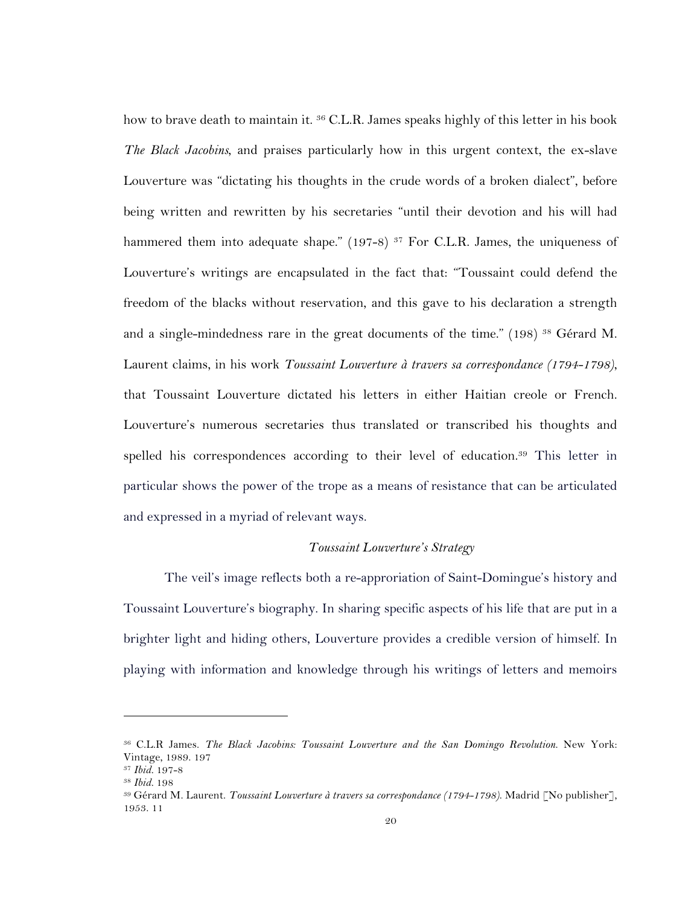how to brave death to maintain it. [36] C.L.R. James speaks highly of this letter in his book *The Black Jacobins*, and praises particularly how in this urgent context, the ex-slave Louverture was "dictating his thoughts in the crude words of a broken dialect", before being written and rewritten by his secretaries "until their devotion and his will had hammered them into adequate shape." (197-8) [37] For C.L.R. James, the uniqueness of Louverture's writings are encapsulated in the fact that: "Toussaint could defend the freedom of the blacks without reservation, and this gave to his declaration a strength and a single-mindedness rare in the great documents of the time." (198) [38] Gérard M. Laurent claims, in his work *Toussaint Louverture à travers sa correspondance (1794-1798)*, that Toussaint Louverture dictated his letters in either Haitian creole or French. Louverture's numerous secretaries thus translated or transcribed his thoughts and spelled his correspondences according to their level of education.[39] This letter in particular shows the power of the trope as a means of resistance that can be articulated and expressed in a myriad of relevant ways.

### *Toussaint Louverture's Strategy*

The veil's image reflects both a re-approriation of Saint-Domingue's history and Toussaint Louverture's biography. In sharing specific aspects of his life that are put in a brighter light and hiding others, Louverture provides a credible version of himself. In playing with information and knowledge through his writings of letters and memoirs

---

[36] C.L.R James. *The Black Jacobins: Toussaint Louverture and the San Domingo Revolution.* New York: Vintage, 1989. 197

[37] *Ibid.* 197-8

[38] *Ibid.* 198

[39] Gérard M. Laurent. *Toussaint Louverture à travers sa correspondance (1794-1798).* Madrid [No publisher], 1953. 11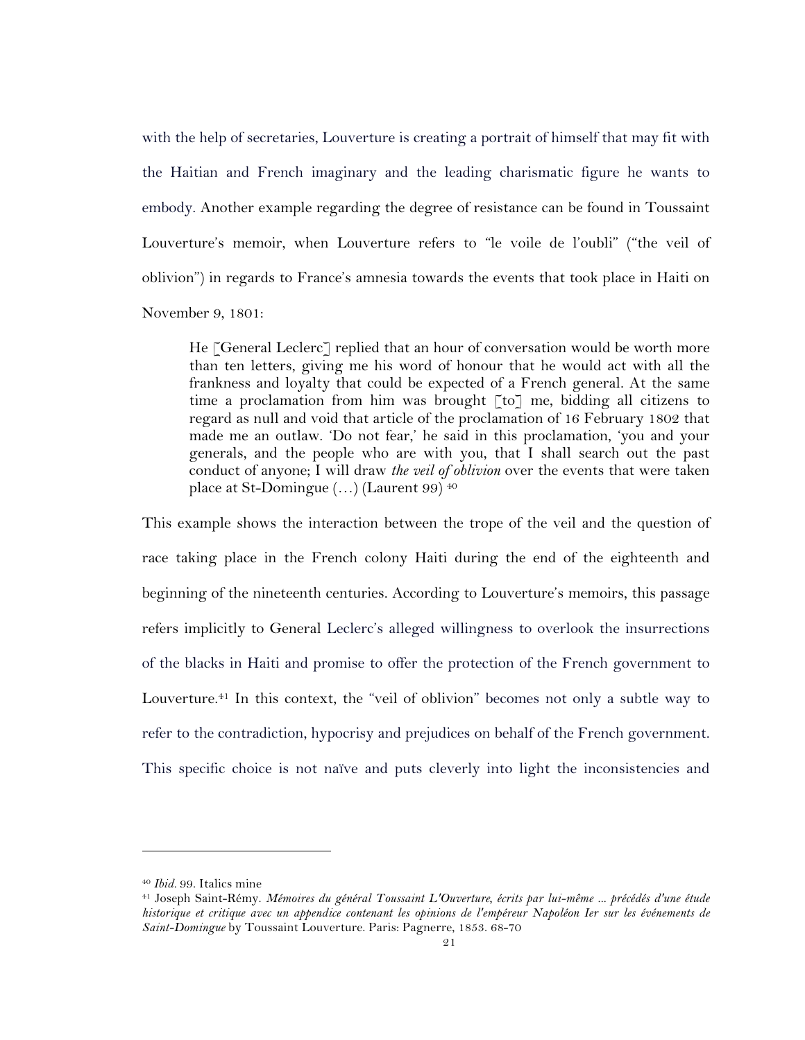with the help of secretaries, Louverture is creating a portrait of himself that may fit with the Haitian and French imaginary and the leading charismatic figure he wants to embody. Another example regarding the degree of resistance can be found in Toussaint Louverture's memoir, when Louverture refers to "le voile de l'oubli" ("the veil of oblivion") in regards to France's amnesia towards the events that took place in Haiti on November 9, 1801:

> He [General Leclerc] replied that an hour of conversation would be worth more than ten letters, giving me his word of honour that he would act with all the frankness and loyalty that could be expected of a French general. At the same time a proclamation from him was brought [to] me, bidding all citizens to regard as null and void that article of the proclamation of 16 February 1802 that made me an outlaw. 'Do not fear,' he said in this proclamation, 'you and your generals, and the people who are with you, that I shall search out the past conduct of anyone; I will draw *the veil of oblivion* over the events that were taken place at St-Domingue (…) (Laurent 99) [40]

This example shows the interaction between the trope of the veil and the question of race taking place in the French colony Haiti during the end of the eighteenth and beginning of the nineteenth centuries. According to Louverture's memoirs, this passage refers implicitly to General Leclerc's alleged willingness to overlook the insurrections of the blacks in Haiti and promise to offer the protection of the French government to Louverture.[41] In this context, the "veil of oblivion" becomes not only a subtle way to refer to the contradiction, hypocrisy and prejudices on behalf of the French government. This specific choice is not naïve and puts cleverly into light the inconsistencies and

---

[40] *Ibid.* 99. Italics mine

[41] Joseph Saint-Rémy. *Mémoires du général Toussaint L'Ouverture, écrits par lui-même ... précédés d'une étude historique et critique avec un appendice contenant les opinions de l'empéreur Napoléon Ier sur les événements de Saint-Domingue* by Toussaint Louverture. Paris: Pagnerre, 1853. 68-70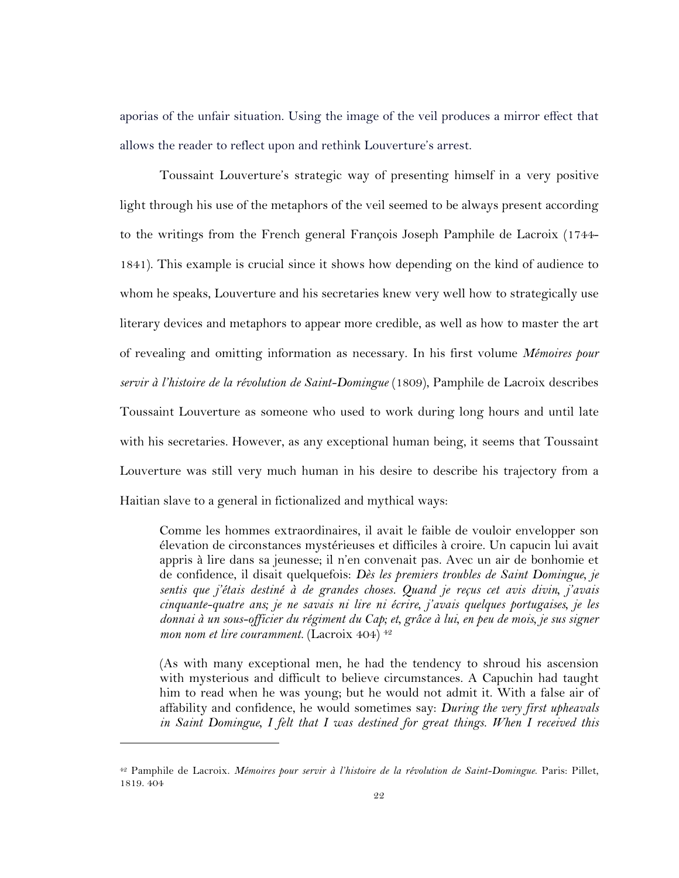aporias of the unfair situation. Using the image of the veil produces a mirror effect that allows the reader to reflect upon and rethink Louverture's arrest.

Toussaint Louverture's strategic way of presenting himself in a very positive light through his use of the metaphors of the veil seemed to be always present according to the writings from the French general François Joseph Pamphile de Lacroix (1744-1841). This example is crucial since it shows how depending on the kind of audience to whom he speaks, Louverture and his secretaries knew very well how to strategically use literary devices and metaphors to appear more credible, as well as how to master the art of revealing and omitting information as necessary. In his first volume *Mémoires pour servir à l'histoire de la révolution de Saint-Domingue* (1809), Pamphile de Lacroix describes Toussaint Louverture as someone who used to work during long hours and until late with his secretaries. However, as any exceptional human being, it seems that Toussaint Louverture was still very much human in his desire to describe his trajectory from a Haitian slave to a general in fictionalized and mythical ways:

> Comme les hommes extraordinaires, il avait le faible de vouloir envelopper son élevation de circonstances mystérieuses et difficiles à croire. Un capucin lui avait appris à lire dans sa jeunesse; il n'en convenait pas. Avec un air de bonhomie et de confidence, il disait quelquefois: *Dès les premiers troubles de Saint Domingue, je sentis que j'étais destiné à de grandes choses. Quand je reçus cet avis divin, j'avais cinquante-quatre ans; je ne savais ni lire ni écrire, j'avais quelques portugaises, je les donnai à un sous-officier du régiment du Cap; et, grâce à lui, en peu de mois, je sus signer mon nom et lire couramment.* (Lacroix 404) [42]

> (As with many exceptional men, he had the tendency to shroud his ascension with mysterious and difficult to believe circumstances. A Capuchin had taught him to read when he was young; but he would not admit it. With a false air of affability and confidence, he would sometimes say: *During the very first upheavals in Saint Domingue, I felt that I was destined for great things. When I received this*

[42] Pamphile de Lacroix. *Mémoires pour servir à l'histoire de la révolution de Saint-Domingue*. Paris: Pillet, 1819. 404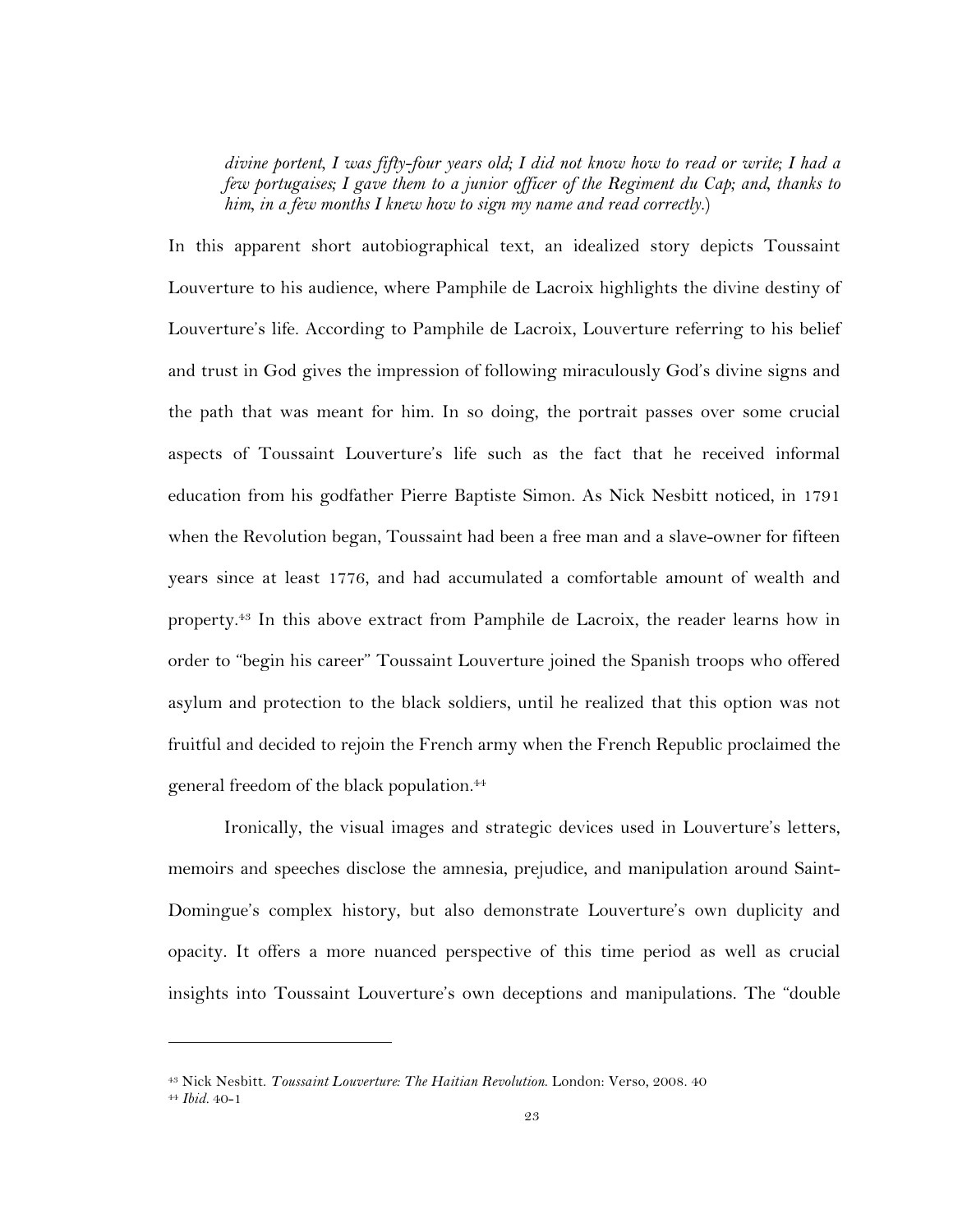*divine portent, I was fifty-four years old; I did not know how to read or write; I had a few portugaises; I gave them to a junior officer of the Regiment du Cap; and, thanks to him, in a few months I knew how to sign my name and read correctly.*)

In this apparent short autobiographical text, an idealized story depicts Toussaint Louverture to his audience, where Pamphile de Lacroix highlights the divine destiny of Louverture's life. According to Pamphile de Lacroix, Louverture referring to his belief and trust in God gives the impression of following miraculously God's divine signs and the path that was meant for him. In so doing, the portrait passes over some crucial aspects of Toussaint Louverture's life such as the fact that he received informal education from his godfather Pierre Baptiste Simon. As Nick Nesbitt noticed, in 1791 when the Revolution began, Toussaint had been a free man and a slave-owner for fifteen years since at least 1776, and had accumulated a comfortable amount of wealth and property.[43] In this above extract from Pamphile de Lacroix, the reader learns how in order to "begin his career" Toussaint Louverture joined the Spanish troops who offered asylum and protection to the black soldiers, until he realized that this option was not fruitful and decided to rejoin the French army when the French Republic proclaimed the general freedom of the black population.[44]

Ironically, the visual images and strategic devices used in Louverture's letters, memoirs and speeches disclose the amnesia, prejudice, and manipulation around Saint-Domingue's complex history, but also demonstrate Louverture's own duplicity and opacity. It offers a more nuanced perspective of this time period as well as crucial insights into Toussaint Louverture's own deceptions and manipulations. The "double

---

[43] Nick Nesbitt. *Toussaint Louverture: The Haitian Revolution.* London: Verso, 2008. 40

[44] *Ibid.* 40-1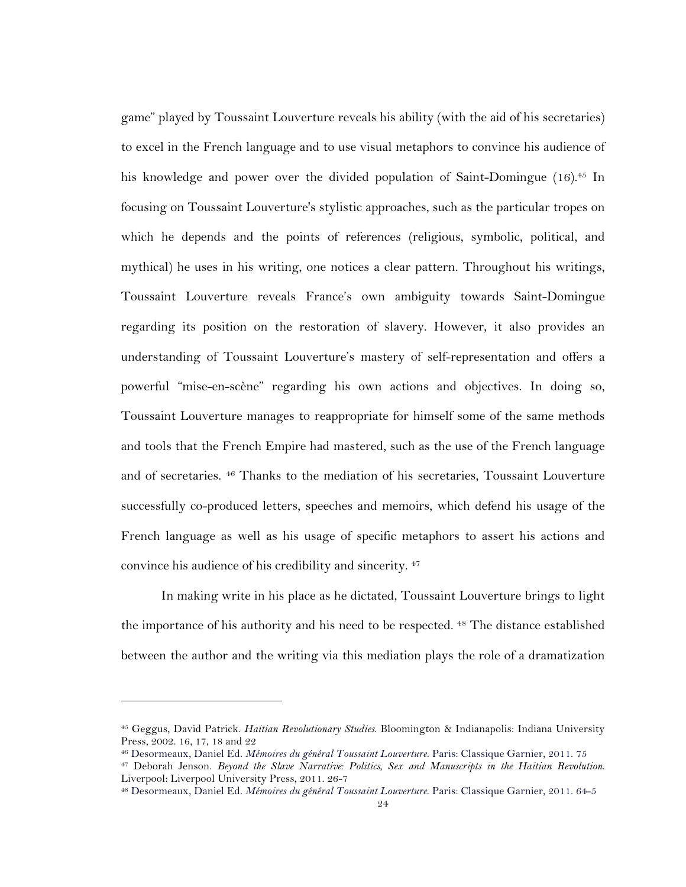game" played by Toussaint Louverture reveals his ability (with the aid of his secretaries) to excel in the French language and to use visual metaphors to convince his audience of his knowledge and power over the divided population of Saint-Domingue (16).[45] In focusing on Toussaint Louverture's stylistic approaches, such as the particular tropes on which he depends and the points of references (religious, symbolic, political, and mythical) he uses in his writing, one notices a clear pattern. Throughout his writings, Toussaint Louverture reveals France's own ambiguity towards Saint-Domingue regarding its position on the restoration of slavery. However, it also provides an understanding of Toussaint Louverture's mastery of self-representation and offers a powerful "mise-en-scène" regarding his own actions and objectives. In doing so, Toussaint Louverture manages to reappropriate for himself some of the same methods and tools that the French Empire had mastered, such as the use of the French language and of secretaries. [46] Thanks to the mediation of his secretaries, Toussaint Louverture successfully co-produced letters, speeches and memoirs, which defend his usage of the French language as well as his usage of specific metaphors to assert his actions and convince his audience of his credibility and sincerity. [47]

In making write in his place as he dictated, Toussaint Louverture brings to light the importance of his authority and his need to be respected. [48] The distance established between the author and the writing via this mediation plays the role of a dramatization

---

[45] Geggus, David Patrick. *Haitian Revolutionary Studies*. Bloomington & Indianapolis: Indiana University Press, 2002. 16, 17, 18 and 22

[46] Desormeaux, Daniel Ed. *Mémoires du général Toussaint Louverture*. Paris: Classique Garnier, 2011. 75

[47] Deborah Jenson. *Beyond the Slave Narrative: Politics, Sex and Manuscripts in the Haitian Revolution.* Liverpool: Liverpool University Press, 2011. 26-7

[48] Desormeaux, Daniel Ed. *Mémoires du général Toussaint Louverture*. Paris: Classique Garnier, 2011. 64-5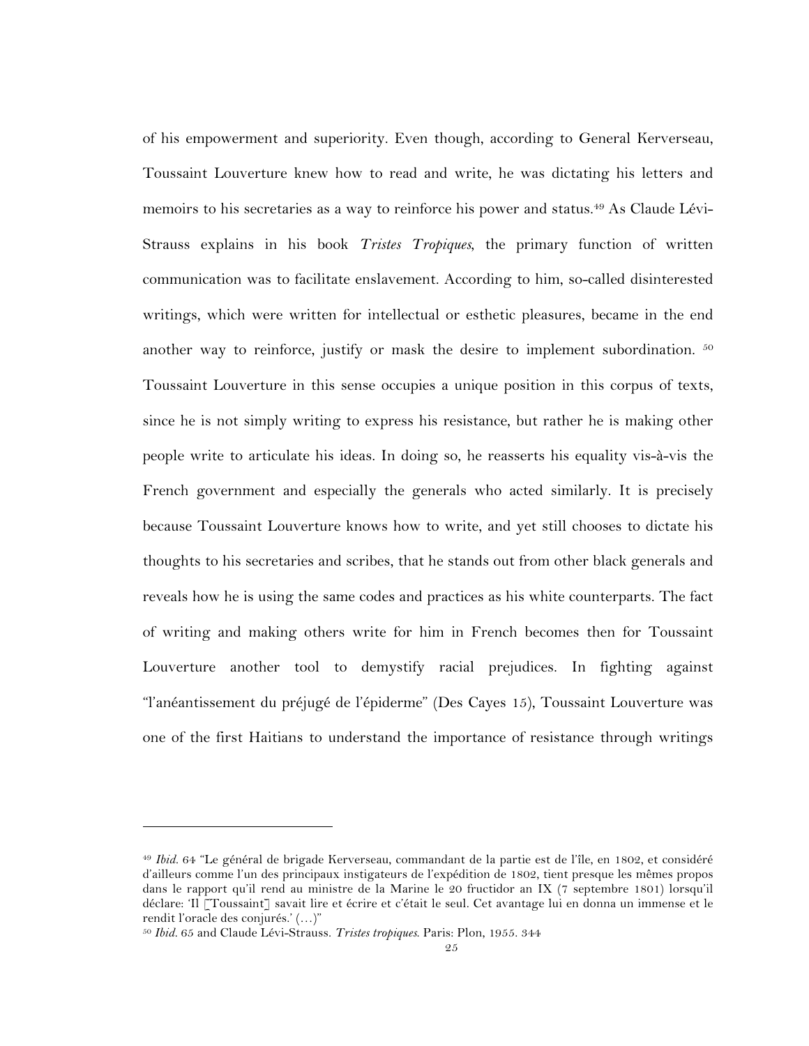of his empowerment and superiority. Even though, according to General Kerverseau, Toussaint Louverture knew how to read and write, he was dictating his letters and memoirs to his secretaries as a way to reinforce his power and status.[49] As Claude Lévi-Strauss explains in his book *Tristes Tropiques*, the primary function of written communication was to facilitate enslavement. According to him, so-called disinterested writings, which were written for intellectual or esthetic pleasures, became in the end another way to reinforce, justify or mask the desire to implement subordination. [50] Toussaint Louverture in this sense occupies a unique position in this corpus of texts, since he is not simply writing to express his resistance, but rather he is making other people write to articulate his ideas. In doing so, he reasserts his equality vis-à-vis the French government and especially the generals who acted similarly. It is precisely because Toussaint Louverture knows how to write, and yet still chooses to dictate his thoughts to his secretaries and scribes, that he stands out from other black generals and reveals how he is using the same codes and practices as his white counterparts. The fact of writing and making others write for him in French becomes then for Toussaint Louverture another tool to demystify racial prejudices. In fighting against "l'anéantissement du préjugé de l'épiderme" (Des Cayes 15), Toussaint Louverture was one of the first Haitians to understand the importance of resistance through writings

---

[49] *Ibid.* 64 "Le général de brigade Kerverseau, commandant de la partie est de l'île, en 1802, et considéré d'ailleurs comme l'un des principaux instigateurs de l'expédition de 1802, tient presque les mêmes propos dans le rapport qu'il rend au ministre de la Marine le 20 fructidor an IX (7 septembre 1801) lorsqu'il déclare: 'Il [Toussaint] savait lire et écrire et c'était le seul. Cet avantage lui en donna un immense et le rendit l'oracle des conjurés.' (…)"

[50] *Ibid.* 65 and Claude Lévi-Strauss. *Tristes tropiques*. Paris: Plon, 1955. 344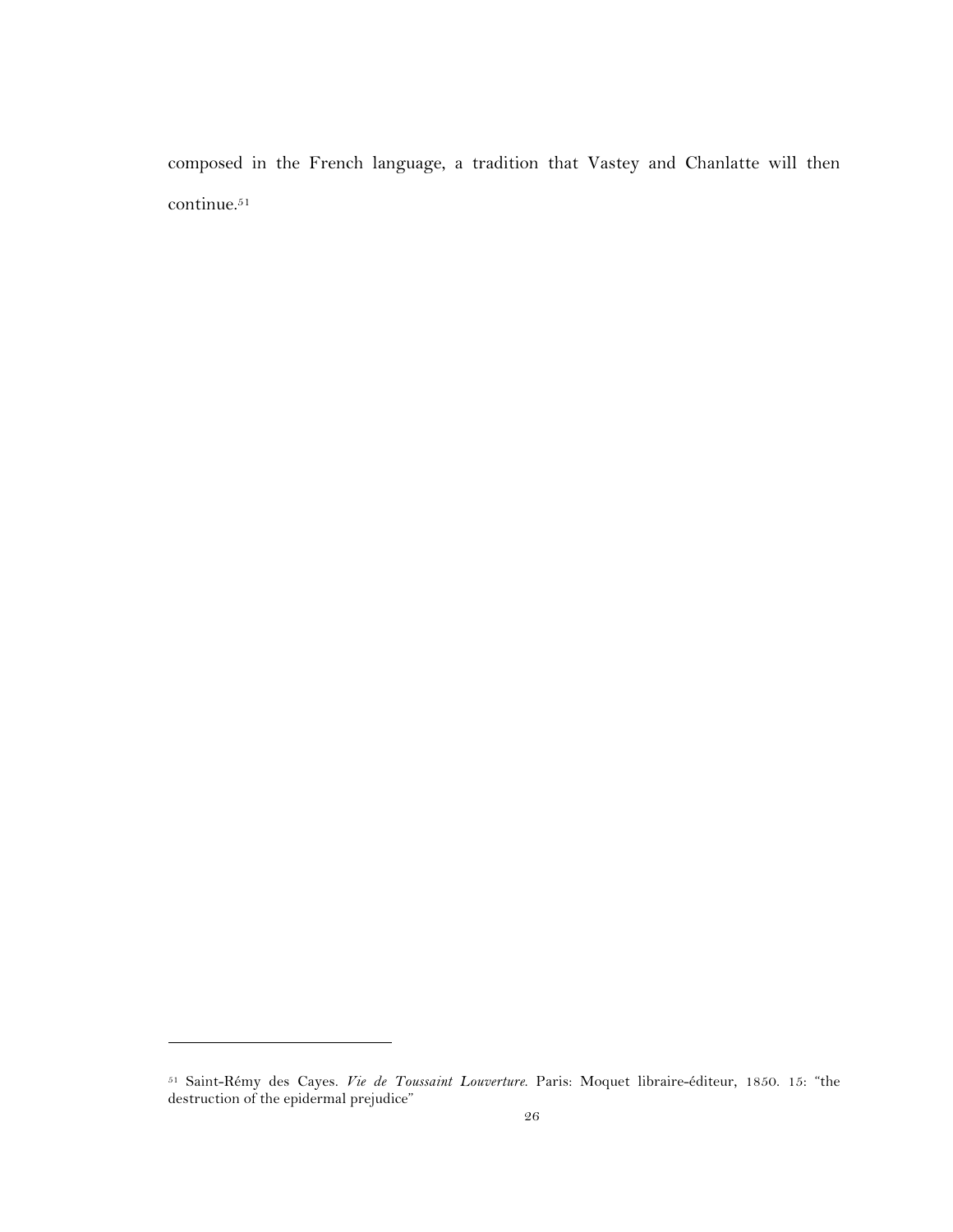composed in the French language, a tradition that Vastey and Chanlatte will then continue.[51]

---

[51] Saint-Rémy des Cayes. *Vie de Toussaint Louverture*. Paris: Moquet libraire-éditeur, 1850. 15: "the destruction of the epidermal prejudice"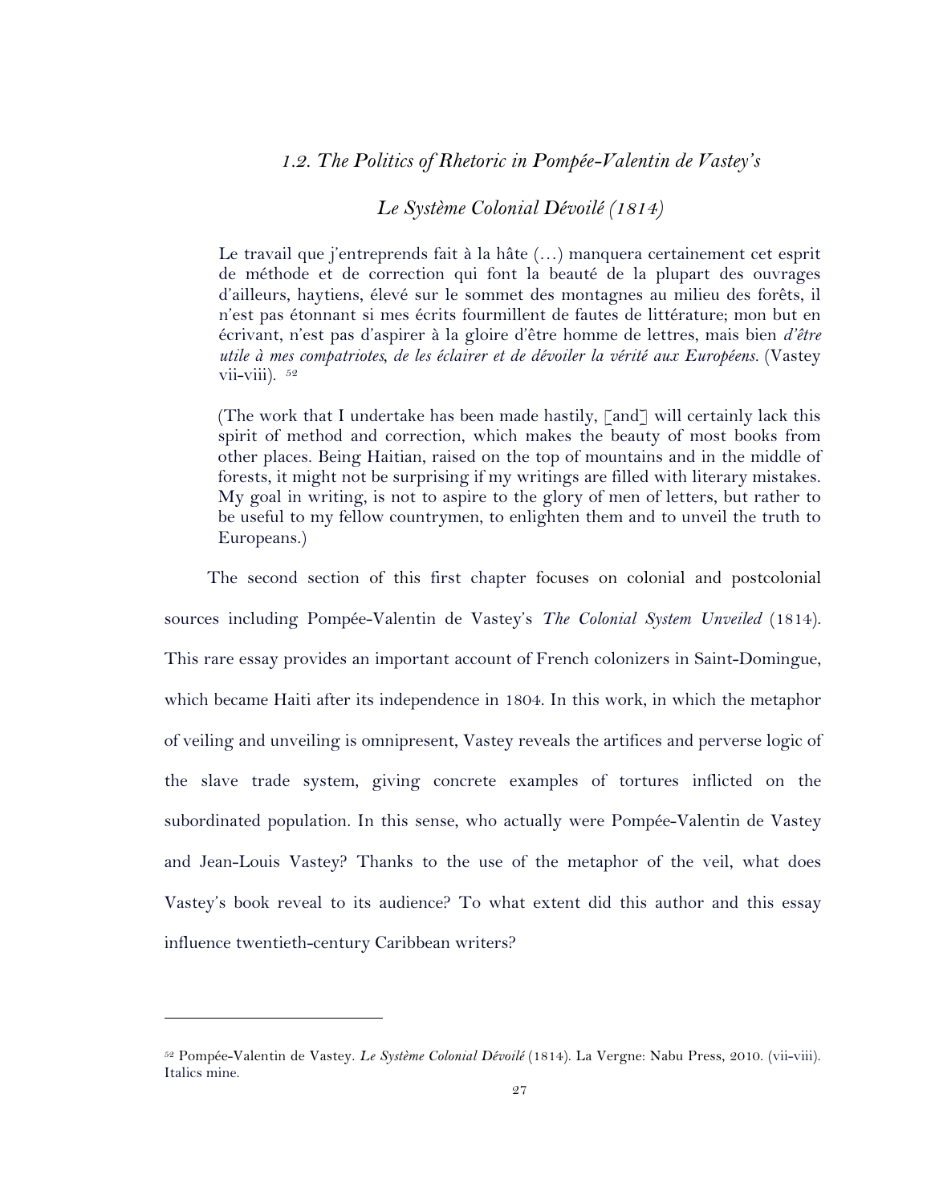### *1.2. The Politics of Rhetoric in Pompée-Valentin de Vastey's*

### *Le Système Colonial Dévoilé (1814)*

> Le travail que j'entreprends fait à la hâte (…) manquera certainement cet esprit de méthode et de correction qui font la beauté de la plupart des ouvrages d'ailleurs, haytiens, élevé sur le sommet des montagnes au milieu des forêts, il n'est pas étonnant si mes écrits fourmillent de fautes de littérature; mon but en écrivant, n'est pas d'aspirer à la gloire d'être homme de lettres, mais bien *d'être utile à mes compatriotes, de les éclairer et de dévoiler la vérité aux Européens.* (Vastey vii-viii). [52]

> (The work that I undertake has been made hastily, [and] will certainly lack this spirit of method and correction, which makes the beauty of most books from other places. Being Haitian, raised on the top of mountains and in the middle of forests, it might not be surprising if my writings are filled with literary mistakes. My goal in writing, is not to aspire to the glory of men of letters, but rather to be useful to my fellow countrymen, to enlighten them and to unveil the truth to Europeans.)

The second section of this first chapter focuses on colonial and postcolonial sources including Pompée-Valentin de Vastey's *The Colonial System Unveiled* (1814). This rare essay provides an important account of French colonizers in Saint-Domingue, which became Haiti after its independence in 1804. In this work, in which the metaphor of veiling and unveiling is omnipresent, Vastey reveals the artifices and perverse logic of the slave trade system, giving concrete examples of tortures inflicted on the subordinated population. In this sense, who actually were Pompée-Valentin de Vastey and Jean-Louis Vastey? Thanks to the use of the metaphor of the veil, what does Vastey's book reveal to its audience? To what extent did this author and this essay influence twentieth-century Caribbean writers?

---

[52] Pompée-Valentin de Vastey. *Le Système Colonial Dévoilé* (1814). La Vergne: Nabu Press, 2010. (vii-viii). Italics mine.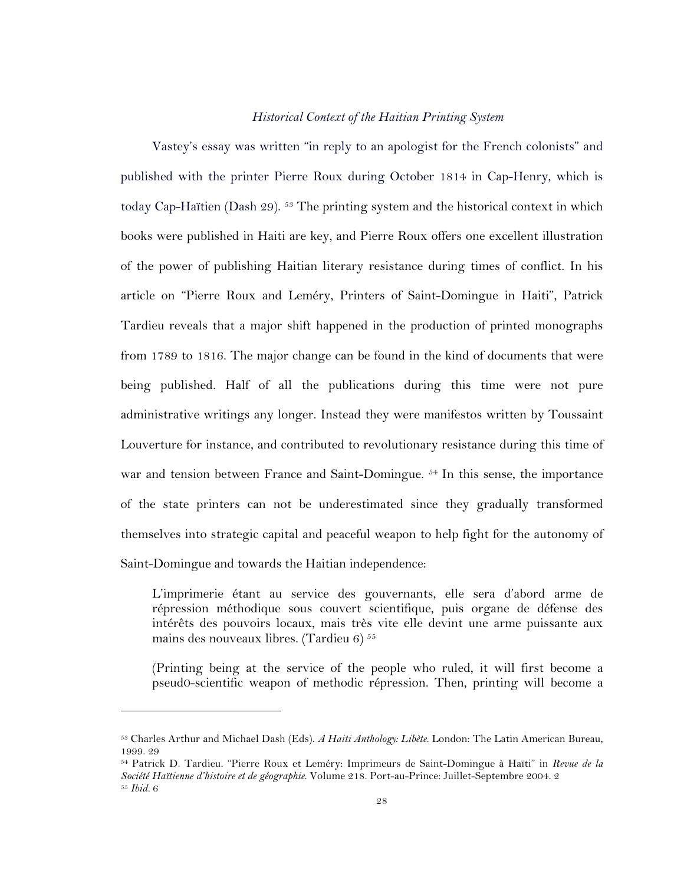### *Historical Context of the Haitian Printing System*

Vastey's essay was written "in reply to an apologist for the French colonists" and published with the printer Pierre Roux during October 1814 in Cap-Henry, which is today Cap-Haïtien (Dash 29). [53] The printing system and the historical context in which books were published in Haiti are key, and Pierre Roux offers one excellent illustration of the power of publishing Haitian literary resistance during times of conflict. In his article on "Pierre Roux and Leméry, Printers of Saint-Domingue in Haiti", Patrick Tardieu reveals that a major shift happened in the production of printed monographs from 1789 to 1816. The major change can be found in the kind of documents that were being published. Half of all the publications during this time were not pure administrative writings any longer. Instead they were manifestos written by Toussaint Louverture for instance, and contributed to revolutionary resistance during this time of war and tension between France and Saint-Domingue. [54] In this sense, the importance of the state printers can not be underestimated since they gradually transformed themselves into strategic capital and peaceful weapon to help fight for the autonomy of Saint-Domingue and towards the Haitian independence:

> L'imprimerie étant au service des gouvernants, elle sera d'abord arme de répression méthodique sous couvert scientifique, puis organe de défense des intérêts des pouvoirs locaux, mais très vite elle devint une arme puissante aux mains des nouveaux libres. (Tardieu 6) [55]

> (Printing being at the service of the people who ruled, it will first become a pseud0-scientific weapon of methodic répression. Then, printing will become a

---

[53] Charles Arthur and Michael Dash (Eds). *A Haiti Anthology: Libète*. London: The Latin American Bureau, 1999. 29

[54] Patrick D. Tardieu. "Pierre Roux et Leméry: Imprimeurs de Saint-Domingue à Haïti" in *Revue de la Société Haïtienne d'histoire et de géographie*. Volume 218. Port-au-Prince: Juillet-Septembre 2004. 2

[55] *Ibid*. 6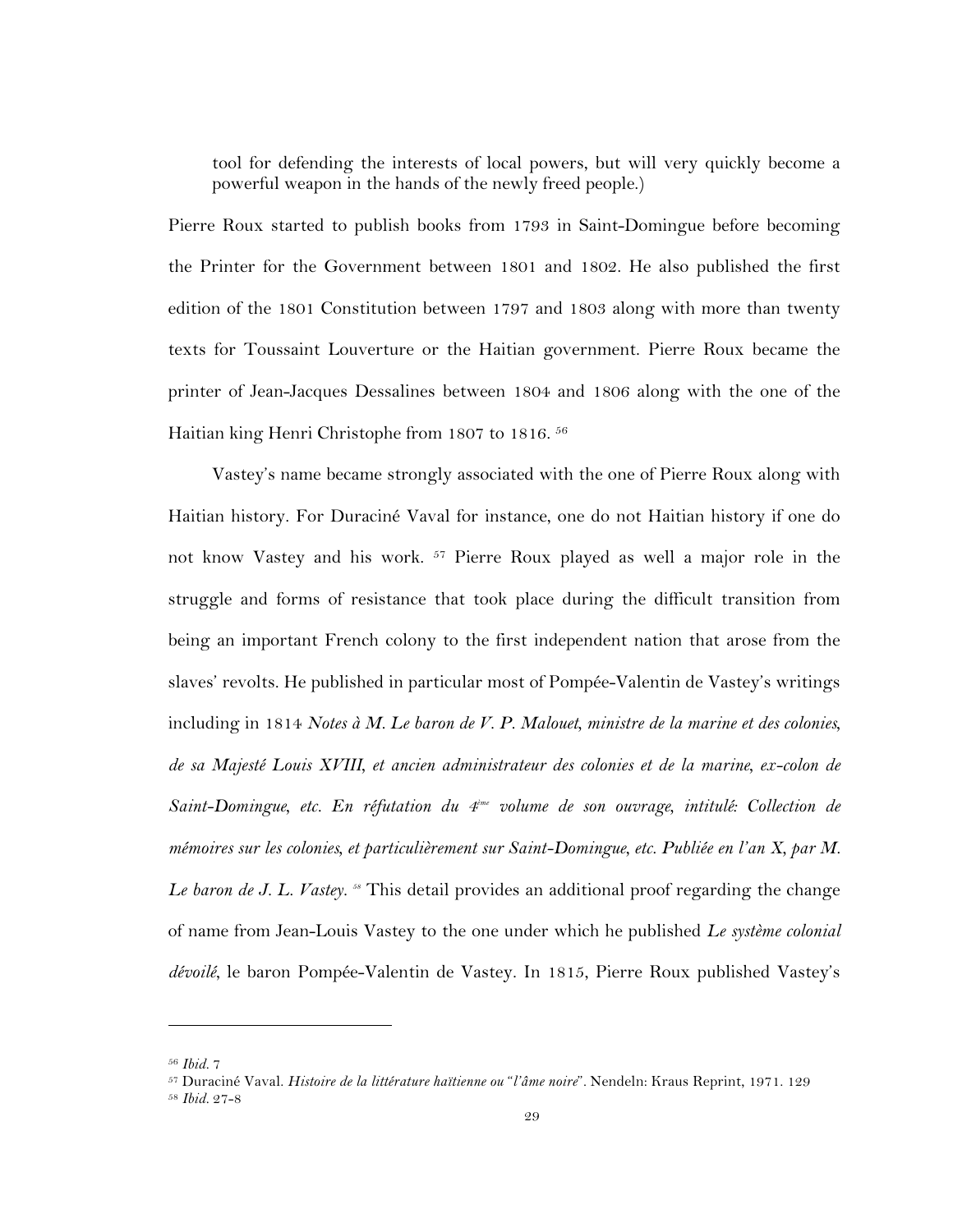tool for defending the interests of local powers, but will very quickly become a powerful weapon in the hands of the newly freed people.)

Pierre Roux started to publish books from 1793 in Saint-Domingue before becoming the Printer for the Government between 1801 and 1802. He also published the first edition of the 1801 Constitution between 1797 and 1803 along with more than twenty texts for Toussaint Louverture or the Haitian government. Pierre Roux became the printer of Jean-Jacques Dessalines between 1804 and 1806 along with the one of the Haitian king Henri Christophe from 1807 to 1816. [56]

Vastey's name became strongly associated with the one of Pierre Roux along with Haitian history. For Duraciné Vaval for instance, one do not Haitian history if one do not know Vastey and his work. [57] Pierre Roux played as well a major role in the struggle and forms of resistance that took place during the difficult transition from being an important French colony to the first independent nation that arose from the slaves' revolts. He published in particular most of Pompée-Valentin de Vastey's writings including in 1814 *Notes à M. Le baron de V. P. Malouet, ministre de la marine et des colonies, de sa Majesté Louis XVIII, et ancien administrateur des colonies et de la marine, ex-colon de Saint-Domingue, etc. En réfutation du 4ème volume de son ouvrage, intitulé: Collection de mémoires sur les colonies, et particulièrement sur Saint-Domingue, etc. Publiée en l'an X, par M. Le baron de J. L. Vastey.* [58] This detail provides an additional proof regarding the change of name from Jean-Louis Vastey to the one under which he published *Le système colonial dévoilé*, le baron Pompée-Valentin de Vastey. In 1815, Pierre Roux published Vastey's

---

[56] *Ibid.* 7

[57] Duraciné Vaval. *Histoire de la littérature haïtienne ou "l'âme noire"*. Nendeln: Kraus Reprint, 1971. 129

[58] *Ibid.* 27-8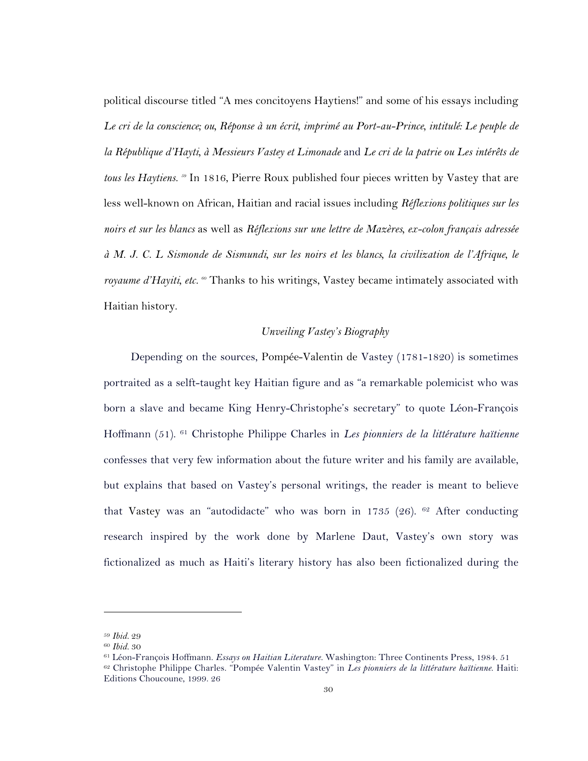political discourse titled "A mes concitoyens Haytiens!" and some of his essays including *Le cri de la conscience; ou, Réponse à un écrit, imprimé au Port-au-Prince, intitulé: Le peuple de la République d'Hayti, à Messieurs Vastey et Limonade* and *Le cri de la patrie ou Les intérêts de tous les Haytiens.* [59] In 1816, Pierre Roux published four pieces written by Vastey that are less well-known on African, Haitian and racial issues including *Réflexions politiques sur les noirs et sur les blancs* as well as *Réflexions sur une lettre de Mazères, ex-colon français adressée à M. J. C. L Sismonde de Sismundi, sur les noirs et les blancs, la civilization de l'Afrique, le royaume d'Hayiti, etc.* [60] Thanks to his writings, Vastey became intimately associated with Haitian history.

*Unveiling Vastey's Biography*

Depending on the sources, Pompée-Valentin de Vastey (1781-1820) is sometimes portraited as a self-taught key Haitian figure and as "a remarkable polemicist who was born a slave and became King Henry-Christophe's secretary" to quote Léon-François Hoffmann (51). [61] Christophe Philippe Charles in *Les pionniers de la littérature haïtienne* confesses that very few information about the future writer and his family are available, but explains that based on Vastey's personal writings, the reader is meant to believe that Vastey was an "autodidacte" who was born in 1735 (26). [62] After conducting research inspired by the work done by Marlene Daut, Vastey's own story was fictionalized as much as Haiti's literary history has also been fictionalized during the

---

[59] *Ibid.* 29

[60] *Ibid.* 30

[61] Léon-François Hoffmann. *Essays on Haitian Literature.* Washington: Three Continents Press, 1984. 51

[62] Christophe Philippe Charles. "Pompée Valentin Vastey" in *Les pionniers de la littérature haïtienne.* Haiti: Editions Choucoune, 1999. 26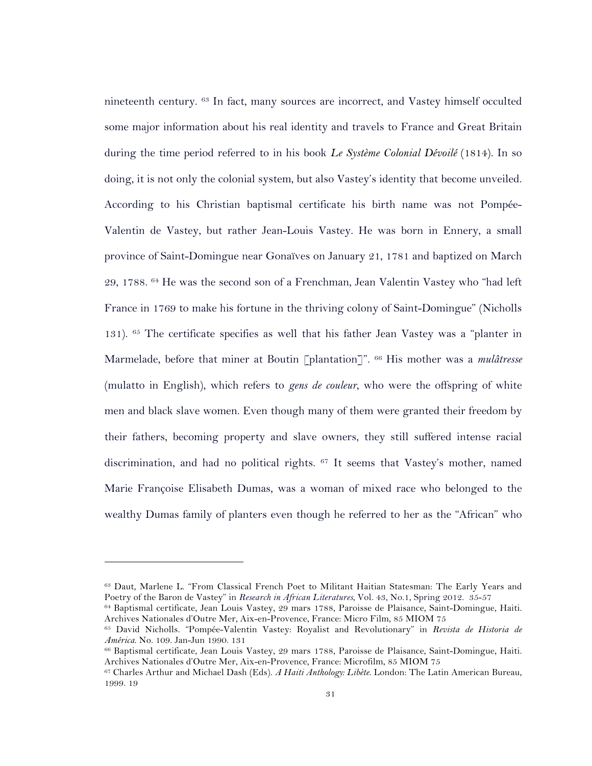nineteenth century. [63] In fact, many sources are incorrect, and Vastey himself occulted some major information about his real identity and travels to France and Great Britain during the time period referred to in his book *Le Système Colonial Dévoilé* (1814). In so doing, it is not only the colonial system, but also Vastey's identity that become unveiled. According to his Christian baptismal certificate his birth name was not Pompée-Valentin de Vastey, but rather Jean-Louis Vastey. He was born in Ennery, a small province of Saint-Domingue near Gonaïves on January 21, 1781 and baptized on March 29, 1788. [64] He was the second son of a Frenchman, Jean Valentin Vastey who "had left France in 1769 to make his fortune in the thriving colony of Saint-Domingue" (Nicholls 131). [65] The certificate specifies as well that his father Jean Vastey was a "planter in Marmelade, before that miner at Boutin [plantation]". [66] His mother was a *mulâtresse* (mulatto in English), which refers to *gens de couleur*, who were the offspring of white men and black slave women. Even though many of them were granted their freedom by their fathers, becoming property and slave owners, they still suffered intense racial discrimination, and had no political rights. [67] It seems that Vastey's mother, named Marie Françoise Elisabeth Dumas, was a woman of mixed race who belonged to the wealthy Dumas family of planters even though he referred to her as the "African" who

---

[63] Daut, Marlene L. "From Classical French Poet to Militant Haitian Statesman: The Early Years and Poetry of the Baron de Vastey" in *Research in African Literatures*, Vol. 43, No.1, Spring 2012. 35-57

[64] Baptismal certificate, Jean Louis Vastey, 29 mars 1788, Paroisse de Plaisance, Saint-Domingue, Haiti. Archives Nationales d'Outre Mer, Aix-en-Provence, France: Micro Film, 85 MIOM 75

[65] David Nicholls. "Pompée-Valentin Vastey: Royalist and Revolutionary" in *Revista de Historia de América*. No. 109. Jan-Jun 1990. 131

[66] Baptismal certificate, Jean Louis Vastey, 29 mars 1788, Paroisse de Plaisance, Saint-Domingue, Haiti. Archives Nationales d'Outre Mer, Aix-en-Provence, France: Microfilm, 85 MIOM 75

[67] Charles Arthur and Michael Dash (Eds). *A Haiti Anthology: Libète*. London: The Latin American Bureau, 1999. 19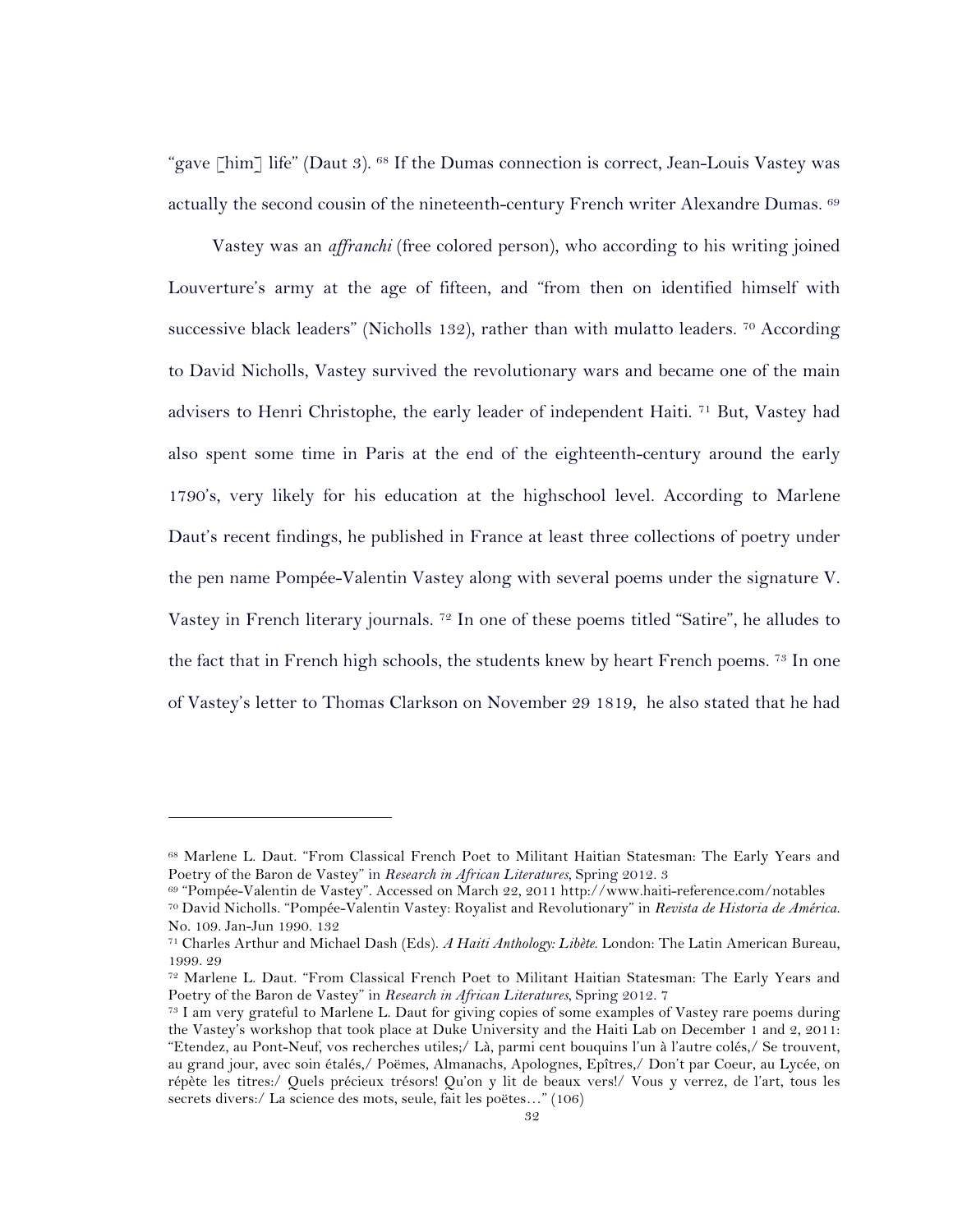"gave [him] life" (Daut 3). [68] If the Dumas connection is correct, Jean-Louis Vastey was actually the second cousin of the nineteenth-century French writer Alexandre Dumas. [69]

Vastey was an *affranchi* (free colored person), who according to his writing joined Louverture's army at the age of fifteen, and "from then on identified himself with successive black leaders" (Nicholls 132), rather than with mulatto leaders. [70] According to David Nicholls, Vastey survived the revolutionary wars and became one of the main advisers to Henri Christophe, the early leader of independent Haiti. [71] But, Vastey had also spent some time in Paris at the end of the eighteenth-century around the early 1790's, very likely for his education at the highschool level. According to Marlene Daut's recent findings, he published in France at least three collections of poetry under the pen name Pompée-Valentin Vastey along with several poems under the signature V. Vastey in French literary journals. [72] In one of these poems titled "Satire", he alludes to the fact that in French high schools, the students knew by heart French poems. [73] In one of Vastey's letter to Thomas Clarkson on November 29 1819, he also stated that he had

---

[68] Marlene L. Daut. "From Classical French Poet to Militant Haitian Statesman: The Early Years and Poetry of the Baron de Vastey" in *Research in African Literatures*, Spring 2012. 3

[69] "Pompée-Valentin de Vastey". Accessed on March 22, 2011 http://www.haiti-reference.com/notables

[70] David Nicholls. "Pompée-Valentin Vastey: Royalist and Revolutionary" in *Revista de Historia de América*. No. 109. Jan-Jun 1990. 132

[71] Charles Arthur and Michael Dash (Eds). *A Haiti Anthology: Libète*. London: The Latin American Bureau, 1999. 29

[72] Marlene L. Daut. "From Classical French Poet to Militant Haitian Statesman: The Early Years and Poetry of the Baron de Vastey" in *Research in African Literatures*, Spring 2012. 7

[73] I am very grateful to Marlene L. Daut for giving copies of some examples of Vastey rare poems during the Vastey's workshop that took place at Duke University and the Haiti Lab on December 1 and 2, 2011: "Etendez, au Pont-Neuf, vos recherches utiles;/ Là, parmi cent bouquins l'un à l'autre colés,/ Se trouvent, au grand jour, avec soin étalés,/ Poëmes, Almanachs, Apolognes, Epîtres,/ Don't par Coeur, au Lycée, on répète les titres:/ Quels précieux trésors! Qu'on y lit de beaux vers!/ Vous y verrez, de l'art, tous les secrets divers:/ La science des mots, seule, fait les poëtes…" (106)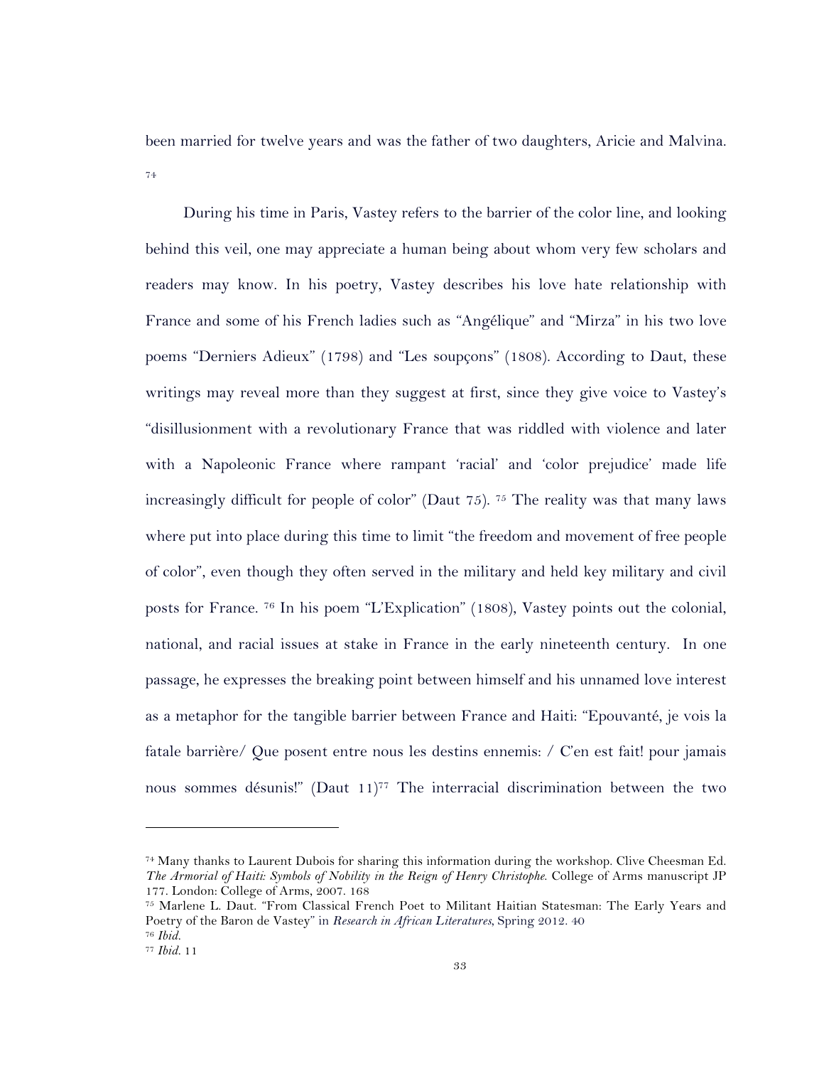been married for twelve years and was the father of two daughters, Aricie and Malvina. [74]

During his time in Paris, Vastey refers to the barrier of the color line, and looking behind this veil, one may appreciate a human being about whom very few scholars and readers may know. In his poetry, Vastey describes his love hate relationship with France and some of his French ladies such as "Angélique" and "Mirza" in his two love poems "Derniers Adieux" (1798) and "Les soupçons" (1808). According to Daut, these writings may reveal more than they suggest at first, since they give voice to Vastey's "disillusionment with a revolutionary France that was riddled with violence and later with a Napoleonic France where rampant 'racial' and 'color prejudice' made life increasingly difficult for people of color" (Daut 75). [75] The reality was that many laws where put into place during this time to limit "the freedom and movement of free people of color", even though they often served in the military and held key military and civil posts for France. [76] In his poem "L'Explication" (1808), Vastey points out the colonial, national, and racial issues at stake in France in the early nineteenth century. In one passage, he expresses the breaking point between himself and his unnamed love interest as a metaphor for the tangible barrier between France and Haiti: "Epouvanté, je vois la fatale barrière/ Que posent entre nous les destins ennemis: / C'en est fait! pour jamais nous sommes désunis!" (Daut 11)[77] The interracial discrimination between the two

---

[74] Many thanks to Laurent Dubois for sharing this information during the workshop. Clive Cheesman Ed. *The Armorial of Haiti: Symbols of Nobility in the Reign of Henry Christophe.* College of Arms manuscript JP 177. London: College of Arms, 2007. 168

[75] Marlene L. Daut. "From Classical French Poet to Militant Haitian Statesman: The Early Years and Poetry of the Baron de Vastey" in *Research in African Literatures*, Spring 2012. 40

[76] *Ibid.*

[77] *Ibid.* 11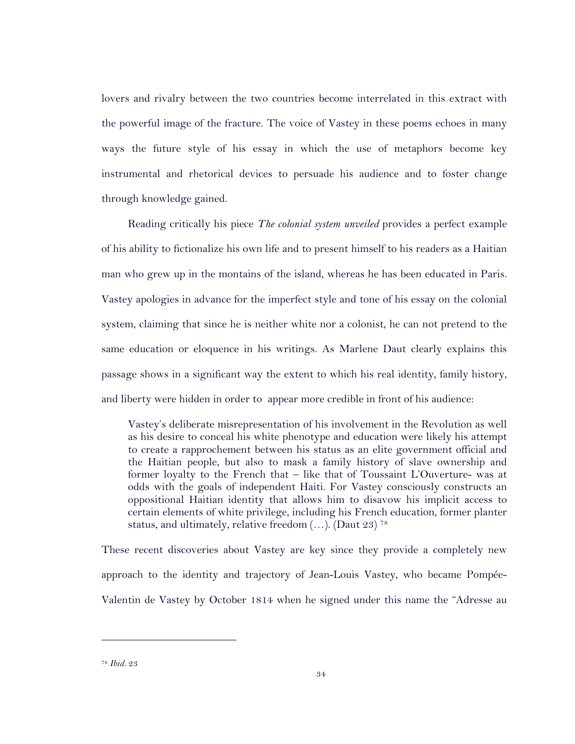lovers and rivalry between the two countries become interrelated in this extract with the powerful image of the fracture. The voice of Vastey in these poems echoes in many ways the future style of his essay in which the use of metaphors become key instrumental and rhetorical devices to persuade his audience and to foster change through knowledge gained.

Reading critically his piece *The colonial system unveiled* provides a perfect example of his ability to fictionalize his own life and to present himself to his readers as a Haitian man who grew up in the montains of the island, whereas he has been educated in Paris. Vastey apologies in advance for the imperfect style and tone of his essay on the colonial system, claiming that since he is neither white nor a colonist, he can not pretend to the same education or eloquence in his writings. As Marlene Daut clearly explains this passage shows in a significant way the extent to which his real identity, family history, and liberty were hidden in order to appear more credible in front of his audience:

> Vastey's deliberate misrepresentation of his involvement in the Revolution as well as his desire to conceal his white phenotype and education were likely his attempt to create a rapprochement between his status as an elite government official and the Haitian people, but also to mask a family history of slave ownership and former loyalty to the French that – like that of Toussaint L'Ouverture- was at odds with the goals of independent Haiti. For Vastey consciously constructs an oppositional Haitian identity that allows him to disavow his implicit access to certain elements of white privilege, including his French education, former planter status, and ultimately, relative freedom (…). (Daut 23) [78]

These recent discoveries about Vastey are key since they provide a completely new approach to the identity and trajectory of Jean-Louis Vastey, who became Pompée-Valentin de Vastey by October 1814 when he signed under this name the "Adresse au

[78] *Ibid.* 23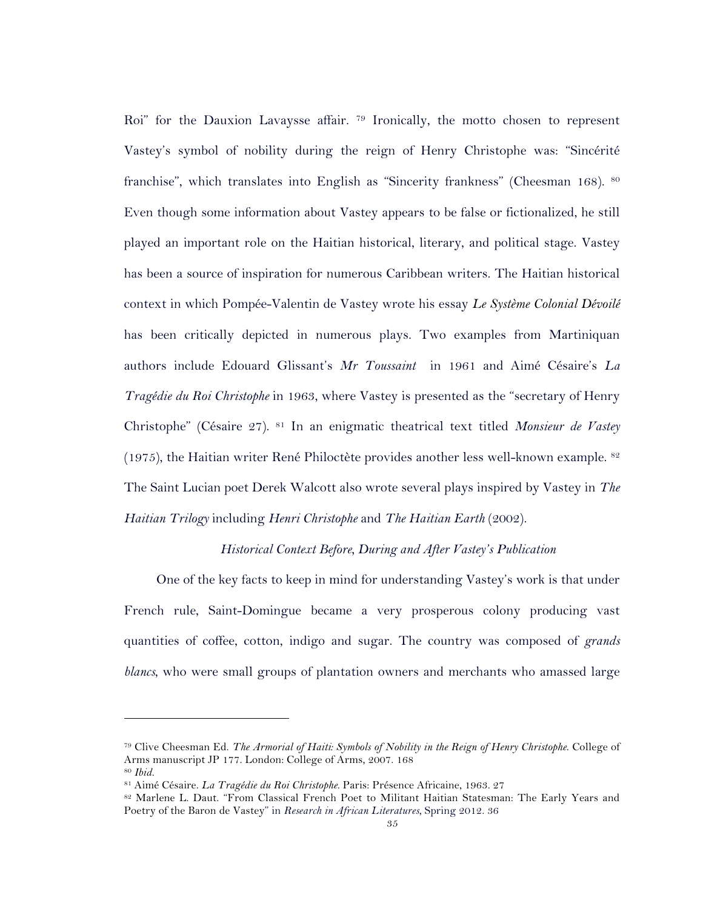Roi" for the Dauxion Lavaysse affair. [79] Ironically, the motto chosen to represent Vastey's symbol of nobility during the reign of Henry Christophe was: "Sincérité franchise", which translates into English as "Sincerity frankness" (Cheesman 168). [80] Even though some information about Vastey appears to be false or fictionalized, he still played an important role on the Haitian historical, literary, and political stage. Vastey has been a source of inspiration for numerous Caribbean writers. The Haitian historical context in which Pompée-Valentin de Vastey wrote his essay *Le Système Colonial Dévoilé* has been critically depicted in numerous plays. Two examples from Martiniquan authors include Edouard Glissant's *Mr Toussaint* in 1961 and Aimé Césaire's *La Tragédie du Roi Christophe* in 1963, where Vastey is presented as the "secretary of Henry Christophe" (Césaire 27). [81] In an enigmatic theatrical text titled *Monsieur de Vastey* (1975), the Haitian writer René Philoctète provides another less well-known example. [82] The Saint Lucian poet Derek Walcott also wrote several plays inspired by Vastey in *The Haitian Trilogy* including *Henri Christophe* and *The Haitian Earth* (2002).

### *Historical Context Before, During and After Vastey's Publication*

One of the key facts to keep in mind for understanding Vastey's work is that under French rule, Saint-Domingue became a very prosperous colony producing vast quantities of coffee, cotton, indigo and sugar. The country was composed of *grands blancs*, who were small groups of plantation owners and merchants who amassed large

---

[79] Clive Cheesman Ed. *The Armorial of Haiti: Symbols of Nobility in the Reign of Henry Christophe*. College of Arms manuscript JP 177. London: College of Arms, 2007. 168

[80] *Ibid.*

[81] Aimé Césaire. *La Tragédie du Roi Christophe*. Paris: Présence Africaine, 1963. 27

[82] Marlene L. Daut. "From Classical French Poet to Militant Haitian Statesman: The Early Years and Poetry of the Baron de Vastey" in *Research in African Literatures*, Spring 2012. 36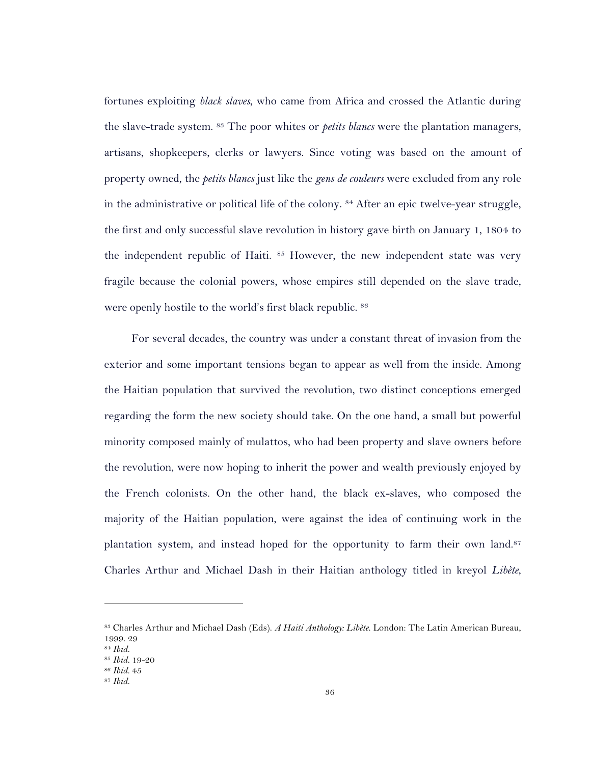fortunes exploiting *black slaves*, who came from Africa and crossed the Atlantic during the slave-trade system. [83] The poor whites or *petits blancs* were the plantation managers, artisans, shopkeepers, clerks or lawyers. Since voting was based on the amount of property owned, the *petits blancs* just like the *gens de couleurs* were excluded from any role in the administrative or political life of the colony. [84] After an epic twelve-year struggle, the first and only successful slave revolution in history gave birth on January 1, 1804 to the independent republic of Haiti. [85] However, the new independent state was very fragile because the colonial powers, whose empires still depended on the slave trade, were openly hostile to the world's first black republic. [86]

For several decades, the country was under a constant threat of invasion from the exterior and some important tensions began to appear as well from the inside. Among the Haitian population that survived the revolution, two distinct conceptions emerged regarding the form the new society should take. On the one hand, a small but powerful minority composed mainly of mulattos, who had been property and slave owners before the revolution, were now hoping to inherit the power and wealth previously enjoyed by the French colonists. On the other hand, the black ex-slaves, who composed the majority of the Haitian population, were against the idea of continuing work in the plantation system, and instead hoped for the opportunity to farm their own land.[87] Charles Arthur and Michael Dash in their Haitian anthology titled in kreyol *Libète*,

---

[83] Charles Arthur and Michael Dash (Eds). *A Haiti Anthology: Libète.* London: The Latin American Bureau, 1999. 29

[84] *Ibid.*

[85] *Ibid.* 19-20

[86] *Ibid.* 45

[87] *Ibid.*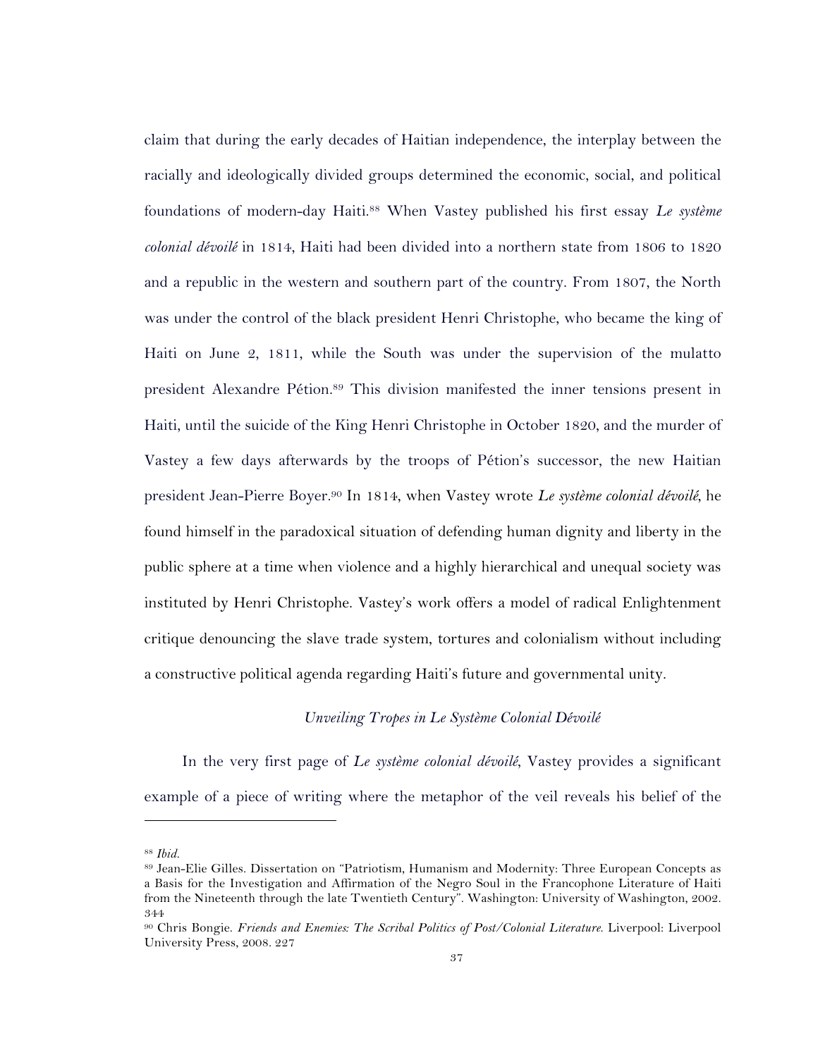claim that during the early decades of Haitian independence, the interplay between the racially and ideologically divided groups determined the economic, social, and political foundations of modern-day Haiti.[88] When Vastey published his first essay *Le système colonial dévoilé* in 1814, Haiti had been divided into a northern state from 1806 to 1820 and a republic in the western and southern part of the country. From 1807, the North was under the control of the black president Henri Christophe, who became the king of Haiti on June 2, 1811, while the South was under the supervision of the mulatto president Alexandre Pétion.[89] This division manifested the inner tensions present in Haiti, until the suicide of the King Henri Christophe in October 1820, and the murder of Vastey a few days afterwards by the troops of Pétion's successor, the new Haitian president Jean-Pierre Boyer.[90] In 1814, when Vastey wrote *Le système colonial dévoilé*, he found himself in the paradoxical situation of defending human dignity and liberty in the public sphere at a time when violence and a highly hierarchical and unequal society was instituted by Henri Christophe. Vastey's work offers a model of radical Enlightenment critique denouncing the slave trade system, tortures and colonialism without including a constructive political agenda regarding Haiti's future and governmental unity.

### *Unveiling Tropes in Le Système Colonial Dévoilé*

In the very first page of *Le système colonial dévoilé*, Vastey provides a significant example of a piece of writing where the metaphor of the veil reveals his belief of the

---

[88] *Ibid.*

[89] Jean-Elie Gilles. Dissertation on "Patriotism, Humanism and Modernity: Three European Concepts as a Basis for the Investigation and Affirmation of the Negro Soul in the Francophone Literature of Haiti from the Nineteenth through the late Twentieth Century". Washington: University of Washington, 2002. 344

[90] Chris Bongie. *Friends and Enemies: The Scribal Politics of Post/Colonial Literature.* Liverpool: Liverpool University Press, 2008. 227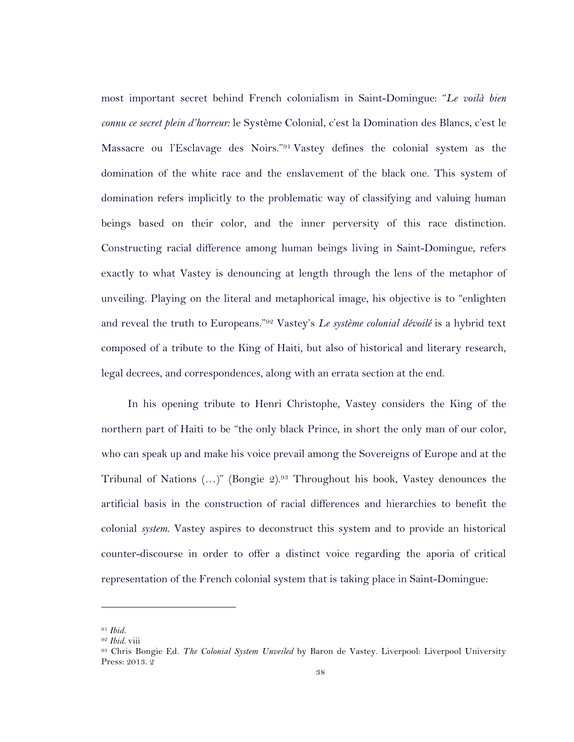most important secret behind French colonialism in Saint-Domingue: "*Le voilà bien connu ce secret plein d'horreur:* le Système Colonial, c'est la Domination des Blancs, c'est le Massacre ou l'Esclavage des Noirs."[91] Vastey defines the colonial system as the domination of the white race and the enslavement of the black one. This system of domination refers implicitly to the problematic way of classifying and valuing human beings based on their color, and the inner perversity of this race distinction. Constructing racial difference among human beings living in Saint-Domingue, refers exactly to what Vastey is denouncing at length through the lens of the metaphor of unveiling. Playing on the literal and metaphorical image, his objective is to "enlighten and reveal the truth to Europeans."[92] Vastey's *Le système colonial dévoilé* is a hybrid text composed of a tribute to the King of Haiti, but also of historical and literary research, legal decrees, and correspondences, along with an errata section at the end.

In his opening tribute to Henri Christophe, Vastey considers the King of the northern part of Haiti to be "the only black Prince, in short the only man of our color, who can speak up and make his voice prevail among the Sovereigns of Europe and at the Tribunal of Nations (…)" (Bongie 2).[93] Throughout his book, Vastey denounces the artificial basis in the construction of racial differences and hierarchies to benefit the colonial *system*. Vastey aspires to deconstruct this system and to provide an historical counter-discourse in order to offer a distinct voice regarding the aporia of critical representation of the French colonial system that is taking place in Saint-Domingue:

---

[91] *Ibid.*

[92] *Ibid.* viii

[93] Chris Bongie Ed. *The Colonial System Unveiled* by Baron de Vastey. Liverpool: Liverpool University Press: 2013. 2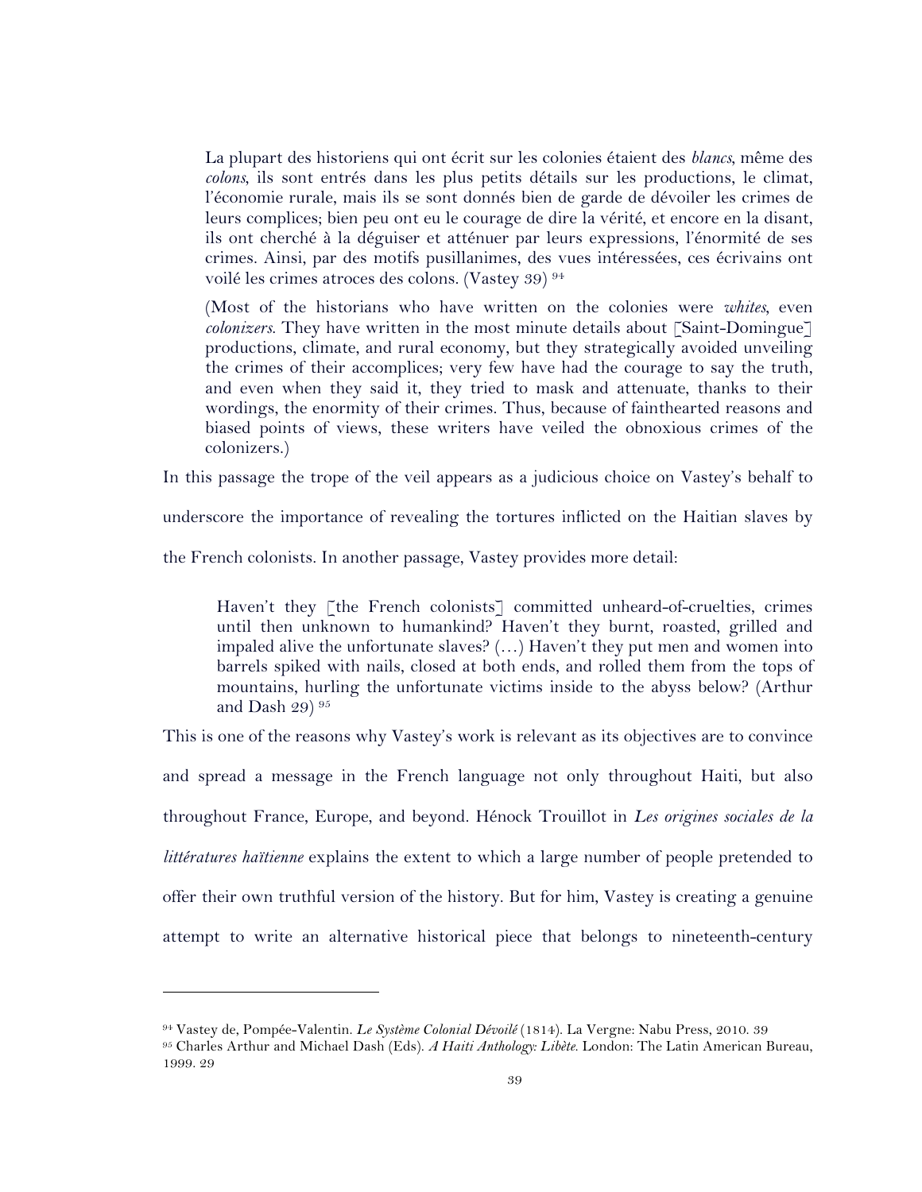> La plupart des historiens qui ont écrit sur les colonies étaient des *blancs*, même des *colons*, ils sont entrés dans les plus petits détails sur les productions, le climat, l'économie rurale, mais ils se sont donnés bien de garde de dévoiler les crimes de leurs complices; bien peu ont eu le courage de dire la vérité, et encore en la disant, ils ont cherché à la déguiser et atténuer par leurs expressions, l'énormité de ses crimes. Ainsi, par des motifs pusillanimes, des vues intéressées, ces écrivains ont voilé les crimes atroces des colons. (Vastey 39) [94]
>
> (Most of the historians who have written on the colonies were *whites*, even *colonizers*. They have written in the most minute details about [Saint-Domingue] productions, climate, and rural economy, but they strategically avoided unveiling the crimes of their accomplices; very few have had the courage to say the truth, and even when they said it, they tried to mask and attenuate, thanks to their wordings, the enormity of their crimes. Thus, because of fainthearted reasons and biased points of views, these writers have veiled the obnoxious crimes of the colonizers.)

In this passage the trope of the veil appears as a judicious choice on Vastey's behalf to underscore the importance of revealing the tortures inflicted on the Haitian slaves by the French colonists. In another passage, Vastey provides more detail:

> Haven't they [the French colonists] committed unheard-of-cruelties, crimes until then unknown to humankind? Haven't they burnt, roasted, grilled and impaled alive the unfortunate slaves? (…) Haven't they put men and women into barrels spiked with nails, closed at both ends, and rolled them from the tops of mountains, hurling the unfortunate victims inside to the abyss below? (Arthur and Dash 29) [95]

This is one of the reasons why Vastey's work is relevant as its objectives are to convince and spread a message in the French language not only throughout Haiti, but also throughout France, Europe, and beyond. Hénock Trouillot in *Les origines sociales de la littératures haïtienne* explains the extent to which a large number of people pretended to offer their own truthful version of the history. But for him, Vastey is creating a genuine attempt to write an alternative historical piece that belongs to nineteenth-century

---

[94] Vastey de, Pompée-Valentin. *Le Système Colonial Dévoilé* (1814). La Vergne: Nabu Press, 2010. 39

[95] Charles Arthur and Michael Dash (Eds). *A Haiti Anthology: Libète*. London: The Latin American Bureau, 1999. 29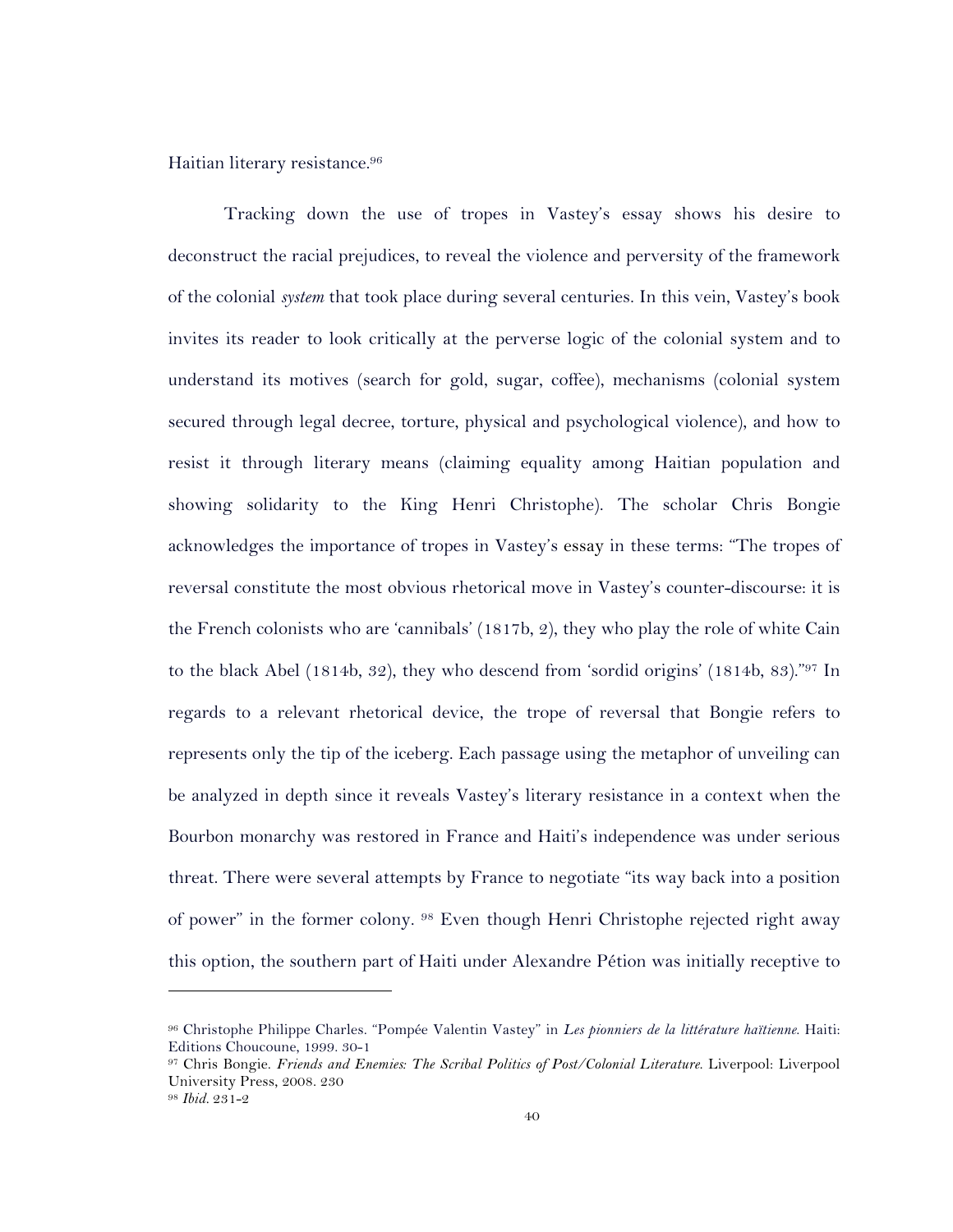Haitian literary resistance.[96]

Tracking down the use of tropes in Vastey's essay shows his desire to deconstruct the racial prejudices, to reveal the violence and perversity of the framework of the colonial *system* that took place during several centuries. In this vein, Vastey's book invites its reader to look critically at the perverse logic of the colonial system and to understand its motives (search for gold, sugar, coffee), mechanisms (colonial system secured through legal decree, torture, physical and psychological violence), and how to resist it through literary means (claiming equality among Haitian population and showing solidarity to the King Henri Christophe). The scholar Chris Bongie acknowledges the importance of tropes in Vastey's essay in these terms: "The tropes of reversal constitute the most obvious rhetorical move in Vastey's counter-discourse: it is the French colonists who are 'cannibals' (1817b, 2), they who play the role of white Cain to the black Abel (1814b, 32), they who descend from 'sordid origins' (1814b, 83)."[97] In regards to a relevant rhetorical device, the trope of reversal that Bongie refers to represents only the tip of the iceberg. Each passage using the metaphor of unveiling can be analyzed in depth since it reveals Vastey's literary resistance in a context when the Bourbon monarchy was restored in France and Haiti's independence was under serious threat. There were several attempts by France to negotiate "its way back into a position of power" in the former colony. [98] Even though Henri Christophe rejected right away this option, the southern part of Haiti under Alexandre Pétion was initially receptive to

---

[96] Christophe Philippe Charles. "Pompée Valentin Vastey" in *Les pionniers de la littérature haïtienne*. Haiti: Editions Choucoune, 1999. 30-1

[97] Chris Bongie. *Friends and Enemies: The Scribal Politics of Post/Colonial Literature*. Liverpool: Liverpool University Press, 2008. 230

[98] *Ibid*. 231-2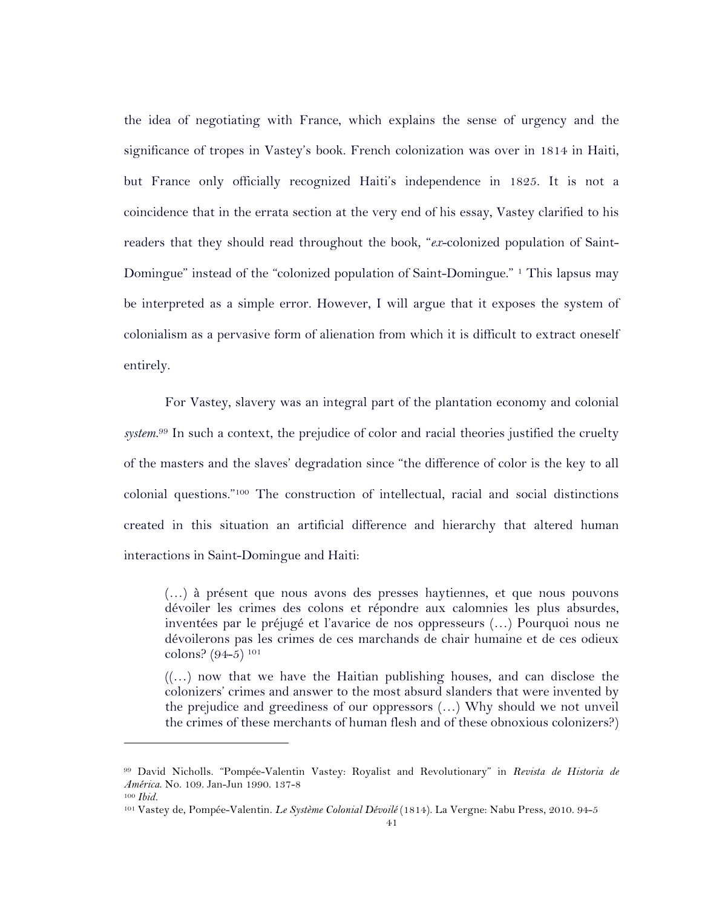the idea of negotiating with France, which explains the sense of urgency and the significance of tropes in Vastey's book. French colonization was over in 1814 in Haiti, but France only officially recognized Haiti's independence in 1825. It is not a coincidence that in the errata section at the very end of his essay, Vastey clarified to his readers that they should read throughout the book, "*ex*-colonized population of Saint-Domingue" instead of the "colonized population of Saint-Domingue." [1] This lapsus may be interpreted as a simple error. However, I will argue that it exposes the system of colonialism as a pervasive form of alienation from which it is difficult to extract oneself entirely.

For Vastey, slavery was an integral part of the plantation economy and colonial *system*.[99] In such a context, the prejudice of color and racial theories justified the cruelty of the masters and the slaves' degradation since "the difference of color is the key to all colonial questions."[100] The construction of intellectual, racial and social distinctions created in this situation an artificial difference and hierarchy that altered human interactions in Saint-Domingue and Haiti:

> (…) à présent que nous avons des presses haytiennes, et que nous pouvons dévoiler les crimes des colons et répondre aux calomnies les plus absurdes, inventées par le préjugé et l'avarice de nos oppresseurs (…) Pourquoi nous ne dévoilerons pas les crimes de ces marchands de chair humaine et de ces odieux colons? (94-5) [101]
>
> ((…) now that we have the Haitian publishing houses, and can disclose the colonizers' crimes and answer to the most absurd slanders that were invented by the prejudice and greediness of our oppressors (…) Why should we not unveil the crimes of these merchants of human flesh and of these obnoxious colonizers?)

---

[99] David Nicholls. "Pompée-Valentin Vastey: Royalist and Revolutionary" in *Revista de Historia de América*. No. 109. Jan-Jun 1990. 137-8

[100] *Ibid.*

[101] Vastey de, Pompée-Valentin. *Le Système Colonial Dévoilé* (1814). La Vergne: Nabu Press, 2010. 94-5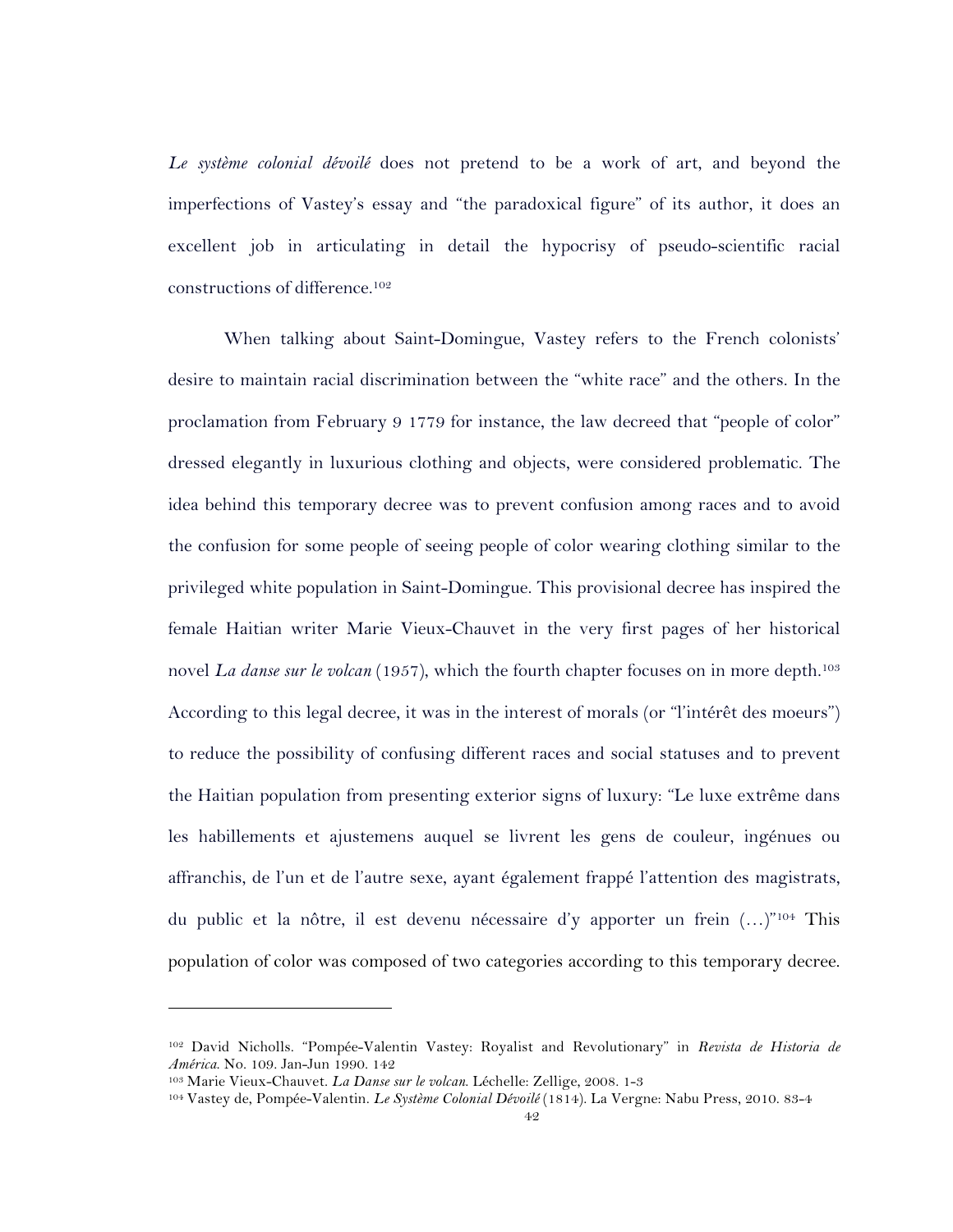*Le système colonial dévoilé* does not pretend to be a work of art, and beyond the imperfections of Vastey's essay and "the paradoxical figure" of its author, it does an excellent job in articulating in detail the hypocrisy of pseudo-scientific racial constructions of difference.[102]

When talking about Saint-Domingue, Vastey refers to the French colonists' desire to maintain racial discrimination between the "white race" and the others. In the proclamation from February 9 1779 for instance, the law decreed that "people of color" dressed elegantly in luxurious clothing and objects, were considered problematic. The idea behind this temporary decree was to prevent confusion among races and to avoid the confusion for some people of seeing people of color wearing clothing similar to the privileged white population in Saint-Domingue. This provisional decree has inspired the female Haitian writer Marie Vieux-Chauvet in the very first pages of her historical novel *La danse sur le volcan* (1957), which the fourth chapter focuses on in more depth.[103] According to this legal decree, it was in the interest of morals (or "l'intérêt des moeurs") to reduce the possibility of confusing different races and social statuses and to prevent the Haitian population from presenting exterior signs of luxury: "Le luxe extrême dans les habillements et ajustemens auquel se livrent les gens de couleur, ingénues ou affranchis, de l'un et de l'autre sexe, ayant également frappé l'attention des magistrats, du public et la nôtre, il est devenu nécessaire d'y apporter un frein (…)"[104] This population of color was composed of two categories according to this temporary decree.

---

[102] David Nicholls. "Pompée-Valentin Vastey: Royalist and Revolutionary" in *Revista de Historia de América.* No. 109. Jan-Jun 1990. 142

[103] Marie Vieux-Chauvet. *La Danse sur le volcan.* Léchelle: Zellige, 2008. 1-3

[104] Vastey de, Pompée-Valentin. *Le Système Colonial Dévoilé* (1814). La Vergne: Nabu Press, 2010. 83-4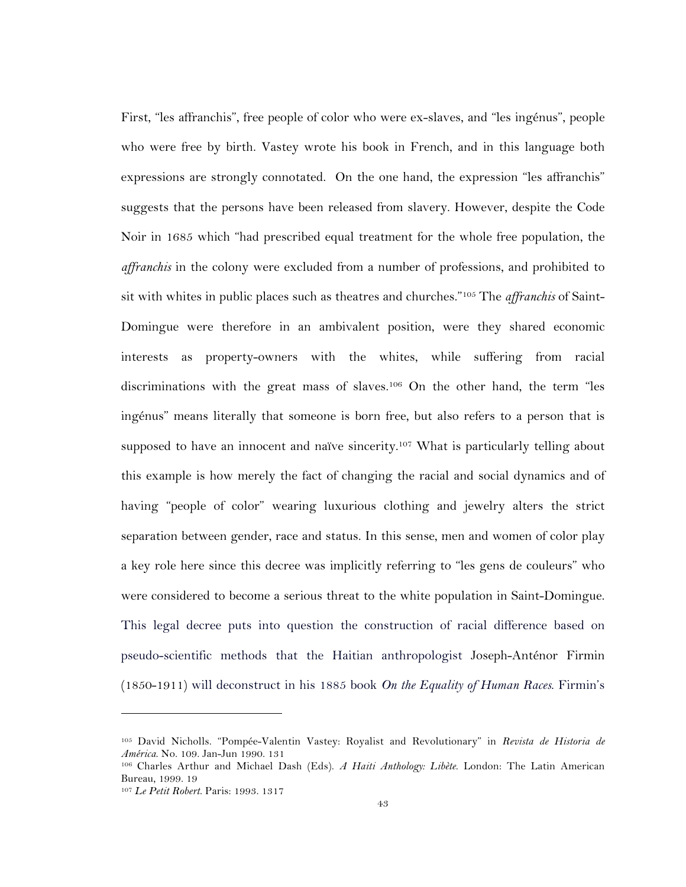First, "les affranchis", free people of color who were ex-slaves, and "les ingénus", people who were free by birth. Vastey wrote his book in French, and in this language both expressions are strongly connotated. On the one hand, the expression "les affranchis" suggests that the persons have been released from slavery. However, despite the Code Noir in 1685 which "had prescribed equal treatment for the whole free population, the *affranchis* in the colony were excluded from a number of professions, and prohibited to sit with whites in public places such as theatres and churches."[105] The *affranchis* of Saint-Domingue were therefore in an ambivalent position, were they shared economic interests as property-owners with the whites, while suffering from racial discriminations with the great mass of slaves.[106] On the other hand, the term "les ingénus" means literally that someone is born free, but also refers to a person that is supposed to have an innocent and naïve sincerity.[107] What is particularly telling about this example is how merely the fact of changing the racial and social dynamics and of having "people of color" wearing luxurious clothing and jewelry alters the strict separation between gender, race and status. In this sense, men and women of color play a key role here since this decree was implicitly referring to "les gens de couleurs" who were considered to become a serious threat to the white population in Saint-Domingue. This legal decree puts into question the construction of racial difference based on pseudo-scientific methods that the Haitian anthropologist Joseph-Anténor Firmin (1850-1911) will deconstruct in his 1885 book *On the Equality of Human Races*. Firmin's

---

[105] David Nicholls. "Pompée-Valentin Vastey: Royalist and Revolutionary" in *Revista de Historia de América*. No. 109. Jan-Jun 1990. 131

[106] Charles Arthur and Michael Dash (Eds). *A Haiti Anthology: Libète*. London: The Latin American Bureau, 1999. 19

[107] *Le Petit Robert*. Paris: 1993. 1317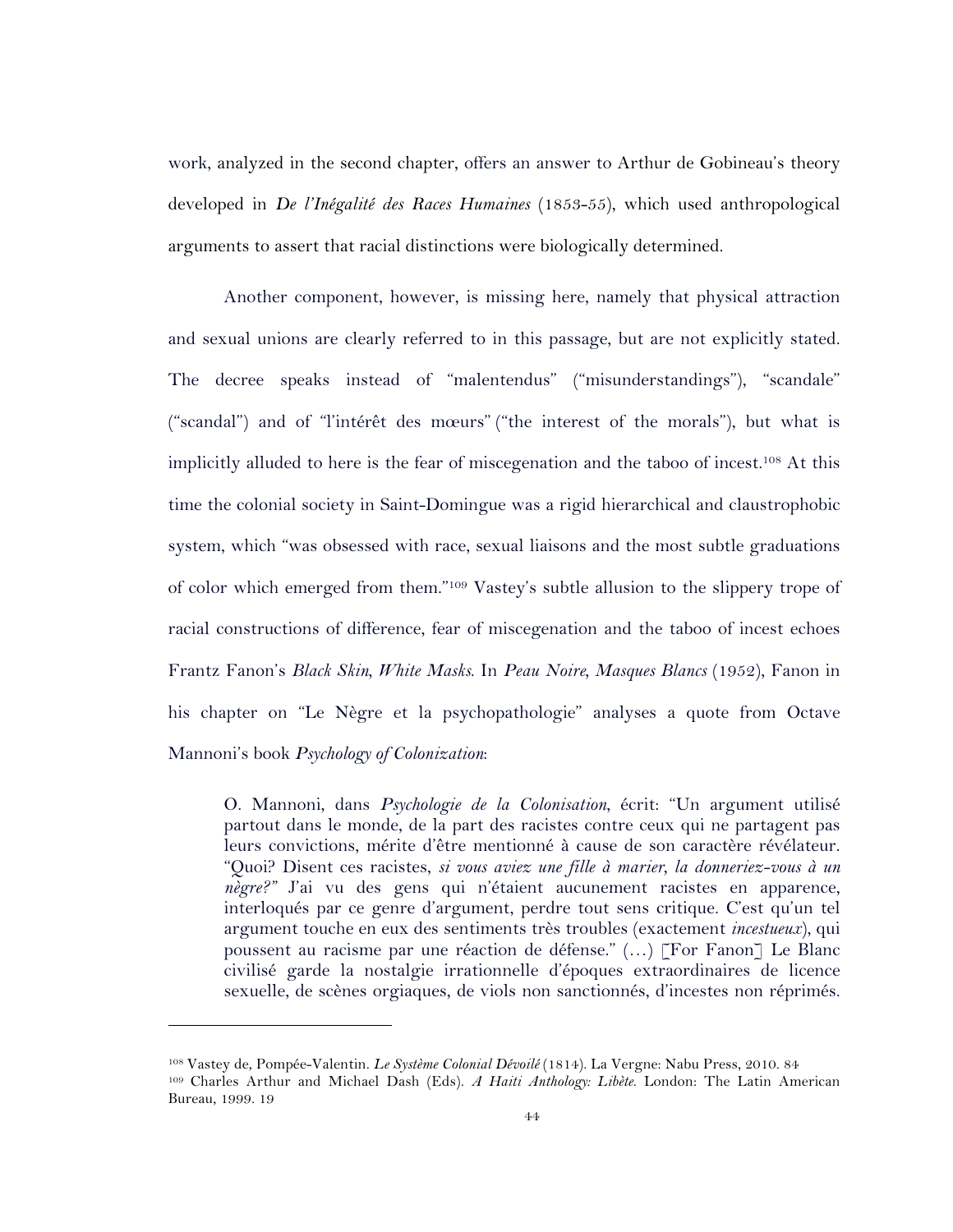work, analyzed in the second chapter, offers an answer to Arthur de Gobineau's theory developed in *De l'Inégalité des Races Humaines* (1853-55), which used anthropological arguments to assert that racial distinctions were biologically determined.

Another component, however, is missing here, namely that physical attraction and sexual unions are clearly referred to in this passage, but are not explicitly stated. The decree speaks instead of "malentendus" ("misunderstandings"), "scandale" ("scandal") and of "l'intérêt des mœurs" ("the interest of the morals"), but what is implicitly alluded to here is the fear of miscegenation and the taboo of incest.[108] At this time the colonial society in Saint-Domingue was a rigid hierarchical and claustrophobic system, which "was obsessed with race, sexual liaisons and the most subtle graduations of color which emerged from them."[109] Vastey's subtle allusion to the slippery trope of racial constructions of difference, fear of miscegenation and the taboo of incest echoes Frantz Fanon's *Black Skin, White Masks*. In *Peau Noire, Masques Blancs* (1952), Fanon in his chapter on "Le Nègre et la psychopathologie" analyses a quote from Octave Mannoni's book *Psychology of Colonization*:

> O. Mannoni, dans *Psychologie de la Colonisation*, écrit: "Un argument utilisé partout dans le monde, de la part des racistes contre ceux qui ne partagent pas leurs convictions, mérite d'être mentionné à cause de son caractère révélateur. "Quoi? Disent ces racistes, *si vous aviez une fille à marier, la donneriez-vous à un nègre?"* J'ai vu des gens qui n'étaient aucunement racistes en apparence, interloqués par ce genre d'argument, perdre tout sens critique. C'est qu'un tel argument touche en eux des sentiments très troubles (exactement *incestueux*), qui poussent au racisme par une réaction de défense." (…) [For Fanon] Le Blanc civilisé garde la nostalgie irrationnelle d'époques extraordinaires de licence sexuelle, de scènes orgiaques, de viols non sanctionnés, d'incestes non réprimés.

---

[108] Vastey de, Pompée-Valentin. *Le Système Colonial Dévoilé* (1814). La Vergne: Nabu Press, 2010. 84

[109] Charles Arthur and Michael Dash (Eds). *A Haiti Anthology: Libète*. London: The Latin American Bureau, 1999. 19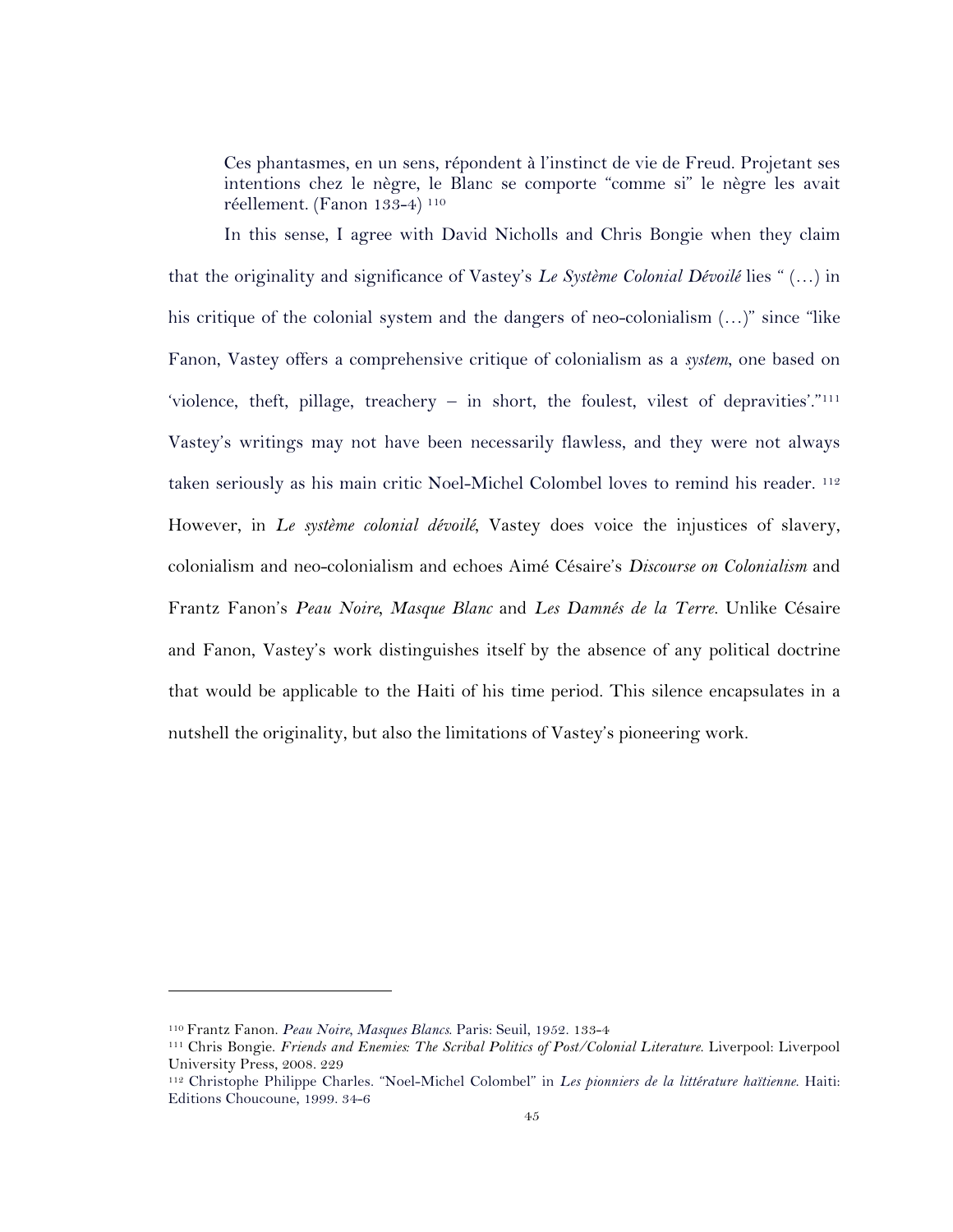> Ces phantasmes, en un sens, répondent à l'instinct de vie de Freud. Projetant ses intentions chez le nègre, le Blanc se comporte "comme si" le nègre les avait réellement. (Fanon 133-4) [110]

In this sense, I agree with David Nicholls and Chris Bongie when they claim that the originality and significance of Vastey's *Le Système Colonial Dévoilé* lies " (…) in his critique of the colonial system and the dangers of neo-colonialism (…)" since "like Fanon, Vastey offers a comprehensive critique of colonialism as a *system*, one based on 'violence, theft, pillage, treachery – in short, the foulest, vilest of depravities'."[111] Vastey's writings may not have been necessarily flawless, and they were not always taken seriously as his main critic Noel-Michel Colombel loves to remind his reader. [112] However, in *Le système colonial dévoilé*, Vastey does voice the injustices of slavery, colonialism and neo-colonialism and echoes Aimé Césaire's *Discourse on Colonialism* and Frantz Fanon's *Peau Noire, Masque Blanc* and *Les Damnés de la Terre*. Unlike Césaire and Fanon, Vastey's work distinguishes itself by the absence of any political doctrine that would be applicable to the Haiti of his time period. This silence encapsulates in a nutshell the originality, but also the limitations of Vastey's pioneering work.

---

[110] Frantz Fanon. *Peau Noire, Masques Blancs*. Paris: Seuil, 1952. 133-4

[111] Chris Bongie. *Friends and Enemies: The Scribal Politics of Post/Colonial Literature*. Liverpool: Liverpool University Press, 2008. 229

[112] Christophe Philippe Charles. "Noel-Michel Colombel" in *Les pionniers de la littérature haïtienne*. Haiti: Editions Choucoune, 1999. 34-6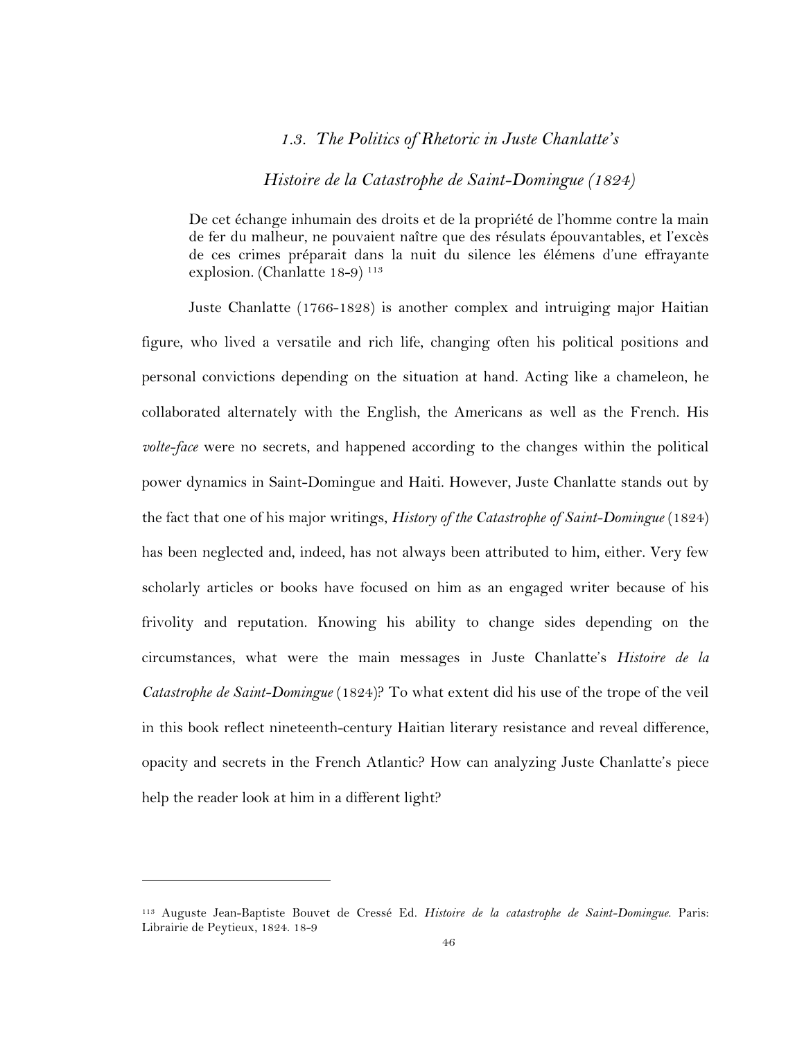### *1.3. The Politics of Rhetoric in Juste Chanlatte's Histoire de la Catastrophe de Saint-Domingue (1824)*

> De cet échange inhumain des droits et de la propriété de l'homme contre la main de fer du malheur, ne pouvaient naître que des résulats épouvantables, et l'excès de ces crimes préparait dans la nuit du silence les élémens d'une effrayante explosion. (Chanlatte 18-9) [113]

Juste Chanlatte (1766-1828) is another complex and intruiging major Haitian figure, who lived a versatile and rich life, changing often his political positions and personal convictions depending on the situation at hand. Acting like a chameleon, he collaborated alternately with the English, the Americans as well as the French. His *volte-face* were no secrets, and happened according to the changes within the political power dynamics in Saint-Domingue and Haiti. However, Juste Chanlatte stands out by the fact that one of his major writings, *History of the Catastrophe of Saint-Domingue* (1824) has been neglected and, indeed, has not always been attributed to him, either. Very few scholarly articles or books have focused on him as an engaged writer because of his frivolity and reputation. Knowing his ability to change sides depending on the circumstances, what were the main messages in Juste Chanlatte's *Histoire de la Catastrophe de Saint-Domingue* (1824)? To what extent did his use of the trope of the veil in this book reflect nineteenth-century Haitian literary resistance and reveal difference, opacity and secrets in the French Atlantic? How can analyzing Juste Chanlatte's piece help the reader look at him in a different light?

---

[113] Auguste Jean-Baptiste Bouvet de Cressé Ed. *Histoire de la catastrophe de Saint-Domingue*. Paris: Librairie de Peytieux, 1824. 18-9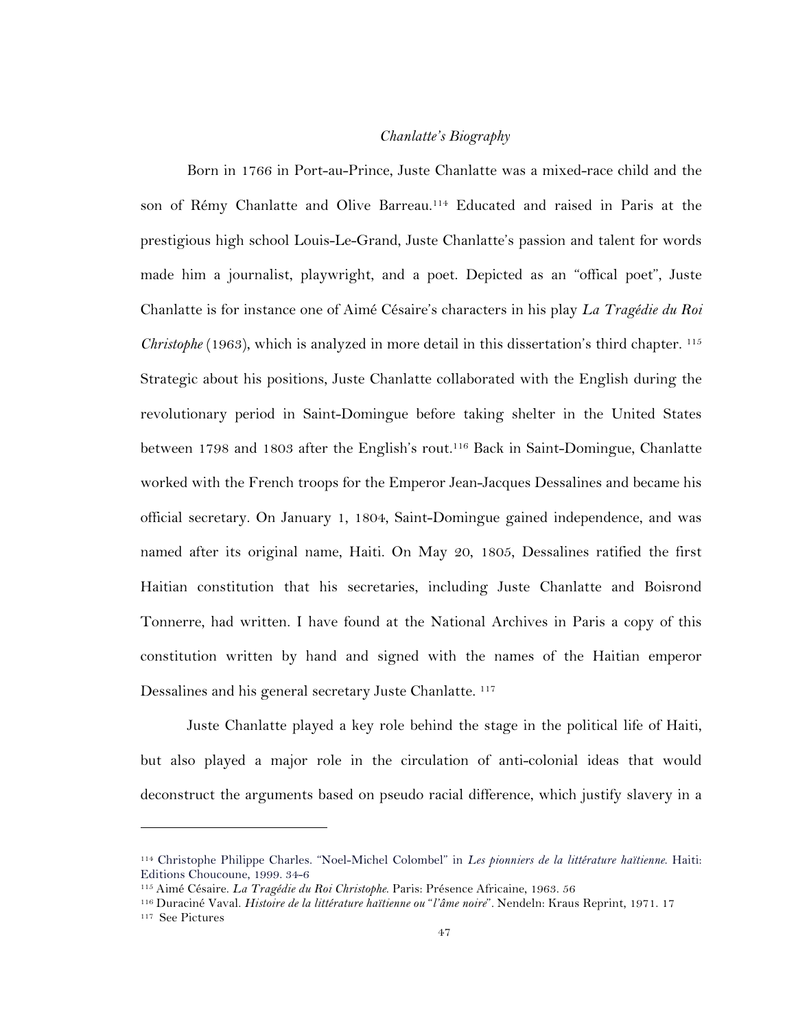*Chanlatte's Biography*

Born in 1766 in Port-au-Prince, Juste Chanlatte was a mixed-race child and the son of Rémy Chanlatte and Olive Barreau.[114] Educated and raised in Paris at the prestigious high school Louis-Le-Grand, Juste Chanlatte's passion and talent for words made him a journalist, playwright, and a poet. Depicted as an "offical poet", Juste Chanlatte is for instance one of Aimé Césaire's characters in his play *La Tragédie du Roi Christophe* (1963), which is analyzed in more detail in this dissertation's third chapter. [115] Strategic about his positions, Juste Chanlatte collaborated with the English during the revolutionary period in Saint-Domingue before taking shelter in the United States between 1798 and 1803 after the English's rout.[116] Back in Saint-Domingue, Chanlatte worked with the French troops for the Emperor Jean-Jacques Dessalines and became his official secretary. On January 1, 1804, Saint-Domingue gained independence, and was named after its original name, Haiti. On May 20, 1805, Dessalines ratified the first Haitian constitution that his secretaries, including Juste Chanlatte and Boisrond Tonnerre, had written. I have found at the National Archives in Paris a copy of this constitution written by hand and signed with the names of the Haitian emperor Dessalines and his general secretary Juste Chanlatte. [117]

Juste Chanlatte played a key role behind the stage in the political life of Haiti, but also played a major role in the circulation of anti-colonial ideas that would deconstruct the arguments based on pseudo racial difference, which justify slavery in a

---

[114] Christophe Philippe Charles. "Noel-Michel Colombel" in *Les pionniers de la littérature haïtienne.* Haiti: Editions Choucoune, 1999. 34-6

[115] Aimé Césaire. *La Tragédie du Roi Christophe.* Paris: Présence Africaine, 1963. 56

[116] Duraciné Vaval. *Histoire de la littérature haïtienne ou "l'âme noire".* Nendeln: Kraus Reprint, 1971. 17

[117] See Pictures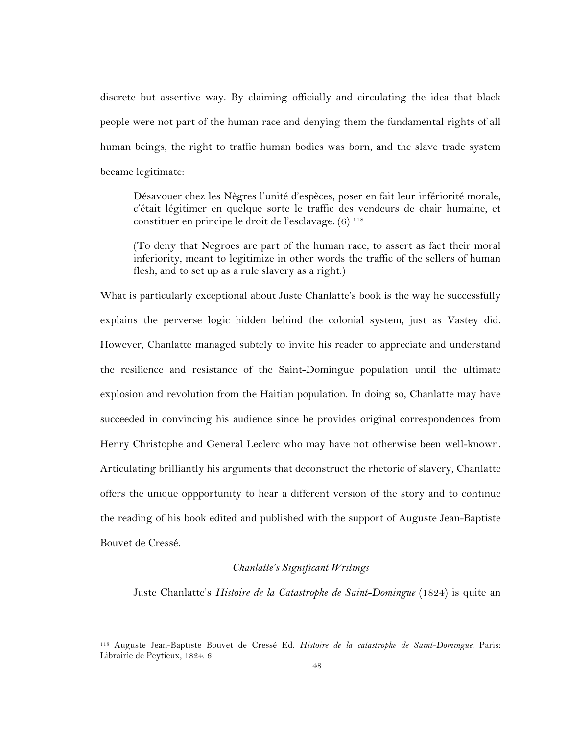discrete but assertive way. By claiming officially and circulating the idea that black people were not part of the human race and denying them the fundamental rights of all human beings, the right to traffic human bodies was born, and the slave trade system became legitimate:

> Désavouer chez les Nègres l'unité d'espèces, poser en fait leur infériorité morale, c'était légitimer en quelque sorte le traffic des vendeurs de chair humaine, et constituer en principe le droit de l'esclavage. (6) [118]
>
> (To deny that Negroes are part of the human race, to assert as fact their moral inferiority, meant to legitimize in other words the traffic of the sellers of human flesh, and to set up as a rule slavery as a right.)

What is particularly exceptional about Juste Chanlatte's book is the way he successfully explains the perverse logic hidden behind the colonial system, just as Vastey did. However, Chanlatte managed subtely to invite his reader to appreciate and understand the resilience and resistance of the Saint-Domingue population until the ultimate explosion and revolution from the Haitian population. In doing so, Chanlatte may have succeeded in convincing his audience since he provides original correspondences from Henry Christophe and General Leclerc who may have not otherwise been well-known. Articulating brilliantly his arguments that deconstruct the rhetoric of slavery, Chanlatte offers the unique oppportunity to hear a different version of the story and to continue the reading of his book edited and published with the support of Auguste Jean-Baptiste Bouvet de Cressé.

### *Chanlatte's Significant Writings*

Juste Chanlatte's *Histoire de la Catastrophe de Saint-Domingue* (1824) is quite an

---

[118] Auguste Jean-Baptiste Bouvet de Cressé Ed. *Histoire de la catastrophe de Saint-Domingue*. Paris: Librairie de Peytieux, 1824. 6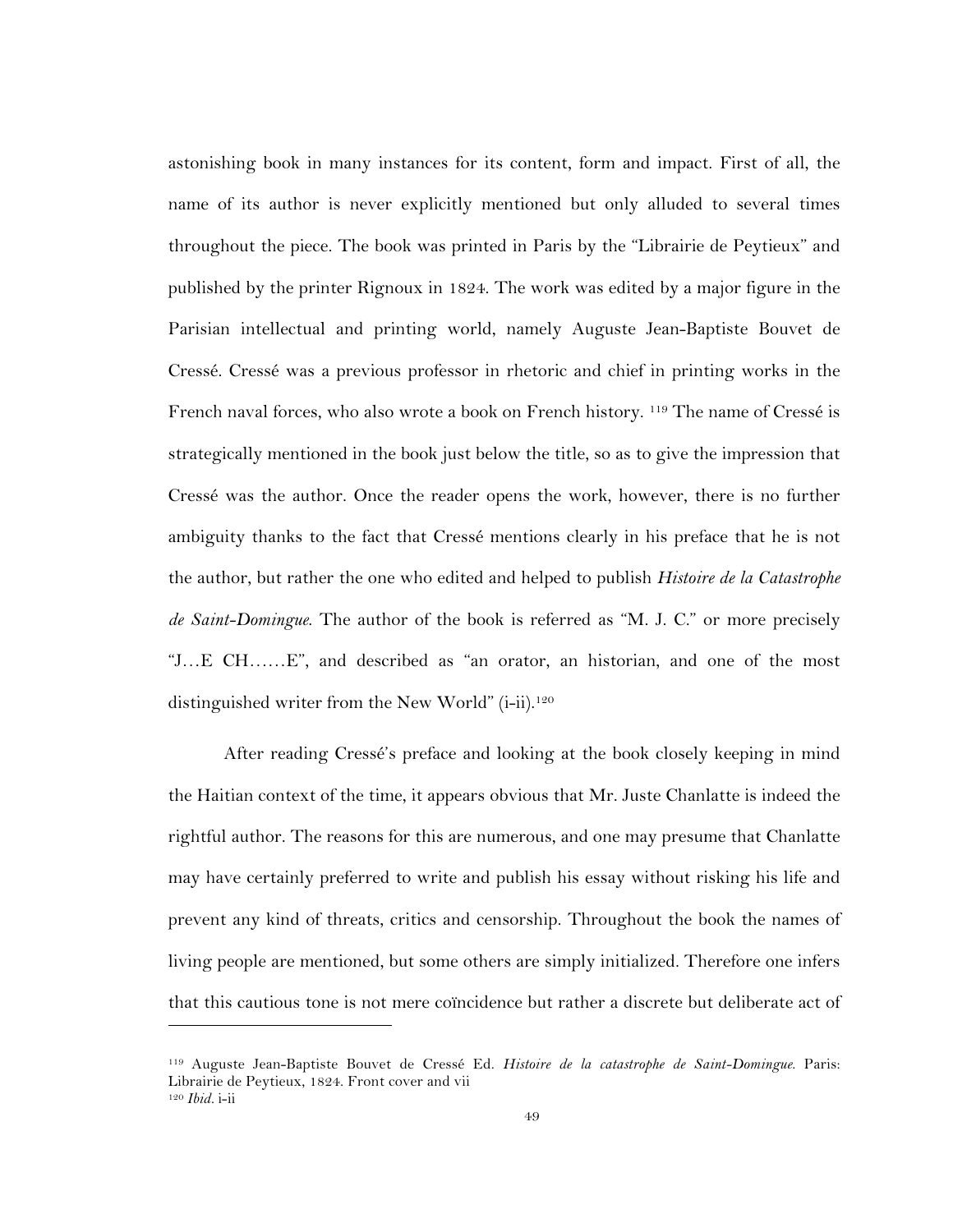astonishing book in many instances for its content, form and impact. First of all, the name of its author is never explicitly mentioned but only alluded to several times throughout the piece. The book was printed in Paris by the "Librairie de Peytieux" and published by the printer Rignoux in 1824. The work was edited by a major figure in the Parisian intellectual and printing world, namely Auguste Jean-Baptiste Bouvet de Cressé. Cressé was a previous professor in rhetoric and chief in printing works in the French naval forces, who also wrote a book on French history. [119] The name of Cressé is strategically mentioned in the book just below the title, so as to give the impression that Cressé was the author. Once the reader opens the work, however, there is no further ambiguity thanks to the fact that Cressé mentions clearly in his preface that he is not the author, but rather the one who edited and helped to publish *Histoire de la Catastrophe de Saint-Domingue*. The author of the book is referred as "M. J. C." or more precisely "J…E CH……E", and described as "an orator, an historian, and one of the most distinguished writer from the New World" (i-ii).[120]

After reading Cressé's preface and looking at the book closely keeping in mind the Haitian context of the time, it appears obvious that Mr. Juste Chanlatte is indeed the rightful author. The reasons for this are numerous, and one may presume that Chanlatte may have certainly preferred to write and publish his essay without risking his life and prevent any kind of threats, critics and censorship. Throughout the book the names of living people are mentioned, but some others are simply initialized. Therefore one infers that this cautious tone is not mere coïncidence but rather a discrete but deliberate act of

---

[119] Auguste Jean-Baptiste Bouvet de Cressé Ed. *Histoire de la catastrophe de Saint-Domingue*. Paris: Librairie de Peytieux, 1824. Front cover and vii

[120] *Ibid*. i-ii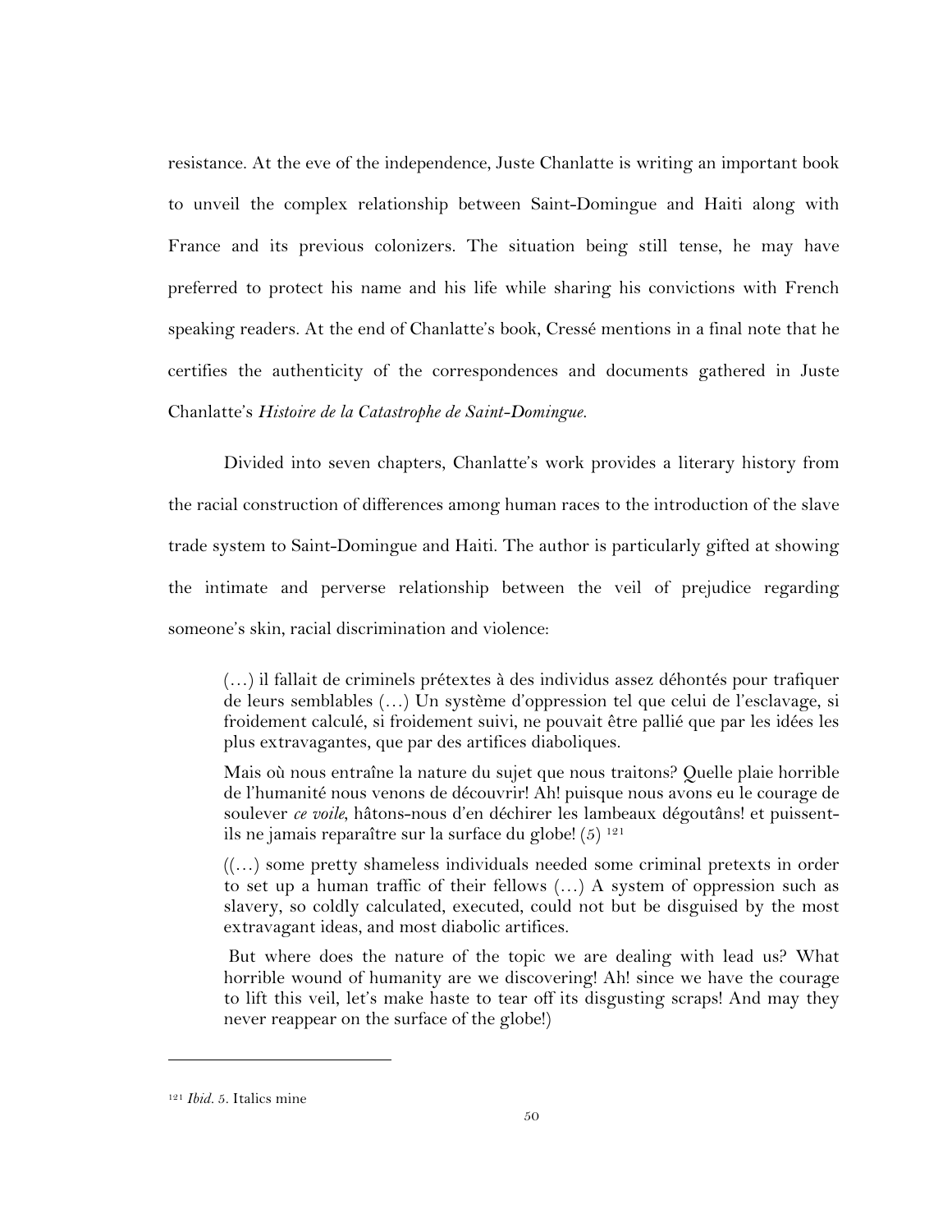resistance. At the eve of the independence, Juste Chanlatte is writing an important book to unveil the complex relationship between Saint-Domingue and Haiti along with France and its previous colonizers. The situation being still tense, he may have preferred to protect his name and his life while sharing his convictions with French speaking readers. At the end of Chanlatte's book, Cressé mentions in a final note that he certifies the authenticity of the correspondences and documents gathered in Juste Chanlatte's *Histoire de la Catastrophe de Saint-Domingue.*

Divided into seven chapters, Chanlatte's work provides a literary history from the racial construction of differences among human races to the introduction of the slave trade system to Saint-Domingue and Haiti. The author is particularly gifted at showing the intimate and perverse relationship between the veil of prejudice regarding someone's skin, racial discrimination and violence:

> (…) il fallait de criminels prétextes à des individus assez déhontés pour trafiquer de leurs semblables (…) Un système d'oppression tel que celui de l'esclavage, si froidement calculé, si froidement suivi, ne pouvait être pallié que par les idées les plus extravagantes, que par des artifices diaboliques.
>
> Mais où nous entraîne la nature du sujet que nous traitons? Quelle plaie horrible de l'humanité nous venons de découvrir! Ah! puisque nous avons eu le courage de soulever *ce voile*, hâtons-nous d'en déchirer les lambeaux dégoutâns! et puissent-ils ne jamais reparaître sur la surface du globe! (5) [121]
>
> ((…) some pretty shameless individuals needed some criminal pretexts in order to set up a human traffic of their fellows (…) A system of oppression such as slavery, so coldly calculated, executed, could not but be disguised by the most extravagant ideas, and most diabolic artifices.
>
> But where does the nature of the topic we are dealing with lead us? What horrible wound of humanity are we discovering! Ah! since we have the courage to lift this veil, let's make haste to tear off its disgusting scraps! And may they never reappear on the surface of the globe!)

---

[121] *Ibid.* 5. Italics mine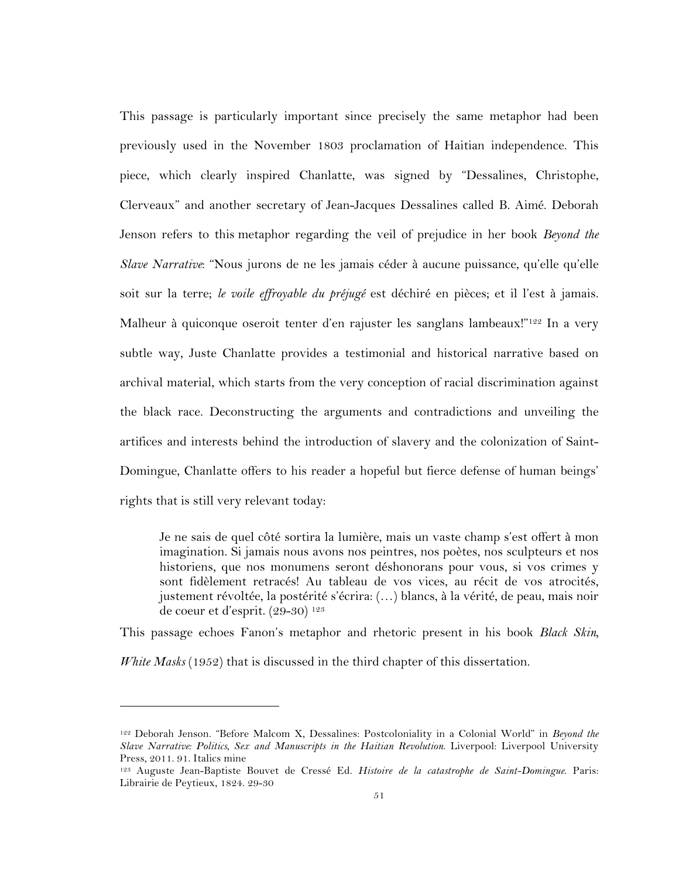This passage is particularly important since precisely the same metaphor had been previously used in the November 1803 proclamation of Haitian independence. This piece, which clearly inspired Chanlatte, was signed by "Dessalines, Christophe, Clerveaux" and another secretary of Jean-Jacques Dessalines called B. Aimé. Deborah Jenson refers to this metaphor regarding the veil of prejudice in her book *Beyond the Slave Narrative*: "Nous jurons de ne les jamais céder à aucune puissance, qu'elle qu'elle soit sur la terre; *le voile effroyable du préjugé* est déchiré en pièces; et il l'est à jamais. Malheur à quiconque oseroit tenter d'en rajuster les sanglans lambeaux!"[122] In a very subtle way, Juste Chanlatte provides a testimonial and historical narrative based on archival material, which starts from the very conception of racial discrimination against the black race. Deconstructing the arguments and contradictions and unveiling the artifices and interests behind the introduction of slavery and the colonization of Saint-Domingue, Chanlatte offers to his reader a hopeful but fierce defense of human beings' rights that is still very relevant today:

> Je ne sais de quel côté sortira la lumière, mais un vaste champ s'est offert à mon imagination. Si jamais nous avons nos peintres, nos poètes, nos sculpteurs et nos historiens, que nos monumens seront déshonorans pour vous, si vos crimes y sont fidèlement retracés! Au tableau de vos vices, au récit de vos atrocités, justement révoltée, la postérité s'écrira: (…) blancs, à la vérité, de peau, mais noir de coeur et d'esprit. (29-30) [123]

This passage echoes Fanon's metaphor and rhetoric present in his book *Black Skin, White Masks* (1952) that is discussed in the third chapter of this dissertation.

---

[122] Deborah Jenson. "Before Malcom X, Dessalines: Postcoloniality in a Colonial World" in *Beyond the Slave Narrative: Politics, Sex and Manuscripts in the Haitian Revolution*. Liverpool: Liverpool University Press, 2011. 91. Italics mine

[123] Auguste Jean-Baptiste Bouvet de Cressé Ed. *Histoire de la catastrophe de Saint-Domingue*. Paris: Librairie de Peytieux, 1824. 29-30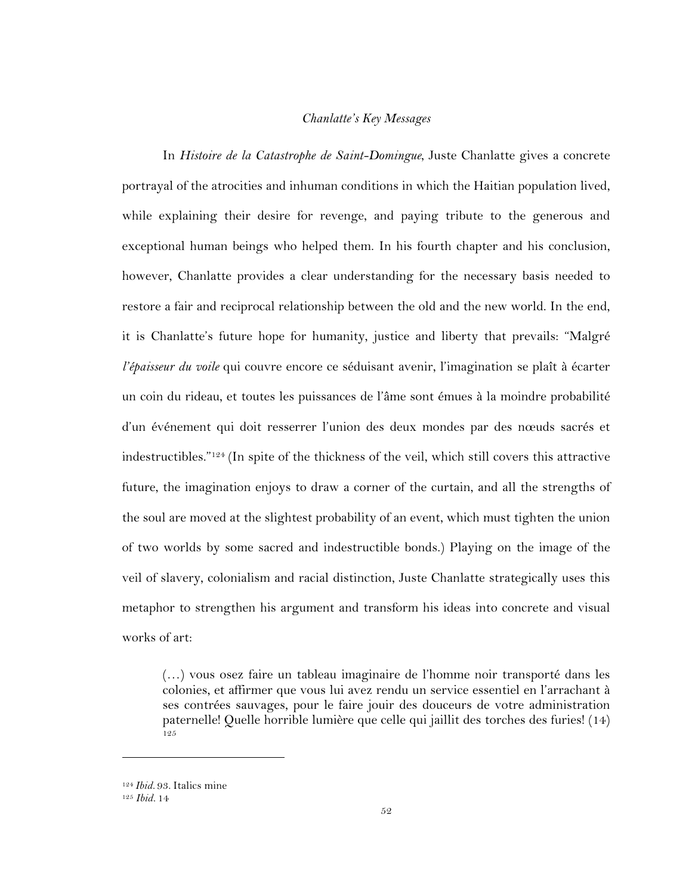*Chanlatte's Key Messages*

In *Histoire de la Catastrophe de Saint-Domingue*, Juste Chanlatte gives a concrete portrayal of the atrocities and inhuman conditions in which the Haitian population lived, while explaining their desire for revenge, and paying tribute to the generous and exceptional human beings who helped them. In his fourth chapter and his conclusion, however, Chanlatte provides a clear understanding for the necessary basis needed to restore a fair and reciprocal relationship between the old and the new world. In the end, it is Chanlatte's future hope for humanity, justice and liberty that prevails: "Malgré *l'épaisseur du voile* qui couvre encore ce séduisant avenir, l'imagination se plaît à écarter un coin du rideau, et toutes les puissances de l'âme sont émues à la moindre probabilité d'un événement qui doit resserrer l'union des deux mondes par des nœuds sacrés et indestructibles."[124] (In spite of the thickness of the veil, which still covers this attractive future, the imagination enjoys to draw a corner of the curtain, and all the strengths of the soul are moved at the slightest probability of an event, which must tighten the union of two worlds by some sacred and indestructible bonds.) Playing on the image of the veil of slavery, colonialism and racial distinction, Juste Chanlatte strategically uses this metaphor to strengthen his argument and transform his ideas into concrete and visual works of art:

> (…) vous osez faire un tableau imaginaire de l'homme noir transporté dans les colonies, et affirmer que vous lui avez rendu un service essentiel en l'arrachant à ses contrées sauvages, pour le faire jouir des douceurs de votre administration paternelle! Quelle horrible lumière que celle qui jaillit des torches des furies! (14) [125]

---

[124] *Ibid.* 93. Italics mine

[125] *Ibid.* 14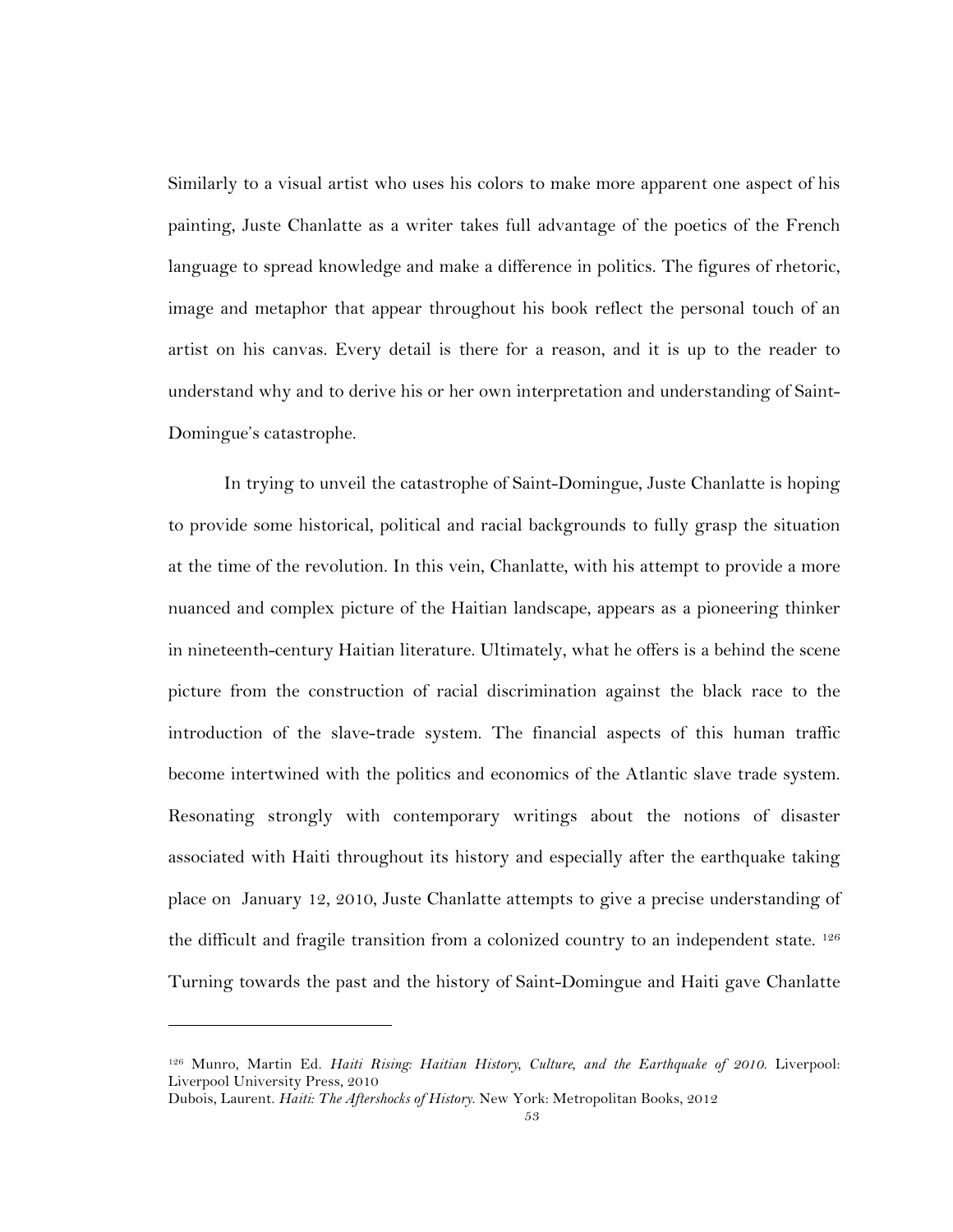Similarly to a visual artist who uses his colors to make more apparent one aspect of his painting, Juste Chanlatte as a writer takes full advantage of the poetics of the French language to spread knowledge and make a difference in politics. The figures of rhetoric, image and metaphor that appear throughout his book reflect the personal touch of an artist on his canvas. Every detail is there for a reason, and it is up to the reader to understand why and to derive his or her own interpretation and understanding of Saint-Domingue's catastrophe.

In trying to unveil the catastrophe of Saint-Domingue, Juste Chanlatte is hoping to provide some historical, political and racial backgrounds to fully grasp the situation at the time of the revolution. In this vein, Chanlatte, with his attempt to provide a more nuanced and complex picture of the Haitian landscape, appears as a pioneering thinker in nineteenth-century Haitian literature. Ultimately, what he offers is a behind the scene picture from the construction of racial discrimination against the black race to the introduction of the slave-trade system. The financial aspects of this human traffic become intertwined with the politics and economics of the Atlantic slave trade system. Resonating strongly with contemporary writings about the notions of disaster associated with Haiti throughout its history and especially after the earthquake taking place on January 12, 2010, Juste Chanlatte attempts to give a precise understanding of the difficult and fragile transition from a colonized country to an independent state. [126] Turning towards the past and the history of Saint-Domingue and Haiti gave Chanlatte

---

[126] Munro, Martin Ed. *Haiti Rising: Haitian History, Culture, and the Earthquake of 2010*. Liverpool: Liverpool University Press, 2010

Dubois, Laurent. *Haiti: The Aftershocks of History*. New York: Metropolitan Books, 2012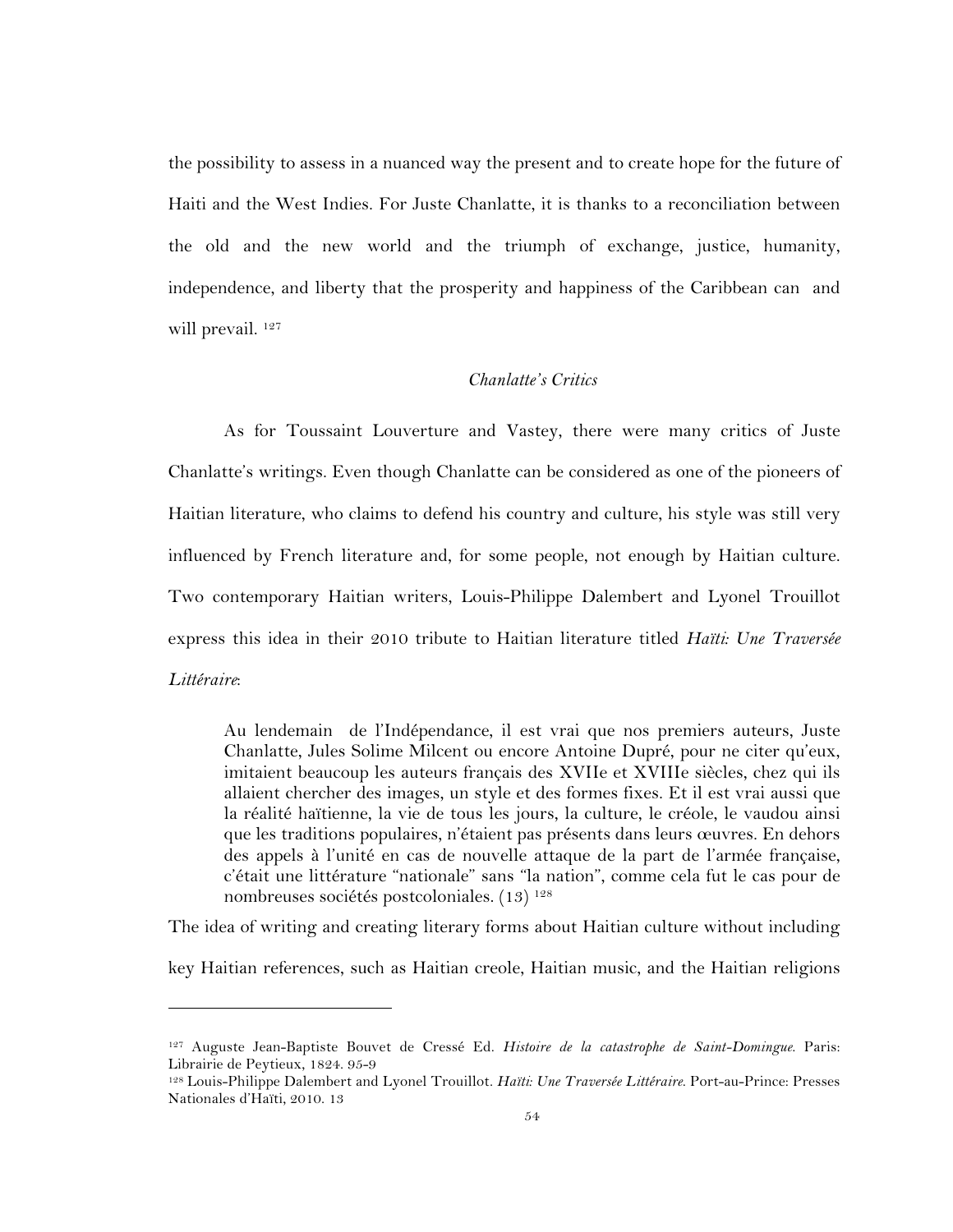the possibility to assess in a nuanced way the present and to create hope for the future of Haiti and the West Indies. For Juste Chanlatte, it is thanks to a reconciliation between the old and the new world and the triumph of exchange, justice, humanity, independence, and liberty that the prosperity and happiness of the Caribbean can and will prevail. [127]

### *Chanlatte's Critics*

As for Toussaint Louverture and Vastey, there were many critics of Juste Chanlatte's writings. Even though Chanlatte can be considered as one of the pioneers of Haitian literature, who claims to defend his country and culture, his style was still very influenced by French literature and, for some people, not enough by Haitian culture. Two contemporary Haitian writers, Louis-Philippe Dalembert and Lyonel Trouillot express this idea in their 2010 tribute to Haitian literature titled *Haïti: Une Traversée Littéraire*:

> Au lendemain de l'Indépendance, il est vrai que nos premiers auteurs, Juste Chanlatte, Jules Solime Milcent ou encore Antoine Dupré, pour ne citer qu'eux, imitaient beaucoup les auteurs français des XVIIe et XVIIIe siècles, chez qui ils allaient chercher des images, un style et des formes fixes. Et il est vrai aussi que la réalité haïtienne, la vie de tous les jours, la culture, le créole, le vaudou ainsi que les traditions populaires, n'étaient pas présents dans leurs œuvres. En dehors des appels à l'unité en cas de nouvelle attaque de la part de l'armée française, c'était une littérature "nationale" sans "la nation", comme cela fut le cas pour de nombreuses sociétés postcoloniales. (13) [128]

The idea of writing and creating literary forms about Haitian culture without including key Haitian references, such as Haitian creole, Haitian music, and the Haitian religions

---

[127] Auguste Jean-Baptiste Bouvet de Cressé Ed. *Histoire de la catastrophe de Saint-Domingue.* Paris: Librairie de Peytieux, 1824. 95-9

[128] Louis-Philippe Dalembert and Lyonel Trouillot. *Haïti: Une Traversée Littéraire.* Port-au-Prince: Presses Nationales d'Haïti, 2010. 13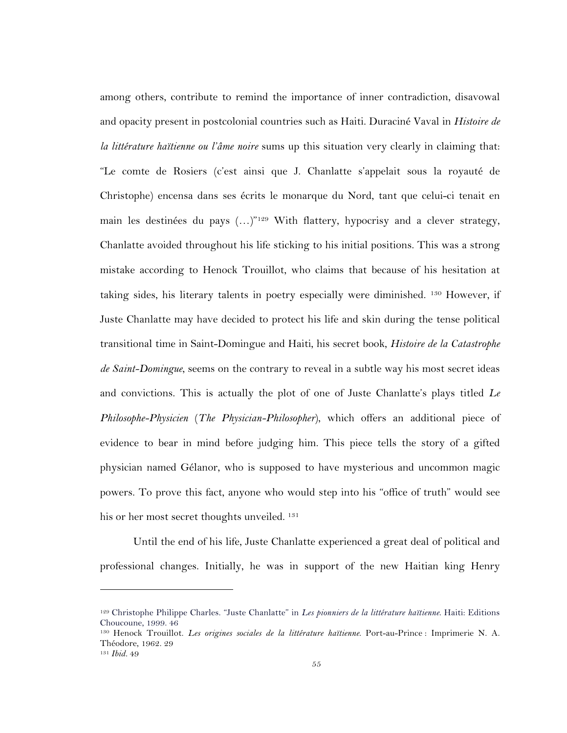among others, contribute to remind the importance of inner contradiction, disavowal and opacity present in postcolonial countries such as Haiti. Duraciné Vaval in *Histoire de la littérature haïtienne ou l'âme noire* sums up this situation very clearly in claiming that: "Le comte de Rosiers (c'est ainsi que J. Chanlatte s'appelait sous la royauté de Christophe) encensa dans ses écrits le monarque du Nord, tant que celui-ci tenait en main les destinées du pays (…)"[129] With flattery, hypocrisy and a clever strategy, Chanlatte avoided throughout his life sticking to his initial positions. This was a strong mistake according to Henock Trouillot, who claims that because of his hesitation at taking sides, his literary talents in poetry especially were diminished. [130] However, if Juste Chanlatte may have decided to protect his life and skin during the tense political transitional time in Saint-Domingue and Haiti, his secret book, *Histoire de la Catastrophe de Saint-Domingue*, seems on the contrary to reveal in a subtle way his most secret ideas and convictions. This is actually the plot of one of Juste Chanlatte's plays titled *Le Philosophe-Physicien* (*The Physician-Philosopher*), which offers an additional piece of evidence to bear in mind before judging him. This piece tells the story of a gifted physician named Gélanor, who is supposed to have mysterious and uncommon magic powers. To prove this fact, anyone who would step into his "office of truth" would see his or her most secret thoughts unveiled. [131]

Until the end of his life, Juste Chanlatte experienced a great deal of political and professional changes. Initially, he was in support of the new Haitian king Henry

---

[129] Christophe Philippe Charles. "Juste Chanlatte" in *Les pionniers de la littérature haïtienne*. Haiti: Editions Choucoune, 1999. 46

[130] Henock Trouillot. *Les origines sociales de la littérature haïtienne.* Port-au-Prince : Imprimerie N. A. Théodore, 1962. 29

[131] *Ibid*. 49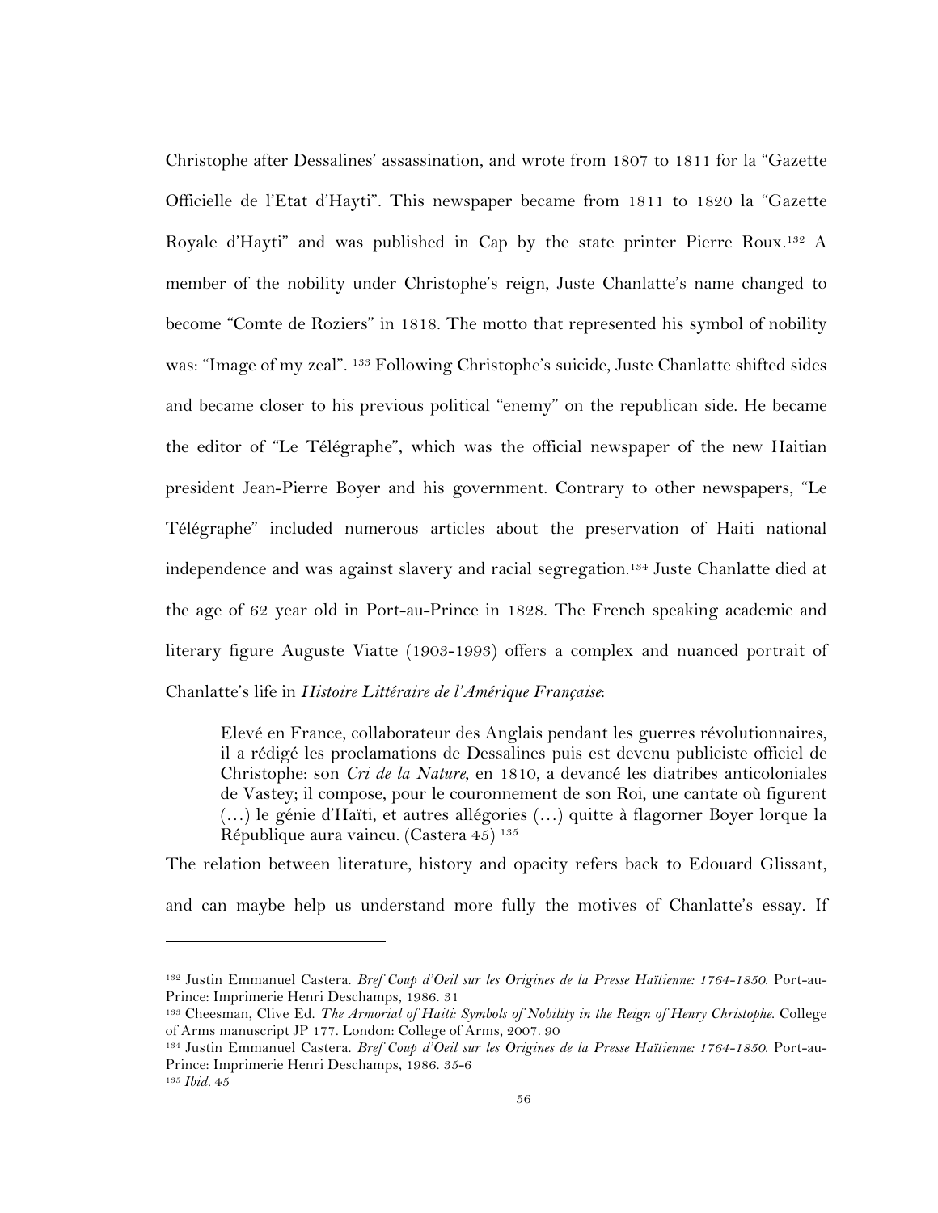Christophe after Dessalines' assassination, and wrote from 1807 to 1811 for la "Gazette Officielle de l'Etat d'Hayti". This newspaper became from 1811 to 1820 la "Gazette Royale d'Hayti" and was published in Cap by the state printer Pierre Roux.[132] A member of the nobility under Christophe's reign, Juste Chanlatte's name changed to become "Comte de Roziers" in 1818. The motto that represented his symbol of nobility was: "Image of my zeal". [133] Following Christophe's suicide, Juste Chanlatte shifted sides and became closer to his previous political "enemy" on the republican side. He became the editor of "Le Télégraphe", which was the official newspaper of the new Haitian president Jean-Pierre Boyer and his government. Contrary to other newspapers, "Le Télégraphe" included numerous articles about the preservation of Haiti national independence and was against slavery and racial segregation.[134] Juste Chanlatte died at the age of 62 year old in Port-au-Prince in 1828. The French speaking academic and literary figure Auguste Viatte (1903-1993) offers a complex and nuanced portrait of Chanlatte's life in *Histoire Littéraire de l'Amérique Française*:

> Elevé en France, collaborateur des Anglais pendant les guerres révolutionnaires, il a rédigé les proclamations de Dessalines puis est devenu publiciste officiel de Christophe: son *Cri de la Nature*, en 1810, a devancé les diatribes anticoloniales de Vastey; il compose, pour le couronnement de son Roi, une cantate où figurent (…) le génie d'Haïti, et autres allégories (…) quitte à flagorner Boyer lorque la République aura vaincu. (Castera 45) [135]

The relation between literature, history and opacity refers back to Edouard Glissant, and can maybe help us understand more fully the motives of Chanlatte's essay. If

---

[132] Justin Emmanuel Castera. *Bref Coup d'Oeil sur les Origines de la Presse Haïtienne: 1764-1850*. Port-au-Prince: Imprimerie Henri Deschamps, 1986. 31

[133] Cheesman, Clive Ed. *The Armorial of Haiti: Symbols of Nobility in the Reign of Henry Christophe*. College of Arms manuscript JP 177. London: College of Arms, 2007. 90

[134] Justin Emmanuel Castera. *Bref Coup d'Oeil sur les Origines de la Presse Haïtienne: 1764-1850*. Port-au-Prince: Imprimerie Henri Deschamps, 1986. 35-6

[135] *Ibid*. 45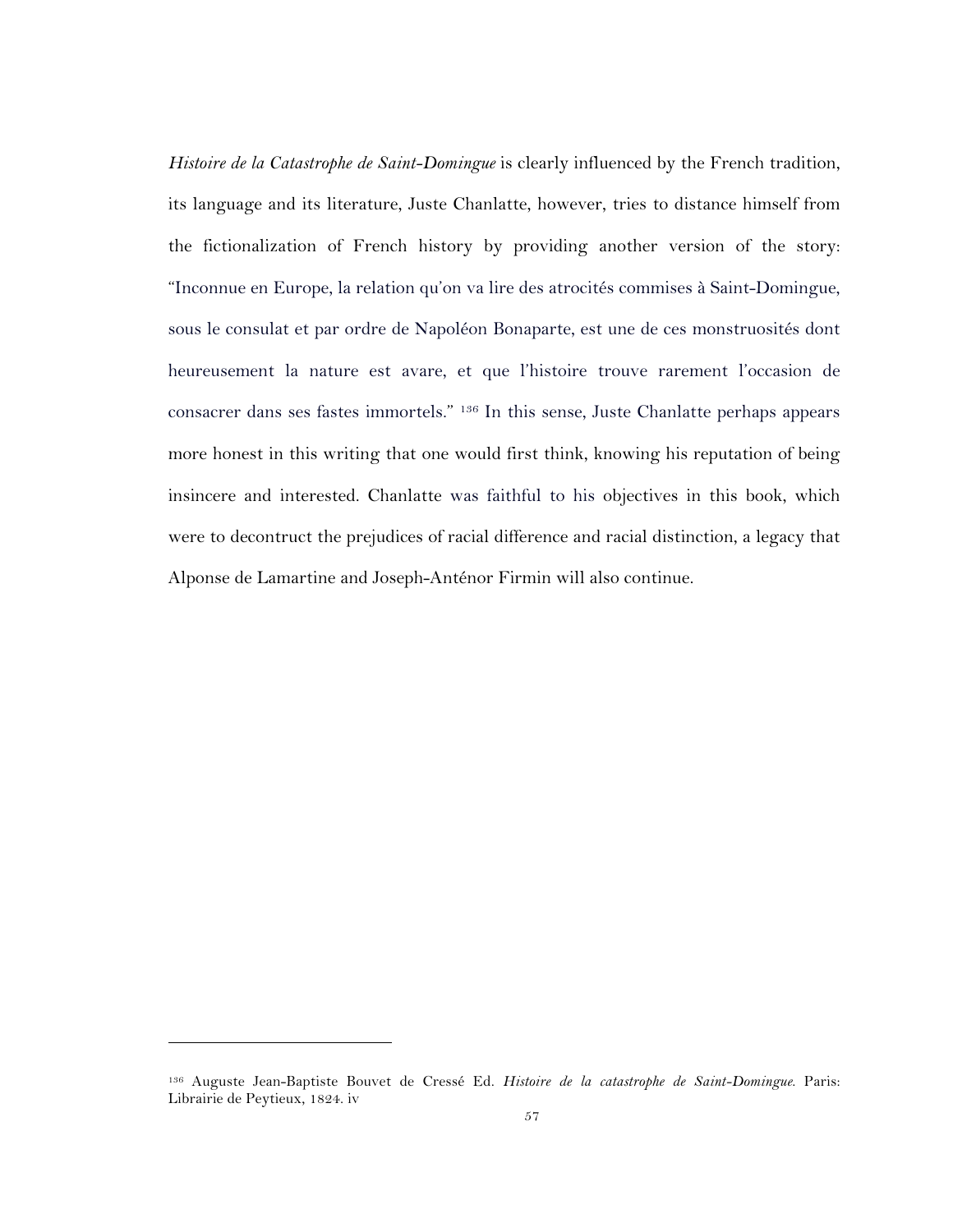*Histoire de la Catastrophe de Saint-Domingue* is clearly influenced by the French tradition, its language and its literature, Juste Chanlatte, however, tries to distance himself from the fictionalization of French history by providing another version of the story: "Inconnue en Europe, la relation qu'on va lire des atrocités commises à Saint-Domingue, sous le consulat et par ordre de Napoléon Bonaparte, est une de ces monstruosités dont heureusement la nature est avare, et que l'histoire trouve rarement l'occasion de consacrer dans ses fastes immortels." [136] In this sense, Juste Chanlatte perhaps appears more honest in this writing that one would first think, knowing his reputation of being insincere and interested. Chanlatte was faithful to his objectives in this book, which were to decontruct the prejudices of racial difference and racial distinction, a legacy that Alponse de Lamartine and Joseph-Anténor Firmin will also continue.

---

[136] Auguste Jean-Baptiste Bouvet de Cressé Ed. *Histoire de la catastrophe de Saint-Domingue*. Paris: Librairie de Peytieux, 1824. iv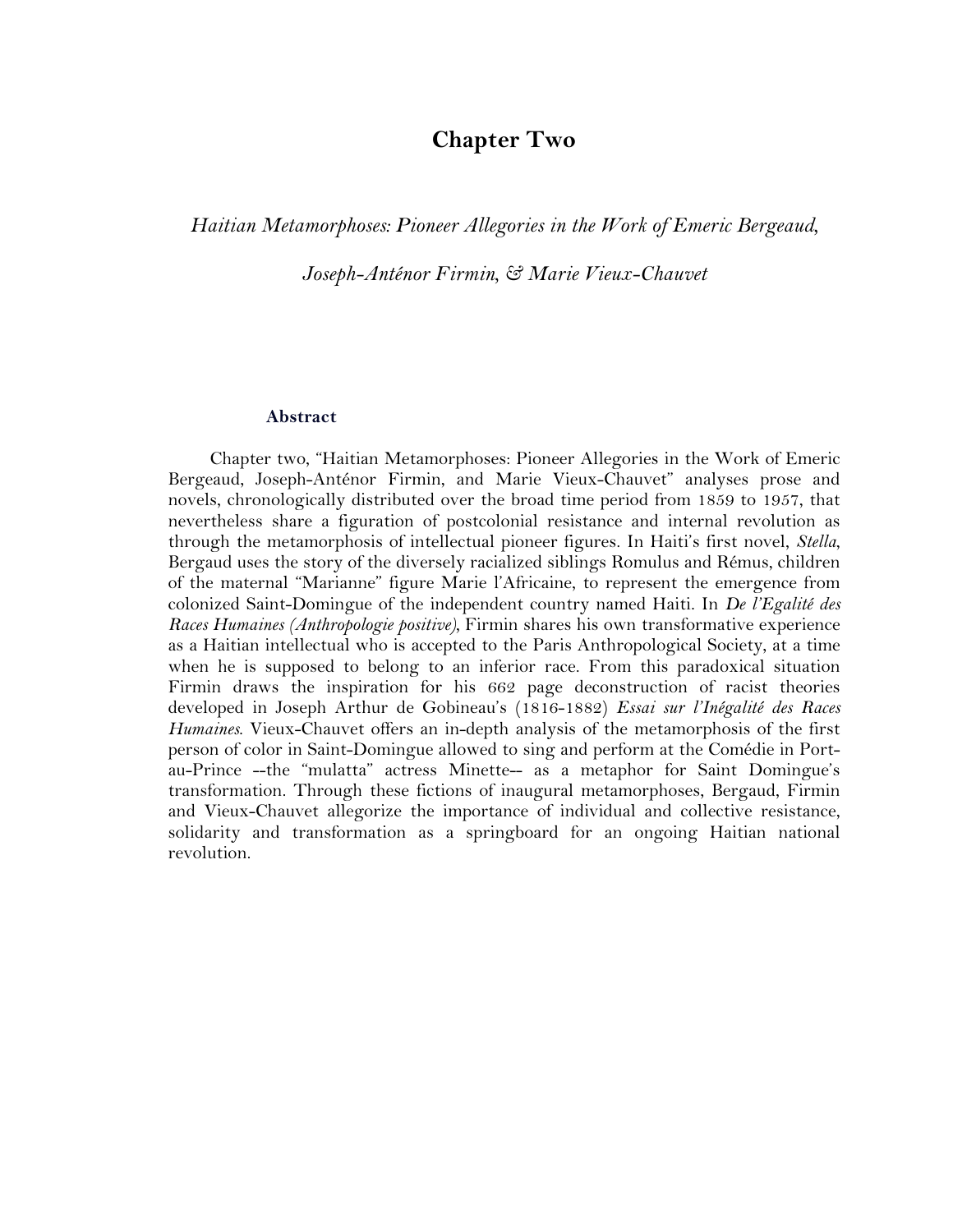# Chapter Two

*Haitian Metamorphoses: Pioneer Allegories in the Work of Emeric Bergeaud, Joseph-Anténor Firmin, & Marie Vieux-Chauvet*

### Abstract

Chapter two, "Haitian Metamorphoses: Pioneer Allegories in the Work of Emeric Bergeaud, Joseph-Anténor Firmin, and Marie Vieux-Chauvet" analyses prose and novels, chronologically distributed over the broad time period from 1859 to 1957, that nevertheless share a figuration of postcolonial resistance and internal revolution as through the metamorphosis of intellectual pioneer figures. In Haiti's first novel, *Stella*, Bergaud uses the story of the diversely racialized siblings Romulus and Rémus, children of the maternal "Marianne" figure Marie l'Africaine, to represent the emergence from colonized Saint-Domingue of the independent country named Haiti. In *De l'Egalité des Races Humaines (Anthropologie positive)*, Firmin shares his own transformative experience as a Haitian intellectual who is accepted to the Paris Anthropological Society, at a time when he is supposed to belong to an inferior race. From this paradoxical situation Firmin draws the inspiration for his 662 page deconstruction of racist theories developed in Joseph Arthur de Gobineau's (1816-1882) *Essai sur l'Inégalité des Races Humaines*. Vieux-Chauvet offers an in-depth analysis of the metamorphosis of the first person of color in Saint-Domingue allowed to sing and perform at the Comédie in Port-au-Prince --the "mulatta" actress Minette-- as a metaphor for Saint Domingue's transformation. Through these fictions of inaugural metamorphoses, Bergaud, Firmin and Vieux-Chauvet allegorize the importance of individual and collective resistance, solidarity and transformation as a springboard for an ongoing Haitian national revolution.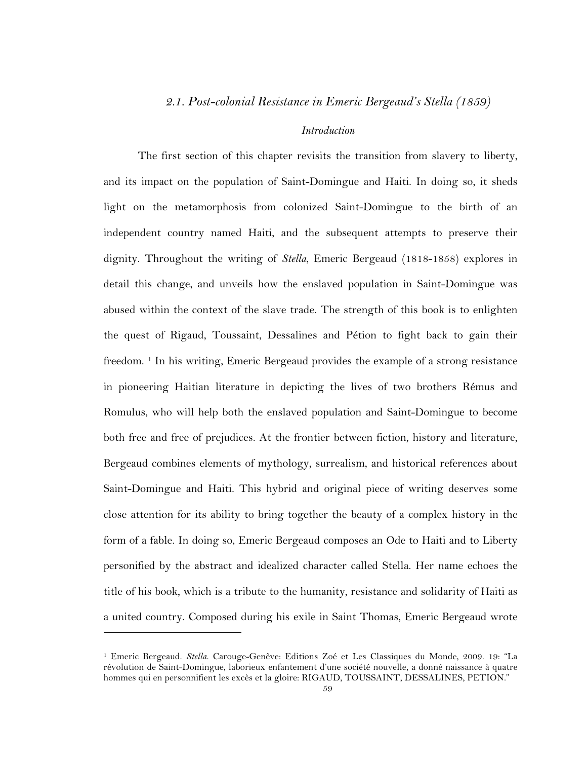## *2.1. Post-colonial Resistance in Emeric Bergeaud's Stella (1859)*

### *Introduction*

The first section of this chapter revisits the transition from slavery to liberty, and its impact on the population of Saint-Domingue and Haiti. In doing so, it sheds light on the metamorphosis from colonized Saint-Domingue to the birth of an independent country named Haiti, and the subsequent attempts to preserve their dignity. Throughout the writing of *Stella*, Emeric Bergeaud (1818-1858) explores in detail this change, and unveils how the enslaved population in Saint-Domingue was abused within the context of the slave trade. The strength of this book is to enlighten the quest of Rigaud, Toussaint, Dessalines and Pétion to fight back to gain their freedom. [1] In his writing, Emeric Bergeaud provides the example of a strong resistance in pioneering Haitian literature in depicting the lives of two brothers Rémus and Romulus, who will help both the enslaved population and Saint-Domingue to become both free and free of prejudices. At the frontier between fiction, history and literature, Bergeaud combines elements of mythology, surrealism, and historical references about Saint-Domingue and Haiti. This hybrid and original piece of writing deserves some close attention for its ability to bring together the beauty of a complex history in the form of a fable. In doing so, Emeric Bergeaud composes an Ode to Haiti and to Liberty personified by the abstract and idealized character called Stella. Her name echoes the title of his book, which is a tribute to the humanity, resistance and solidarity of Haiti as a united country. Composed during his exile in Saint Thomas, Emeric Bergeaud wrote

---

[1] Emeric Bergeaud. *Stella*. Carouge-Genêve: Editions Zoé et Les Classiques du Monde, 2009. 19: "La révolution de Saint-Domingue, laborieux enfantement d'une société nouvelle, a donné naissance à quatre hommes qui en personnifient les excès et la gloire: RIGAUD, TOUSSAINT, DESSALINES, PETION."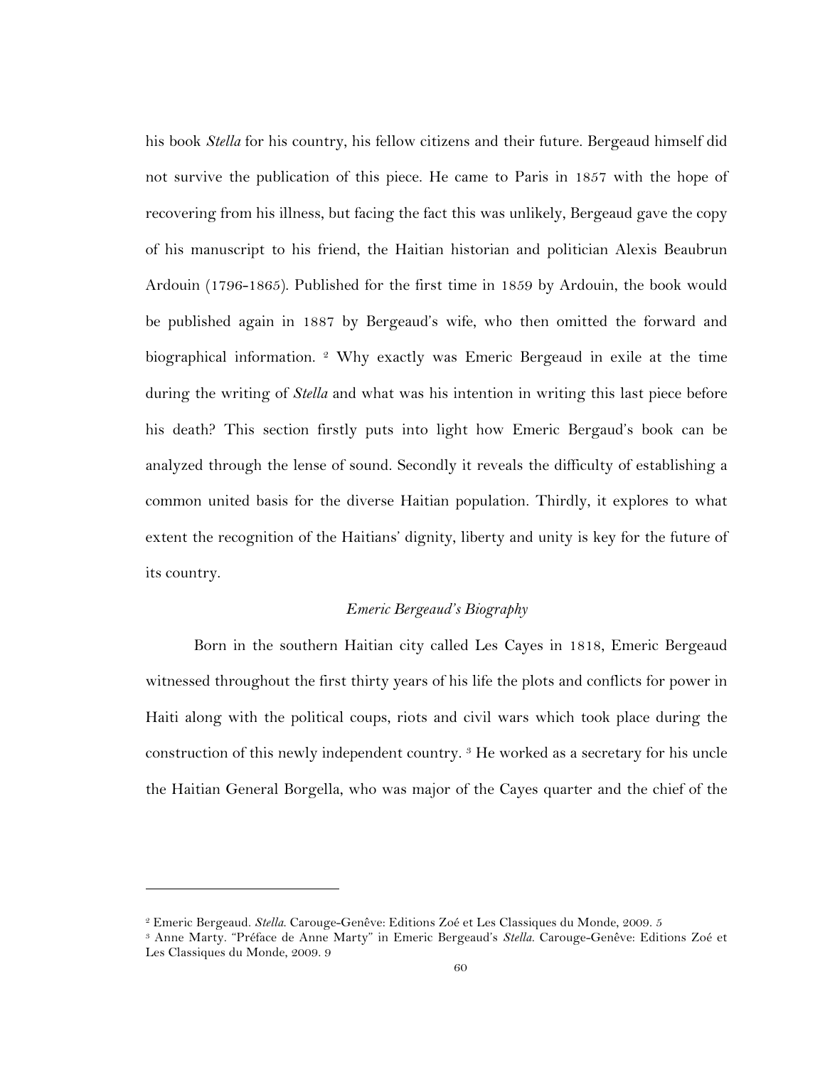his book *Stella* for his country, his fellow citizens and their future. Bergeaud himself did not survive the publication of this piece. He came to Paris in 1857 with the hope of recovering from his illness, but facing the fact this was unlikely, Bergeaud gave the copy of his manuscript to his friend, the Haitian historian and politician Alexis Beaubrun Ardouin (1796-1865). Published for the first time in 1859 by Ardouin, the book would be published again in 1887 by Bergeaud's wife, who then omitted the forward and biographical information. [2] Why exactly was Emeric Bergeaud in exile at the time during the writing of *Stella* and what was his intention in writing this last piece before his death? This section firstly puts into light how Emeric Bergaud's book can be analyzed through the lense of sound. Secondly it reveals the difficulty of establishing a common united basis for the diverse Haitian population. Thirdly, it explores to what extent the recognition of the Haitians' dignity, liberty and unity is key for the future of its country.

### *Emeric Bergeaud's Biography*

Born in the southern Haitian city called Les Cayes in 1818, Emeric Bergeaud witnessed throughout the first thirty years of his life the plots and conflicts for power in Haiti along with the political coups, riots and civil wars which took place during the construction of this newly independent country. [3] He worked as a secretary for his uncle the Haitian General Borgella, who was major of the Cayes quarter and the chief of the

---

[2] Emeric Bergeaud. *Stella*. Carouge-Genêve: Editions Zoé et Les Classiques du Monde, 2009. 5

[3] Anne Marty. "Préface de Anne Marty" in Emeric Bergeaud's *Stella*. Carouge-Genêve: Editions Zoé et Les Classiques du Monde, 2009. 9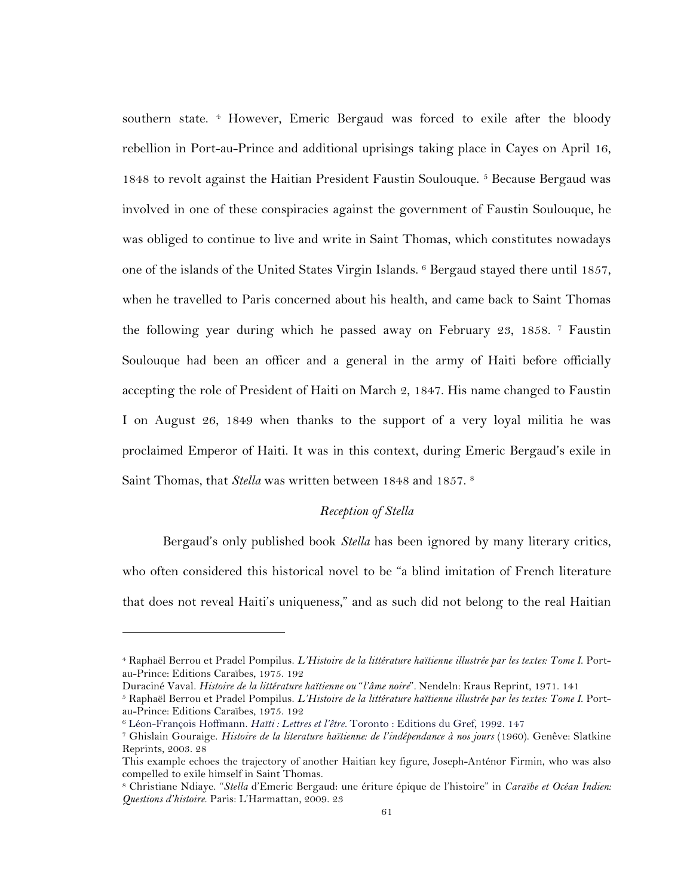southern state. [4] However, Emeric Bergaud was forced to exile after the bloody rebellion in Port-au-Prince and additional uprisings taking place in Cayes on April 16, 1848 to revolt against the Haitian President Faustin Soulouque. [5] Because Bergaud was involved in one of these conspiracies against the government of Faustin Soulouque, he was obliged to continue to live and write in Saint Thomas, which constitutes nowadays one of the islands of the United States Virgin Islands. [6] Bergaud stayed there until 1857, when he travelled to Paris concerned about his health, and came back to Saint Thomas the following year during which he passed away on February 23, 1858. [7] Faustin Soulouque had been an officer and a general in the army of Haiti before officially accepting the role of President of Haiti on March 2, 1847. His name changed to Faustin I on August 26, 1849 when thanks to the support of a very loyal militia he was proclaimed Emperor of Haiti. It was in this context, during Emeric Bergaud's exile in Saint Thomas, that *Stella* was written between 1848 and 1857. [8]

### *Reception of Stella*

Bergaud's only published book *Stella* has been ignored by many literary critics, who often considered this historical novel to be "a blind imitation of French literature that does not reveal Haiti's uniqueness," and as such did not belong to the real Haitian

---

[4] Raphaël Berrou et Pradel Pompilus. *L'Histoire de la littérature haïtienne illustrée par les textes: Tome I.* Port-au-Prince: Editions Caraïbes, 1975. 192
Duraciné Vaval. *Histoire de la littérature haïtienne ou "l'âme noire"*. Nendeln: Kraus Reprint, 1971. 141

[5] Raphaël Berrou et Pradel Pompilus. *L'Histoire de la littérature haïtienne illustrée par les textes: Tome I.* Port-au-Prince: Editions Caraïbes, 1975. 192

[6] Léon-François Hoffmann. *Haïti : Lettres et l'être.* Toronto : Editions du Gref, 1992. 147

[7] Ghislain Gouraige. *Histoire de la literature haïtienne: de l'indépendance à nos jours* (1960). Genêve: Slatkine Reprints, 2003. 28
This example echoes the trajectory of another Haitian key figure, Joseph-Anténor Firmin, who was also compelled to exile himself in Saint Thomas.

[8] Christiane Ndiaye. "*Stella* d'Emeric Bergaud: uneériture épique de l'histoire" in *Caraïbe et Océan Indien: Questions d'histoire.* Paris: L'Harmattan, 2009. 23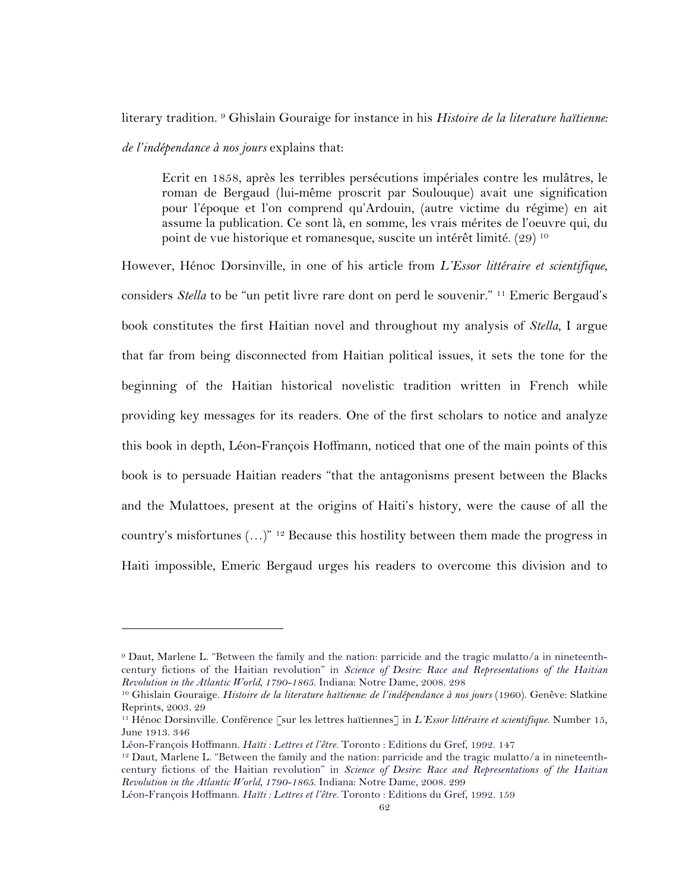literary tradition. [9] Ghislain Gouraige for instance in his *Histoire de la literature haïtienne: de l'indépendance à nos jours* explains that:

> Ecrit en 1858, après les terribles persécutions impériales contre les mulâtres, le roman de Bergaud (lui-même proscrit par Soulouque) avait une signification pour l'époque et l'on comprend qu'Ardouin, (autre victime du régime) en ait assume la publication. Ce sont là, en somme, les vrais mérites de l'oeuvre qui, du point de vue historique et romanesque, suscite un intérêt limité. (29) [10]

However, Hénoc Dorsinville, in one of his article from *L'Essor littéraire et scientifique*, considers *Stella* to be "un petit livre rare dont on perd le souvenir." [11] Emeric Bergaud's book constitutes the first Haitian novel and throughout my analysis of *Stella*, I argue that far from being disconnected from Haitian political issues, it sets the tone for the beginning of the Haitian historical novelistic tradition written in French while providing key messages for its readers. One of the first scholars to notice and analyze this book in depth, Léon-François Hoffmann, noticed that one of the main points of this book is to persuade Haitian readers "that the antagonisms present between the Blacks and the Mulattoes, present at the origins of Haiti's history, were the cause of all the country's misfortunes (…)" [12] Because this hostility between them made the progress in Haiti impossible, Emeric Bergaud urges his readers to overcome this division and to

---

[9] Daut, Marlene L. "Between the family and the nation: parricide and the tragic mulatto/a in nineteenth-century fictions of the Haitian revolution" in *Science of Desire: Race and Representations of the Haitian Revolution in the Atlantic World, 1790-1865.* Indiana: Notre Dame, 2008. 298

[10] Ghislain Gouraige. *Histoire de la literature haïtienne: de l'indépendance à nos jours* (1960). Genêve: Slatkine Reprints, 2003. 29

[11] Hénoc Dorsinville. Conférence [sur les lettres haïtiennes] in *L'Essor littéraire et scientifique.* Number 15, June 1913. 346

Léon-François Hoffmann. *Haïti : Lettres et l'être.* Toronto : Editions du Gref, 1992. 147

[12] Daut, Marlene L. "Between the family and the nation: parricide and the tragic mulatto/a in nineteenth-century fictions of the Haitian revolution" in *Science of Desire: Race and Representations of the Haitian Revolution in the Atlantic World, 1790-1865.* Indiana: Notre Dame, 2008. 299

Léon-François Hoffmann. *Haïti : Lettres et l'être.* Toronto : Editions du Gref, 1992. 159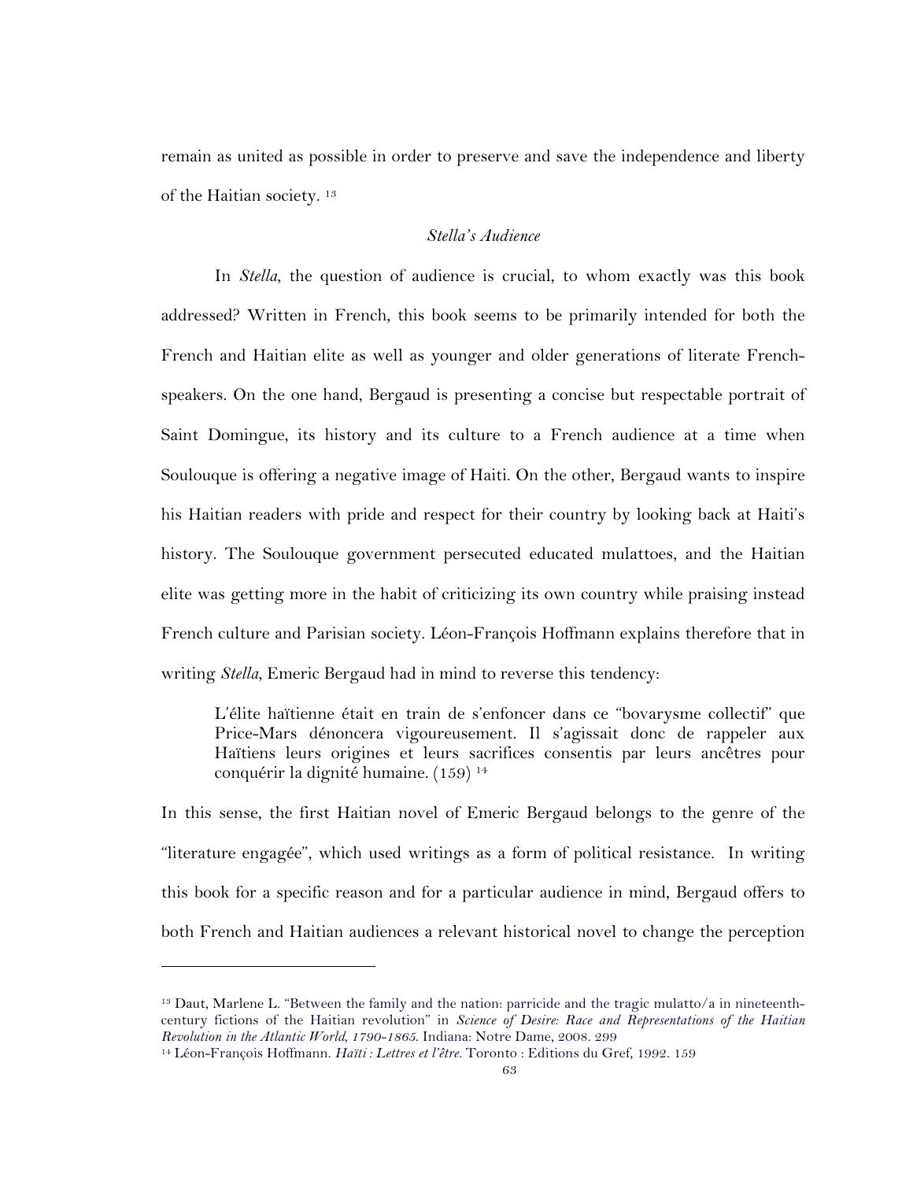remain as united as possible in order to preserve and save the independence and liberty of the Haitian society. [13]

### *Stella's Audience*

In *Stella*, the question of audience is crucial, to whom exactly was this book addressed? Written in French, this book seems to be primarily intended for both the French and Haitian elite as well as younger and older generations of literate French-speakers. On the one hand, Bergaud is presenting a concise but respectable portrait of Saint Domingue, its history and its culture to a French audience at a time when Soulouque is offering a negative image of Haiti. On the other, Bergaud wants to inspire his Haitian readers with pride and respect for their country by looking back at Haiti's history. The Soulouque government persecuted educated mulattoes, and the Haitian elite was getting more in the habit of criticizing its own country while praising instead French culture and Parisian society. Léon-François Hoffmann explains therefore that in writing *Stella*, Emeric Bergaud had in mind to reverse this tendency:

> L'élite haïtienne était en train de s'enfoncer dans ce "bovarysme collectif" que Price-Mars dénoncera vigoureusement. Il s'agissait donc de rappeler aux Haïtiens leurs origines et leurs sacrifices consentis par leurs ancêtres pour conquérir la dignité humaine. (159) [14]

In this sense, the first Haitian novel of Emeric Bergaud belongs to the genre of the "literature engagée", which used writings as a form of political resistance. In writing this book for a specific reason and for a particular audience in mind, Bergaud offers to both French and Haitian audiences a relevant historical novel to change the perception

---

[13] Daut, Marlene L. "Between the family and the nation: parricide and the tragic mulatto/a in nineteenth-century fictions of the Haitian revolution" in *Science of Desire: Race and Representations of the Haitian Revolution in the Atlantic World, 1790-1865.* Indiana: Notre Dame, 2008. 299

[14] Léon-François Hoffmann. *Haïti : Lettres et l'être.* Toronto : Editions du Gref, 1992. 159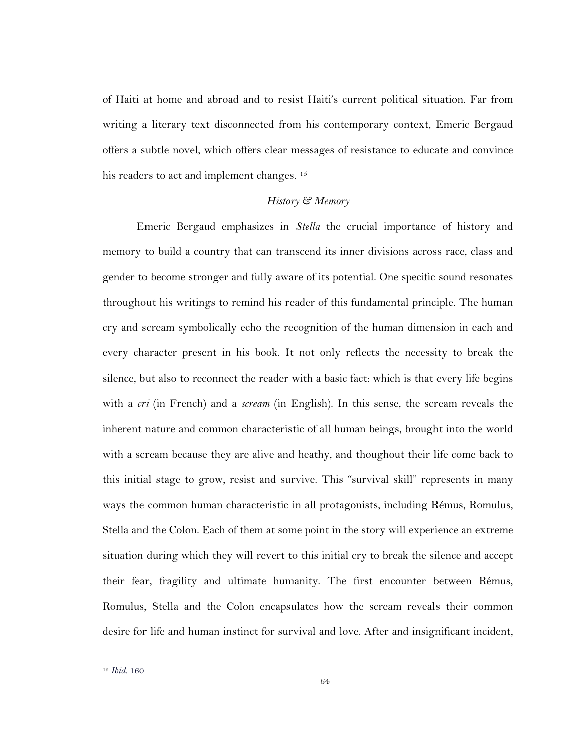of Haiti at home and abroad and to resist Haiti's current political situation. Far from writing a literary text disconnected from his contemporary context, Emeric Bergaud offers a subtle novel, which offers clear messages of resistance to educate and convince his readers to act and implement changes. [15]

### *History & Memory*

Emeric Bergaud emphasizes in *Stella* the crucial importance of history and memory to build a country that can transcend its inner divisions across race, class and gender to become stronger and fully aware of its potential. One specific sound resonates throughout his writings to remind his reader of this fundamental principle. The human cry and scream symbolically echo the recognition of the human dimension in each and every character present in his book. It not only reflects the necessity to break the silence, but also to reconnect the reader with a basic fact: which is that every life begins with a *cri* (in French) and a *scream* (in English). In this sense, the scream reveals the inherent nature and common characteristic of all human beings, brought into the world with a scream because they are alive and heathy, and thoughout their life come back to this initial stage to grow, resist and survive. This "survival skill" represents in many ways the common human characteristic in all protagonists, including Rémus, Romulus, Stella and the Colon. Each of them at some point in the story will experience an extreme situation during which they will revert to this initial cry to break the silence and accept their fear, fragility and ultimate humanity. The first encounter between Rémus, Romulus, Stella and the Colon encapsulates how the scream reveals their common desire for life and human instinct for survival and love. After and insignificant incident,

---

[15] *Ibid.* 160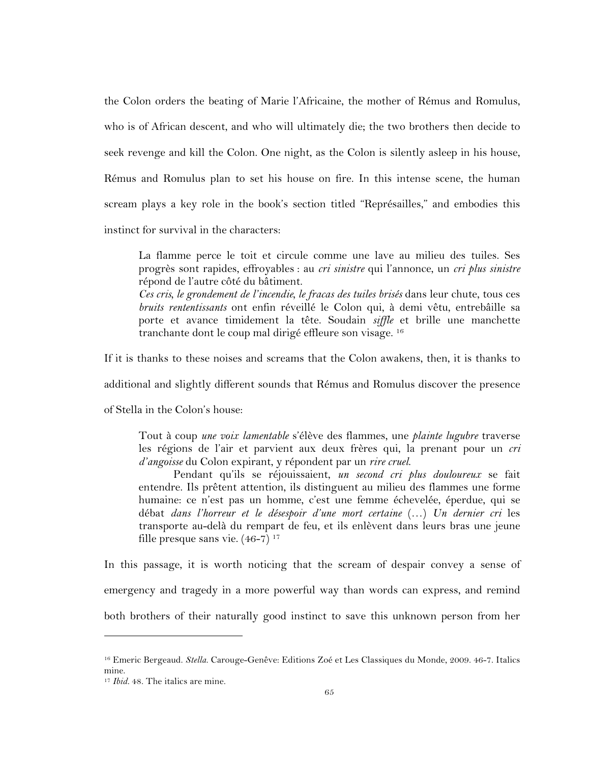the Colon orders the beating of Marie l'Africaine, the mother of Rémus and Romulus, who is of African descent, and who will ultimately die; the two brothers then decide to seek revenge and kill the Colon. One night, as the Colon is silently asleep in his house, Rémus and Romulus plan to set his house on fire. In this intense scene, the human scream plays a key role in the book's section titled "Représailles," and embodies this instinct for survival in the characters:

> La flamme perce le toit et circule comme une lave au milieu des tuiles. Ses progrès sont rapides, effroyables : au *cri sinistre* qui l'annonce, un *cri plus sinistre* répond de l'autre côté du bâtiment.
> *Ces cris*, *le grondement de l'incendie*, *le fracas des tuiles brisés* dans leur chute, tous ces *bruits rententissants* ont enfin réveillé le Colon qui, à demi vêtu, entrebâille sa porte et avance timidement la tête. Soudain *siffle* et brille une manchette tranchante dont le coup mal dirigé effleure son visage. [16]

If it is thanks to these noises and screams that the Colon awakens, then, it is thanks to additional and slightly different sounds that Rémus and Romulus discover the presence of Stella in the Colon's house:

> Tout à coup *une voix lamentable* s'élève des flammes, une *plainte lugubre* traverse les régions de l'air et parvient aux deux frères qui, la prenant pour un *cri d'angoisse* du Colon expirant, y répondent par un *rire cruel*.
>
> Pendant qu'ils se réjouissaient, *un second cri plus douloureux* se fait entendre. Ils prêtent attention, ils distinguent au milieu des flammes une forme humaine: ce n'est pas un homme, c'est une femme échevelée, éperdue, qui se débat *dans l'horreur et le désespoir d'une mort certaine* (…) *Un dernier cri* les transporte au-delà du rempart de feu, et ils enlèvent dans leurs bras une jeune fille presque sans vie. (46-7) [17]

In this passage, it is worth noticing that the scream of despair convey a sense of emergency and tragedy in a more powerful way than words can express, and remind both brothers of their naturally good instinct to save this unknown person from her

---

[16] Emeric Bergeaud. *Stella*. Carouge-Genêve: Editions Zoé et Les Classiques du Monde, 2009. 46-7. Italics mine.

[17] *Ibid*. 48. The italics are mine.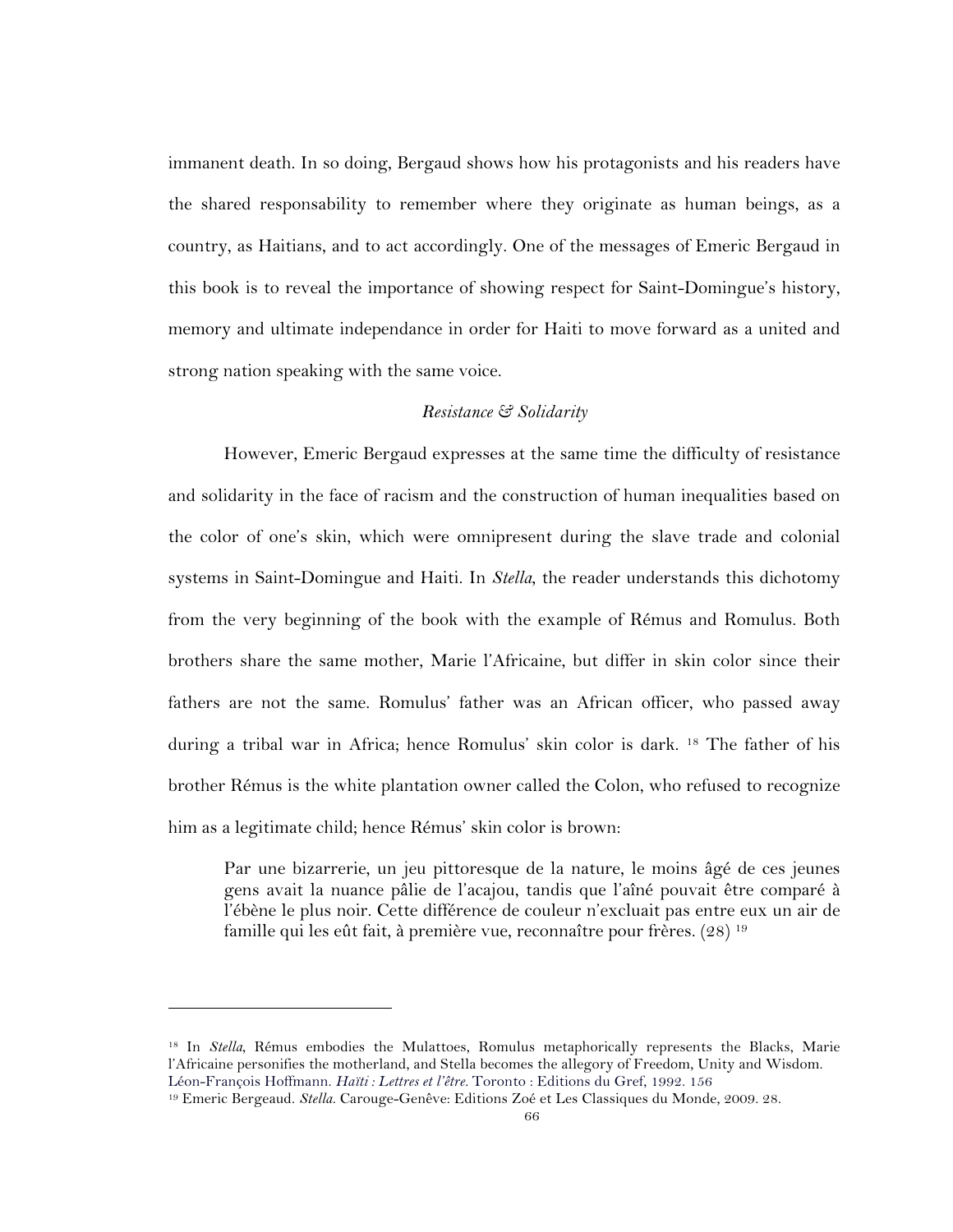immanent death. In so doing, Bergaud shows how his protagonists and his readers have the shared responsability to remember where they originate as human beings, as a country, as Haitians, and to act accordingly. One of the messages of Emeric Bergaud in this book is to reveal the importance of showing respect for Saint-Domingue's history, memory and ultimate independance in order for Haiti to move forward as a united and strong nation speaking with the same voice.

*Resistance & Solidarity*

However, Emeric Bergaud expresses at the same time the difficulty of resistance and solidarity in the face of racism and the construction of human inequalities based on the color of one's skin, which were omnipresent during the slave trade and colonial systems in Saint-Domingue and Haiti. In *Stella*, the reader understands this dichotomy from the very beginning of the book with the example of Rémus and Romulus. Both brothers share the same mother, Marie l'Africaine, but differ in skin color since their fathers are not the same. Romulus' father was an African officer, who passed away during a tribal war in Africa; hence Romulus' skin color is dark. [18] The father of his brother Rémus is the white plantation owner called the Colon, who refused to recognize him as a legitimate child; hence Rémus' skin color is brown:

> Par une bizarrerie, un jeu pittoresque de la nature, le moins âgé de ces jeunes gens avait la nuance pâlie de l'acajou, tandis que l'aîné pouvait être comparé à l'ébène le plus noir. Cette différence de couleur n'excluait pas entre eux un air de famille qui les eût fait, à première vue, reconnaître pour frères. (28) [19]

---

[18] In *Stella*, Rémus embodies the Mulattoes, Romulus metaphorically represents the Blacks, Marie l'Africaine personifies the motherland, and Stella becomes the allegory of Freedom, Unity and Wisdom. Léon-François Hoffmann. *Haïti : Lettres et l'être.* Toronto : Editions du Gref, 1992. 156

[19] Emeric Bergeaud. *Stella.* Carouge-Genêve: Editions Zoé et Les Classiques du Monde, 2009. 28.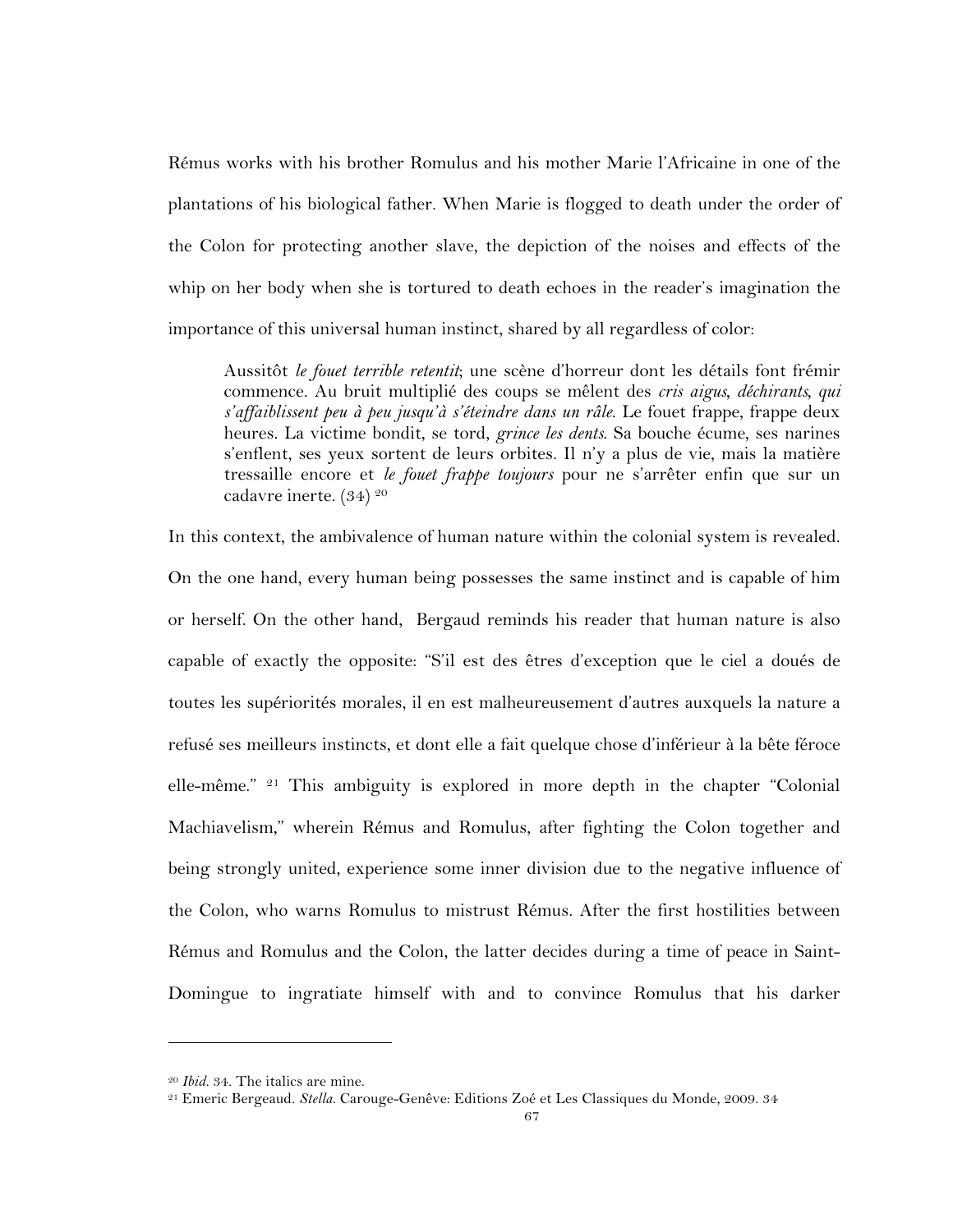Rémus works with his brother Romulus and his mother Marie l'Africaine in one of the plantations of his biological father. When Marie is flogged to death under the order of the Colon for protecting another slave, the depiction of the noises and effects of the whip on her body when she is tortured to death echoes in the reader's imagination the importance of this universal human instinct, shared by all regardless of color:

> Aussitôt *le fouet terrible retentit*; une scène d'horreur dont les détails font frémir commence. Au bruit multiplié des coups se mêlent des *cris aigus*, *déchirants*, *qui s'affaiblissent peu à peu jusqu'à s'éteindre dans un râle*. Le fouet frappe, frappe deux heures. La victime bondit, se tord, *grince les dents*. Sa bouche écume, ses narines s'enflent, ses yeux sortent de leurs orbites. Il n'y a plus de vie, mais la matière tressaille encore et *le fouet frappe toujours* pour ne s'arrêter enfin que sur un cadavre inerte. (34) [20]

In this context, the ambivalence of human nature within the colonial system is revealed. On the one hand, every human being possesses the same instinct and is capable of him or herself. On the other hand, Bergaud reminds his reader that human nature is also capable of exactly the opposite: "S'il est des êtres d'exception que le ciel a doués de toutes les supériorités morales, il en est malheureusement d'autres auxquels la nature a refusé ses meilleurs instincts, et dont elle a fait quelque chose d'inférieur à la bête féroce elle-même." [21] This ambiguity is explored in more depth in the chapter "Colonial Machiavelism," wherein Rémus and Romulus, after fighting the Colon together and being strongly united, experience some inner division due to the negative influence of the Colon, who warns Romulus to mistrust Rémus. After the first hostilities between Rémus and Romulus and the Colon, the latter decides during a time of peace in Saint-Domingue to ingratiate himself with and to convince Romulus that his darker

---

[20] *Ibid.* 34. The italics are mine.

[21] Emeric Bergeaud. *Stella.* Carouge-Genêve: Editions Zoé et Les Classiques du Monde, 2009. 34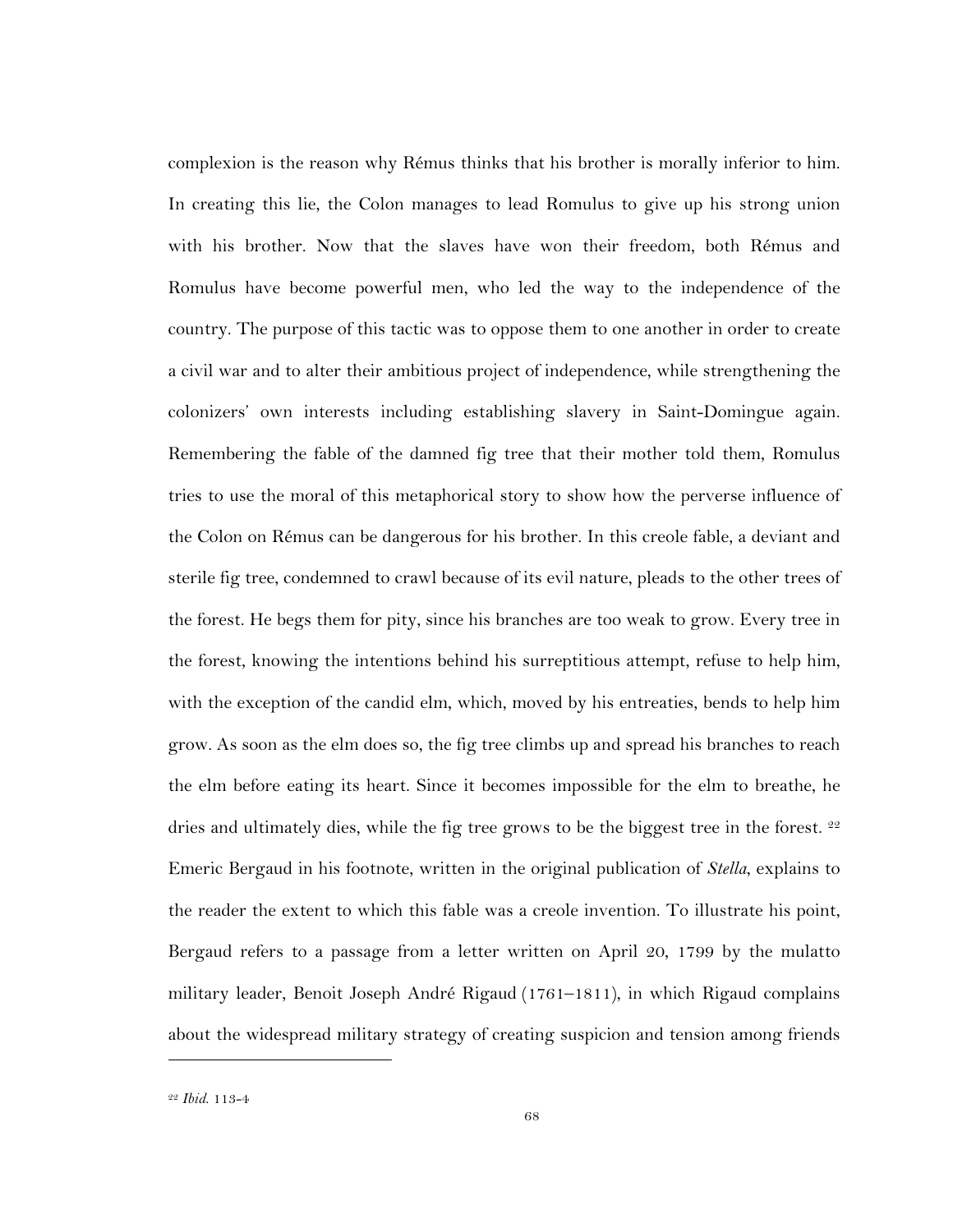complexion is the reason why Rémus thinks that his brother is morally inferior to him. In creating this lie, the Colon manages to lead Romulus to give up his strong union with his brother. Now that the slaves have won their freedom, both Rémus and Romulus have become powerful men, who led the way to the independence of the country. The purpose of this tactic was to oppose them to one another in order to create a civil war and to alter their ambitious project of independence, while strengthening the colonizers' own interests including establishing slavery in Saint-Domingue again. Remembering the fable of the damned fig tree that their mother told them, Romulus tries to use the moral of this metaphorical story to show how the perverse influence of the Colon on Rémus can be dangerous for his brother. In this creole fable, a deviant and sterile fig tree, condemned to crawl because of its evil nature, pleads to the other trees of the forest. He begs them for pity, since his branches are too weak to grow. Every tree in the forest, knowing the intentions behind his surreptitious attempt, refuse to help him, with the exception of the candid elm, which, moved by his entreaties, bends to help him grow. As soon as the elm does so, the fig tree climbs up and spread his branches to reach the elm before eating its heart. Since it becomes impossible for the elm to breathe, he dries and ultimately dies, while the fig tree grows to be the biggest tree in the forest. [22] Emeric Bergaud in his footnote, written in the original publication of *Stella*, explains to the reader the extent to which this fable was a creole invention. To illustrate his point, Bergaud refers to a passage from a letter written on April 20, 1799 by the mulatto military leader, Benoit Joseph André Rigaud (1761–1811), in which Rigaud complains about the widespread military strategy of creating suspicion and tension among friends

[22] *Ibid.* 113-4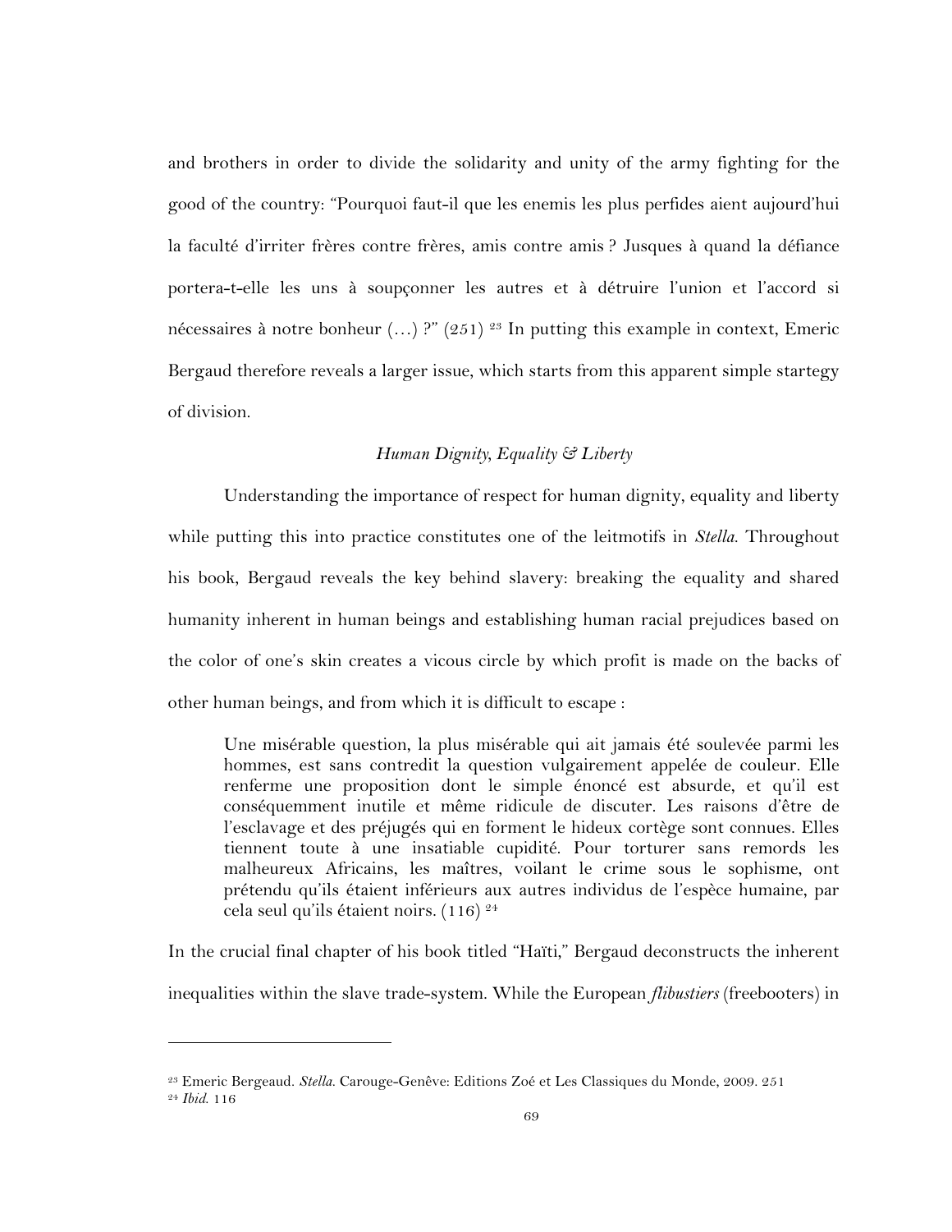and brothers in order to divide the solidarity and unity of the army fighting for the good of the country: "Pourquoi faut-il que les enemis les plus perfides aient aujourd'hui la faculté d'irriter frères contre frères, amis contre amis ? Jusques à quand la défiance portera-t-elle les uns à soupçonner les autres et à détruire l'union et l'accord si nécessaires à notre bonheur (…) ?" (251) [23] In putting this example in context, Emeric Bergaud therefore reveals a larger issue, which starts from this apparent simple startegy of division.

*Human Dignity, Equality & Liberty*

Understanding the importance of respect for human dignity, equality and liberty while putting this into practice constitutes one of the leitmotifs in *Stella*. Throughout his book, Bergaud reveals the key behind slavery: breaking the equality and shared humanity inherent in human beings and establishing human racial prejudices based on the color of one's skin creates a vicous circle by which profit is made on the backs of other human beings, and from which it is difficult to escape :

> Une misérable question, la plus misérable qui ait jamais été soulevée parmi les hommes, est sans contredit la question vulgairement appelée de couleur. Elle renferme une proposition dont le simple énoncé est absurde, et qu'il est conséquemment inutile et même ridicule de discuter. Les raisons d'être de l'esclavage et des préjugés qui en forment le hideux cortège sont connues. Elles tiennent toute à une insatiable cupidité. Pour torturer sans remords les malheureux Africains, les maîtres, voilant le crime sous le sophisme, ont prétendu qu'ils étaient inférieurs aux autres individus de l'espèce humaine, par cela seul qu'ils étaient noirs. (116) [24]

In the crucial final chapter of his book titled "Haïti," Bergaud deconstructs the inherent inequalities within the slave trade-system. While the European *flibustiers* (freebooters) in

---

[23] Emeric Bergeaud. *Stella*. Carouge-Genêve: Editions Zoé et Les Classiques du Monde, 2009. 251

[24] *Ibid.* 116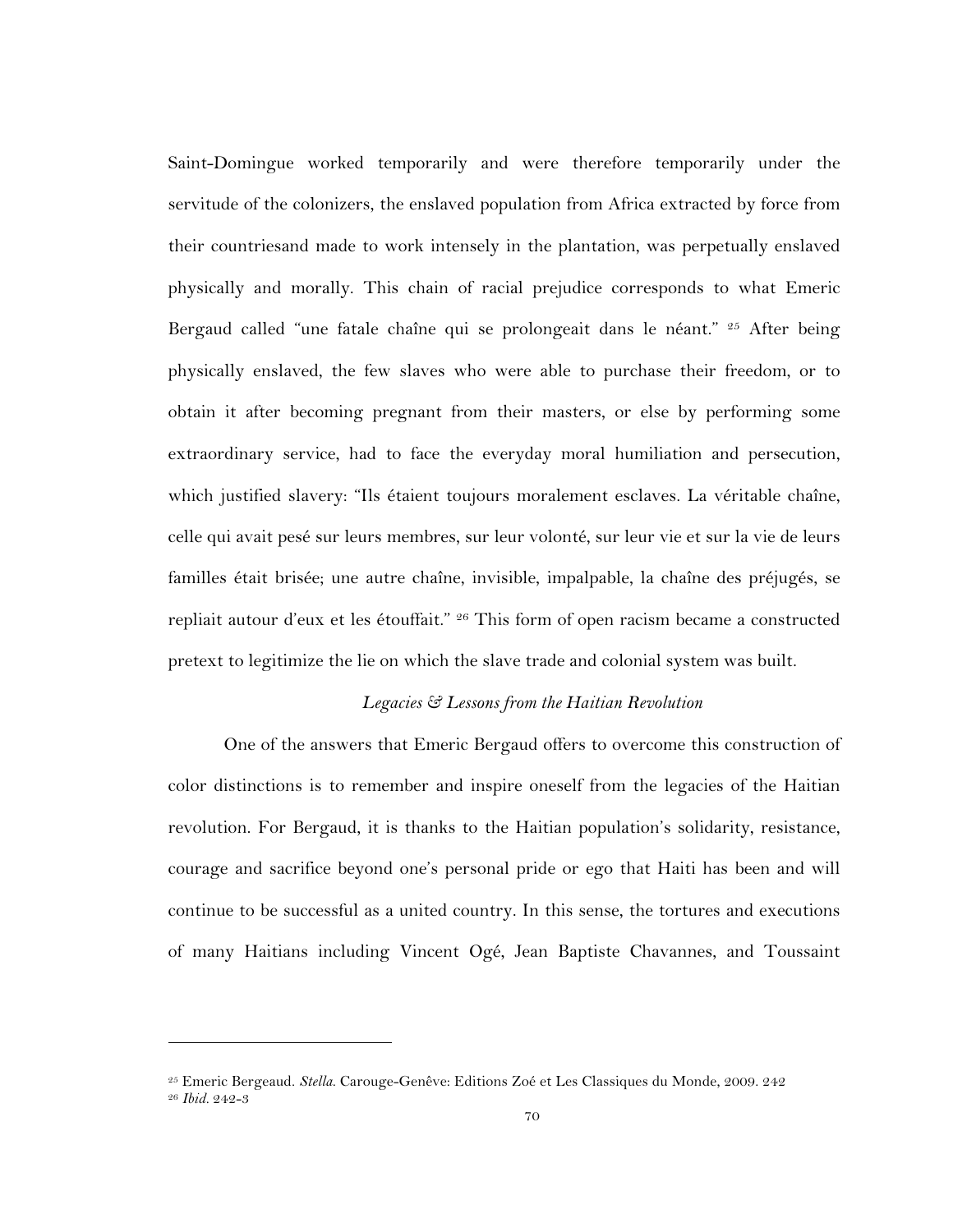Saint-Domingue worked temporarily and were therefore temporarily under the servitude of the colonizers, the enslaved population from Africa extracted by force from their countriesand made to work intensely in the plantation, was perpetually enslaved physically and morally. This chain of racial prejudice corresponds to what Emeric Bergaud called "une fatale chaîne qui se prolongeait dans le néant." [25] After being physically enslaved, the few slaves who were able to purchase their freedom, or to obtain it after becoming pregnant from their masters, or else by performing some extraordinary service, had to face the everyday moral humiliation and persecution, which justified slavery: "Ils étaient toujours moralement esclaves. La véritable chaîne, celle qui avait pesé sur leurs membres, sur leur volonté, sur leur vie et sur la vie de leurs familles était brisée; une autre chaîne, invisible, impalpable, la chaîne des préjugés, se repliait autour d'eux et les étouffait." [26] This form of open racism became a constructed pretext to legitimize the lie on which the slave trade and colonial system was built.

### *Legacies & Lessons from the Haitian Revolution*

One of the answers that Emeric Bergaud offers to overcome this construction of color distinctions is to remember and inspire oneself from the legacies of the Haitian revolution. For Bergaud, it is thanks to the Haitian population's solidarity, resistance, courage and sacrifice beyond one's personal pride or ego that Haiti has been and will continue to be successful as a united country. In this sense, the tortures and executions of many Haitians including Vincent Ogé, Jean Baptiste Chavannes, and Toussaint

---

[25] Emeric Bergeaud. *Stella.* Carouge-Genêve: Editions Zoé et Les Classiques du Monde, 2009. 242

[26] *Ibid.* 242-3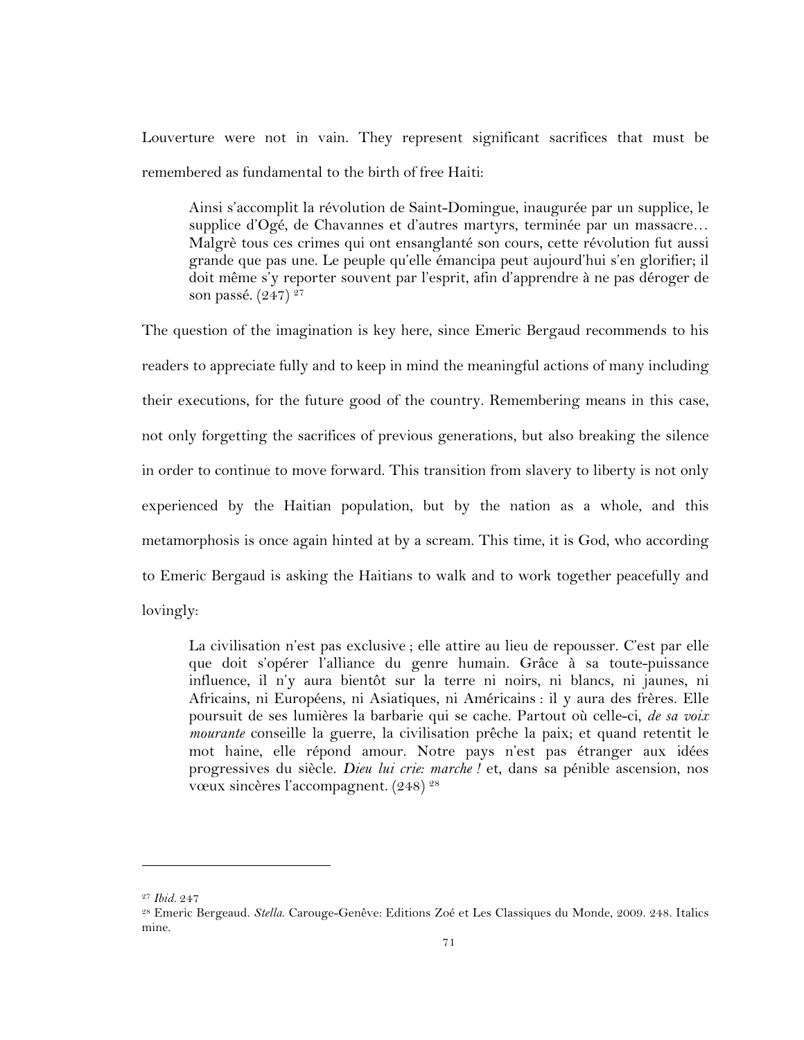Louverture were not in vain. They represent significant sacrifices that must be remembered as fundamental to the birth of free Haiti:

> Ainsi s'accomplit la révolution de Saint-Domingue, inaugurée par un supplice, le supplice d'Ogé, de Chavannes et d'autres martyrs, terminée par un massacre… Malgrè tous ces crimes qui ont ensanglanté son cours, cette révolution fut aussi grande que pas une. Le peuple qu'elle émancipa peut aujourd'hui s'en glorifier; il doit même s'y reporter souvent par l'esprit, afin d'apprendre à ne pas déroger de son passé. (247) [27]

The question of the imagination is key here, since Emeric Bergaud recommends to his readers to appreciate fully and to keep in mind the meaningful actions of many including their executions, for the future good of the country. Remembering means in this case, not only forgetting the sacrifices of previous generations, but also breaking the silence in order to continue to move forward. This transition from slavery to liberty is not only experienced by the Haitian population, but by the nation as a whole, and this metamorphosis is once again hinted at by a scream. This time, it is God, who according to Emeric Bergaud is asking the Haitians to walk and to work together peacefully and lovingly:

> La civilisation n'est pas exclusive ; elle attire au lieu de repousser. C'est par elle que doit s'opérer l'alliance du genre humain. Grâce à sa toute-puissance influence, il n'y aura bientôt sur la terre ni noirs, ni blancs, ni jaunes, ni Africains, ni Européens, ni Asiatiques, ni Américains : il y aura des frères. Elle poursuit de ses lumières la barbarie qui se cache. Partout où celle-ci, *de sa voix mourante* conseille la guerre, la civilisation prêche la paix; et quand retentit le mot haine, elle répond amour. Notre pays n'est pas étranger aux idées progressives du siècle. *Dieu lui crie: marche !* et, dans sa pénible ascension, nos vœux sincères l'accompagnent. (248) [28]

---

[27] *Ibid.* 247

[28] Emeric Bergeaud. *Stella.* Carouge-Genêve: Editions Zoé et Les Classiques du Monde, 2009. 248. Italics mine.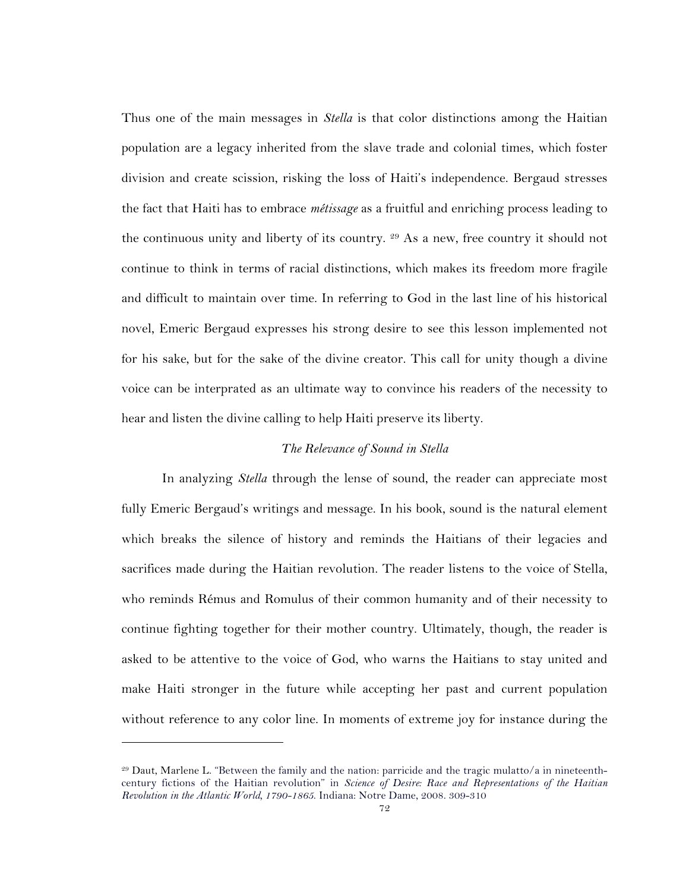Thus one of the main messages in *Stella* is that color distinctions among the Haitian population are a legacy inherited from the slave trade and colonial times, which foster division and create scission, risking the loss of Haiti's independence. Bergaud stresses the fact that Haiti has to embrace *métissage* as a fruitful and enriching process leading to the continuous unity and liberty of its country. [29] As a new, free country it should not continue to think in terms of racial distinctions, which makes its freedom more fragile and difficult to maintain over time. In referring to God in the last line of his historical novel, Emeric Bergaud expresses his strong desire to see this lesson implemented not for his sake, but for the sake of the divine creator. This call for unity though a divine voice can be interprated as an ultimate way to convince his readers of the necessity to hear and listen the divine calling to help Haiti preserve its liberty.

*The Relevance of Sound in Stella*

In analyzing *Stella* through the lense of sound, the reader can appreciate most fully Emeric Bergaud's writings and message. In his book, sound is the natural element which breaks the silence of history and reminds the Haitians of their legacies and sacrifices made during the Haitian revolution. The reader listens to the voice of Stella, who reminds Rémus and Romulus of their common humanity and of their necessity to continue fighting together for their mother country. Ultimately, though, the reader is asked to be attentive to the voice of God, who warns the Haitians to stay united and make Haiti stronger in the future while accepting her past and current population without reference to any color line. In moments of extreme joy for instance during the

---

[29] Daut, Marlene L. "Between the family and the nation: parricide and the tragic mulatto/a in nineteenth-century fictions of the Haitian revolution" in *Science of Desire: Race and Representations of the Haitian Revolution in the Atlantic World, 1790-1865.* Indiana: Notre Dame, 2008. 309-310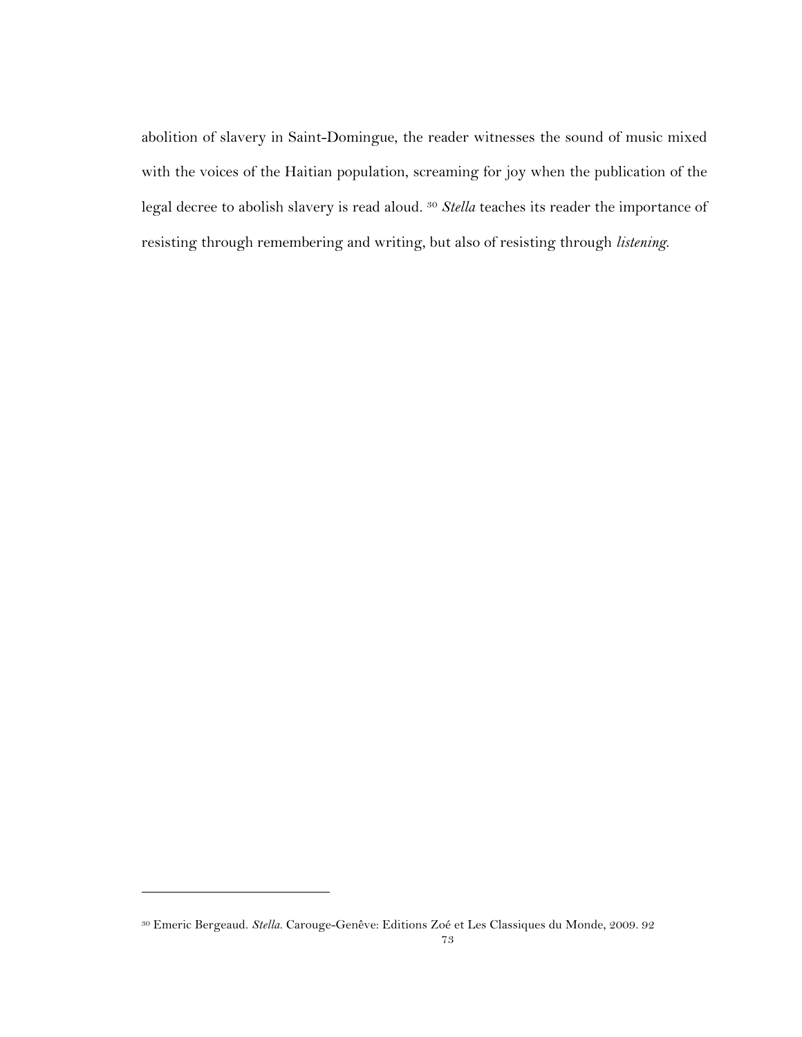abolition of slavery in Saint-Domingue, the reader witnesses the sound of music mixed with the voices of the Haitian population, screaming for joy when the publication of the legal decree to abolish slavery is read aloud. [30] *Stella* teaches its reader the importance of resisting through remembering and writing, but also of resisting through *listening*.

---

[30] Emeric Bergeaud. *Stella*. Carouge-Genêve: Editions Zoé et Les Classiques du Monde, 2009. 92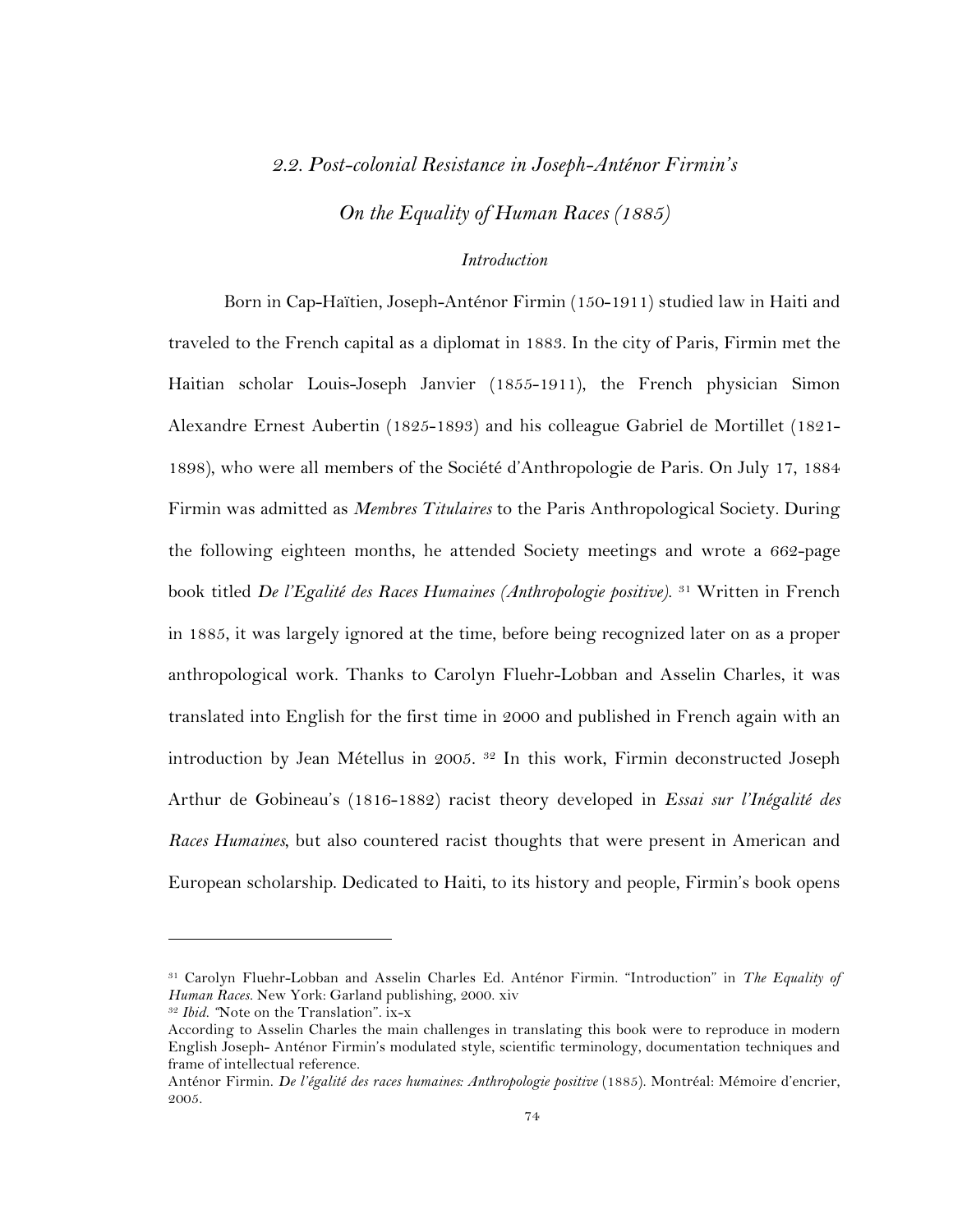## *2.2. Post-colonial Resistance in Joseph-Anténor Firmin's*

## *On the Equality of Human Races (1885)*

### *Introduction*

Born in Cap-Haïtien, Joseph-Anténor Firmin (150-1911) studied law in Haiti and traveled to the French capital as a diplomat in 1883. In the city of Paris, Firmin met the Haitian scholar Louis-Joseph Janvier (1855-1911), the French physician Simon Alexandre Ernest Aubertin (1825-1893) and his colleague Gabriel de Mortillet (1821-1898), who were all members of the Société d'Anthropologie de Paris. On July 17, 1884 Firmin was admitted as *Membres Titulaires* to the Paris Anthropological Society. During the following eighteen months, he attended Society meetings and wrote a 662-page book titled *De l'Egalité des Races Humaines (Anthropologie positive)*. [31] Written in French in 1885, it was largely ignored at the time, before being recognized later on as a proper anthropological work. Thanks to Carolyn Fluehr-Lobban and Asselin Charles, it was translated into English for the first time in 2000 and published in French again with an introduction by Jean Métellus in 2005. [32] In this work, Firmin deconstructed Joseph Arthur de Gobineau's (1816-1882) racist theory developed in *Essai sur l'Inégalité des Races Humaines*, but also countered racist thoughts that were present in American and European scholarship. Dedicated to Haiti, to its history and people, Firmin's book opens

---

[31] Carolyn Fluehr-Lobban and Asselin Charles Ed. Anténor Firmin. "Introduction" in *The Equality of Human Races*. New York: Garland publishing, 2000. xiv

[32] *Ibid.* "Note on the Translation". ix-x

According to Asselin Charles the main challenges in translating this book were to reproduce in modern English Joseph- Anténor Firmin's modulated style, scientific terminology, documentation techniques and frame of intellectual reference.

Anténor Firmin. *De l'égalité des races humaines: Anthropologie positive* (1885). Montréal: Mémoire d'encrier, 2005.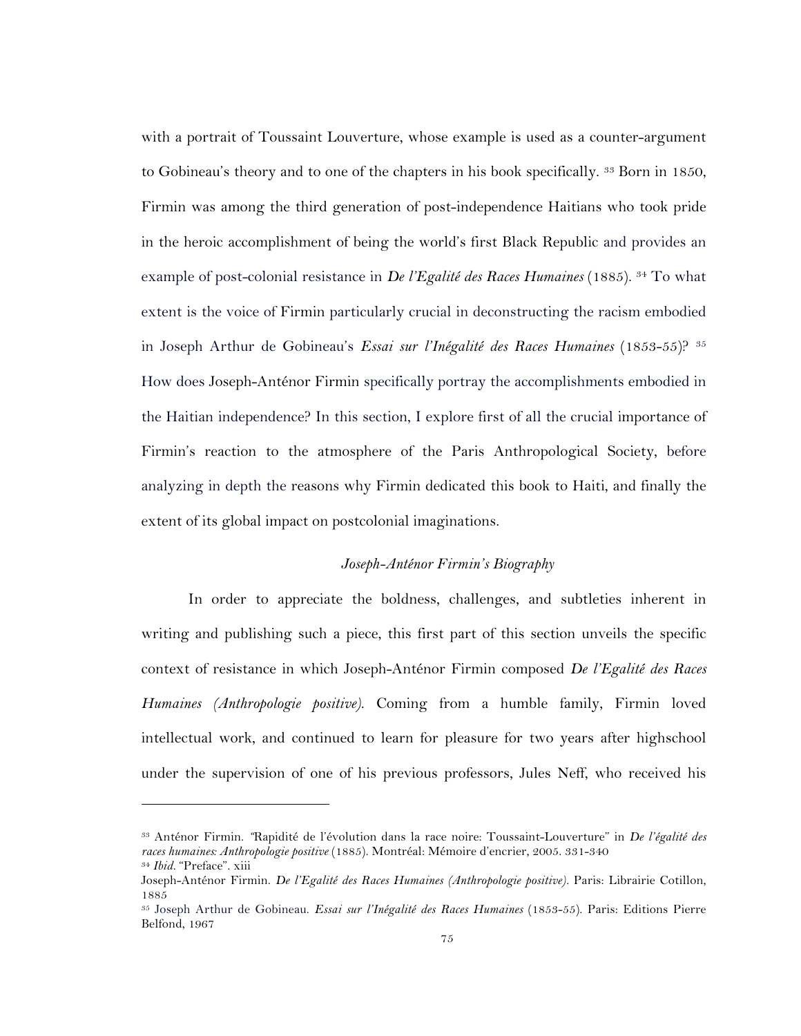with a portrait of Toussaint Louverture, whose example is used as a counter-argument to Gobineau's theory and to one of the chapters in his book specifically. [33] Born in 1850, Firmin was among the third generation of post-independence Haitians who took pride in the heroic accomplishment of being the world's first Black Republic and provides an example of post-colonial resistance in *De l'Egalité des Races Humaines* (1885). [34] To what extent is the voice of Firmin particularly crucial in deconstructing the racism embodied in Joseph Arthur de Gobineau's *Essai sur l'Inégalité des Races Humaines* (1853-55)? [35] How does Joseph-Anténor Firmin specifically portray the accomplishments embodied in the Haitian independence? In this section, I explore first of all the crucial importance of Firmin's reaction to the atmosphere of the Paris Anthropological Society, before analyzing in depth the reasons why Firmin dedicated this book to Haiti, and finally the extent of its global impact on postcolonial imaginations.

### *Joseph-Anténor Firmin's Biography*

In order to appreciate the boldness, challenges, and subtleties inherent in writing and publishing such a piece, this first part of this section unveils the specific context of resistance in which Joseph-Anténor Firmin composed *De l'Egalité des Races Humaines (Anthropologie positive).* Coming from a humble family, Firmin loved intellectual work, and continued to learn for pleasure for two years after highschool under the supervision of one of his previous professors, Jules Neff, who received his

---

[33] Anténor Firmin. "Rapidité de l'évolution dans la race noire: Toussaint-Louverture" in *De l'égalité des races humaines: Anthropologie positive* (1885). Montréal: Mémoire d'encrier, 2005. 331-340

[34] *Ibid.* "Preface". xiii

Joseph-Anténor Firmin. *De l'Egalité des Races Humaines (Anthropologie positive).* Paris: Librairie Cotillon, 1885

[35] Joseph Arthur de Gobineau. *Essai sur l'Inégalité des Races Humaines* (1853-55). Paris: Editions Pierre Belfond, 1967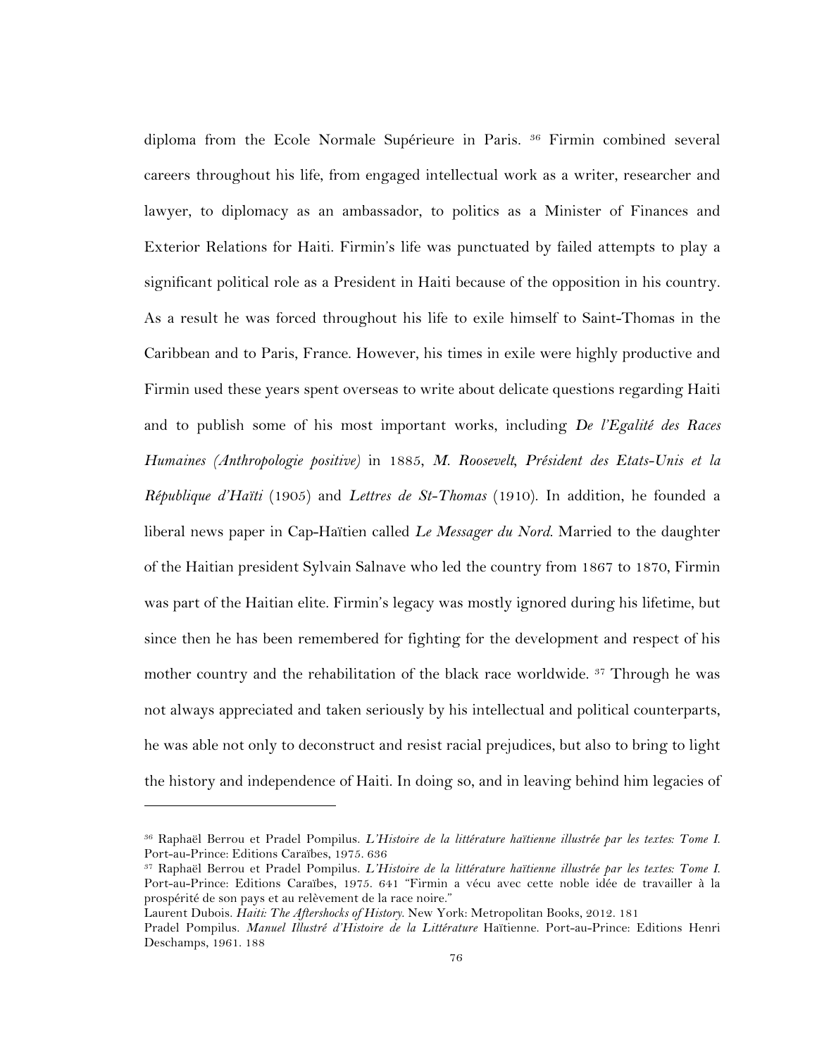diploma from the Ecole Normale Supérieure in Paris. [36] Firmin combined several careers throughout his life, from engaged intellectual work as a writer, researcher and lawyer, to diplomacy as an ambassador, to politics as a Minister of Finances and Exterior Relations for Haiti. Firmin's life was punctuated by failed attempts to play a significant political role as a President in Haiti because of the opposition in his country. As a result he was forced throughout his life to exile himself to Saint-Thomas in the Caribbean and to Paris, France. However, his times in exile were highly productive and Firmin used these years spent overseas to write about delicate questions regarding Haiti and to publish some of his most important works, including *De l'Egalité des Races Humaines (Anthropologie positive)* in 1885, *M. Roosevelt, Président des Etats-Unis et la République d'Haïti* (1905) and *Lettres de St-Thomas* (1910). In addition, he founded a liberal news paper in Cap-Haïtien called *Le Messager du Nord*. Married to the daughter of the Haitian president Sylvain Salnave who led the country from 1867 to 1870, Firmin was part of the Haitian elite. Firmin's legacy was mostly ignored during his lifetime, but since then he has been remembered for fighting for the development and respect of his mother country and the rehabilitation of the black race worldwide. [37] Through he was not always appreciated and taken seriously by his intellectual and political counterparts, he was able not only to deconstruct and resist racial prejudices, but also to bring to light the history and independence of Haiti. In doing so, and in leaving behind him legacies of

---

[36] Raphaël Berrou et Pradel Pompilus. *L'Histoire de la littérature haïtienne illustrée par les textes: Tome I.* Port-au-Prince: Editions Caraïbes, 1975. 636

[37] Raphaël Berrou et Pradel Pompilus. *L'Histoire de la littérature haïtienne illustrée par les textes: Tome I.* Port-au-Prince: Editions Caraïbes, 1975. 641 "Firmin a vécu avec cette noble idée de travailler à la prospérité de son pays et au relèvement de la race noire."

Laurent Dubois. *Haiti: The Aftershocks of History.* New York: Metropolitan Books, 2012. 181

Pradel Pompilus. *Manuel Illustré d'Histoire de la Littérature* Haïtienne. Port-au-Prince: Editions Henri Deschamps, 1961. 188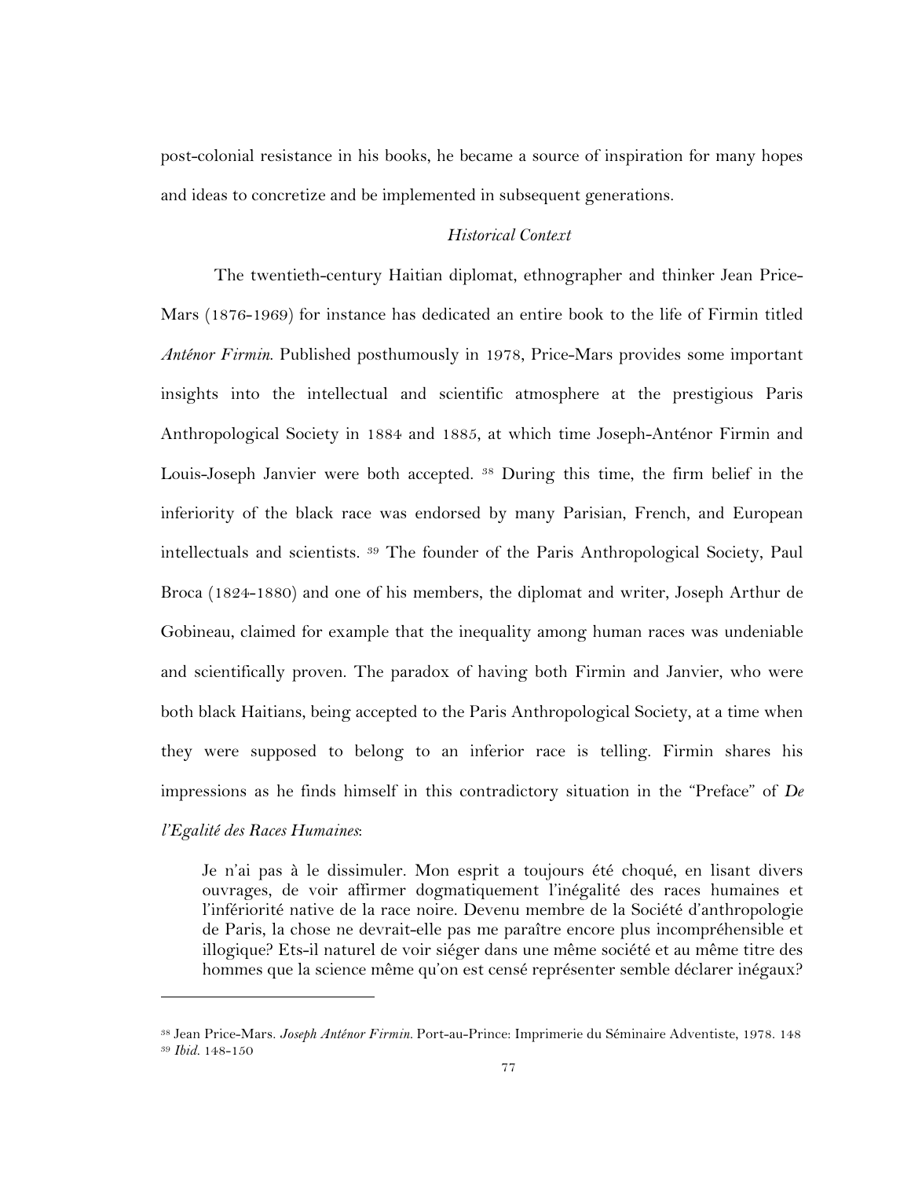post-colonial resistance in his books, he became a source of inspiration for many hopes and ideas to concretize and be implemented in subsequent generations.

### *Historical Context*

The twentieth-century Haitian diplomat, ethnographer and thinker Jean Price-Mars (1876-1969) for instance has dedicated an entire book to the life of Firmin titled *Anténor Firmin*. Published posthumously in 1978, Price-Mars provides some important insights into the intellectual and scientific atmosphere at the prestigious Paris Anthropological Society in 1884 and 1885, at which time Joseph-Anténor Firmin and Louis-Joseph Janvier were both accepted. [38] During this time, the firm belief in the inferiority of the black race was endorsed by many Parisian, French, and European intellectuals and scientists. [39] The founder of the Paris Anthropological Society, Paul Broca (1824-1880) and one of his members, the diplomat and writer, Joseph Arthur de Gobineau, claimed for example that the inequality among human races was undeniable and scientifically proven. The paradox of having both Firmin and Janvier, who were both black Haitians, being accepted to the Paris Anthropological Society, at a time when they were supposed to belong to an inferior race is telling. Firmin shares his impressions as he finds himself in this contradictory situation in the "Preface" of *De l'Egalité des Races Humaines*:

> Je n'ai pas à le dissimuler. Mon esprit a toujours été choqué, en lisant divers ouvrages, de voir affirmer dogmatiquement l'inégalité des races humaines et l'infériorité native de la race noire. Devenu membre de la Société d'anthropologie de Paris, la chose ne devrait-elle pas me paraître encore plus incompréhensible et illogique? Ets-il naturel de voir siéger dans une même société et au même titre des hommes que la science même qu'on est censé représenter semble déclarer inégaux?

---

[38] Jean Price-Mars. *Joseph Anténor Firmin*. Port-au-Prince: Imprimerie du Séminaire Adventiste, 1978. 148

[39] *Ibid*. 148-150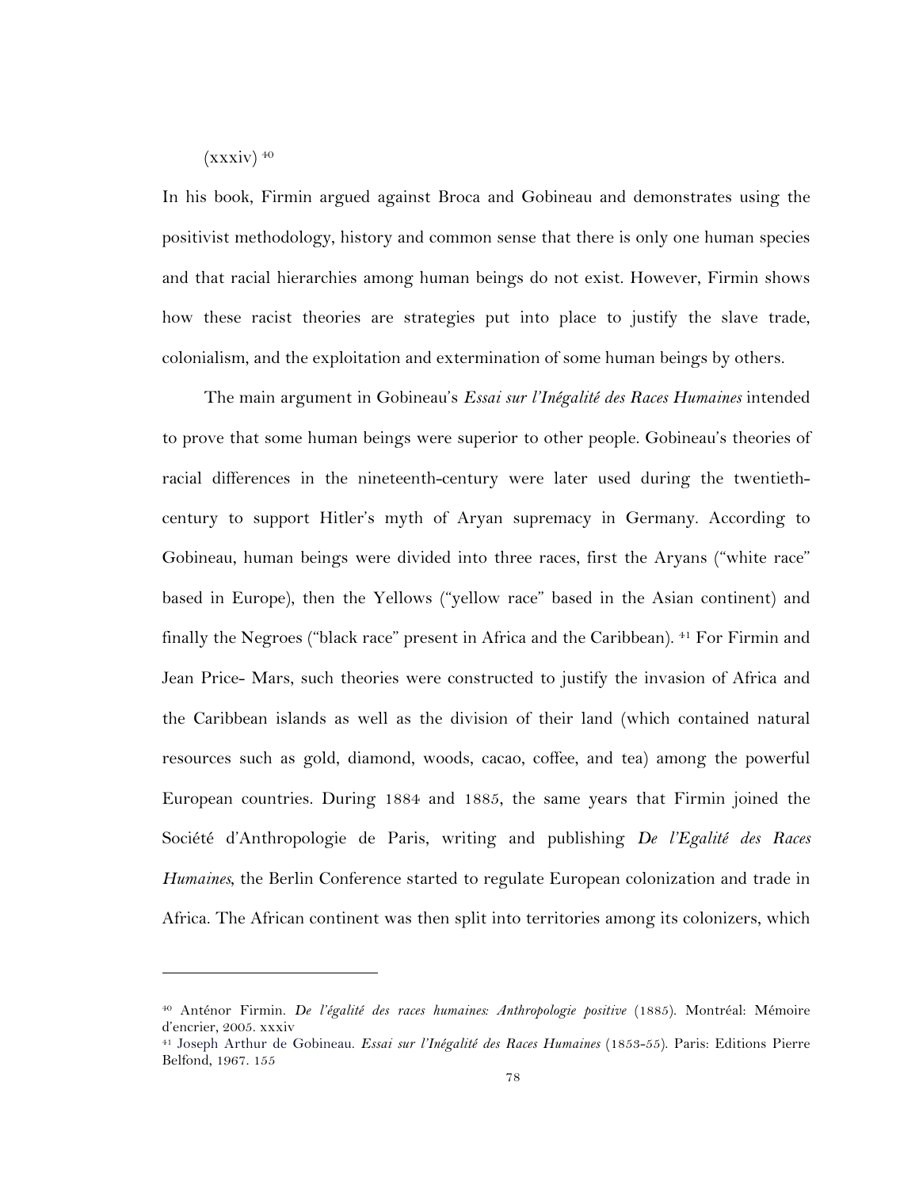(xxxiv) [40]

In his book, Firmin argued against Broca and Gobineau and demonstrates using the positivist methodology, history and common sense that there is only one human species and that racial hierarchies among human beings do not exist. However, Firmin shows how these racist theories are strategies put into place to justify the slave trade, colonialism, and the exploitation and extermination of some human beings by others.

The main argument in Gobineau's *Essai sur l'Inégalité des Races Humaines* intended to prove that some human beings were superior to other people. Gobineau's theories of racial differences in the nineteenth-century were later used during the twentieth-century to support Hitler's myth of Aryan supremacy in Germany. According to Gobineau, human beings were divided into three races, first the Aryans ("white race" based in Europe), then the Yellows ("yellow race" based in the Asian continent) and finally the Negroes ("black race" present in Africa and the Caribbean). [41] For Firmin and Jean Price- Mars, such theories were constructed to justify the invasion of Africa and the Caribbean islands as well as the division of their land (which contained natural resources such as gold, diamond, woods, cacao, coffee, and tea) among the powerful European countries. During 1884 and 1885, the same years that Firmin joined the Société d'Anthropologie de Paris, writing and publishing *De l'Egalité des Races Humaines*, the Berlin Conference started to regulate European colonization and trade in Africa. The African continent was then split into territories among its colonizers, which

---

[40] Anténor Firmin. *De l'égalité des races humaines: Anthropologie positive* (1885). Montréal: Mémoire d'encrier, 2005. xxxiv

[41] Joseph Arthur de Gobineau. *Essai sur l'Inégalité des Races Humaines* (1853-55). Paris: Editions Pierre Belfond, 1967. 155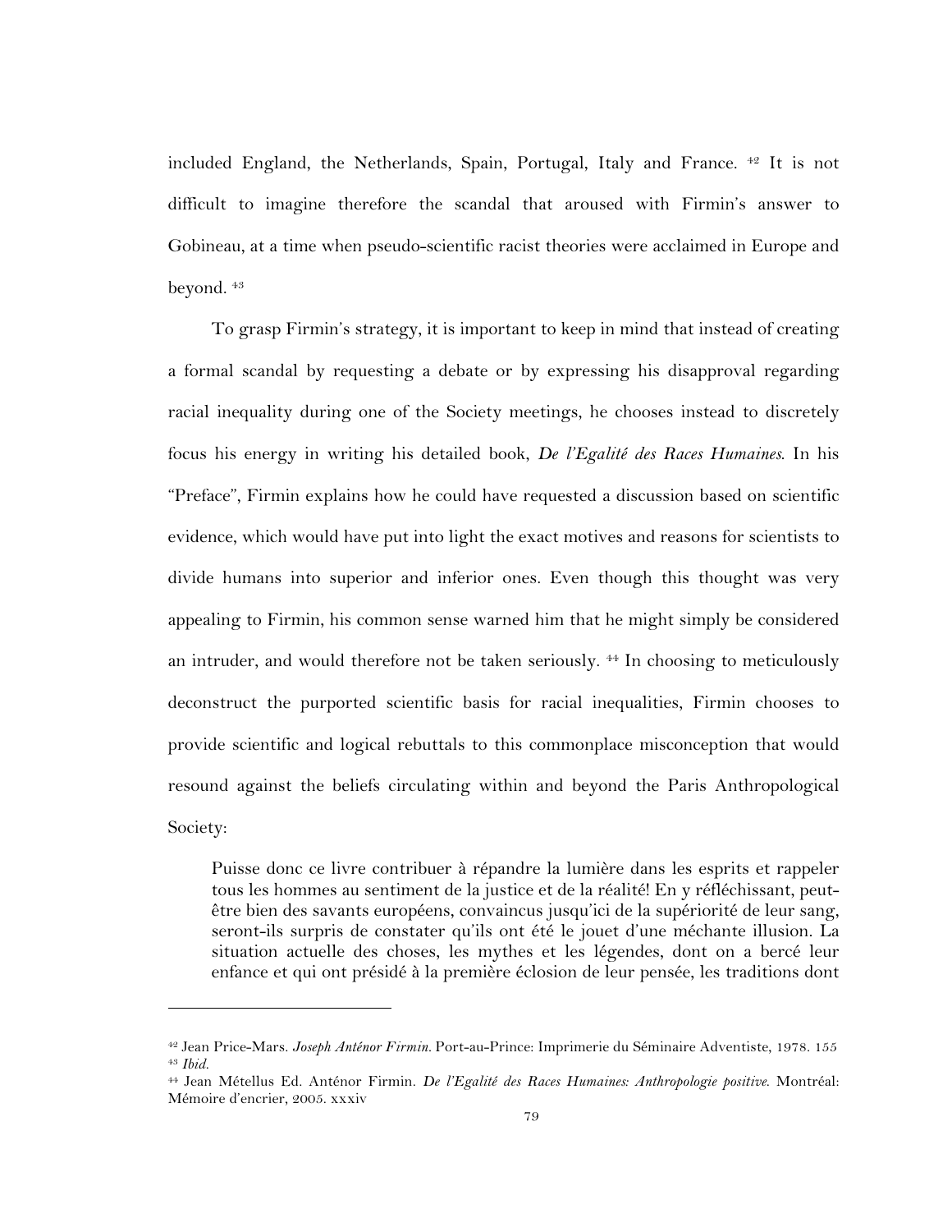included England, the Netherlands, Spain, Portugal, Italy and France. [42] It is not difficult to imagine therefore the scandal that aroused with Firmin's answer to Gobineau, at a time when pseudo-scientific racist theories were acclaimed in Europe and beyond. [43]

To grasp Firmin's strategy, it is important to keep in mind that instead of creating a formal scandal by requesting a debate or by expressing his disapproval regarding racial inequality during one of the Society meetings, he chooses instead to discretely focus his energy in writing his detailed book, *De l'Egalité des Races Humaines*. In his "Preface", Firmin explains how he could have requested a discussion based on scientific evidence, which would have put into light the exact motives and reasons for scientists to divide humans into superior and inferior ones. Even though this thought was very appealing to Firmin, his common sense warned him that he might simply be considered an intruder, and would therefore not be taken seriously. [44] In choosing to meticulously deconstruct the purported scientific basis for racial inequalities, Firmin chooses to provide scientific and logical rebuttals to this commonplace misconception that would resound against the beliefs circulating within and beyond the Paris Anthropological Society:

> Puisse donc ce livre contribuer à répandre la lumière dans les esprits et rappeler tous les hommes au sentiment de la justice et de la réalité! En y réfléchissant, peut-être bien des savants européens, convaincus jusqu'ici de la supériorité de leur sang, seront-ils surpris de constater qu'ils ont été le jouet d'une méchante illusion. La situation actuelle des choses, les mythes et les légendes, dont on a bercé leur enfance et qui ont présidé à la première éclosion de leur pensée, les traditions dont

---

[42] Jean Price-Mars. *Joseph Anténor Firmin*. Port-au-Prince: Imprimerie du Séminaire Adventiste, 1978. 155

[43] *Ibid.*

[44] Jean Métellus Ed. Anténor Firmin. *De l'Egalité des Races Humaines: Anthropologie positive*. Montréal: Mémoire d'encrier, 2005. xxxiv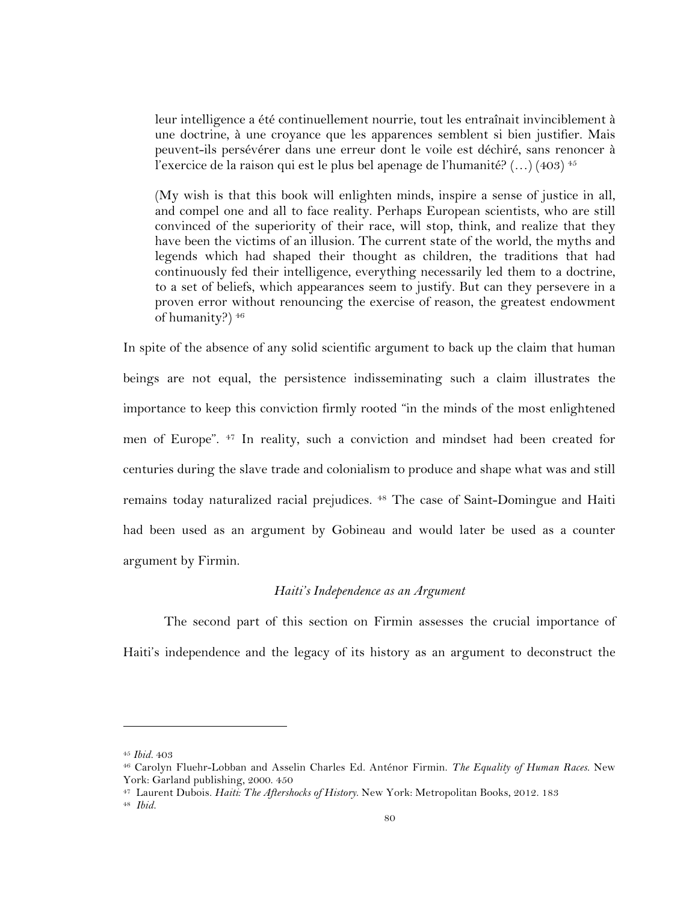> leur intelligence a été continuellement nourrie, tout les entraînait invinciblement à une doctrine, à une croyance que les apparences semblent si bien justifier. Mais peuvent-ils persévérer dans une erreur dont le voile est déchiré, sans renoncer à l'exercice de la raison qui est le plus bel apenage de l'humanité? (…) (403) [45]

> (My wish is that this book will enlighten minds, inspire a sense of justice in all, and compel one and all to face reality. Perhaps European scientists, who are still convinced of the superiority of their race, will stop, think, and realize that they have been the victims of an illusion. The current state of the world, the myths and legends which had shaped their thought as children, the traditions that had continuously fed their intelligence, everything necessarily led them to a doctrine, to a set of beliefs, which appearances seem to justify. But can they persevere in a proven error without renouncing the exercise of reason, the greatest endowment of humanity?) [46]

In spite of the absence of any solid scientific argument to back up the claim that human beings are not equal, the persistence indisseminating such a claim illustrates the importance to keep this conviction firmly rooted "in the minds of the most enlightened men of Europe". [47] In reality, such a conviction and mindset had been created for centuries during the slave trade and colonialism to produce and shape what was and still remains today naturalized racial prejudices. [48] The case of Saint-Domingue and Haiti had been used as an argument by Gobineau and would later be used as a counter argument by Firmin.

*Haiti's Independence as an Argument*

The second part of this section on Firmin assesses the crucial importance of Haiti's independence and the legacy of its history as an argument to deconstruct the

---

[45] *Ibid.* 403

[46] Carolyn Fluehr-Lobban and Asselin Charles Ed. Anténor Firmin. *The Equality of Human Races.* New York: Garland publishing, 2000. 450

[47] Laurent Dubois. *Haiti: The Aftershocks of History.* New York: Metropolitan Books, 2012. 183

[48] *Ibid.*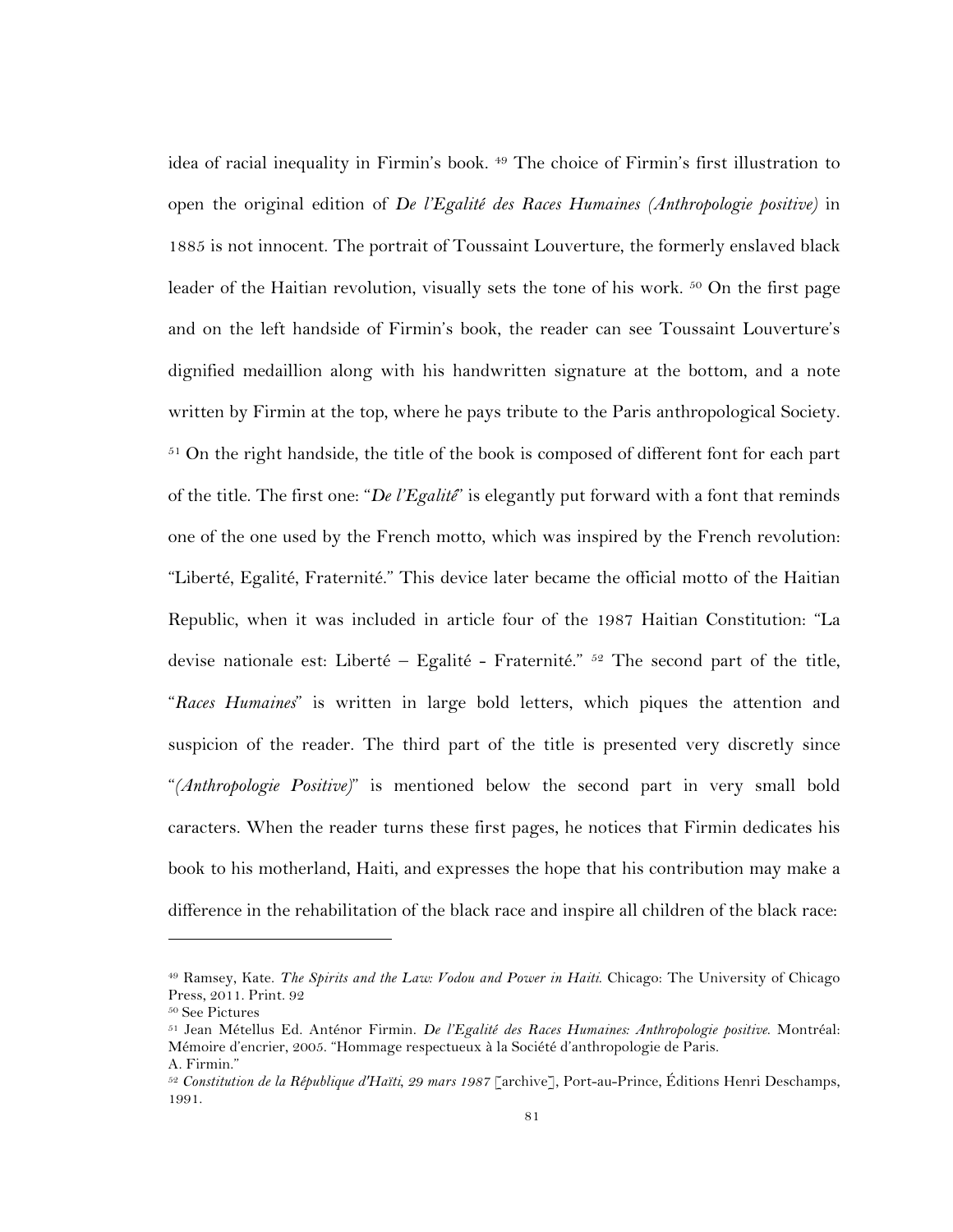idea of racial inequality in Firmin's book. [49] The choice of Firmin's first illustration to open the original edition of *De l'Egalité des Races Humaines (Anthropologie positive)* in 1885 is not innocent. The portrait of Toussaint Louverture, the formerly enslaved black leader of the Haitian revolution, visually sets the tone of his work. [50] On the first page and on the left handside of Firmin's book, the reader can see Toussaint Louverture's dignified medaillion along with his handwritten signature at the bottom, and a note written by Firmin at the top, where he pays tribute to the Paris anthropological Society. [51] On the right handside, the title of the book is composed of different font for each part of the title. The first one: "*De l'Egalité*" is elegantly put forward with a font that reminds one of the one used by the French motto, which was inspired by the French revolution: "Liberté, Egalité, Fraternité." This device later became the official motto of the Haitian Republic, when it was included in article four of the 1987 Haitian Constitution: "La devise nationale est: Liberté – Egalité - Fraternité." [52] The second part of the title, "*Races Humaines*" is written in large bold letters, which piques the attention and suspicion of the reader. The third part of the title is presented very discretly since "*(Anthropologie Positive)*" is mentioned below the second part in very small bold caracters. When the reader turns these first pages, he notices that Firmin dedicates his book to his motherland, Haiti, and expresses the hope that his contribution may make a difference in the rehabilitation of the black race and inspire all children of the black race:

---

[49] Ramsey, Kate. *The Spirits and the Law: Vodou and Power in Haiti.* Chicago: The University of Chicago Press, 2011. Print. 92

[50] See Pictures

[51] Jean Métellus Ed. Anténor Firmin. *De l'Egalité des Races Humaines: Anthropologie positive.* Montréal: Mémoire d'encrier, 2005. "Hommage respectueux à la Société d'anthropologie de Paris.
A. Firmin."

[52] *Constitution de la République d'Haïti, 29 mars 1987* [archive], Port-au-Prince, Éditions Henri Deschamps, 1991.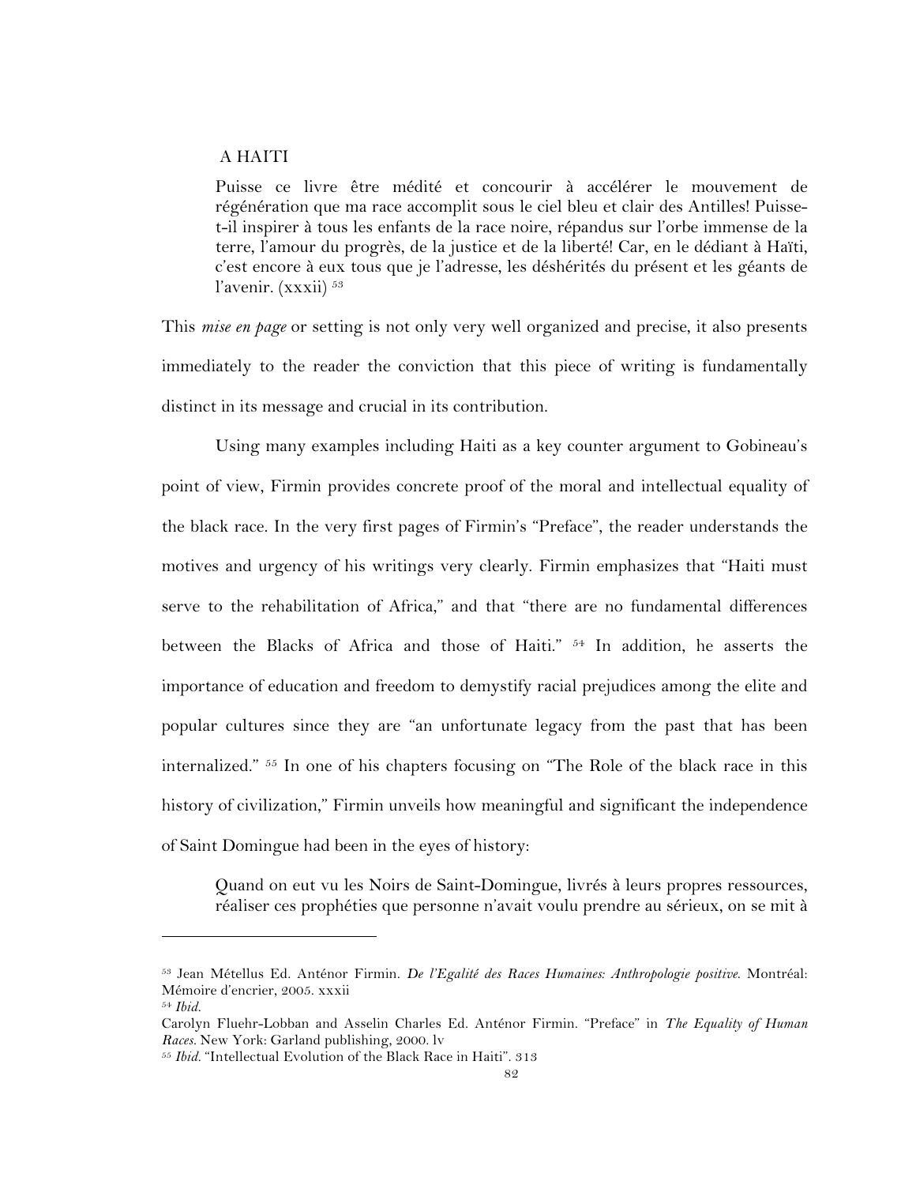A HAITI

> Puisse ce livre être médité et concourir à accélérer le mouvement de régénération que ma race accomplit sous le ciel bleu et clair des Antilles! Puisse-t-il inspirer à tous les enfants de la race noire, répandus sur l'orbe immense de la terre, l'amour du progrès, de la justice et de la liberté! Car, en le dédiant à Haïti, c'est encore à eux tous que je l'adresse, les déshérités du présent et les géants de l'avenir. (xxxii) [53]

This *mise en page* or setting is not only very well organized and precise, it also presents immediately to the reader the conviction that this piece of writing is fundamentally distinct in its message and crucial in its contribution.

Using many examples including Haiti as a key counter argument to Gobineau's point of view, Firmin provides concrete proof of the moral and intellectual equality of the black race. In the very first pages of Firmin's "Preface", the reader understands the motives and urgency of his writings very clearly. Firmin emphasizes that "Haiti must serve to the rehabilitation of Africa," and that "there are no fundamental differences between the Blacks of Africa and those of Haiti." [54] In addition, he asserts the importance of education and freedom to demystify racial prejudices among the elite and popular cultures since they are "an unfortunate legacy from the past that has been internalized." [55] In one of his chapters focusing on "The Role of the black race in this history of civilization," Firmin unveils how meaningful and significant the independence of Saint Domingue had been in the eyes of history:

> Quand on eut vu les Noirs de Saint-Domingue, livrés à leurs propres ressources, réaliser ces prophéties que personne n'avait voulu prendre au sérieux, on se mit à

---

[53] Jean Métellus Ed. Anténor Firmin. *De l'Egalité des Races Humaines: Anthropologie positive.* Montréal: Mémoire d'encrier, 2005. xxxii

[54] *Ibid.*

Carolyn Fluehr-Lobban and Asselin Charles Ed. Anténor Firmin. "Preface" in *The Equality of Human Races.* New York: Garland publishing, 2000. lv

[55] *Ibid.* "Intellectual Evolution of the Black Race in Haiti". 313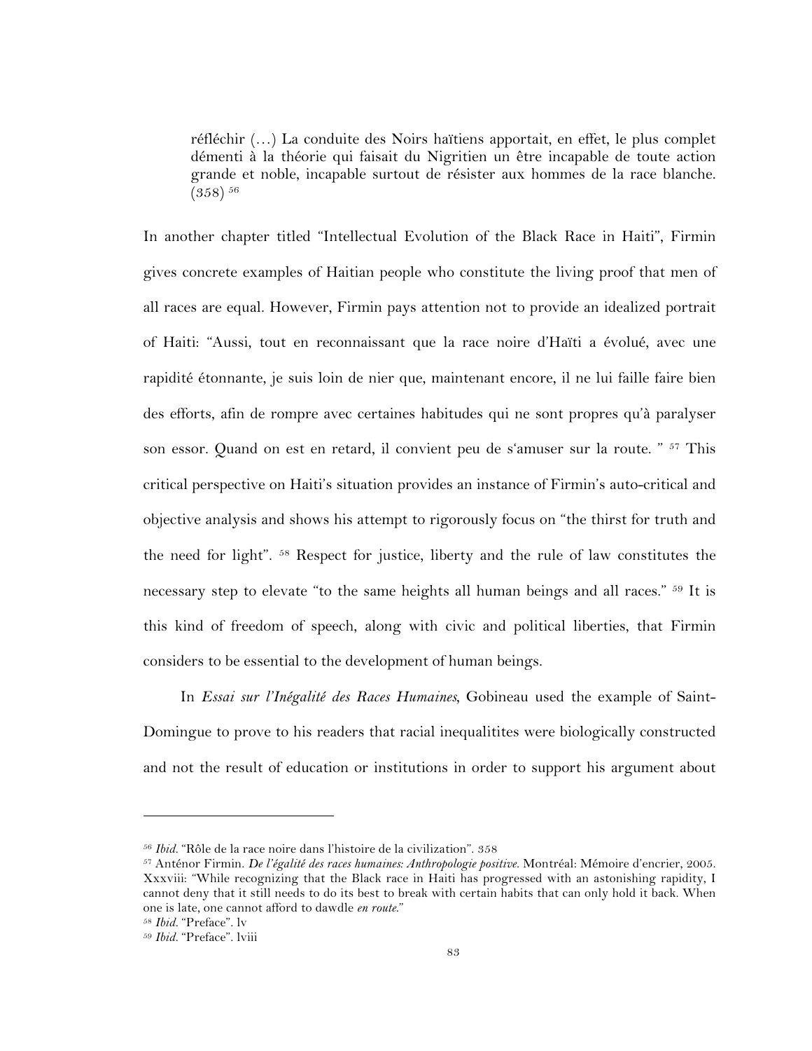> réfléchir (…) La conduite des Noirs haïtiens apportait, en effet, le plus complet démenti à la théorie qui faisait du Nigritien un être incapable de toute action grande et noble, incapable surtout de résister aux hommes de la race blanche. (358) [56]

In another chapter titled "Intellectual Evolution of the Black Race in Haiti", Firmin gives concrete examples of Haitian people who constitute the living proof that men of all races are equal. However, Firmin pays attention not to provide an idealized portrait of Haiti: "Aussi, tout en reconnaissant que la race noire d'Haïti a évolué, avec une rapidité étonnante, je suis loin de nier que, maintenant encore, il ne lui faille faire bien des efforts, afin de rompre avec certaines habitudes qui ne sont propres qu'à paralyser son essor. Quand on est en retard, il convient peu de s'amuser sur la route. " [57] This critical perspective on Haiti's situation provides an instance of Firmin's auto-critical and objective analysis and shows his attempt to rigorously focus on "the thirst for truth and the need for light". [58] Respect for justice, liberty and the rule of law constitutes the necessary step to elevate "to the same heights all human beings and all races." [59] It is this kind of freedom of speech, along with civic and political liberties, that Firmin considers to be essential to the development of human beings.

In *Essai sur l'Inégalité des Races Humaines*, Gobineau used the example of Saint-Domingue to prove to his readers that racial inequalitites were biologically constructed and not the result of education or institutions in order to support his argument about

---

[56] *Ibid.* "Rôle de la race noire dans l'histoire de la civilization". 358

[57] Anténor Firmin. *De l'égalité des races humaines: Anthropologie positive.* Montréal: Mémoire d'encrier, 2005. Xxxviii: "While recognizing that the Black race in Haiti has progressed with an astonishing rapidity, I cannot deny that it still needs to do its best to break with certain habits that can only hold it back. When one is late, one cannot afford to dawdle *en route*."

[58] *Ibid.* "Preface". lv

[59] *Ibid.* "Preface". lviii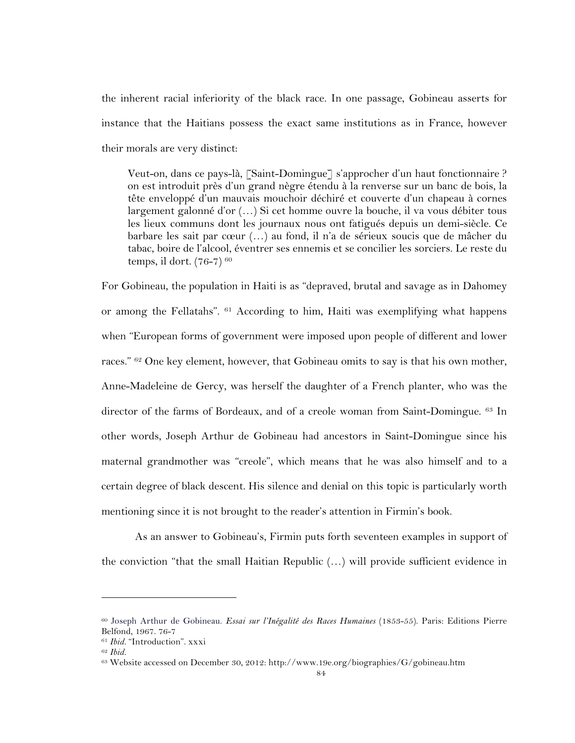the inherent racial inferiority of the black race. In one passage, Gobineau asserts for instance that the Haitians possess the exact same institutions as in France, however their morals are very distinct:

> Veut-on, dans ce pays-là, [Saint-Domingue] s'approcher d'un haut fonctionnaire ? on est introduit près d'un grand nègre étendu à la renverse sur un banc de bois, la tête enveloppé d'un mauvais mouchoir déchiré et couverte d'un chapeau à cornes largement galonné d'or (…) Si cet homme ouvre la bouche, il va vous débiter tous les lieux communs dont les journaux nous ont fatigués depuis un demi-siècle. Ce barbare les sait par cœur (…) au fond, il n'a de sérieux soucis que de mâcher du tabac, boire de l'alcool, éventrer ses ennemis et se concilier les sorciers. Le reste du temps, il dort. (76-7) [60]

For Gobineau, the population in Haiti is as "depraved, brutal and savage as in Dahomey or among the Fellatahs". [61] According to him, Haiti was exemplifying what happens when "European forms of government were imposed upon people of different and lower races." [62] One key element, however, that Gobineau omits to say is that his own mother, Anne-Madeleine de Gercy, was herself the daughter of a French planter, who was the director of the farms of Bordeaux, and of a creole woman from Saint-Domingue. [63] In other words, Joseph Arthur de Gobineau had ancestors in Saint-Domingue since his maternal grandmother was "creole", which means that he was also himself and to a certain degree of black descent. His silence and denial on this topic is particularly worth mentioning since it is not brought to the reader's attention in Firmin's book.

As an answer to Gobineau's, Firmin puts forth seventeen examples in support of the conviction "that the small Haitian Republic (…) will provide sufficient evidence in

---

[60] Joseph Arthur de Gobineau. *Essai sur l'Inégalité des Races Humaines* (1853-55). Paris: Editions Pierre Belfond, 1967. 76-7

[61] *Ibid.* "Introduction". xxxi

[62] *Ibid.*

[63] Website accessed on December 30, 2012: http://www.19e.org/biographies/G/gobineau.htm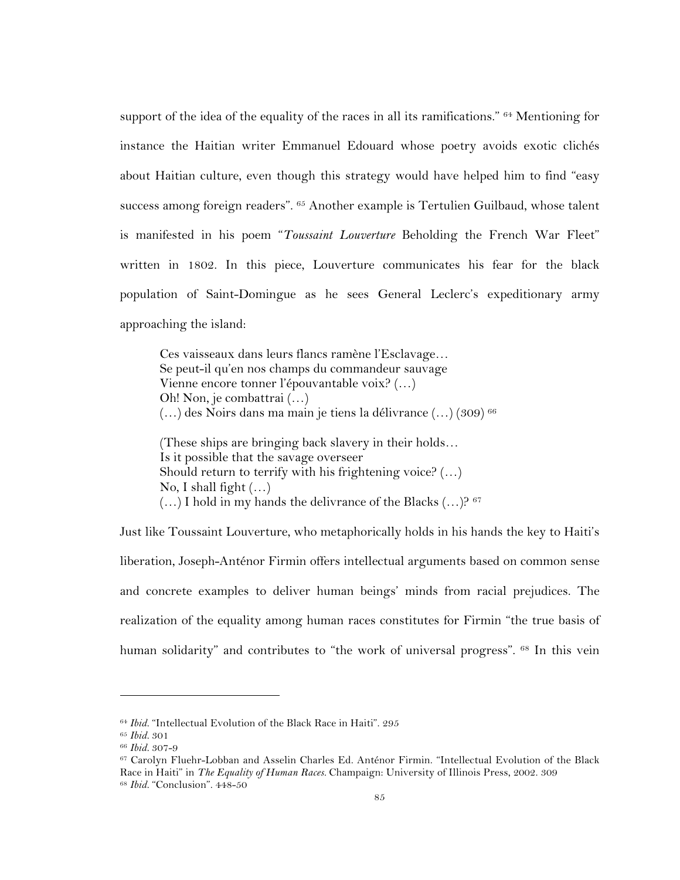support of the idea of the equality of the races in all its ramifications." [64] Mentioning for instance the Haitian writer Emmanuel Edouard whose poetry avoids exotic clichés about Haitian culture, even though this strategy would have helped him to find "easy success among foreign readers". [65] Another example is Tertulien Guilbaud, whose talent is manifested in his poem "*Toussaint Louverture* Beholding the French War Fleet" written in 1802. In this piece, Louverture communicates his fear for the black population of Saint-Domingue as he sees General Leclerc's expeditionary army approaching the island:

> Ces vaisseaux dans leurs flancs ramène l'Esclavage…
> Se peut-il qu'en nos champs du commandeur sauvage
> Vienne encore tonner l'épouvantable voix? (…)
> Oh! Non, je combattrai (…)
> (…) des Noirs dans ma main je tiens la délivrance (…) (309) [66]
>
> (These ships are bringing back slavery in their holds…
> Is it possible that the savage overseer
> Should return to terrify with his frightening voice? (…)
> No, I shall fight (…)
> (…) I hold in my hands the delivrance of the Blacks (…)? [67]

Just like Toussaint Louverture, who metaphorically holds in his hands the key to Haiti's liberation, Joseph-Anténor Firmin offers intellectual arguments based on common sense and concrete examples to deliver human beings' minds from racial prejudices. The realization of the equality among human races constitutes for Firmin "the true basis of human solidarity" and contributes to "the work of universal progress". [68] In this vein

---

[64] *Ibid.* "Intellectual Evolution of the Black Race in Haiti". 295

[65] *Ibid.* 301

[66] *Ibid.* 307-9

[67] Carolyn Fluehr-Lobban and Asselin Charles Ed. Anténor Firmin. "Intellectual Evolution of the Black Race in Haiti" in *The Equality of Human Races.* Champaign: University of Illinois Press, 2002. 309

[68] *Ibid.* "Conclusion". 448-50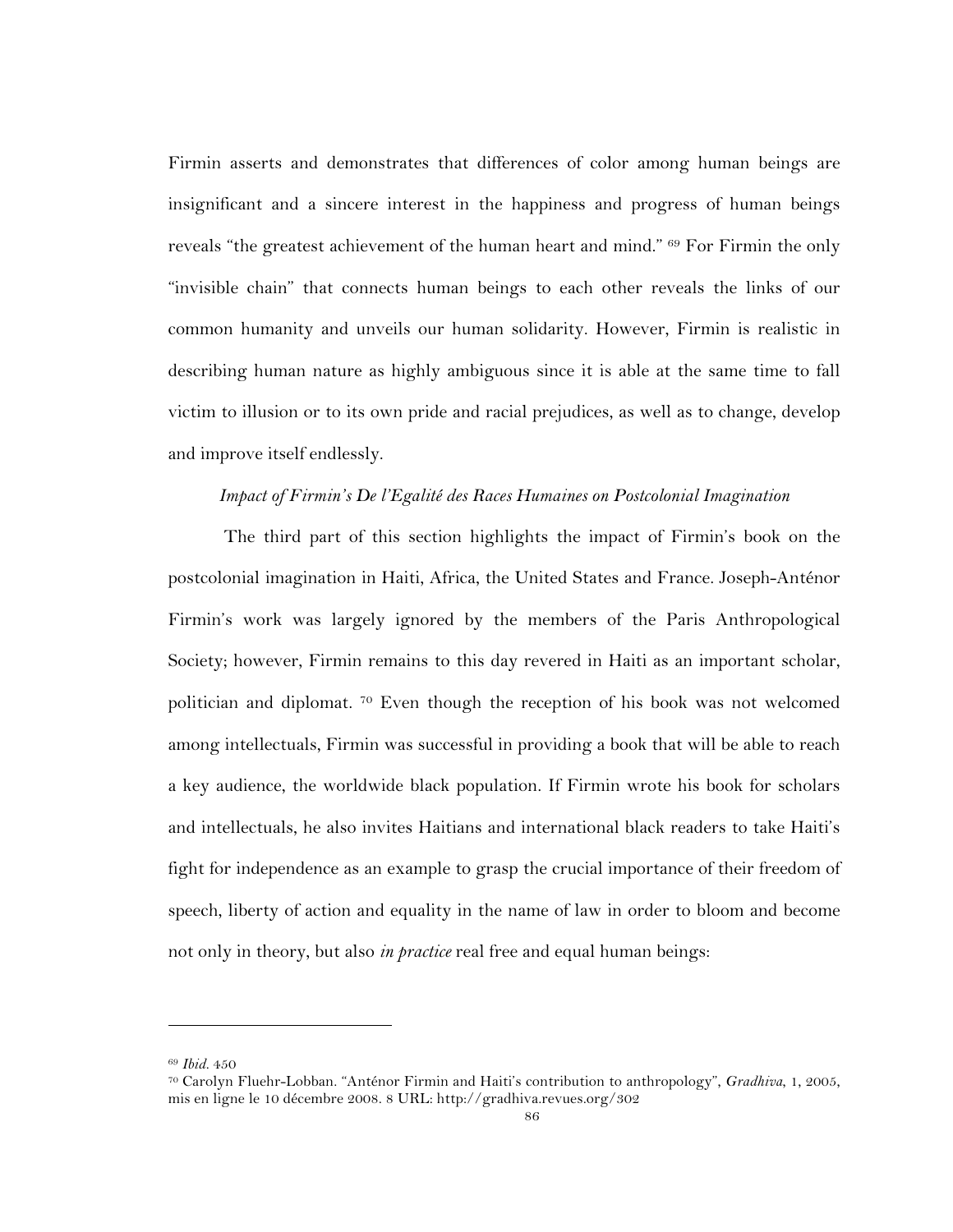Firmin asserts and demonstrates that differences of color among human beings are insignificant and a sincere interest in the happiness and progress of human beings reveals "the greatest achievement of the human heart and mind." [69] For Firmin the only "invisible chain" that connects human beings to each other reveals the links of our common humanity and unveils our human solidarity. However, Firmin is realistic in describing human nature as highly ambiguous since it is able at the same time to fall victim to illusion or to its own pride and racial prejudices, as well as to change, develop and improve itself endlessly.

### *Impact of Firmin's De l'Egalité des Races Humaines on Postcolonial Imagination*

The third part of this section highlights the impact of Firmin's book on the postcolonial imagination in Haiti, Africa, the United States and France. Joseph-Anténor Firmin's work was largely ignored by the members of the Paris Anthropological Society; however, Firmin remains to this day revered in Haiti as an important scholar, politician and diplomat. [70] Even though the reception of his book was not welcomed among intellectuals, Firmin was successful in providing a book that will be able to reach a key audience, the worldwide black population. If Firmin wrote his book for scholars and intellectuals, he also invites Haitians and international black readers to take Haiti's fight for independence as an example to grasp the crucial importance of their freedom of speech, liberty of action and equality in the name of law in order to bloom and become not only in theory, but also *in practice* real free and equal human beings:

---

[69] *Ibid.* 450

[70] Carolyn Fluehr-Lobban. "Anténor Firmin and Haiti's contribution to anthropology", *Gradhiva*, 1, 2005, mis en ligne le 10 décembre 2008. 8 URL: http://gradhiva.revues.org/302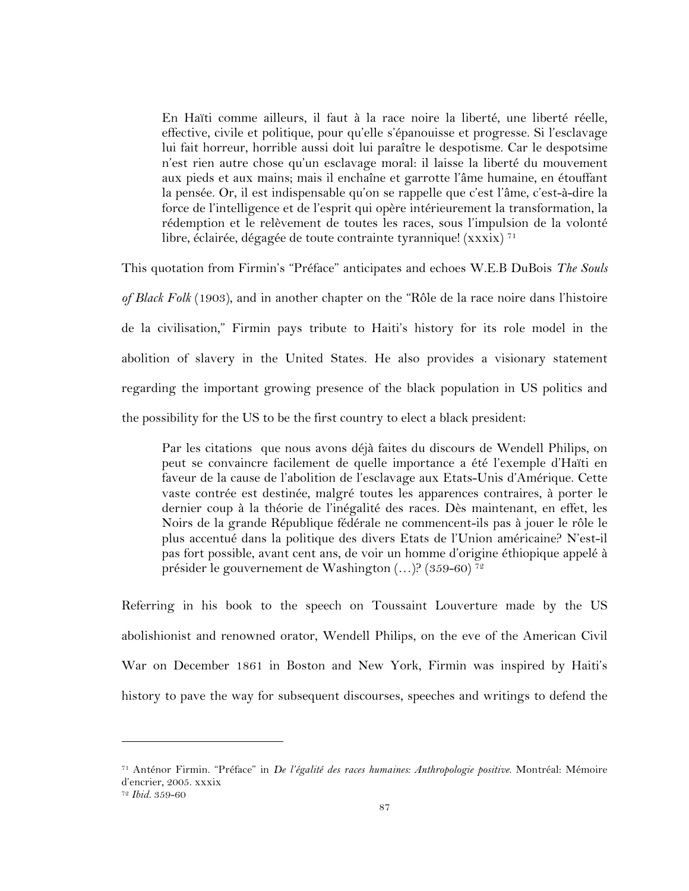> En Haïti comme ailleurs, il faut à la race noire la liberté, une liberté réelle, effective, civile et politique, pour qu'elle s'épanouisse et progresse. Si l'esclavage lui fait horreur, horrible aussi doit lui paraître le despotisme. Car le despotsime n'est rien autre chose qu'un esclavage moral: il laisse la liberté du mouvement aux pieds et aux mains; mais il enchaîne et garrotte l'âme humaine, en étouffant la pensée. Or, il est indispensable qu'on se rappelle que c'est l'âme, c'est-à-dire la force de l'intelligence et de l'esprit qui opère intérieurement la transformation, la rédemption et le relèvement de toutes les races, sous l'impulsion de la volonté libre, éclairée, dégagée de toute contrainte tyrannique! (xxxix) [71]

This quotation from Firmin's "Préface" anticipates and echoes W.E.B DuBois *The Souls of Black Folk* (1903), and in another chapter on the "Rôle de la race noire dans l'histoire de la civilisation," Firmin pays tribute to Haiti's history for its role model in the abolition of slavery in the United States. He also provides a visionary statement regarding the important growing presence of the black population in US politics and the possibility for the US to be the first country to elect a black president:

> Par les citations que nous avons déjà faites du discours de Wendell Philips, on peut se convaincre facilement de quelle importance a été l'exemple d'Haïti en faveur de la cause de l'abolition de l'esclavage aux Etats-Unis d'Amérique. Cette vaste contrée est destinée, malgré toutes les apparences contraires, à porter le dernier coup à la théorie de l'inégalité des races. Dès maintenant, en effet, les Noirs de la grande République fédérale ne commencent-ils pas à jouer le rôle le plus accentué dans la politique des divers Etats de l'Union américaine? N'est-il pas fort possible, avant cent ans, de voir un homme d'origine éthiopique appelé à présider le gouvernement de Washington (…)? (359-60) [72]

Referring in his book to the speech on Toussaint Louverture made by the US abolishionist and renowned orator, Wendell Philips, on the eve of the American Civil War on December 1861 in Boston and New York, Firmin was inspired by Haiti's history to pave the way for subsequent discourses, speeches and writings to defend the

---

[71] Anténor Firmin. "Préface" in *De l'égalité des races humaines: Anthropologie positive*. Montréal: Mémoire d'encrier, 2005. xxxix

[72] *Ibid*. 359-60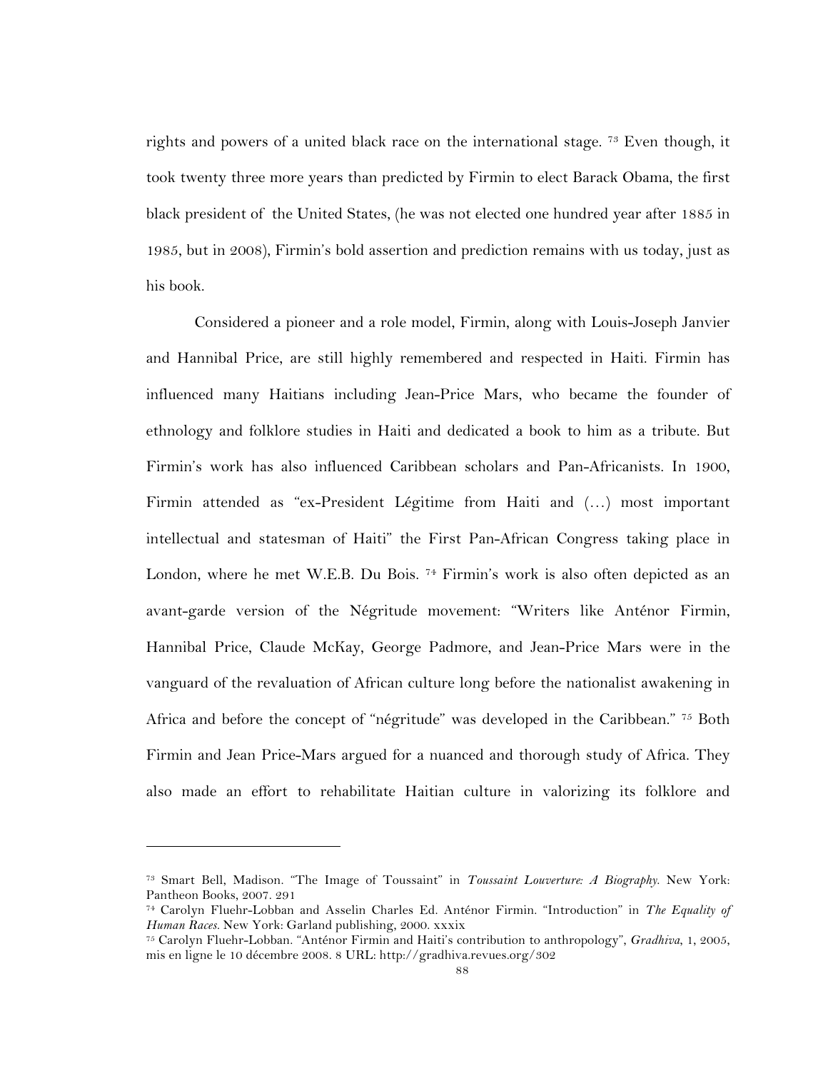rights and powers of a united black race on the international stage. [73] Even though, it took twenty three more years than predicted by Firmin to elect Barack Obama, the first black president of the United States, (he was not elected one hundred year after 1885 in 1985, but in 2008), Firmin's bold assertion and prediction remains with us today, just as his book.

Considered a pioneer and a role model, Firmin, along with Louis-Joseph Janvier and Hannibal Price, are still highly remembered and respected in Haiti. Firmin has influenced many Haitians including Jean-Price Mars, who became the founder of ethnology and folklore studies in Haiti and dedicated a book to him as a tribute. But Firmin's work has also influenced Caribbean scholars and Pan-Africanists. In 1900, Firmin attended as "ex-President Légitime from Haiti and (…) most important intellectual and statesman of Haiti" the First Pan-African Congress taking place in London, where he met W.E.B. Du Bois. [74] Firmin's work is also often depicted as an avant-garde version of the Négritude movement: "Writers like Anténor Firmin, Hannibal Price, Claude McKay, George Padmore, and Jean-Price Mars were in the vanguard of the revaluation of African culture long before the nationalist awakening in Africa and before the concept of "négritude" was developed in the Caribbean." [75] Both Firmin and Jean Price-Mars argued for a nuanced and thorough study of Africa. They also made an effort to rehabilitate Haitian culture in valorizing its folklore and

---

[73] Smart Bell, Madison. "The Image of Toussaint" in *Toussaint Louverture: A Biography*. New York: Pantheon Books, 2007. 291

[74] Carolyn Fluehr-Lobban and Asselin Charles Ed. Anténor Firmin. "Introduction" in *The Equality of Human Races*. New York: Garland publishing, 2000. xxxix

[75] Carolyn Fluehr-Lobban. "Anténor Firmin and Haiti's contribution to anthropology", *Gradhiva*, 1, 2005, mis en ligne le 10 décembre 2008. 8 URL: http://gradhiva.revues.org/302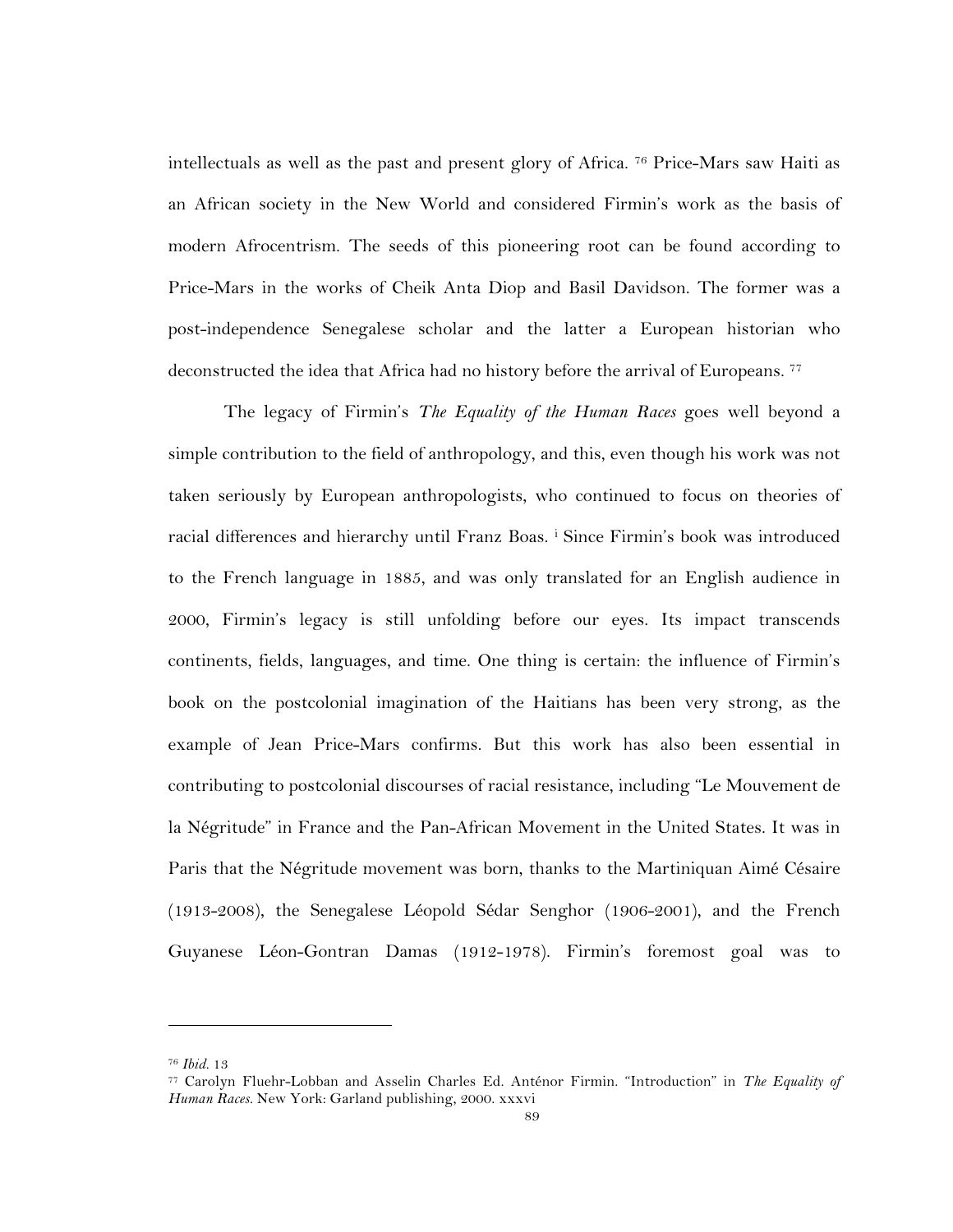intellectuals as well as the past and present glory of Africa. [76] Price-Mars saw Haiti as an African society in the New World and considered Firmin's work as the basis of modern Afrocentrism. The seeds of this pioneering root can be found according to Price-Mars in the works of Cheik Anta Diop and Basil Davidson. The former was a post-independence Senegalese scholar and the latter a European historian who deconstructed the idea that Africa had no history before the arrival of Europeans. [77]

The legacy of Firmin's *The Equality of the Human Races* goes well beyond a simple contribution to the field of anthropology, and this, even though his work was not taken seriously by European anthropologists, who continued to focus on theories of racial differences and hierarchy until Franz Boas. [i] Since Firmin's book was introduced to the French language in 1885, and was only translated for an English audience in 2000, Firmin's legacy is still unfolding before our eyes. Its impact transcends continents, fields, languages, and time. One thing is certain: the influence of Firmin's book on the postcolonial imagination of the Haitians has been very strong, as the example of Jean Price-Mars confirms. But this work has also been essential in contributing to postcolonial discourses of racial resistance, including "Le Mouvement de la Négritude" in France and the Pan-African Movement in the United States. It was in Paris that the Négritude movement was born, thanks to the Martiniquan Aimé Césaire (1913-2008), the Senegalese Léopold Sédar Senghor (1906-2001), and the French Guyanese Léon-Gontran Damas (1912-1978). Firmin's foremost goal was to

---

[76] *Ibid.* 13

[77] Carolyn Fluehr-Lobban and Asselin Charles Ed. Anténor Firmin. "Introduction" in *The Equality of Human Races*. New York: Garland publishing, 2000. xxxvi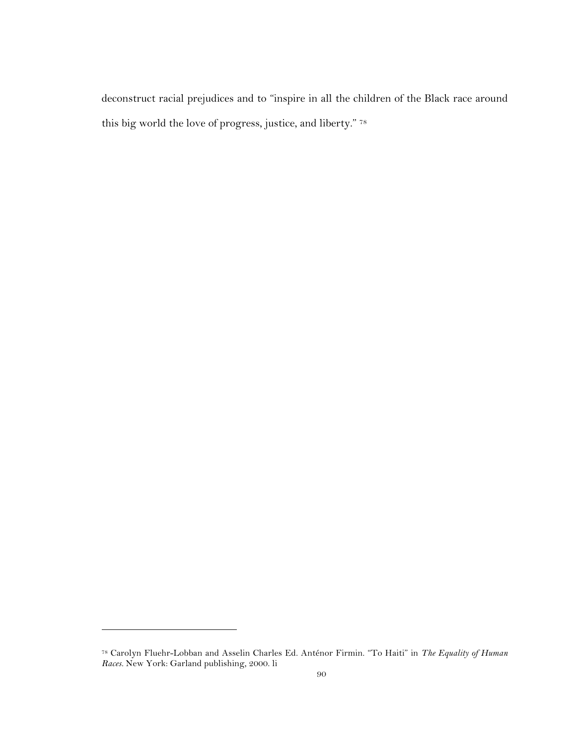deconstruct racial prejudices and to "inspire in all the children of the Black race around this big world the love of progress, justice, and liberty." [78]

---

[78] Carolyn Fluehr-Lobban and Asselin Charles Ed. Anténor Firmin. "To Haiti" in *The Equality of Human Races*. New York: Garland publishing, 2000. li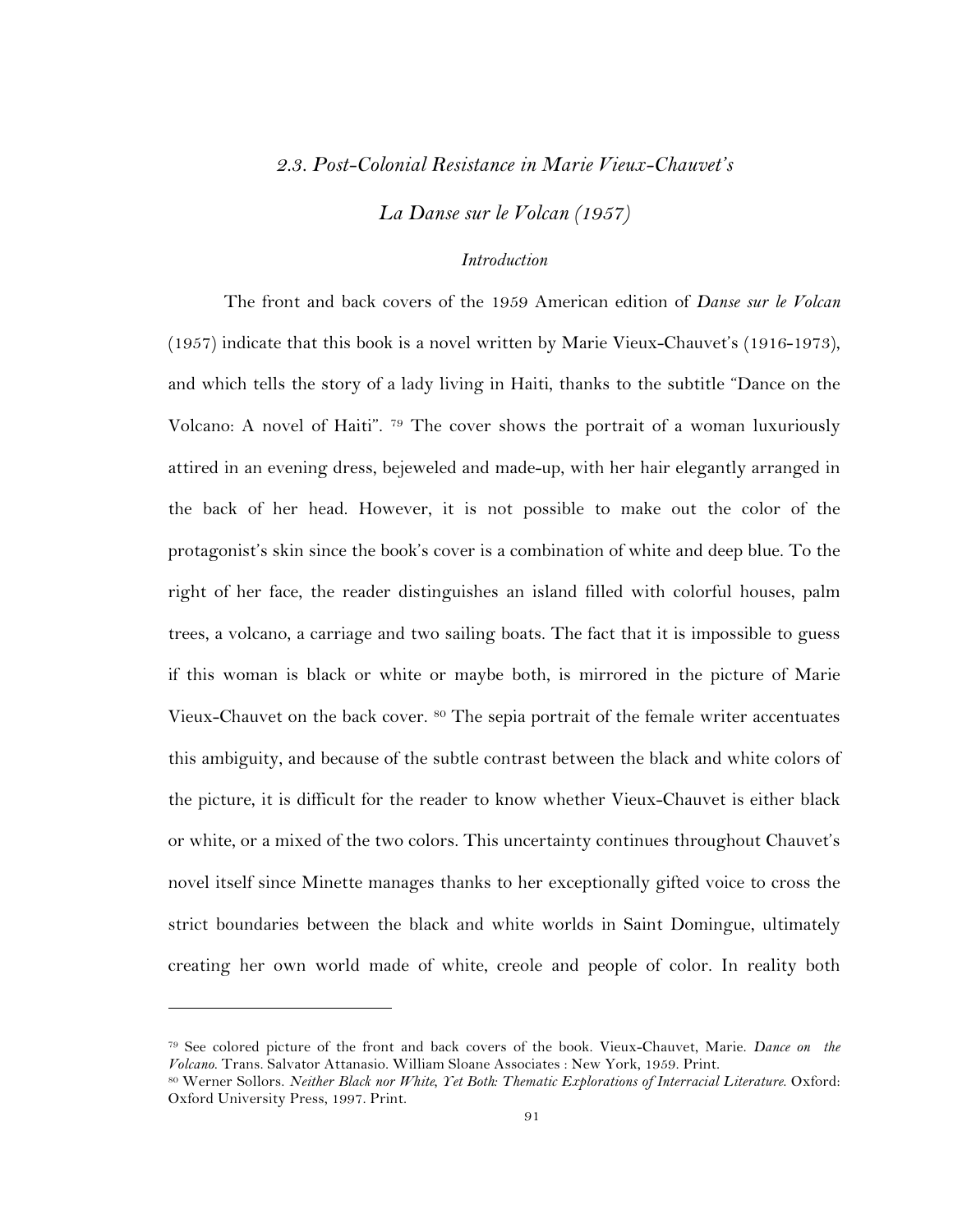## *2.3. Post-Colonial Resistance in Marie Vieux-Chauvet's*

## *La Danse sur le Volcan (1957)*

### *Introduction*

The front and back covers of the 1959 American edition of *Danse sur le Volcan* (1957) indicate that this book is a novel written by Marie Vieux-Chauvet's (1916-1973), and which tells the story of a lady living in Haiti, thanks to the subtitle "Dance on the Volcano: A novel of Haiti". [79] The cover shows the portrait of a woman luxuriously attired in an evening dress, bejeweled and made-up, with her hair elegantly arranged in the back of her head. However, it is not possible to make out the color of the protagonist's skin since the book's cover is a combination of white and deep blue. To the right of her face, the reader distinguishes an island filled with colorful houses, palm trees, a volcano, a carriage and two sailing boats. The fact that it is impossible to guess if this woman is black or white or maybe both, is mirrored in the picture of Marie Vieux-Chauvet on the back cover. [80] The sepia portrait of the female writer accentuates this ambiguity, and because of the subtle contrast between the black and white colors of the picture, it is difficult for the reader to know whether Vieux-Chauvet is either black or white, or a mixed of the two colors. This uncertainty continues throughout Chauvet's novel itself since Minette manages thanks to her exceptionally gifted voice to cross the strict boundaries between the black and white worlds in Saint Domingue, ultimately creating her own world made of white, creole and people of color. In reality both

---

[79] See colored picture of the front and back covers of the book. Vieux-Chauvet, Marie. *Dance on the Volcano*. Trans. Salvator Attanasio. William Sloane Associates : New York, 1959. Print.

[80] Werner Sollors. *Neither Black nor White, Yet Both: Thematic Explorations of Interracial Literature*. Oxford: Oxford University Press, 1997. Print.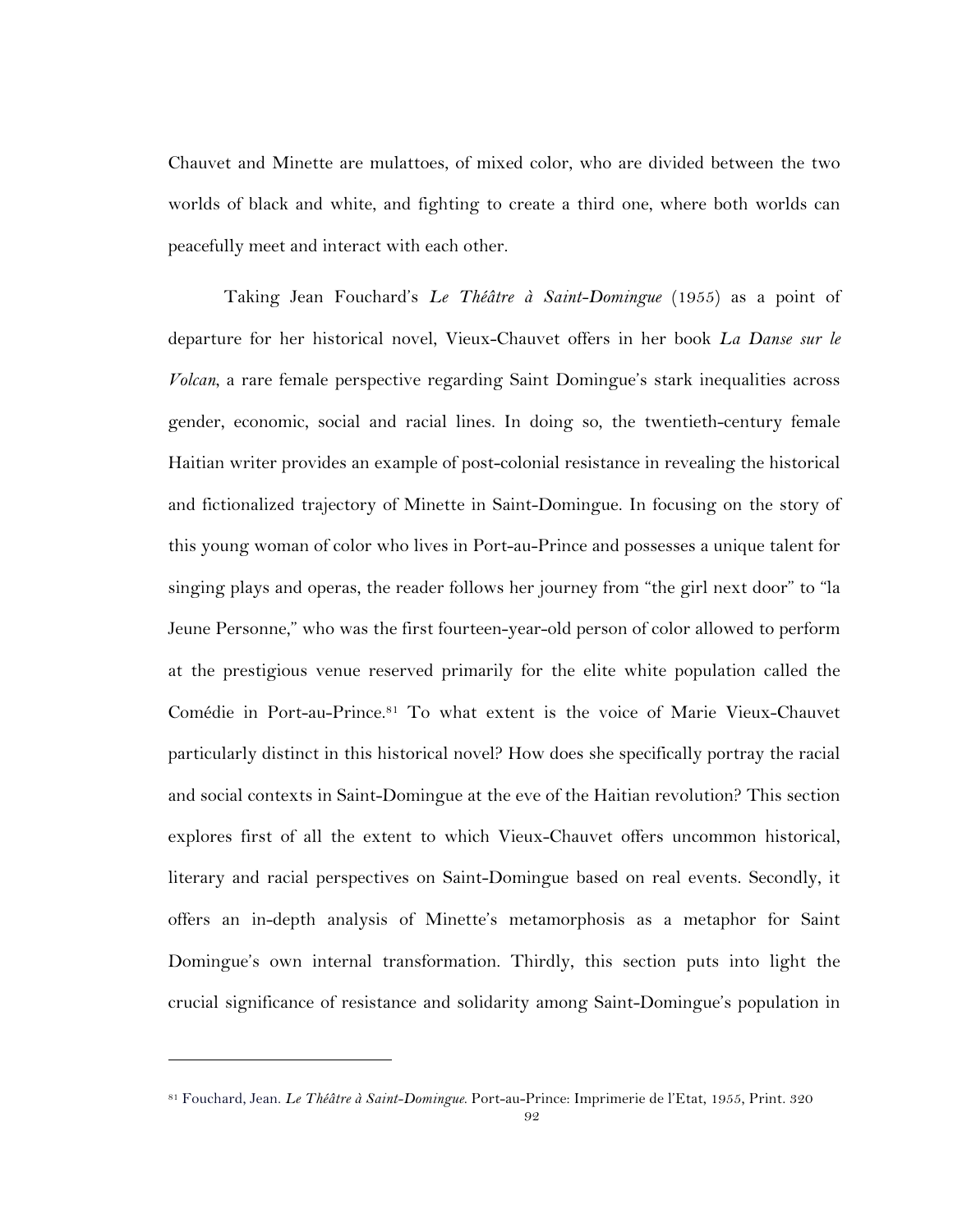Chauvet and Minette are mulattoes, of mixed color, who are divided between the two worlds of black and white, and fighting to create a third one, where both worlds can peacefully meet and interact with each other.

Taking Jean Fouchard's *Le Théâtre à Saint-Domingue* (1955) as a point of departure for her historical novel, Vieux-Chauvet offers in her book *La Danse sur le Volcan*, a rare female perspective regarding Saint Domingue's stark inequalities across gender, economic, social and racial lines. In doing so, the twentieth-century female Haitian writer provides an example of post-colonial resistance in revealing the historical and fictionalized trajectory of Minette in Saint-Domingue. In focusing on the story of this young woman of color who lives in Port-au-Prince and possesses a unique talent for singing plays and operas, the reader follows her journey from "the girl next door" to "la Jeune Personne," who was the first fourteen-year-old person of color allowed to perform at the prestigious venue reserved primarily for the elite white population called the Comédie in Port-au-Prince.[81] To what extent is the voice of Marie Vieux-Chauvet particularly distinct in this historical novel? How does she specifically portray the racial and social contexts in Saint-Domingue at the eve of the Haitian revolution? This section explores first of all the extent to which Vieux-Chauvet offers uncommon historical, literary and racial perspectives on Saint-Domingue based on real events. Secondly, it offers an in-depth analysis of Minette's metamorphosis as a metaphor for Saint Domingue's own internal transformation. Thirdly, this section puts into light the crucial significance of resistance and solidarity among Saint-Domingue's population in

---

[81] Fouchard, Jean. *Le Théâtre à Saint-Domingue*. Port-au-Prince: Imprimerie de l'Etat, 1955, Print. 320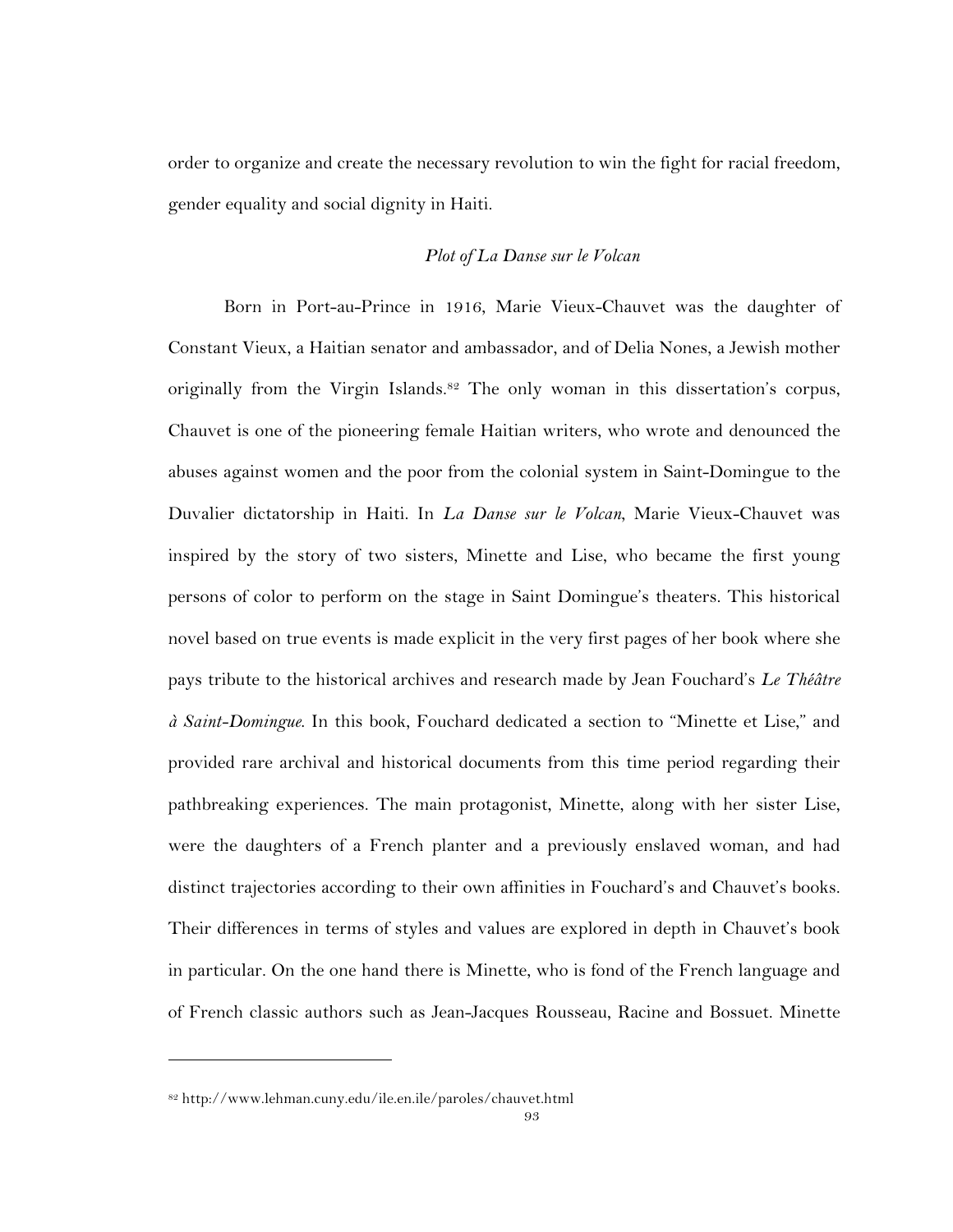order to organize and create the necessary revolution to win the fight for racial freedom, gender equality and social dignity in Haiti.

### *Plot of La Danse sur le Volcan*

Born in Port-au-Prince in 1916, Marie Vieux-Chauvet was the daughter of Constant Vieux, a Haitian senator and ambassador, and of Delia Nones, a Jewish mother originally from the Virgin Islands.[82] The only woman in this dissertation's corpus, Chauvet is one of the pioneering female Haitian writers, who wrote and denounced the abuses against women and the poor from the colonial system in Saint-Domingue to the Duvalier dictatorship in Haiti. In *La Danse sur le Volcan*, Marie Vieux-Chauvet was inspired by the story of two sisters, Minette and Lise, who became the first young persons of color to perform on the stage in Saint Domingue's theaters. This historical novel based on true events is made explicit in the very first pages of her book where she pays tribute to the historical archives and research made by Jean Fouchard's *Le Théâtre à Saint-Domingue*. In this book, Fouchard dedicated a section to "Minette et Lise," and provided rare archival and historical documents from this time period regarding their pathbreaking experiences. The main protagonist, Minette, along with her sister Lise, were the daughters of a French planter and a previously enslaved woman, and had distinct trajectories according to their own affinities in Fouchard's and Chauvet's books. Their differences in terms of styles and values are explored in depth in Chauvet's book in particular. On the one hand there is Minette, who is fond of the French language and of French classic authors such as Jean-Jacques Rousseau, Racine and Bossuet. Minette

---

[82] http://www.lehman.cuny.edu/ile.en.ile/paroles/chauvet.html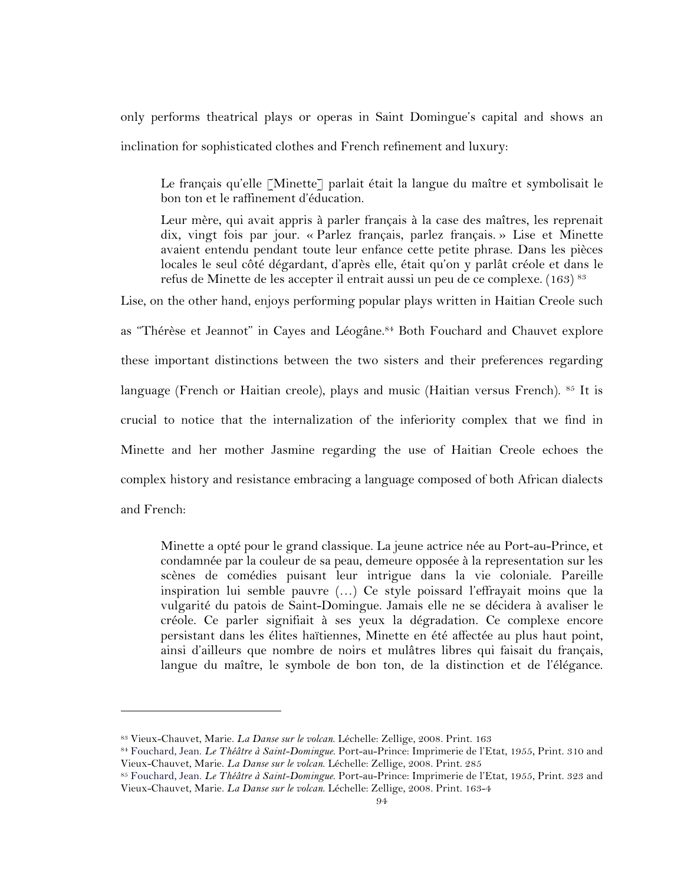only performs theatrical plays or operas in Saint Domingue's capital and shows an inclination for sophisticated clothes and French refinement and luxury:

> Le français qu'elle [Minette] parlait était la langue du maître et symbolisait le bon ton et le raffinement d'éducation.
>
> Leur mère, qui avait appris à parler français à la case des maîtres, les reprenait dix, vingt fois par jour. « Parlez français, parlez français. » Lise et Minette avaient entendu pendant toute leur enfance cette petite phrase. Dans les pièces locales le seul côté dégardant, d'après elle, était qu'on y parlât créole et dans le refus de Minette de les accepter il entrait aussi un peu de ce complexe. (163) [83]

Lise, on the other hand, enjoys performing popular plays written in Haitian Creole such as "Thérèse et Jeannot" in Cayes and Léogâne.[84] Both Fouchard and Chauvet explore these important distinctions between the two sisters and their preferences regarding language (French or Haitian creole), plays and music (Haitian versus French). [85] It is crucial to notice that the internalization of the inferiority complex that we find in Minette and her mother Jasmine regarding the use of Haitian Creole echoes the complex history and resistance embracing a language composed of both African dialects and French:

> Minette a opté pour le grand classique. La jeune actrice née au Port-au-Prince, et condamnée par la couleur de sa peau, demeure opposée à la representation sur les scènes de comédies puisant leur intrigue dans la vie coloniale. Pareille inspiration lui semble pauvre (…) Ce style poissard l'effrayait moins que la vulgarité du patois de Saint-Domingue. Jamais elle ne se décidera à avaliser le créole. Ce parler signifiait à ses yeux la dégradation. Ce complexe encore persistant dans les élites haïtiennes, Minette en été affectée au plus haut point, ainsi d'ailleurs que nombre de noirs et mulâtres libres qui faisait du français, langue du maître, le symbole de bon ton, de la distinction et de l'élégance.

---

[83] Vieux-Chauvet, Marie. *La Danse sur le volcan*. Léchelle: Zellige, 2008. Print. 163

[84] Fouchard, Jean. *Le Théâtre à Saint-Domingue*. Port-au-Prince: Imprimerie de l'Etat, 1955, Print. 310 and Vieux-Chauvet, Marie. *La Danse sur le volcan*. Léchelle: Zellige, 2008. Print. 285

[85] Fouchard, Jean. *Le Théâtre à Saint-Domingue*. Port-au-Prince: Imprimerie de l'Etat, 1955, Print. 323 and Vieux-Chauvet, Marie. *La Danse sur le volcan*. Léchelle: Zellige, 2008. Print. 163-4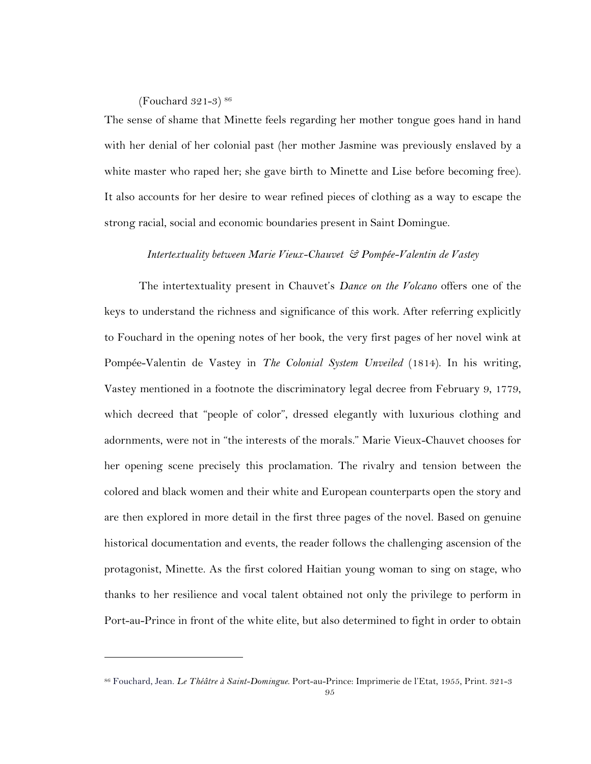(Fouchard 321-3) [86]

The sense of shame that Minette feels regarding her mother tongue goes hand in hand with her denial of her colonial past (her mother Jasmine was previously enslaved by a white master who raped her; she gave birth to Minette and Lise before becoming free). It also accounts for her desire to wear refined pieces of clothing as a way to escape the strong racial, social and economic boundaries present in Saint Domingue.

### *Intertextuality between Marie Vieux-Chauvet & Pompée-Valentin de Vastey*

The intertextuality present in Chauvet's *Dance on the Volcano* offers one of the keys to understand the richness and significance of this work. After referring explicitly to Fouchard in the opening notes of her book, the very first pages of her novel wink at Pompée-Valentin de Vastey in *The Colonial System Unveiled* (1814). In his writing, Vastey mentioned in a footnote the discriminatory legal decree from February 9, 1779, which decreed that "people of color", dressed elegantly with luxurious clothing and adornments, were not in "the interests of the morals." Marie Vieux-Chauvet chooses for her opening scene precisely this proclamation. The rivalry and tension between the colored and black women and their white and European counterparts open the story and are then explored in more detail in the first three pages of the novel. Based on genuine historical documentation and events, the reader follows the challenging ascension of the protagonist, Minette. As the first colored Haitian young woman to sing on stage, who thanks to her resilience and vocal talent obtained not only the privilege to perform in Port-au-Prince in front of the white elite, but also determined to fight in order to obtain

---

[86] Fouchard, Jean. *Le Théâtre à Saint-Domingue.* Port-au-Prince: Imprimerie de l'Etat, 1955, Print. 321-3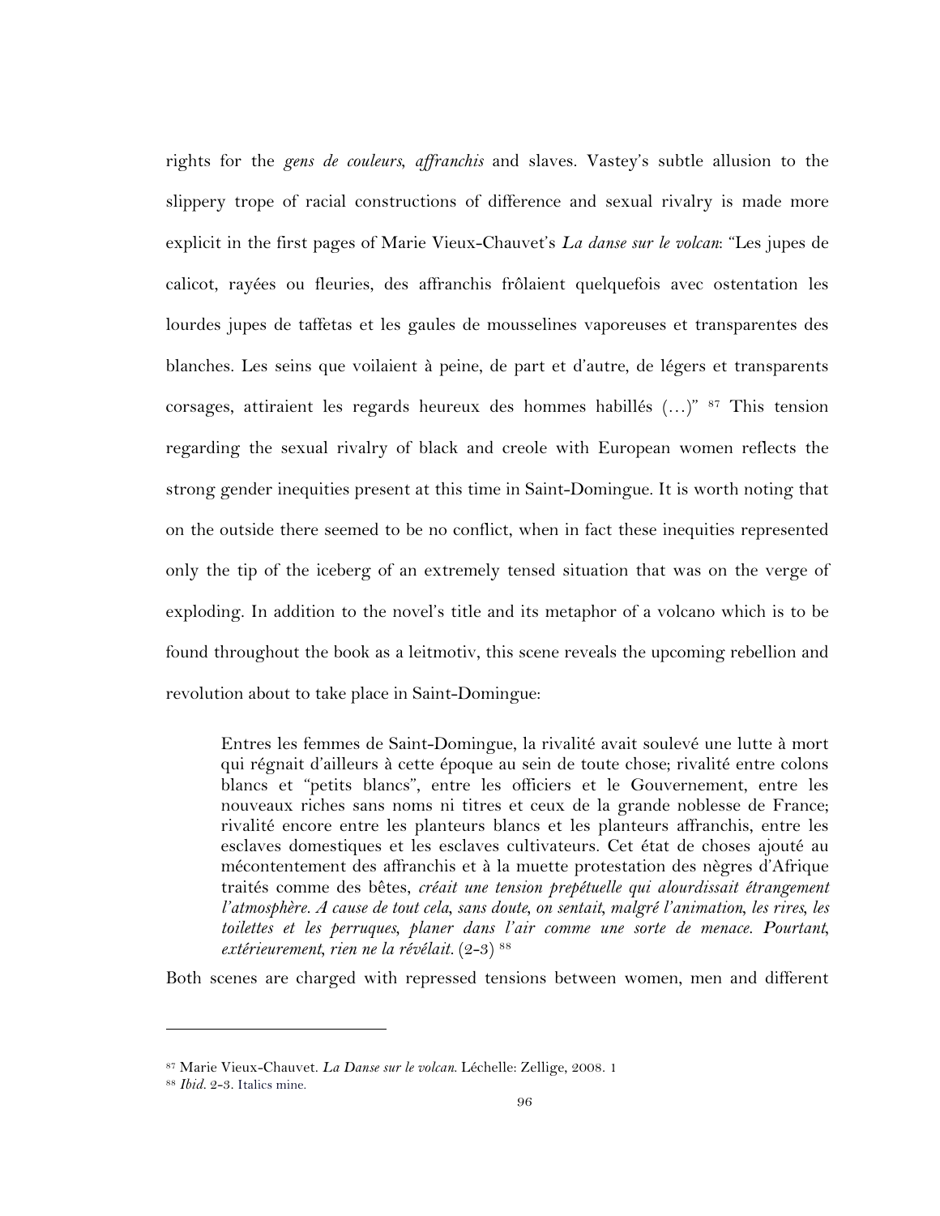rights for the *gens de couleurs*, *affranchis* and slaves. Vastey's subtle allusion to the slippery trope of racial constructions of difference and sexual rivalry is made more explicit in the first pages of Marie Vieux-Chauvet's *La danse sur le volcan*: "Les jupes de calicot, rayées ou fleuries, des affranchis frôlaient quelquefois avec ostentation les lourdes jupes de taffetas et les gaules de mousselines vaporeuses et transparentes des blanches. Les seins que voilaient à peine, de part et d'autre, de légers et transparents corsages, attiraient les regards heureux des hommes habillés (…)" [87] This tension regarding the sexual rivalry of black and creole with European women reflects the strong gender inequities present at this time in Saint-Domingue. It is worth noting that on the outside there seemed to be no conflict, when in fact these inequities represented only the tip of the iceberg of an extremely tensed situation that was on the verge of exploding. In addition to the novel's title and its metaphor of a volcano which is to be found throughout the book as a leitmotiv, this scene reveals the upcoming rebellion and revolution about to take place in Saint-Domingue:

> Entres les femmes de Saint-Domingue, la rivalité avait soulevé une lutte à mort qui régnait d'ailleurs à cette époque au sein de toute chose; rivalité entre colons blancs et "petits blancs", entre les officiers et le Gouvernement, entre les nouveaux riches sans noms ni titres et ceux de la grande noblesse de France; rivalité encore entre les planteurs blancs et les planteurs affranchis, entre les esclaves domestiques et les esclaves cultivateurs. Cet état de choses ajouté au mécontentement des affranchis et à la muette protestation des nègres d'Afrique traités comme des bêtes, *créait une tension prepétuelle qui alourdissait étrangement l'atmosphère. A cause de tout cela, sans doute, on sentait, malgré l'animation, les rires, les toilettes et les perruques, planer dans l'air comme une sorte de menace. Pourtant, extérieurement, rien ne la révélait.* (2-3) [88]

Both scenes are charged with repressed tensions between women, men and different

---

[87] Marie Vieux-Chauvet. *La Danse sur le volcan.* Léchelle: Zellige, 2008. 1

[88] *Ibid.* 2-3. Italics mine.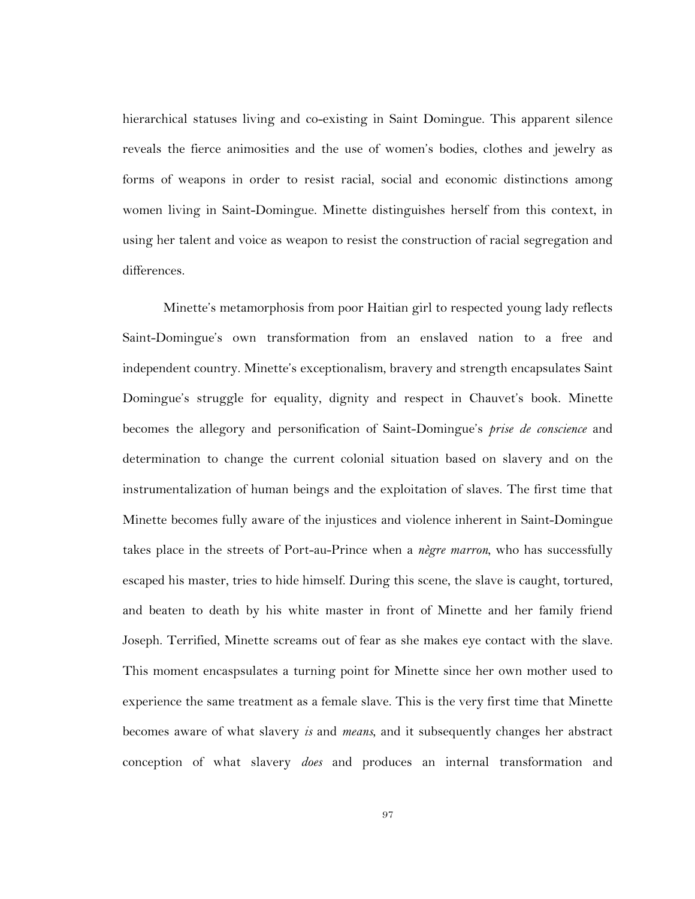hierarchical statuses living and co-existing in Saint Domingue. This apparent silence reveals the fierce animosities and the use of women's bodies, clothes and jewelry as forms of weapons in order to resist racial, social and economic distinctions among women living in Saint-Domingue. Minette distinguishes herself from this context, in using her talent and voice as weapon to resist the construction of racial segregation and differences.

Minette's metamorphosis from poor Haitian girl to respected young lady reflects Saint-Domingue's own transformation from an enslaved nation to a free and independent country. Minette's exceptionalism, bravery and strength encapsulates Saint Domingue's struggle for equality, dignity and respect in Chauvet's book. Minette becomes the allegory and personification of Saint-Domingue's *prise de conscience* and determination to change the current colonial situation based on slavery and on the instrumentalization of human beings and the exploitation of slaves. The first time that Minette becomes fully aware of the injustices and violence inherent in Saint-Domingue takes place in the streets of Port-au-Prince when a *nègre marron*, who has successfully escaped his master, tries to hide himself. During this scene, the slave is caught, tortured, and beaten to death by his white master in front of Minette and her family friend Joseph. Terrified, Minette screams out of fear as she makes eye contact with the slave. This moment encaspsulates a turning point for Minette since her own mother used to experience the same treatment as a female slave. This is the very first time that Minette becomes aware of what slavery *is* and *means*, and it subsequently changes her abstract conception of what slavery *does* and produces an internal transformation and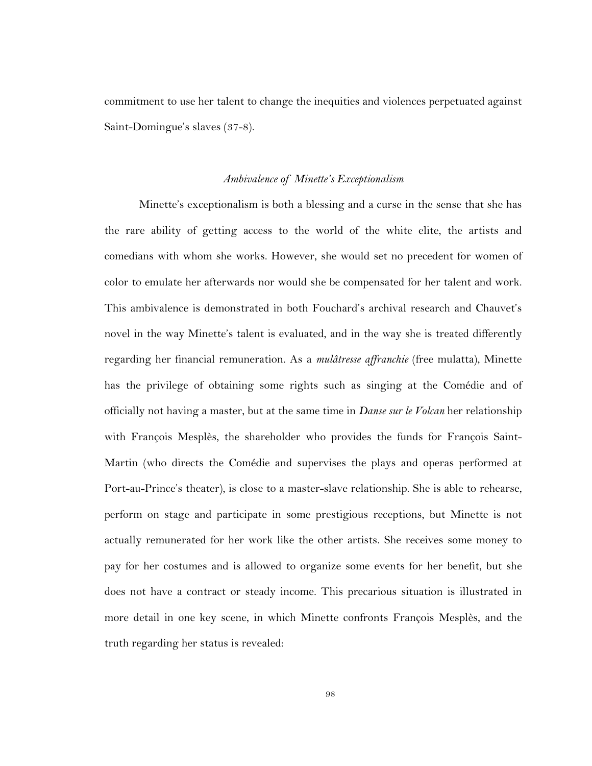commitment to use her talent to change the inequities and violences perpetuated against Saint-Domingue's slaves (37-8).

### *Ambivalence of Minette's Exceptionalism*

Minette's exceptionalism is both a blessing and a curse in the sense that she has the rare ability of getting access to the world of the white elite, the artists and comedians with whom she works. However, she would set no precedent for women of color to emulate her afterwards nor would she be compensated for her talent and work. This ambivalence is demonstrated in both Fouchard's archival research and Chauvet's novel in the way Minette's talent is evaluated, and in the way she is treated differently regarding her financial remuneration. As a *mulâtresse affranchie* (free mulatta), Minette has the privilege of obtaining some rights such as singing at the Comédie and of officially not having a master, but at the same time in *Danse sur le Volcan* her relationship with François Mesplès, the shareholder who provides the funds for François Saint-Martin (who directs the Comédie and supervises the plays and operas performed at Port-au-Prince's theater), is close to a master-slave relationship. She is able to rehearse, perform on stage and participate in some prestigious receptions, but Minette is not actually remunerated for her work like the other artists. She receives some money to pay for her costumes and is allowed to organize some events for her benefit, but she does not have a contract or steady income. This precarious situation is illustrated in more detail in one key scene, in which Minette confronts François Mesplès, and the truth regarding her status is revealed: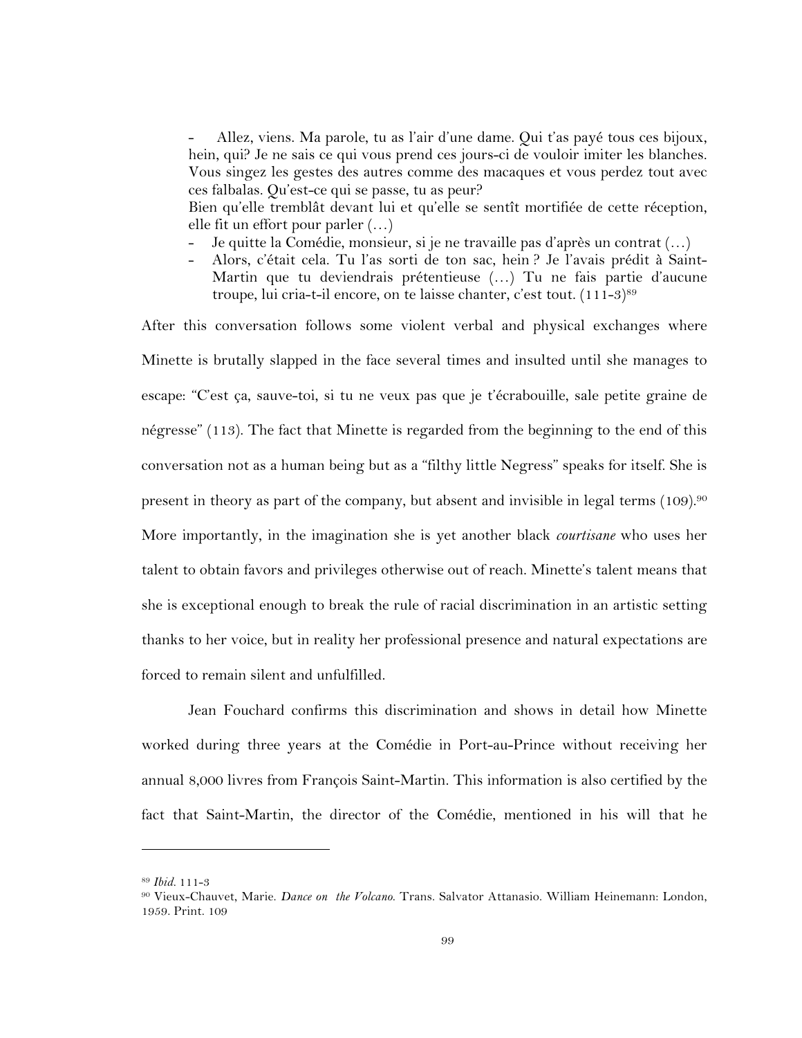- Allez, viens. Ma parole, tu as l'air d'une dame. Qui t'as payé tous ces bijoux, hein, qui? Je ne sais ce qui vous prend ces jours-ci de vouloir imiter les blanches. Vous singez les gestes des autres comme des macaques et vous perdez tout avec ces falbalas. Qu'est-ce qui se passe, tu as peur?

Bien qu'elle tremblât devant lui et qu'elle se sentît mortifiée de cette réception, elle fit un effort pour parler (…)

- Je quitte la Comédie, monsieur, si je ne travaille pas d'après un contrat (…)
- Alors, c'était cela. Tu l'as sorti de ton sac, hein ? Je l'avais prédit à Saint-Martin que tu deviendrais prétentieuse (…) Tu ne fais partie d'aucune troupe, lui cria-t-il encore, on te laisse chanter, c'est tout. (111-3)[89]

After this conversation follows some violent verbal and physical exchanges where Minette is brutally slapped in the face several times and insulted until she manages to escape: "C'est ça, sauve-toi, si tu ne veux pas que je t'écrabouille, sale petite graine de négresse" (113). The fact that Minette is regarded from the beginning to the end of this conversation not as a human being but as a "filthy little Negress" speaks for itself. She is present in theory as part of the company, but absent and invisible in legal terms (109).[90] More importantly, in the imagination she is yet another black *courtisane* who uses her talent to obtain favors and privileges otherwise out of reach. Minette's talent means that she is exceptional enough to break the rule of racial discrimination in an artistic setting thanks to her voice, but in reality her professional presence and natural expectations are forced to remain silent and unfulfilled.

Jean Fouchard confirms this discrimination and shows in detail how Minette worked during three years at the Comédie in Port-au-Prince without receiving her annual 8,000 livres from François Saint-Martin. This information is also certified by the fact that Saint-Martin, the director of the Comédie, mentioned in his will that he

---

[89] *Ibid.* 111-3

[90] Vieux-Chauvet, Marie. *Dance on the Volcano.* Trans. Salvator Attanasio. William Heinemann: London, 1959. Print. 109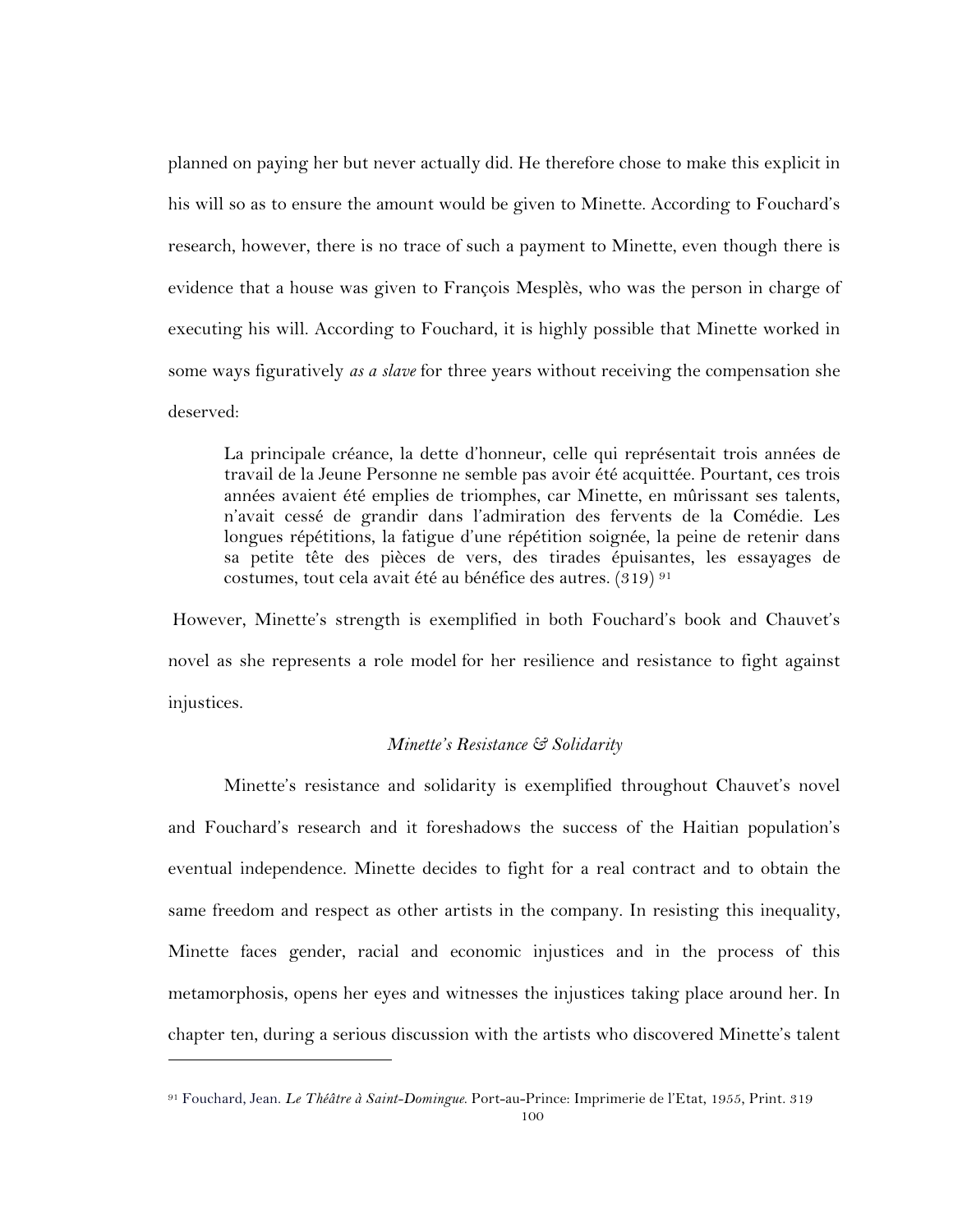planned on paying her but never actually did. He therefore chose to make this explicit in his will so as to ensure the amount would be given to Minette. According to Fouchard's research, however, there is no trace of such a payment to Minette, even though there is evidence that a house was given to François Mesplès, who was the person in charge of executing his will. According to Fouchard, it is highly possible that Minette worked in some ways figuratively *as a slave* for three years without receiving the compensation she deserved:

> La principale créance, la dette d'honneur, celle qui représentait trois années de travail de la Jeune Personne ne semble pas avoir été acquittée. Pourtant, ces trois années avaient été emplies de triomphes, car Minette, en mûrissant ses talents, n'avait cessé de grandir dans l'admiration des fervents de la Comédie. Les longues répétitions, la fatigue d'une répétition soignée, la peine de retenir dans sa petite tête des pièces de vers, des tirades épuisantes, les essayages de costumes, tout cela avait été au bénéfice des autres. (319) [91]

However, Minette's strength is exemplified in both Fouchard's book and Chauvet's novel as she represents a role model for her resilience and resistance to fight against injustices.

### *Minette's Resistance & Solidarity*

Minette's resistance and solidarity is exemplified throughout Chauvet's novel and Fouchard's research and it foreshadows the success of the Haitian population's eventual independence. Minette decides to fight for a real contract and to obtain the same freedom and respect as other artists in the company. In resisting this inequality, Minette faces gender, racial and economic injustices and in the process of this metamorphosis, opens her eyes and witnesses the injustices taking place around her. In chapter ten, during a serious discussion with the artists who discovered Minette's talent

---

[91] Fouchard, Jean. *Le Théâtre à Saint-Domingue.* Port-au-Prince: Imprimerie de l'Etat, 1955, Print. 319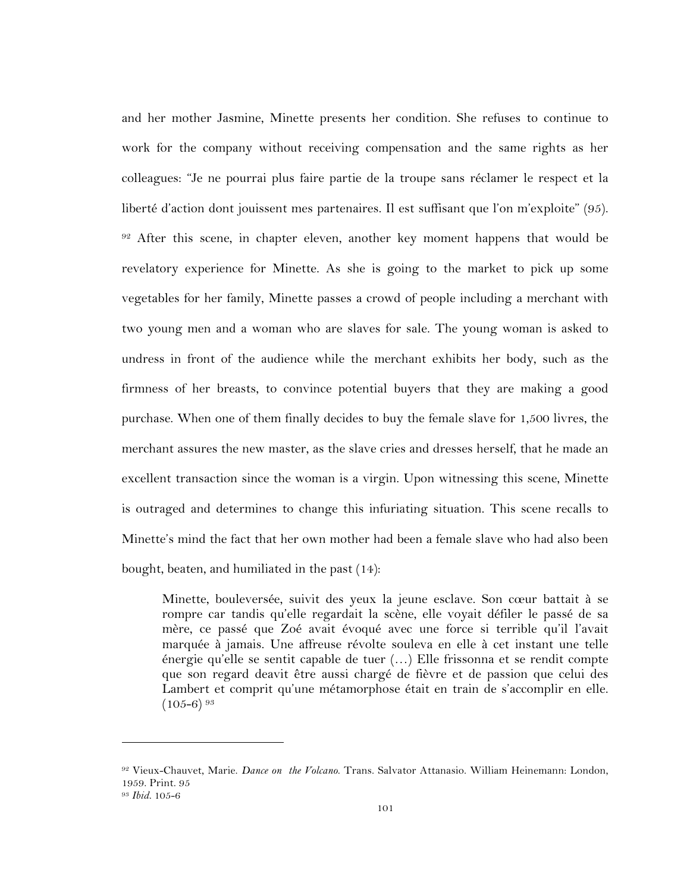and her mother Jasmine, Minette presents her condition. She refuses to continue to work for the company without receiving compensation and the same rights as her colleagues: "Je ne pourrai plus faire partie de la troupe sans réclamer le respect et la liberté d'action dont jouissent mes partenaires. Il est suffisant que l'on m'exploite" (95). [92] After this scene, in chapter eleven, another key moment happens that would be revelatory experience for Minette. As she is going to the market to pick up some vegetables for her family, Minette passes a crowd of people including a merchant with two young men and a woman who are slaves for sale. The young woman is asked to undress in front of the audience while the merchant exhibits her body, such as the firmness of her breasts, to convince potential buyers that they are making a good purchase. When one of them finally decides to buy the female slave for 1,500 livres, the merchant assures the new master, as the slave cries and dresses herself, that he made an excellent transaction since the woman is a virgin. Upon witnessing this scene, Minette is outraged and determines to change this infuriating situation. This scene recalls to Minette's mind the fact that her own mother had been a female slave who had also been bought, beaten, and humiliated in the past (14):

> Minette, bouleversée, suivit des yeux la jeune esclave. Son cœur battait à se rompre car tandis qu'elle regardait la scène, elle voyait défiler le passé de sa mère, ce passé que Zoé avait évoqué avec une force si terrible qu'il l'avait marquée à jamais. Une affreuse révolte souleva en elle à cet instant une telle énergie qu'elle se sentit capable de tuer (…) Elle frissonna et se rendit compte que son regard deavit être aussi chargé de fièvre et de passion que celui des Lambert et comprit qu'une métamorphose était en train de s'accomplir en elle. (105-6) [93]

---

[92] Vieux-Chauvet, Marie. *Dance on the Volcano.* Trans. Salvator Attanasio. William Heinemann: London, 1959. Print. 95

[93] *Ibid.* 105-6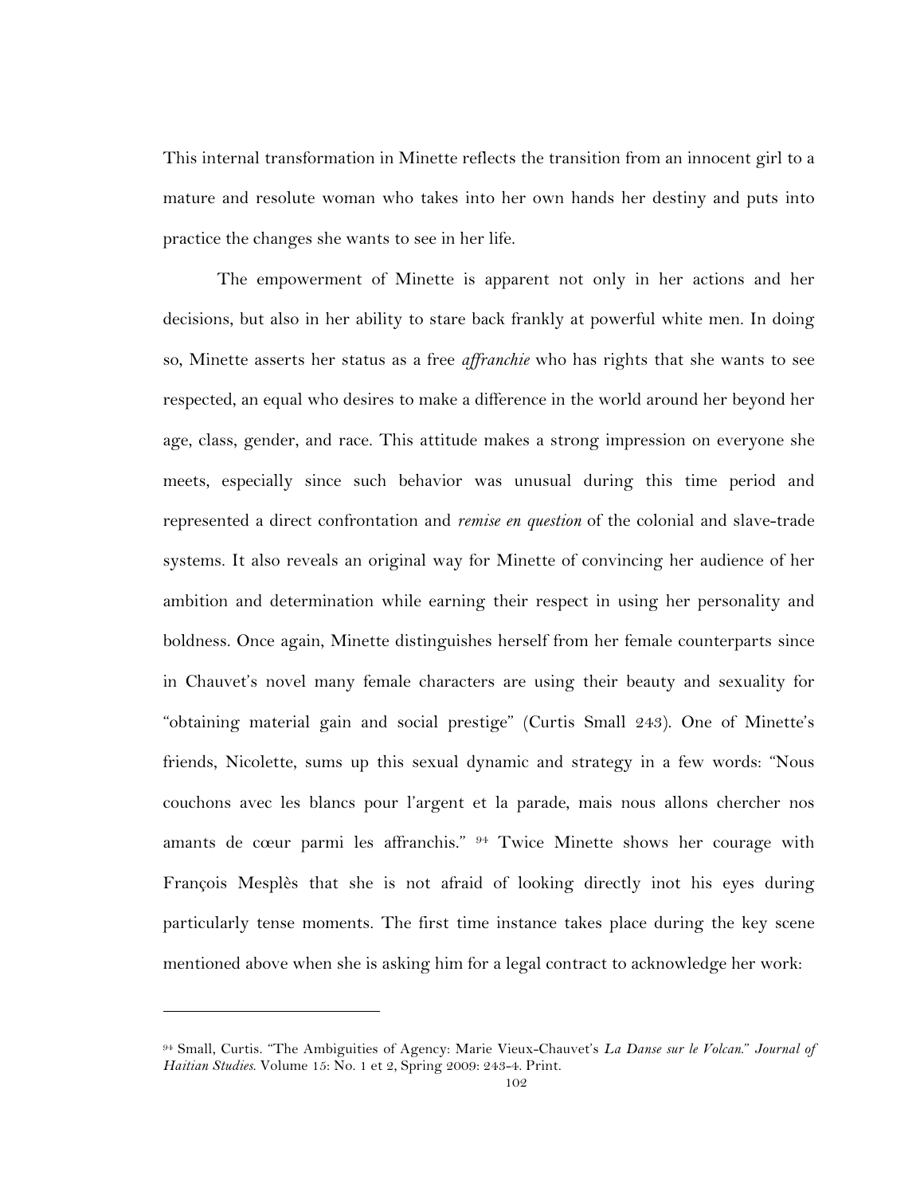This internal transformation in Minette reflects the transition from an innocent girl to a mature and resolute woman who takes into her own hands her destiny and puts into practice the changes she wants to see in her life.

The empowerment of Minette is apparent not only in her actions and her decisions, but also in her ability to stare back frankly at powerful white men. In doing so, Minette asserts her status as a free *affranchie* who has rights that she wants to see respected, an equal who desires to make a difference in the world around her beyond her age, class, gender, and race. This attitude makes a strong impression on everyone she meets, especially since such behavior was unusual during this time period and represented a direct confrontation and *remise en question* of the colonial and slave-trade systems. It also reveals an original way for Minette of convincing her audience of her ambition and determination while earning their respect in using her personality and boldness. Once again, Minette distinguishes herself from her female counterparts since in Chauvet's novel many female characters are using their beauty and sexuality for "obtaining material gain and social prestige" (Curtis Small 243). One of Minette's friends, Nicolette, sums up this sexual dynamic and strategy in a few words: "Nous couchons avec les blancs pour l'argent et la parade, mais nous allons chercher nos amants de cœur parmi les affranchis." [94] Twice Minette shows her courage with François Mesplès that she is not afraid of looking directly inot his eyes during particularly tense moments. The first time instance takes place during the key scene mentioned above when she is asking him for a legal contract to acknowledge her work:

---

[94] Small, Curtis. "The Ambiguities of Agency: Marie Vieux-Chauvet's *La Danse sur le Volcan*." *Journal of Haitian Studies*. Volume 15: No. 1 et 2, Spring 2009: 243-4. Print.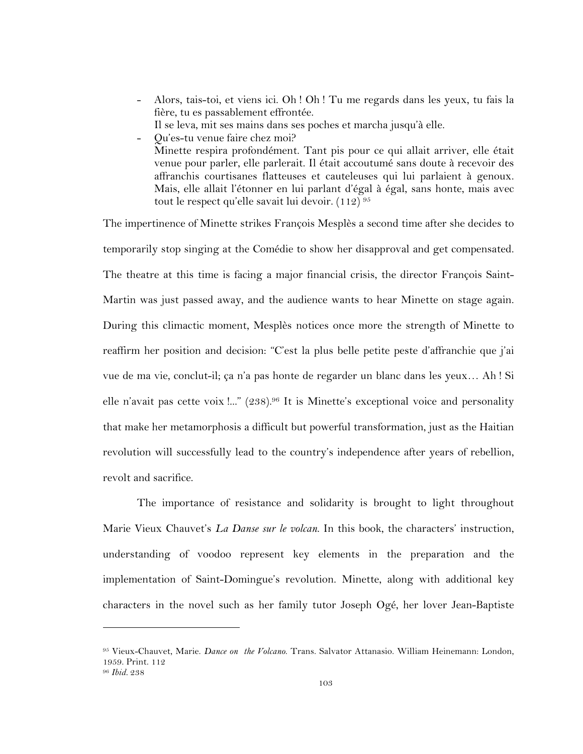- Alors, tais-toi, et viens ici. Oh ! Oh ! Tu me regards dans les yeux, tu fais la fière, tu es passablement effrontée.
  Il se leva, mit ses mains dans ses poches et marcha jusqu'à elle.
- Qu'es-tu venue faire chez moi?
  Minette respira profondément. Tant pis pour ce qui allait arriver, elle était venue pour parler, elle parlerait. Il était accoutumé sans doute à recevoir des affranchis courtisanes flatteuses et cauteleuses qui lui parlaient à genoux. Mais, elle allait l'étonner en lui parlant d'égal à égal, sans honte, mais avec tout le respect qu'elle savait lui devoir. (112) [95]

The impertinence of Minette strikes François Mesplès a second time after she decides to temporarily stop singing at the Comédie to show her disapproval and get compensated. The theatre at this time is facing a major financial crisis, the director François Saint-Martin was just passed away, and the audience wants to hear Minette on stage again. During this climactic moment, Mesplès notices once more the strength of Minette to reaffirm her position and decision: "C'est la plus belle petite peste d'affranchie que j'ai vue de ma vie, conclut-il; ça n'a pas honte de regarder un blanc dans les yeux… Ah ! Si elle n'avait pas cette voix !..." (238).[96] It is Minette's exceptional voice and personality that make her metamorphosis a difficult but powerful transformation, just as the Haitian revolution will successfully lead to the country's independence after years of rebellion, revolt and sacrifice.

The importance of resistance and solidarity is brought to light throughout Marie Vieux Chauvet's *La Danse sur le volcan*. In this book, the characters' instruction, understanding of voodoo represent key elements in the preparation and the implementation of Saint-Domingue's revolution. Minette, along with additional key characters in the novel such as her family tutor Joseph Ogé, her lover Jean-Baptiste

---

[95] Vieux-Chauvet, Marie. *Dance on the Volcano.* Trans. Salvator Attanasio. William Heinemann: London, 1959. Print. 112

[96] *Ibid.* 238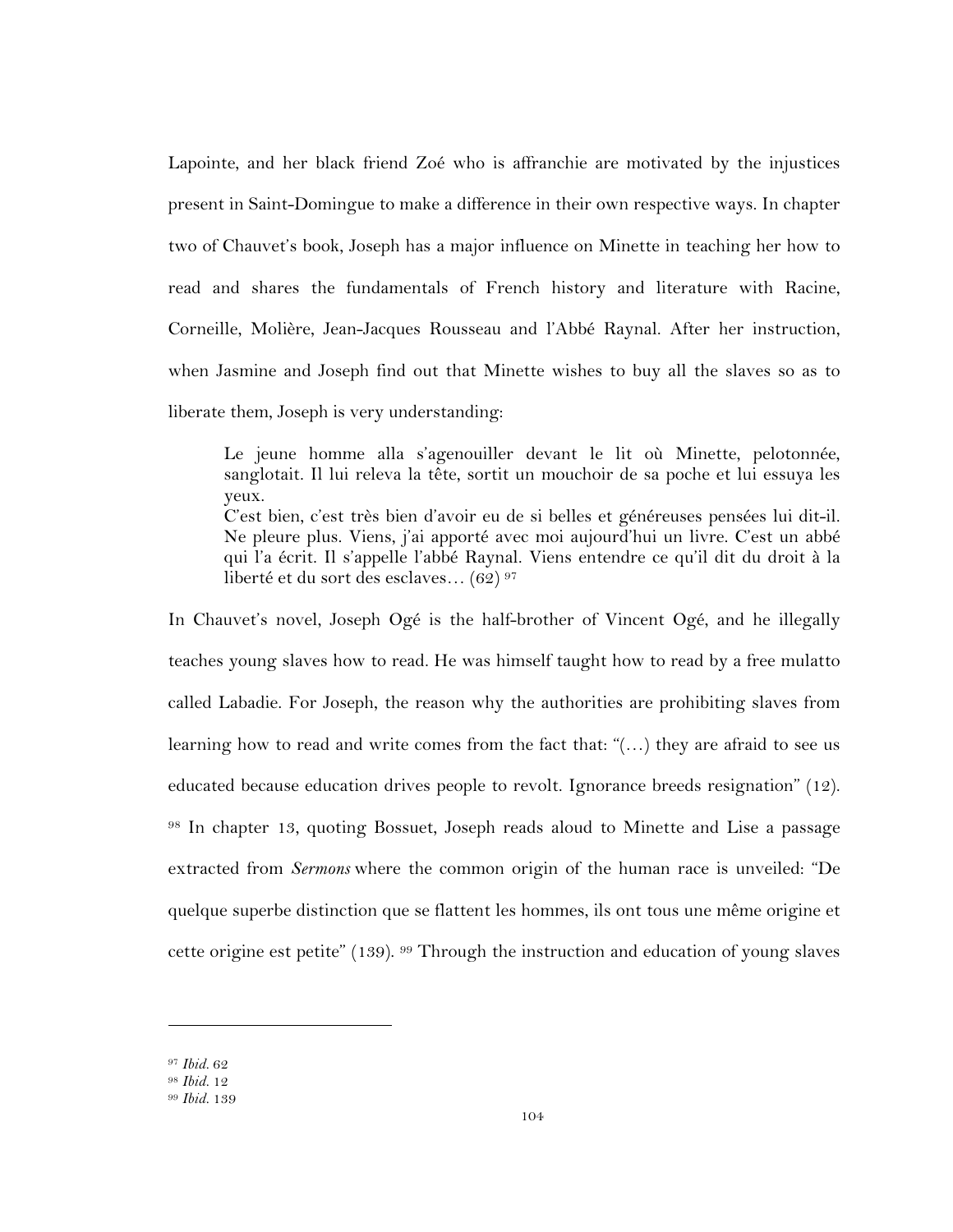Lapointe, and her black friend Zoé who is affranchie are motivated by the injustices present in Saint-Domingue to make a difference in their own respective ways. In chapter two of Chauvet's book, Joseph has a major influence on Minette in teaching her how to read and shares the fundamentals of French history and literature with Racine, Corneille, Molière, Jean-Jacques Rousseau and l'Abbé Raynal. After her instruction, when Jasmine and Joseph find out that Minette wishes to buy all the slaves so as to liberate them, Joseph is very understanding:

> Le jeune homme alla s'agenouiller devant le lit où Minette, pelotonnée, sanglotait. Il lui releva la tête, sortit un mouchoir de sa poche et lui essuya les yeux.
> C'est bien, c'est très bien d'avoir eu de si belles et généreuses pensées lui dit-il. Ne pleure plus. Viens, j'ai apporté avec moi aujourd'hui un livre. C'est un abbé qui l'a écrit. Il s'appelle l'abbé Raynal. Viens entendre ce qu'il dit du droit à la liberté et du sort des esclaves… (62) [97]

In Chauvet's novel, Joseph Ogé is the half-brother of Vincent Ogé, and he illegally teaches young slaves how to read. He was himself taught how to read by a free mulatto called Labadie. For Joseph, the reason why the authorities are prohibiting slaves from learning how to read and write comes from the fact that: "(…) they are afraid to see us educated because education drives people to revolt. Ignorance breeds resignation" (12). [98] In chapter 13, quoting Bossuet, Joseph reads aloud to Minette and Lise a passage extracted from *Sermons* where the common origin of the human race is unveiled: "De quelque superbe distinction que se flattent les hommes, ils ont tous une même origine et cette origine est petite" (139). [99] Through the instruction and education of young slaves

---

[97] *Ibid.* 62
[98] *Ibid.* 12
[99] *Ibid.* 139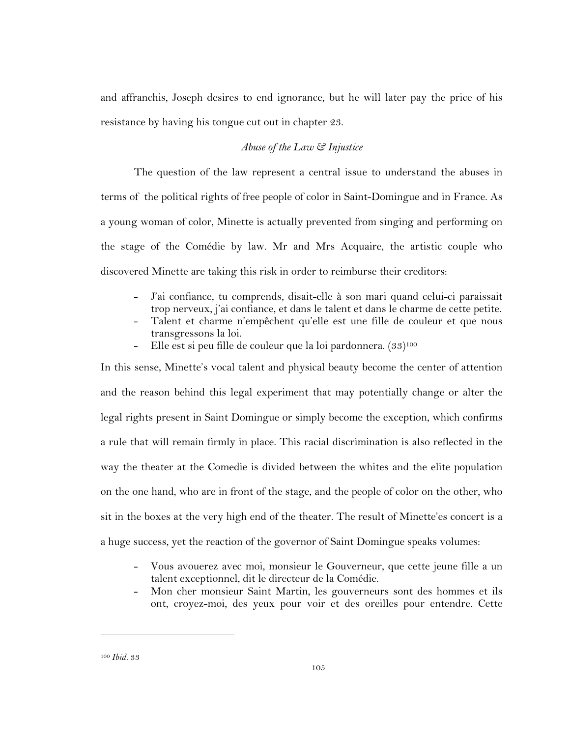and affranchis, Joseph desires to end ignorance, but he will later pay the price of his resistance by having his tongue cut out in chapter 23.

*Abuse of the Law & Injustice*

The question of the law represent a central issue to understand the abuses in terms of the political rights of free people of color in Saint-Domingue and in France. As a young woman of color, Minette is actually prevented from singing and performing on the stage of the Comédie by law. Mr and Mrs Acquaire, the artistic couple who discovered Minette are taking this risk in order to reimburse their creditors:

> - J'ai confiance, tu comprends, disait-elle à son mari quand celui-ci paraissait trop nerveux, j'ai confiance, et dans le talent et dans le charme de cette petite.
> - Talent et charme n'empêchent qu'elle est une fille de couleur et que nous transgressons la loi.
> - Elle est si peu fille de couleur que la loi pardonnera. (33)[100]

In this sense, Minette's vocal talent and physical beauty become the center of attention and the reason behind this legal experiment that may potentially change or alter the legal rights present in Saint Domingue or simply become the exception, which confirms a rule that will remain firmly in place. This racial discrimination is also reflected in the way the theater at the Comedie is divided between the whites and the elite population on the one hand, who are in front of the stage, and the people of color on the other, who sit in the boxes at the very high end of the theater. The result of Minette'es concert is a a huge success, yet the reaction of the governor of Saint Domingue speaks volumes:

> - Vous avouerez avec moi, monsieur le Gouverneur, que cette jeune fille a un talent exceptionnel, dit le directeur de la Comédie.
> - Mon cher monsieur Saint Martin, les gouverneurs sont des hommes et ils ont, croyez-moi, des yeux pour voir et des oreilles pour entendre. Cette

---

[100] *Ibid.* 33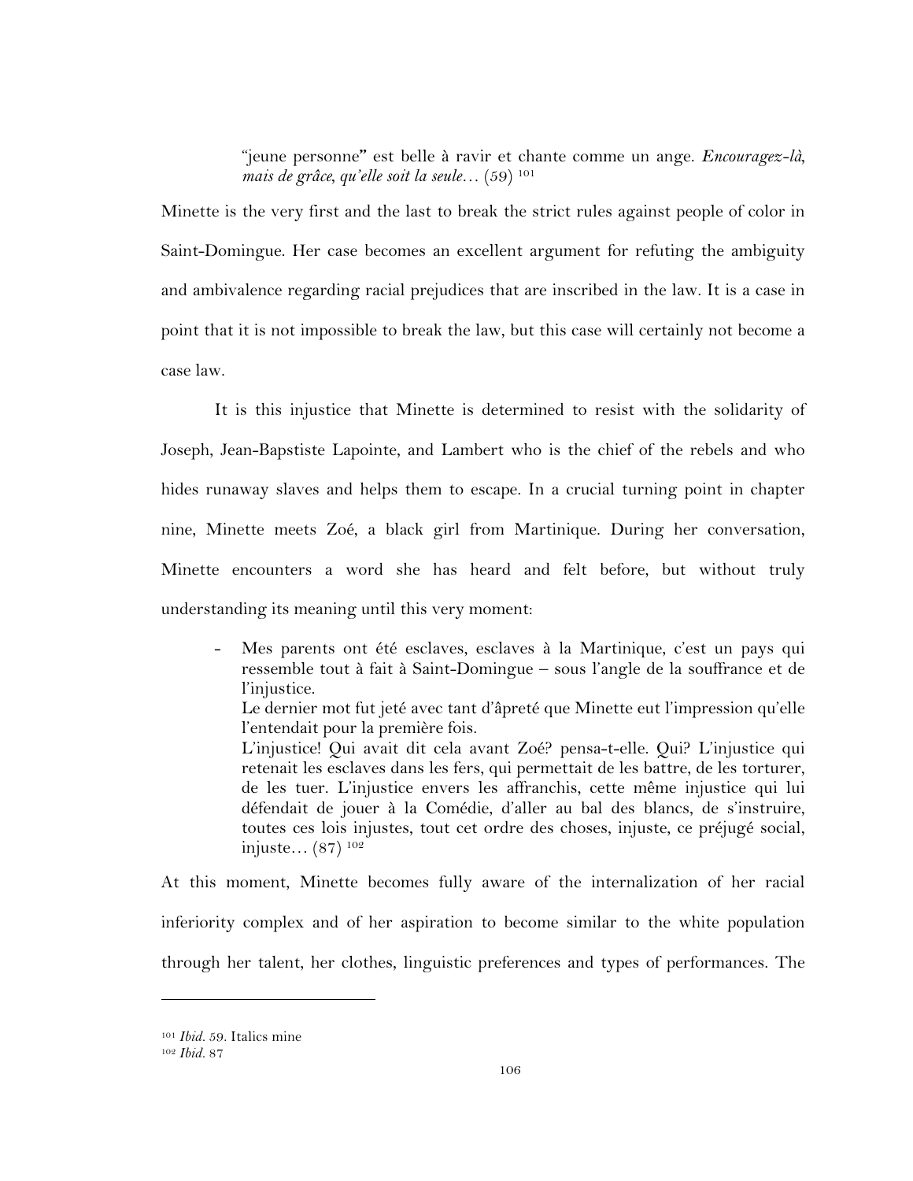> "jeune personne" est belle à ravir et chante comme un ange. *Encouragez-là, mais de grâce, qu'elle soit la seule…* (59) [101]

Minette is the very first and the last to break the strict rules against people of color in Saint-Domingue. Her case becomes an excellent argument for refuting the ambiguity and ambivalence regarding racial prejudices that are inscribed in the law. It is a case in point that it is not impossible to break the law, but this case will certainly not become a case law.

It is this injustice that Minette is determined to resist with the solidarity of Joseph, Jean-Bapstiste Lapointe, and Lambert who is the chief of the rebels and who hides runaway slaves and helps them to escape. In a crucial turning point in chapter nine, Minette meets Zoé, a black girl from Martinique. During her conversation, Minette encounters a word she has heard and felt before, but without truly understanding its meaning until this very moment:

> - Mes parents ont été esclaves, esclaves à la Martinique, c'est un pays qui ressemble tout à fait à Saint-Domingue – sous l'angle de la souffrance et de l'injustice.
>
> Le dernier mot fut jeté avec tant d'âpreté que Minette eut l'impression qu'elle l'entendait pour la première fois.
>
> L'injustice! Qui avait dit cela avant Zoé? pensa-t-elle. Qui? L'injustice qui retenait les esclaves dans les fers, qui permettait de les battre, de les torturer, de les tuer. L'injustice envers les affranchis, cette même injustice qui lui défendait de jouer à la Comédie, d'aller au bal des blancs, de s'instruire, toutes ces lois injustes, tout cet ordre des choses, injuste, ce préjugé social, injuste… (87) [102]

At this moment, Minette becomes fully aware of the internalization of her racial inferiority complex and of her aspiration to become similar to the white population through her talent, her clothes, linguistic preferences and types of performances. The

---

[101] *Ibid.* 59. Italics mine

[102] *Ibid.* 87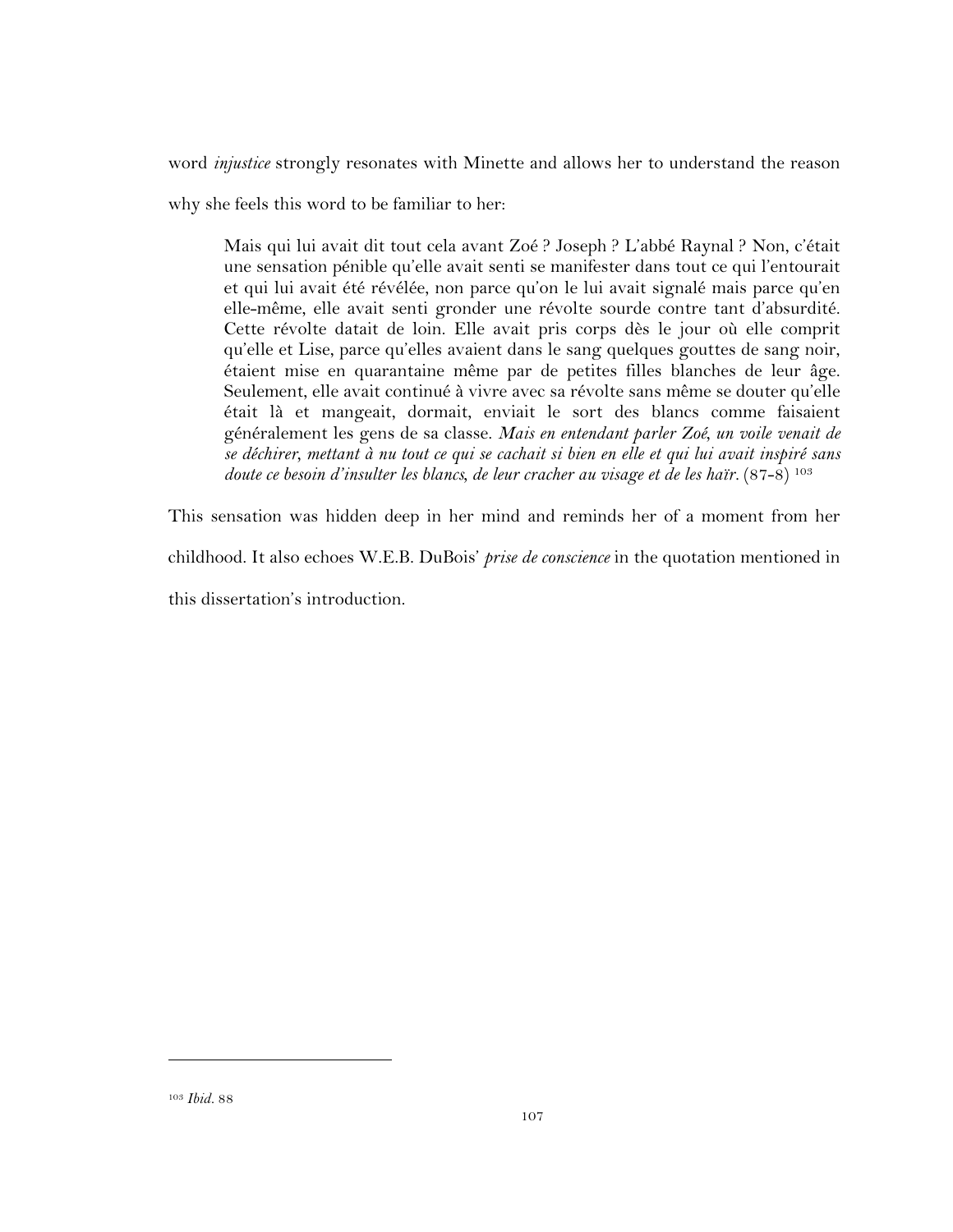word *injustice* strongly resonates with Minette and allows her to understand the reason why she feels this word to be familiar to her:

> Mais qui lui avait dit tout cela avant Zoé ? Joseph ? L'abbé Raynal ? Non, c'était une sensation pénible qu'elle avait senti se manifester dans tout ce qui l'entourait et qui lui avait été révélée, non parce qu'on le lui avait signalé mais parce qu'en elle-même, elle avait senti gronder une révolte sourde contre tant d'absurdité. Cette révolte datait de loin. Elle avait pris corps dès le jour où elle comprit qu'elle et Lise, parce qu'elles avaient dans le sang quelques gouttes de sang noir, étaient mise en quarantaine même par de petites filles blanches de leur âge. Seulement, elle avait continué à vivre avec sa révolte sans même se douter qu'elle était là et mangeait, dormait, enviait le sort des blancs comme faisaient généralement les gens de sa classe. *Mais en entendant parler Zoé, un voile venait de se déchirer, mettant à nu tout ce qui se cachait si bien en elle et qui lui avait inspiré sans doute ce besoin d'insulter les blancs, de leur cracher au visage et de les haïr.* (87-8) [103]

This sensation was hidden deep in her mind and reminds her of a moment from her childhood. It also echoes W.E.B. DuBois' *prise de conscience* in the quotation mentioned in this dissertation's introduction.

---

[103] *Ibid.* 88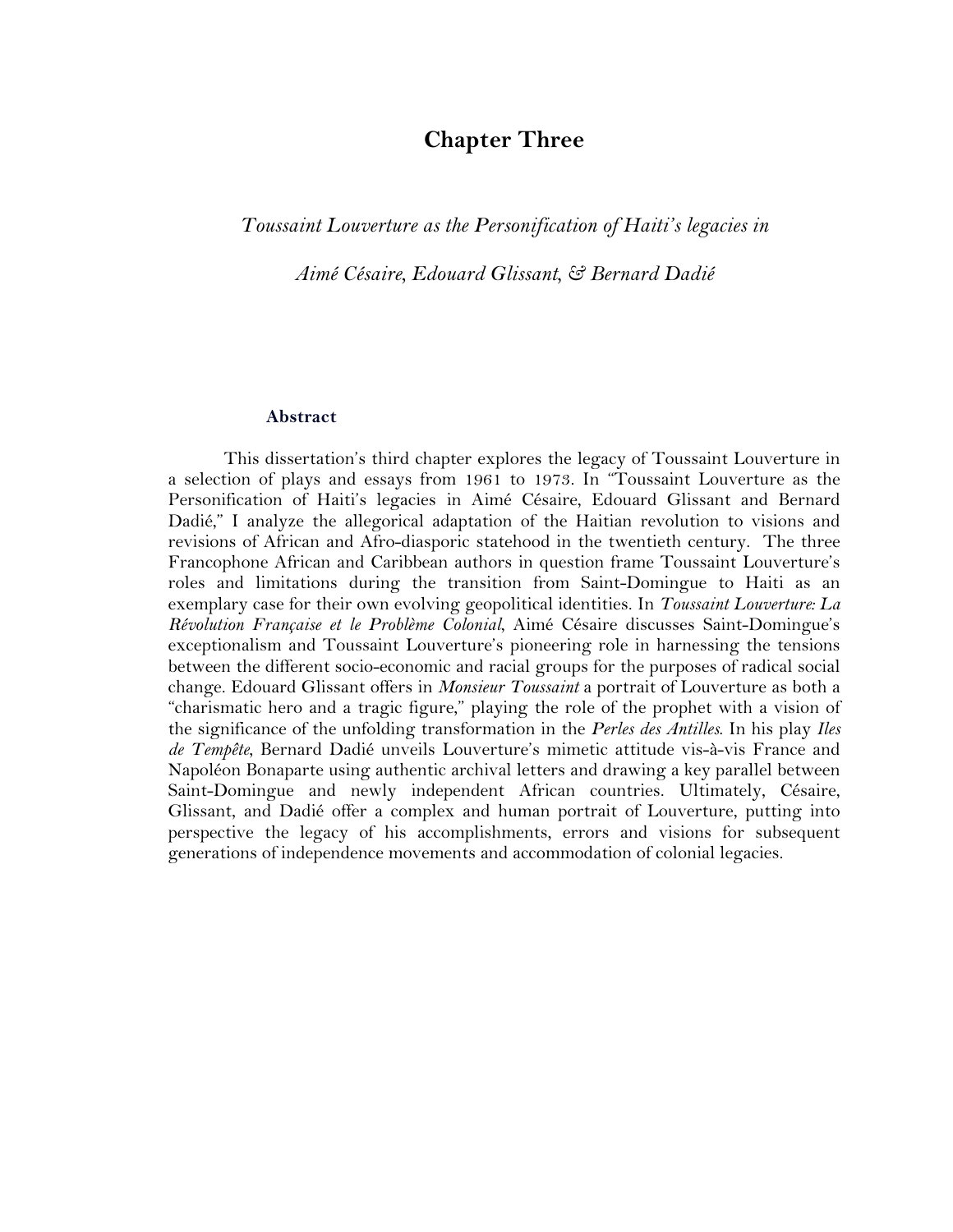# Chapter Three

*Toussaint Louverture as the Personification of Haiti's legacies in*

*Aimé Césaire, Edouard Glissant, & Bernard Dadié*

### Abstract

This dissertation's third chapter explores the legacy of Toussaint Louverture in a selection of plays and essays from 1961 to 1973. In "Toussaint Louverture as the Personification of Haiti's legacies in Aimé Césaire, Edouard Glissant and Bernard Dadié," I analyze the allegorical adaptation of the Haitian revolution to visions and revisions of African and Afro-diasporic statehood in the twentieth century. The three Francophone African and Caribbean authors in question frame Toussaint Louverture's roles and limitations during the transition from Saint-Domingue to Haiti as an exemplary case for their own evolving geopolitical identities. In *Toussaint Louverture: La Révolution Française et le Problème Colonial*, Aimé Césaire discusses Saint-Domingue's exceptionalism and Toussaint Louverture's pioneering role in harnessing the tensions between the different socio-economic and racial groups for the purposes of radical social change. Edouard Glissant offers in *Monsieur Toussaint* a portrait of Louverture as both a "charismatic hero and a tragic figure," playing the role of the prophet with a vision of the significance of the unfolding transformation in the *Perles des Antilles*. In his play *Iles de Tempête*, Bernard Dadié unveils Louverture's mimetic attitude vis-à-vis France and Napoléon Bonaparte using authentic archival letters and drawing a key parallel between Saint-Domingue and newly independent African countries. Ultimately, Césaire, Glissant, and Dadié offer a complex and human portrait of Louverture, putting into perspective the legacy of his accomplishments, errors and visions for subsequent generations of independence movements and accommodation of colonial legacies.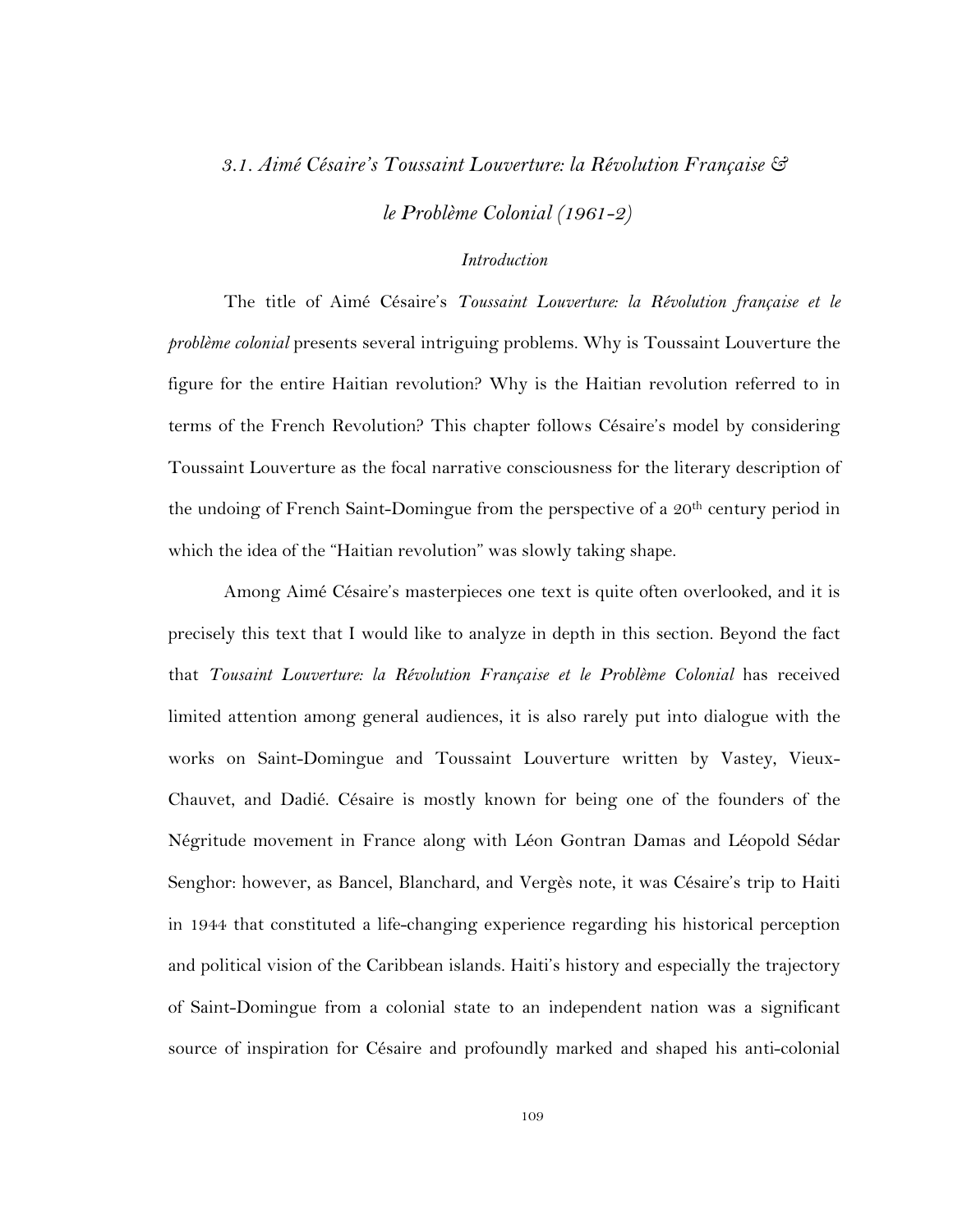### *3.1. Aimé Césaire's Toussaint Louverture: la Révolution Française & le Problème Colonial (1961-2)*

#### *Introduction*

The title of Aimé Césaire's *Toussaint Louverture: la Révolution française et le problème colonial* presents several intriguing problems. Why is Toussaint Louverture the figure for the entire Haitian revolution? Why is the Haitian revolution referred to in terms of the French Revolution? This chapter follows Césaire's model by considering Toussaint Louverture as the focal narrative consciousness for the literary description of the undoing of French Saint-Domingue from the perspective of a 20th century period in which the idea of the "Haitian revolution" was slowly taking shape.

Among Aimé Césaire's masterpieces one text is quite often overlooked, and it is precisely this text that I would like to analyze in depth in this section. Beyond the fact that *Tousaint Louverture: la Révolution Française et le Problème Colonial* has received limited attention among general audiences, it is also rarely put into dialogue with the works on Saint-Domingue and Toussaint Louverture written by Vastey, Vieux-Chauvet, and Dadié. Césaire is mostly known for being one of the founders of the Négritude movement in France along with Léon Gontran Damas and Léopold Sédar Senghor: however, as Bancel, Blanchard, and Vergès note, it was Césaire's trip to Haiti in 1944 that constituted a life-changing experience regarding his historical perception and political vision of the Caribbean islands. Haiti's history and especially the trajectory of Saint-Domingue from a colonial state to an independent nation was a significant source of inspiration for Césaire and profoundly marked and shaped his anti-colonial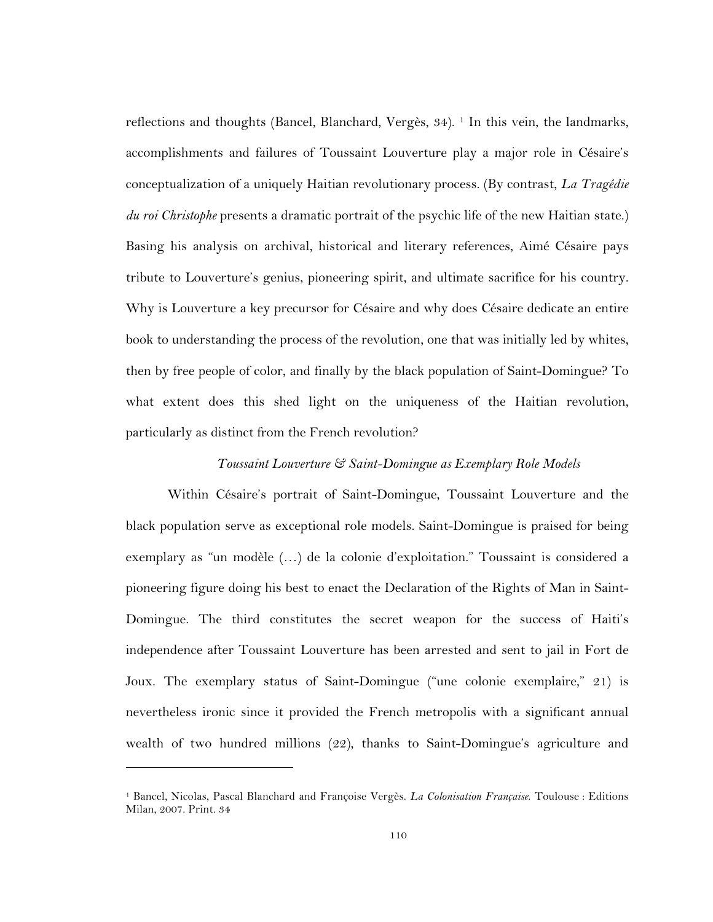reflections and thoughts (Bancel, Blanchard, Vergès, 34). [1] In this vein, the landmarks, accomplishments and failures of Toussaint Louverture play a major role in Césaire's conceptualization of a uniquely Haitian revolutionary process. (By contrast, *La Tragédie du roi Christophe* presents a dramatic portrait of the psychic life of the new Haitian state.) Basing his analysis on archival, historical and literary references, Aimé Césaire pays tribute to Louverture's genius, pioneering spirit, and ultimate sacrifice for his country. Why is Louverture a key precursor for Césaire and why does Césaire dedicate an entire book to understanding the process of the revolution, one that was initially led by whites, then by free people of color, and finally by the black population of Saint-Domingue? To what extent does this shed light on the uniqueness of the Haitian revolution, particularly as distinct from the French revolution?

*Toussaint Louverture & Saint-Domingue as Exemplary Role Models*

Within Césaire's portrait of Saint-Domingue, Toussaint Louverture and the black population serve as exceptional role models. Saint-Domingue is praised for being exemplary as "un modèle (…) de la colonie d'exploitation." Toussaint is considered a pioneering figure doing his best to enact the Declaration of the Rights of Man in Saint-Domingue. The third constitutes the secret weapon for the success of Haiti's independence after Toussaint Louverture has been arrested and sent to jail in Fort de Joux. The exemplary status of Saint-Domingue ("une colonie exemplaire," 21) is nevertheless ironic since it provided the French metropolis with a significant annual wealth of two hundred millions (22), thanks to Saint-Domingue's agriculture and

---

[1] Bancel, Nicolas, Pascal Blanchard and Françoise Vergès. *La Colonisation Française*. Toulouse : Editions Milan, 2007. Print. 34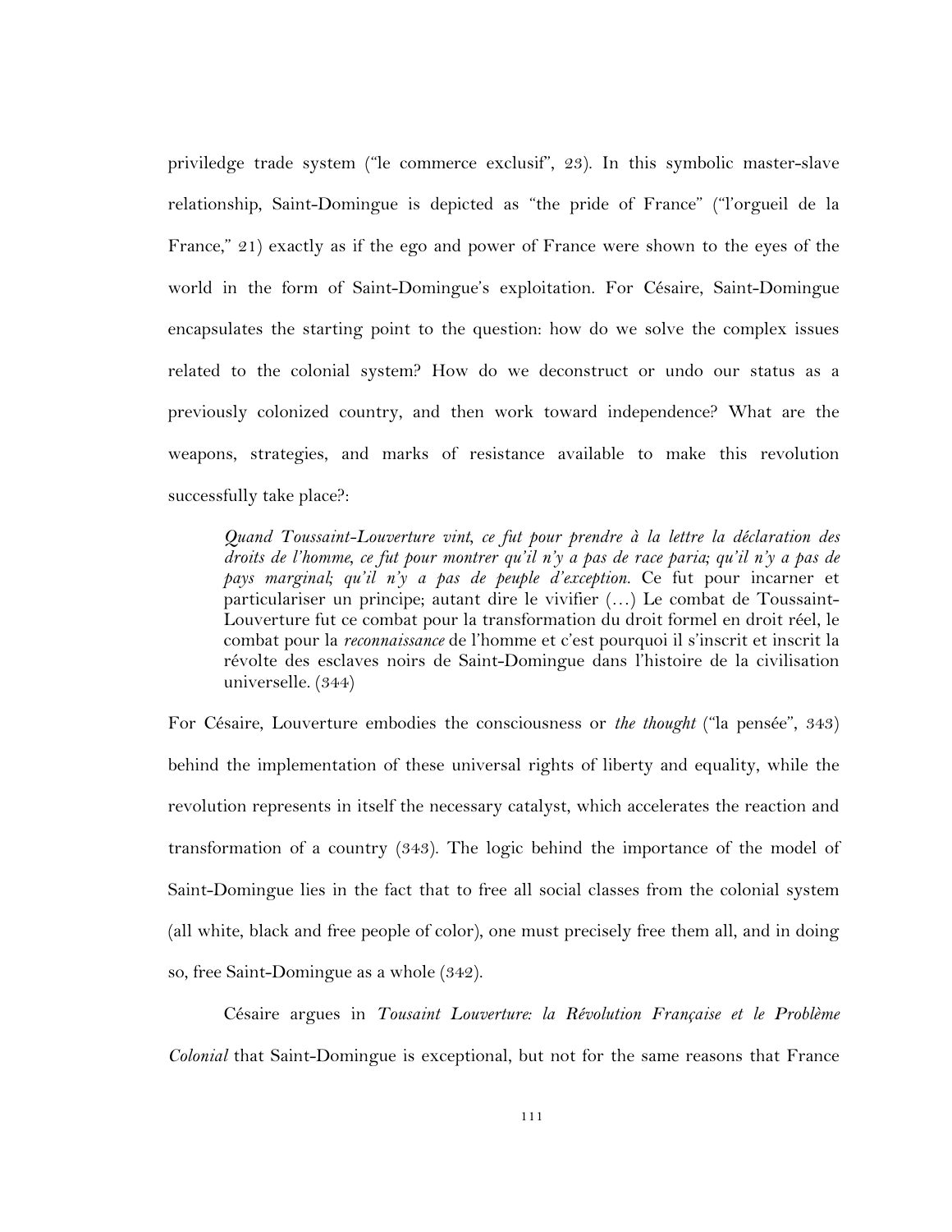priviledge trade system ("le commerce exclusif", 23). In this symbolic master-slave relationship, Saint-Domingue is depicted as "the pride of France" ("l'orgueil de la France," 21) exactly as if the ego and power of France were shown to the eyes of the world in the form of Saint-Domingue's exploitation. For Césaire, Saint-Domingue encapsulates the starting point to the question: how do we solve the complex issues related to the colonial system? How do we deconstruct or undo our status as a previously colonized country, and then work toward independence? What are the weapons, strategies, and marks of resistance available to make this revolution successfully take place?:

> *Quand Toussaint-Louverture vint, ce fut pour prendre à la lettre la déclaration des droits de l'homme, ce fut pour montrer qu'il n'y a pas de race paria; qu'il n'y a pas de pays marginal; qu'il n'y a pas de peuple d'exception.* Ce fut pour incarner et particulariser un principe; autant dire le vivifier (…) Le combat de Toussaint-Louverture fut ce combat pour la transformation du droit formel en droit réel, le combat pour la *reconnaissance* de l'homme et c'est pourquoi il s'inscrit et inscrit la révolte des esclaves noirs de Saint-Domingue dans l'histoire de la civilisation universelle. (344)

For Césaire, Louverture embodies the consciousness or *the thought* ("la pensée", 343) behind the implementation of these universal rights of liberty and equality, while the revolution represents in itself the necessary catalyst, which accelerates the reaction and transformation of a country (343). The logic behind the importance of the model of Saint-Domingue lies in the fact that to free all social classes from the colonial system (all white, black and free people of color), one must precisely free them all, and in doing so, free Saint-Domingue as a whole (342).

Césaire argues in *Tousaint Louverture: la Révolution Française et le Problème Colonial* that Saint-Domingue is exceptional, but not for the same reasons that France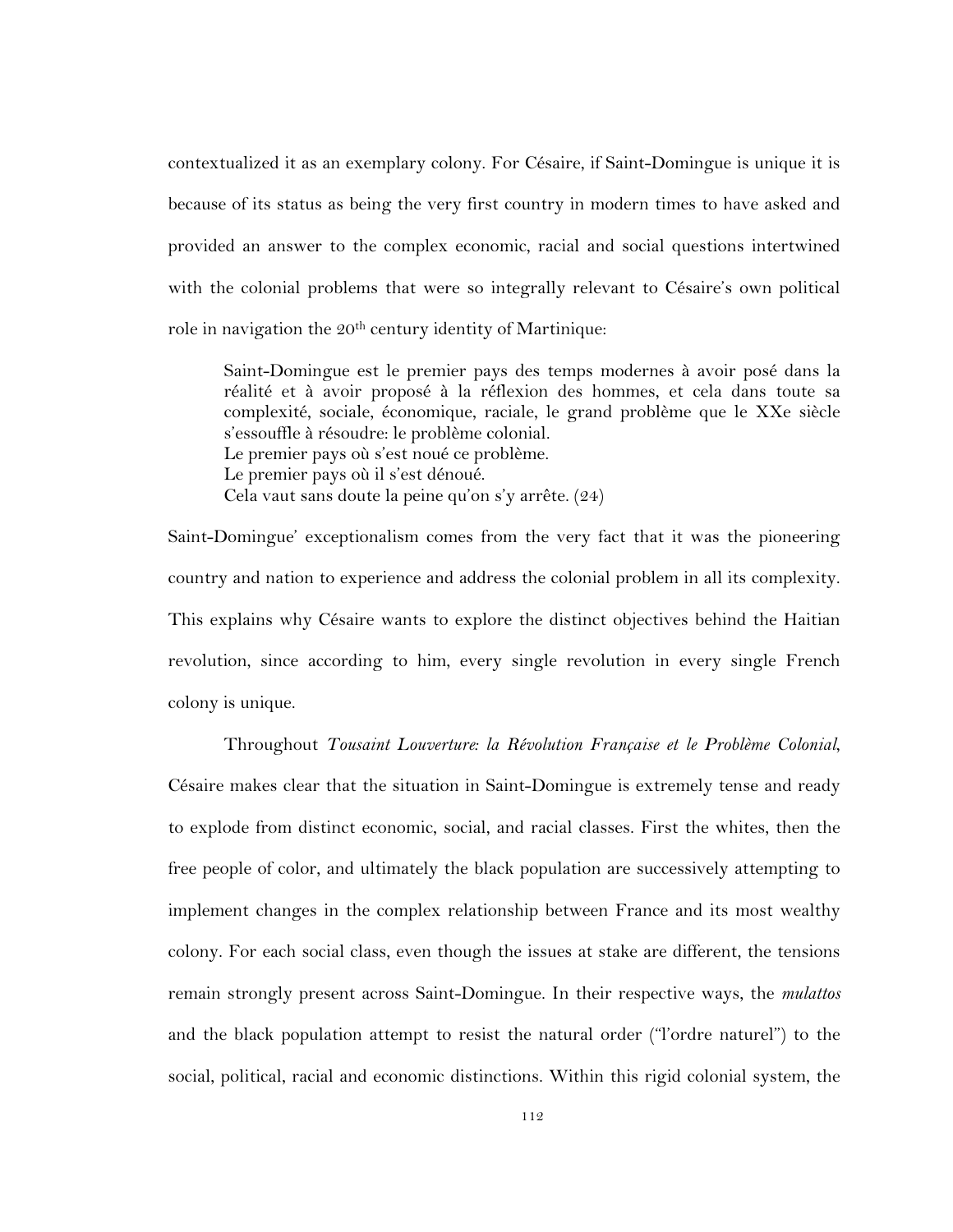contextualized it as an exemplary colony. For Césaire, if Saint-Domingue is unique it is because of its status as being the very first country in modern times to have asked and provided an answer to the complex economic, racial and social questions intertwined with the colonial problems that were so integrally relevant to Césaire's own political role in navigation the 20[th] century identity of Martinique:

> Saint-Domingue est le premier pays des temps modernes à avoir posé dans la réalité et à avoir proposé à la réflexion des hommes, et cela dans toute sa complexité, sociale, économique, raciale, le grand problème que le XXe siècle s'essouffle à résoudre: le problème colonial.
> Le premier pays où s'est noué ce problème.
> Le premier pays où il s'est dénoué.
> Cela vaut sans doute la peine qu'on s'y arrête. (24)

Saint-Domingue' exceptionalism comes from the very fact that it was the pioneering country and nation to experience and address the colonial problem in all its complexity. This explains why Césaire wants to explore the distinct objectives behind the Haitian revolution, since according to him, every single revolution in every single French colony is unique.

Throughout *Tousaint Louverture: la Révolution Française et le Problème Colonial*, Césaire makes clear that the situation in Saint-Domingue is extremely tense and ready to explode from distinct economic, social, and racial classes. First the whites, then the free people of color, and ultimately the black population are successively attempting to implement changes in the complex relationship between France and its most wealthy colony. For each social class, even though the issues at stake are different, the tensions remain strongly present across Saint-Domingue. In their respective ways, the *mulattos* and the black population attempt to resist the natural order ("l'ordre naturel") to the social, political, racial and economic distinctions. Within this rigid colonial system, the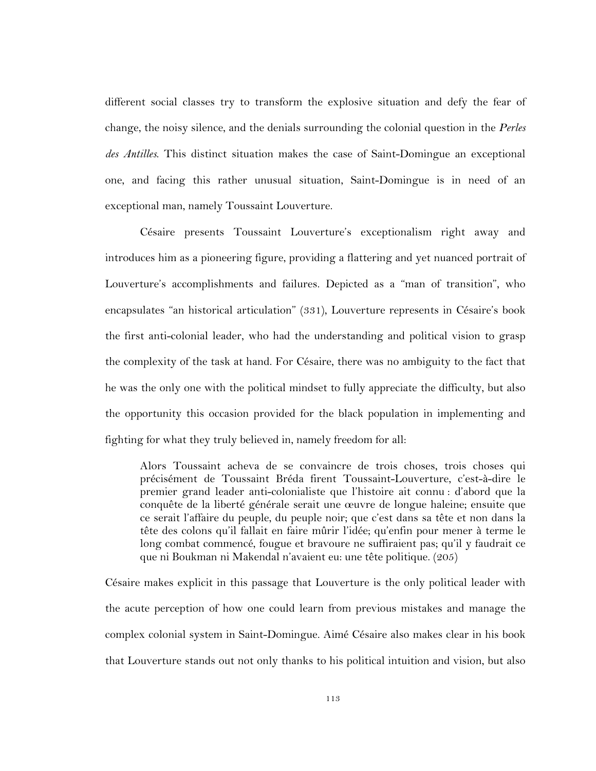different social classes try to transform the explosive situation and defy the fear of change, the noisy silence, and the denials surrounding the colonial question in the *Perles des Antilles*. This distinct situation makes the case of Saint-Domingue an exceptional one, and facing this rather unusual situation, Saint-Domingue is in need of an exceptional man, namely Toussaint Louverture.

Césaire presents Toussaint Louverture's exceptionalism right away and introduces him as a pioneering figure, providing a flattering and yet nuanced portrait of Louverture's accomplishments and failures. Depicted as a "man of transition", who encapsulates "an historical articulation" (331), Louverture represents in Césaire's book the first anti-colonial leader, who had the understanding and political vision to grasp the complexity of the task at hand. For Césaire, there was no ambiguity to the fact that he was the only one with the political mindset to fully appreciate the difficulty, but also the opportunity this occasion provided for the black population in implementing and fighting for what they truly believed in, namely freedom for all:

> Alors Toussaint acheva de se convaincre de trois choses, trois choses qui précisément de Toussaint Bréda firent Toussaint-Louverture, c'est-à-dire le premier grand leader anti-colonialiste que l'histoire ait connu : d'abord que la conquête de la liberté générale serait une œuvre de longue haleine; ensuite que ce serait l'affaire du peuple, du peuple noir; que c'est dans sa tête et non dans la tête des colons qu'il fallait en faire mûrir l'idée; qu'enfin pour mener à terme le long combat commencé, fougue et bravoure ne suffiraient pas; qu'il y faudrait ce que ni Boukman ni Makendal n'avaient eu: une tête politique. (205)

Césaire makes explicit in this passage that Louverture is the only political leader with the acute perception of how one could learn from previous mistakes and manage the complex colonial system in Saint-Domingue. Aimé Césaire also makes clear in his book that Louverture stands out not only thanks to his political intuition and vision, but also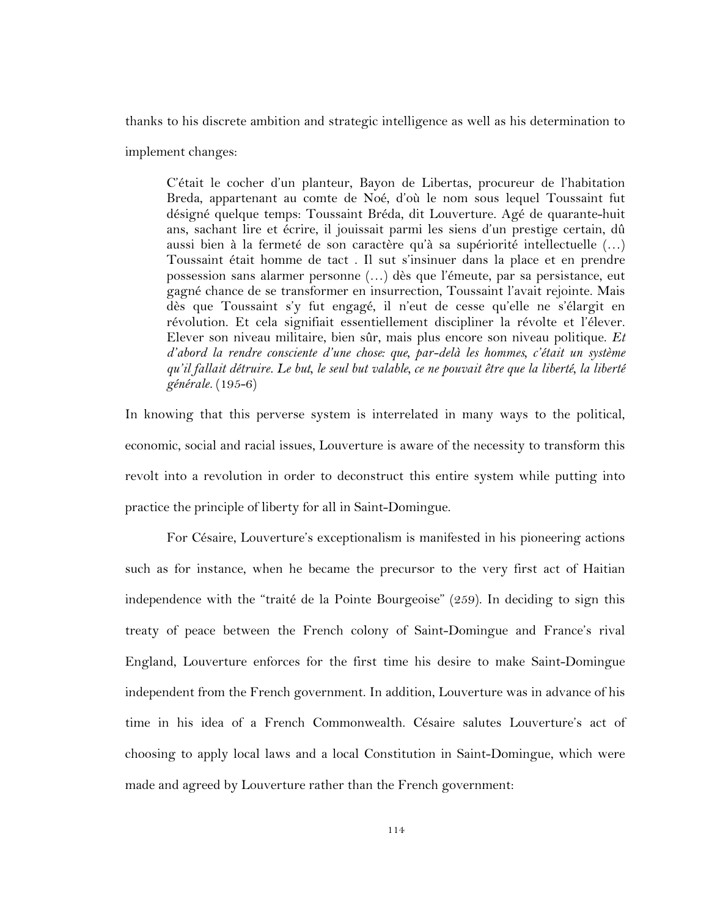thanks to his discrete ambition and strategic intelligence as well as his determination to implement changes:

> C'était le cocher d'un planteur, Bayon de Libertas, procureur de l'habitation Breda, appartenant au comte de Noé, d'où le nom sous lequel Toussaint fut désigné quelque temps: Toussaint Bréda, dit Louverture. Agé de quarante-huit ans, sachant lire et écrire, il jouissait parmi les siens d'un prestige certain, dû aussi bien à la fermeté de son caractère qu'à sa supériorité intellectuelle (…) Toussaint était homme de tact . Il sut s'insinuer dans la place et en prendre possession sans alarmer personne (…) dès que l'émeute, par sa persistance, eut gagné chance de se transformer en insurrection, Toussaint l'avait rejointe. Mais dès que Toussaint s'y fut engagé, il n'eut de cesse qu'elle ne s'élargit en révolution. Et cela signifiait essentiellement discipliner la révolte et l'élever. Elever son niveau militaire, bien sûr, mais plus encore son niveau politique. *Et d'abord la rendre consciente d'une chose: que, par-delà les hommes, c'était un système qu'il fallait détruire. Le but, le seul but valable, ce ne pouvait être que la liberté, la liberté générale*. (195-6)

In knowing that this perverse system is interrelated in many ways to the political, economic, social and racial issues, Louverture is aware of the necessity to transform this revolt into a revolution in order to deconstruct this entire system while putting into practice the principle of liberty for all in Saint-Domingue.

For Césaire, Louverture's exceptionalism is manifested in his pioneering actions such as for instance, when he became the precursor to the very first act of Haitian independence with the "traité de la Pointe Bourgeoise" (259). In deciding to sign this treaty of peace between the French colony of Saint-Domingue and France's rival England, Louverture enforces for the first time his desire to make Saint-Domingue independent from the French government. In addition, Louverture was in advance of his time in his idea of a French Commonwealth. Césaire salutes Louverture's act of choosing to apply local laws and a local Constitution in Saint-Domingue, which were made and agreed by Louverture rather than the French government: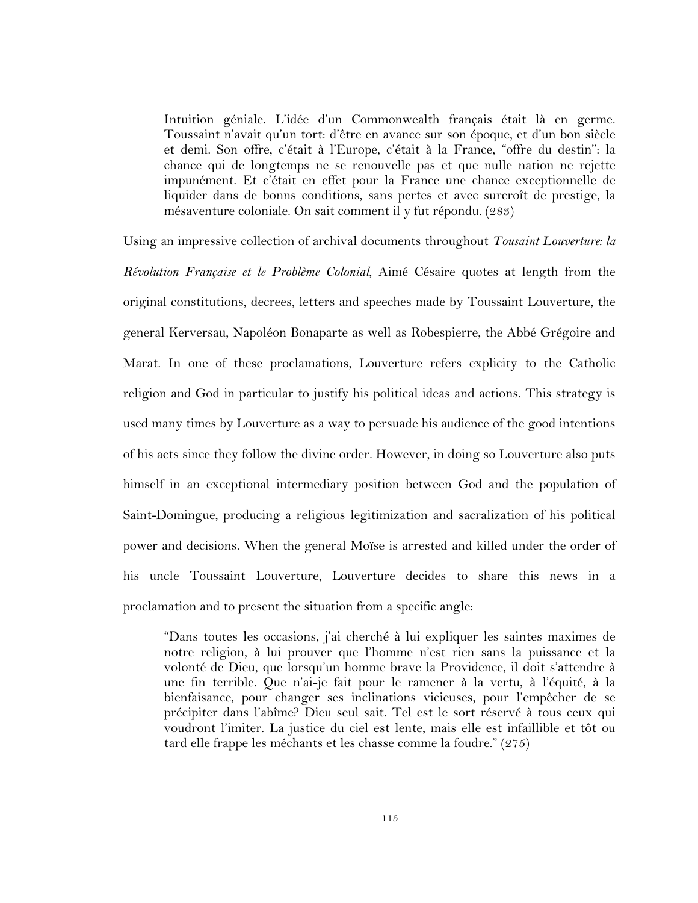> Intuition géniale. L'idée d'un Commonwealth français était là en germe. Toussaint n'avait qu'un tort: d'être en avance sur son époque, et d'un bon siècle et demi. Son offre, c'était à l'Europe, c'était à la France, "offre du destin": la chance qui de longtemps ne se renouvelle pas et que nulle nation ne rejette impunément. Et c'était en effet pour la France une chance exceptionnelle de liquider dans de bonns conditions, sans pertes et avec surcroît de prestige, la mésaventure coloniale. On sait comment il y fut répondu. (283)

Using an impressive collection of archival documents throughout *Tousaint Louverture: la Révolution Française et le Problème Colonial*, Aimé Césaire quotes at length from the original constitutions, decrees, letters and speeches made by Toussaint Louverture, the general Kerversau, Napoléon Bonaparte as well as Robespierre, the Abbé Grégoire and Marat. In one of these proclamations, Louverture refers explicity to the Catholic religion and God in particular to justify his political ideas and actions. This strategy is used many times by Louverture as a way to persuade his audience of the good intentions of his acts since they follow the divine order. However, in doing so Louverture also puts himself in an exceptional intermediary position between God and the population of Saint-Domingue, producing a religious legitimization and sacralization of his political power and decisions. When the general Moïse is arrested and killed under the order of his uncle Toussaint Louverture, Louverture decides to share this news in a proclamation and to present the situation from a specific angle:

> "Dans toutes les occasions, j'ai cherché à lui expliquer les saintes maximes de notre religion, à lui prouver que l'homme n'est rien sans la puissance et la volonté de Dieu, que lorsqu'un homme brave la Providence, il doit s'attendre à une fin terrible. Que n'ai-je fait pour le ramener à la vertu, à l'équité, à la bienfaisance, pour changer ses inclinations vicieuses, pour l'empêcher de se précipiter dans l'abîme? Dieu seul sait. Tel est le sort réservé à tous ceux qui voudront l'imiter. La justice du ciel est lente, mais elle est infaillible et tôt ou tard elle frappe les méchants et les chasse comme la foudre." (275)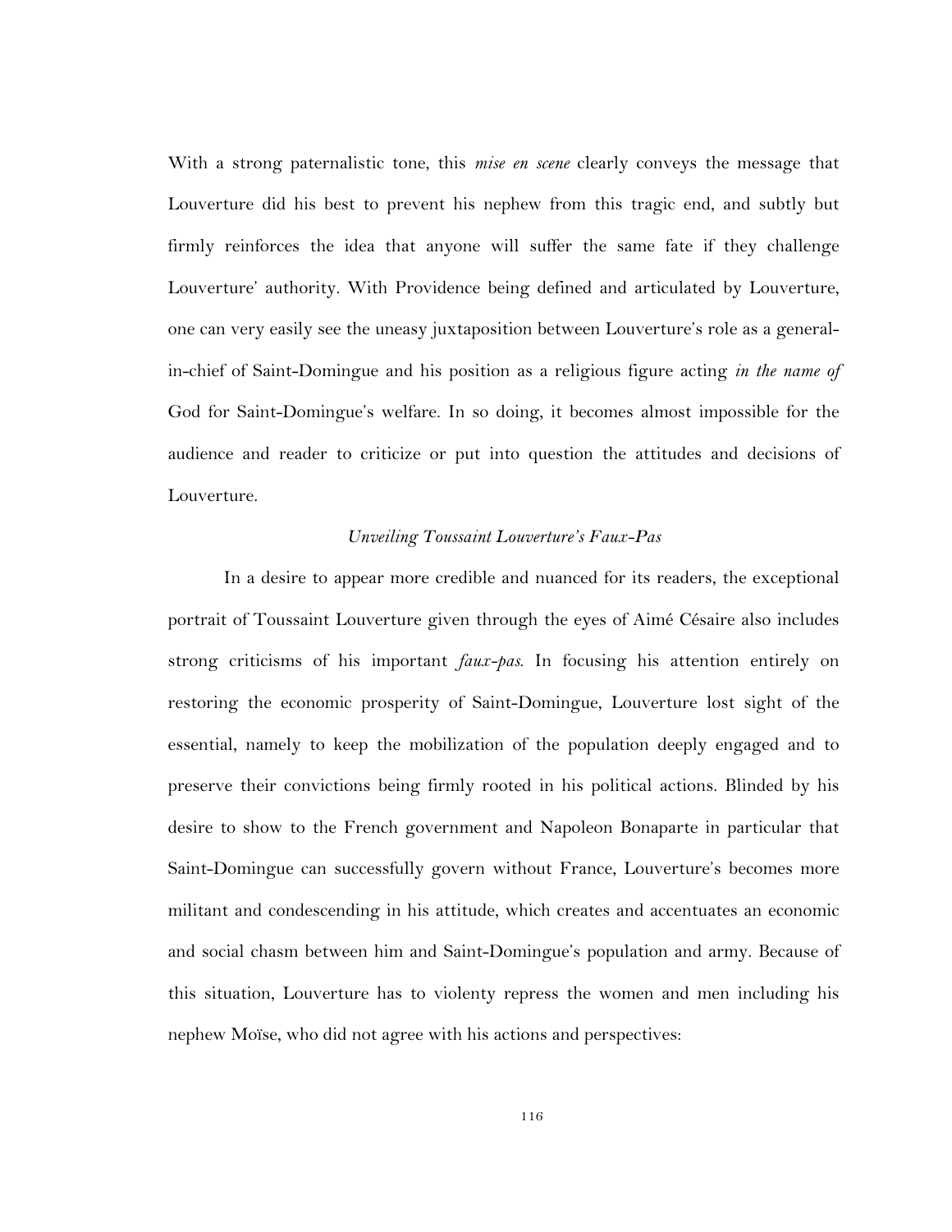With a strong paternalistic tone, this *mise en scene* clearly conveys the message that Louverture did his best to prevent his nephew from this tragic end, and subtly but firmly reinforces the idea that anyone will suffer the same fate if they challenge Louverture' authority. With Providence being defined and articulated by Louverture, one can very easily see the uneasy juxtaposition between Louverture's role as a general-in-chief of Saint-Domingue and his position as a religious figure acting *in the name of* God for Saint-Domingue's welfare. In so doing, it becomes almost impossible for the audience and reader to criticize or put into question the attitudes and decisions of Louverture.

*Unveiling Toussaint Louverture's Faux-Pas*

In a desire to appear more credible and nuanced for its readers, the exceptional portrait of Toussaint Louverture given through the eyes of Aimé Césaire also includes strong criticisms of his important *faux-pas*. In focusing his attention entirely on restoring the economic prosperity of Saint-Domingue, Louverture lost sight of the essential, namely to keep the mobilization of the population deeply engaged and to preserve their convictions being firmly rooted in his political actions. Blinded by his desire to show to the French government and Napoleon Bonaparte in particular that Saint-Domingue can successfully govern without France, Louverture's becomes more militant and condescending in his attitude, which creates and accentuates an economic and social chasm between him and Saint-Domingue's population and army. Because of this situation, Louverture has to violenty repress the women and men including his nephew Moïse, who did not agree with his actions and perspectives: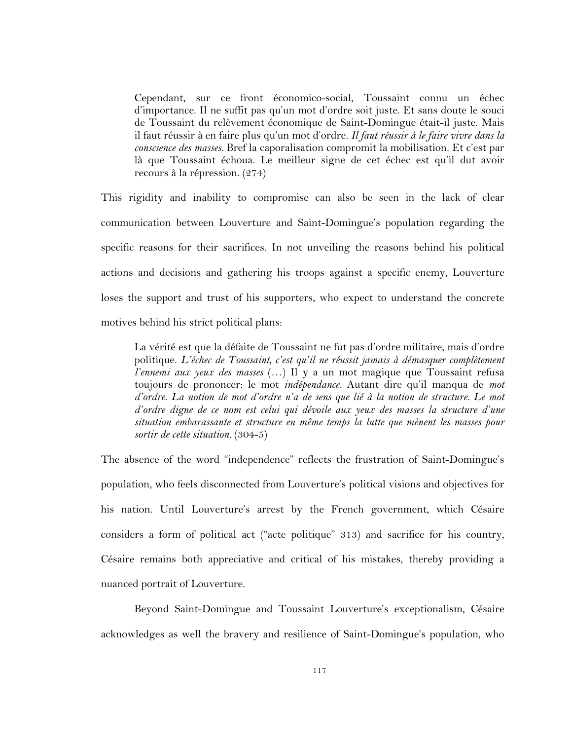> Cependant, sur ce front économico-social, Toussaint connu un échec d'importance. Il ne suffit pas qu'un mot d'ordre soit juste. Et sans doute le souci de Toussaint du relèvement économique de Saint-Domingue était-il juste. Mais il faut réussir à en faire plus qu'un mot d'ordre. *Il faut réussir à le faire vivre dans la conscience des masses.* Bref la caporalisation compromit la mobilisation. Et c'est par là que Toussaint échoua. Le meilleur signe de cet échec est qu'il dut avoir recours à la répression. (274)

This rigidity and inability to compromise can also be seen in the lack of clear communication between Louverture and Saint-Domingue's population regarding the specific reasons for their sacrifices. In not unveiling the reasons behind his political actions and decisions and gathering his troops against a specific enemy, Louverture loses the support and trust of his supporters, who expect to understand the concrete motives behind his strict political plans:

> La vérité est que la défaite de Toussaint ne fut pas d'ordre militaire, mais d'ordre politique. *L'échec de Toussaint, c'est qu'il ne réussit jamais à démasquer complètement l'ennemi aux yeux des masses* (…) Il y a un mot magique que Toussaint refusa toujours de prononcer: le mot *indépendance*. Autant dire qu'il manqua de *mot d'ordre. La notion de mot d'ordre n'a de sens que lié à la notion de structure. Le mot d'ordre digne de ce nom est celui qui dévoile aux yeux des masses la structure d'une situation embarassante et structure en même temps la lutte que mènent les masses pour sortir de cette situation.* (304-5)

The absence of the word "independence" reflects the frustration of Saint-Domingue's population, who feels disconnected from Louverture's political visions and objectives for his nation. Until Louverture's arrest by the French government, which Césaire considers a form of political act ("acte politique" 313) and sacrifice for his country, Césaire remains both appreciative and critical of his mistakes, thereby providing a nuanced portrait of Louverture.

Beyond Saint-Domingue and Toussaint Louverture's exceptionalism, Césaire acknowledges as well the bravery and resilience of Saint-Domingue's population, who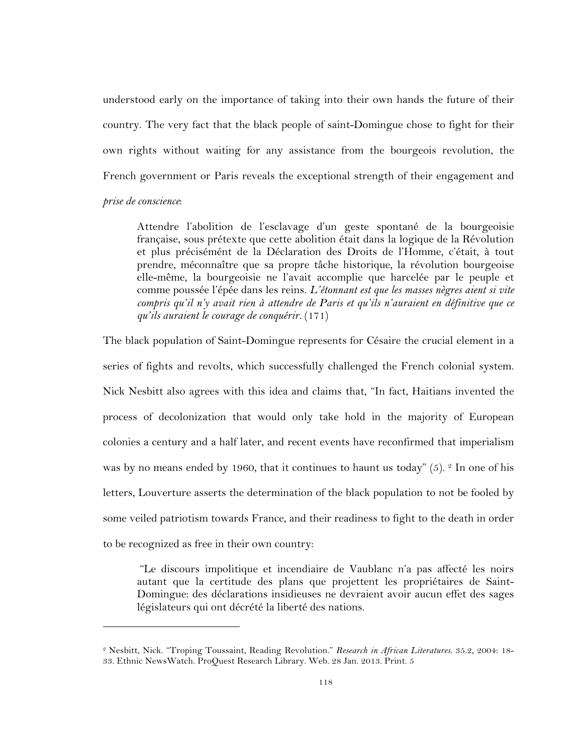understood early on the importance of taking into their own hands the future of their country. The very fact that the black people of saint-Domingue chose to fight for their own rights without waiting for any assistance from the bourgeois revolution, the French government or Paris reveals the exceptional strength of their engagement and *prise de conscience*:

> Attendre l'abolition de l'esclavage d'un geste spontané de la bourgeoisie française, sous prétexte que cette abolition était dans la logique de la Révolution et plus précisémént de la Déclaration des Droits de l'Homme, c'était, à tout prendre, méconnaître que sa propre tâche historique, la révolution bourgeoise elle-même, la bourgeoisie ne l'avait accomplie que harcelée par le peuple et comme poussée l'épée dans les reins. *L'étonnant est que les masses nègres aient si vite compris qu'il n'y avait rien à attendre de Paris et qu'ils n'auraient en définitive que ce qu'ils auraient le courage de conquérir*. (171)

The black population of Saint-Domingue represents for Césaire the crucial element in a series of fights and revolts, which successfully challenged the French colonial system. Nick Nesbitt also agrees with this idea and claims that, "In fact, Haitians invented the process of decolonization that would only take hold in the majority of European colonies a century and a half later, and recent events have reconfirmed that imperialism was by no means ended by 1960, that it continues to haunt us today" (5). [2] In one of his letters, Louverture asserts the determination of the black population to not be fooled by some veiled patriotism towards France, and their readiness to fight to the death in order to be recognized as free in their own country:

> "Le discours impolitique et incendiaire de Vaublanc n'a pas affecté les noirs autant que la certitude des plans que projettent les propriétaires de Saint-Domingue: des déclarations insidieuses ne devraient avoir aucun effet des sages législateurs qui ont décrété la liberté des nations.

---

[2] Nesbitt, Nick. "Troping Toussaint, Reading Revolution." *Research in African Literatures*. 35.2, 2004: 18-33. Ethnic NewsWatch. ProQuest Research Library. Web. 28 Jan. 2013. Print. 5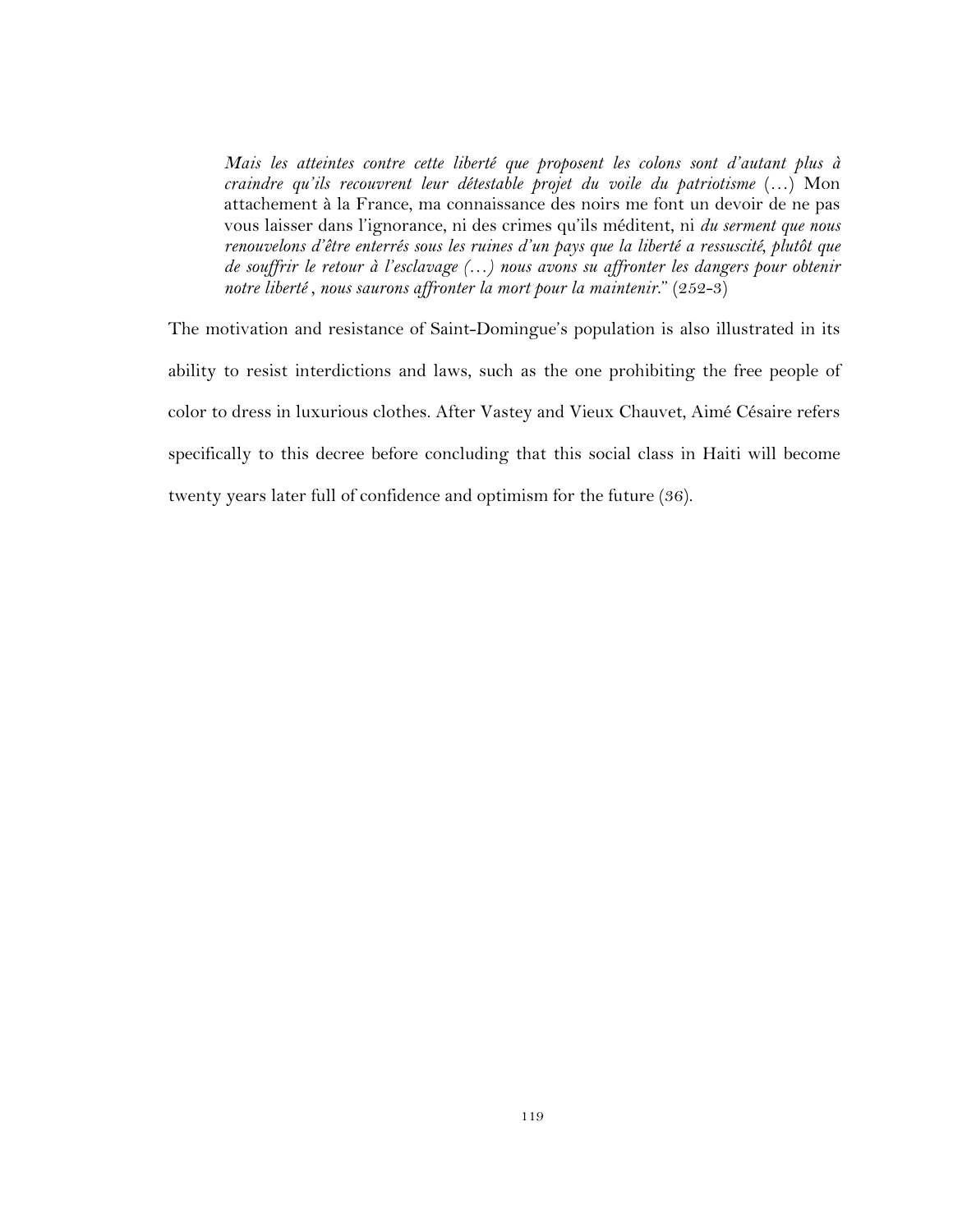> *Mais les atteintes contre cette liberté que proposent les colons sont d'autant plus à craindre qu'ils recouvrent leur détestable projet du voile du patriotisme* (…) Mon attachement à la France, ma connaissance des noirs me font un devoir de ne pas vous laisser dans l'ignorance, ni des crimes qu'ils méditent, ni *du serment que nous renouvelons d'être enterrés sous les ruines d'un pays que la liberté a ressuscité, plutôt que de souffrir le retour à l'esclavage (…) nous avons su affronter les dangers pour obtenir notre liberté , nous saurons affronter la mort pour la maintenir.*" (252-3)

The motivation and resistance of Saint-Domingue's population is also illustrated in its ability to resist interdictions and laws, such as the one prohibiting the free people of color to dress in luxurious clothes. After Vastey and Vieux Chauvet, Aimé Césaire refers specifically to this decree before concluding that this social class in Haiti will become twenty years later full of confidence and optimism for the future (36).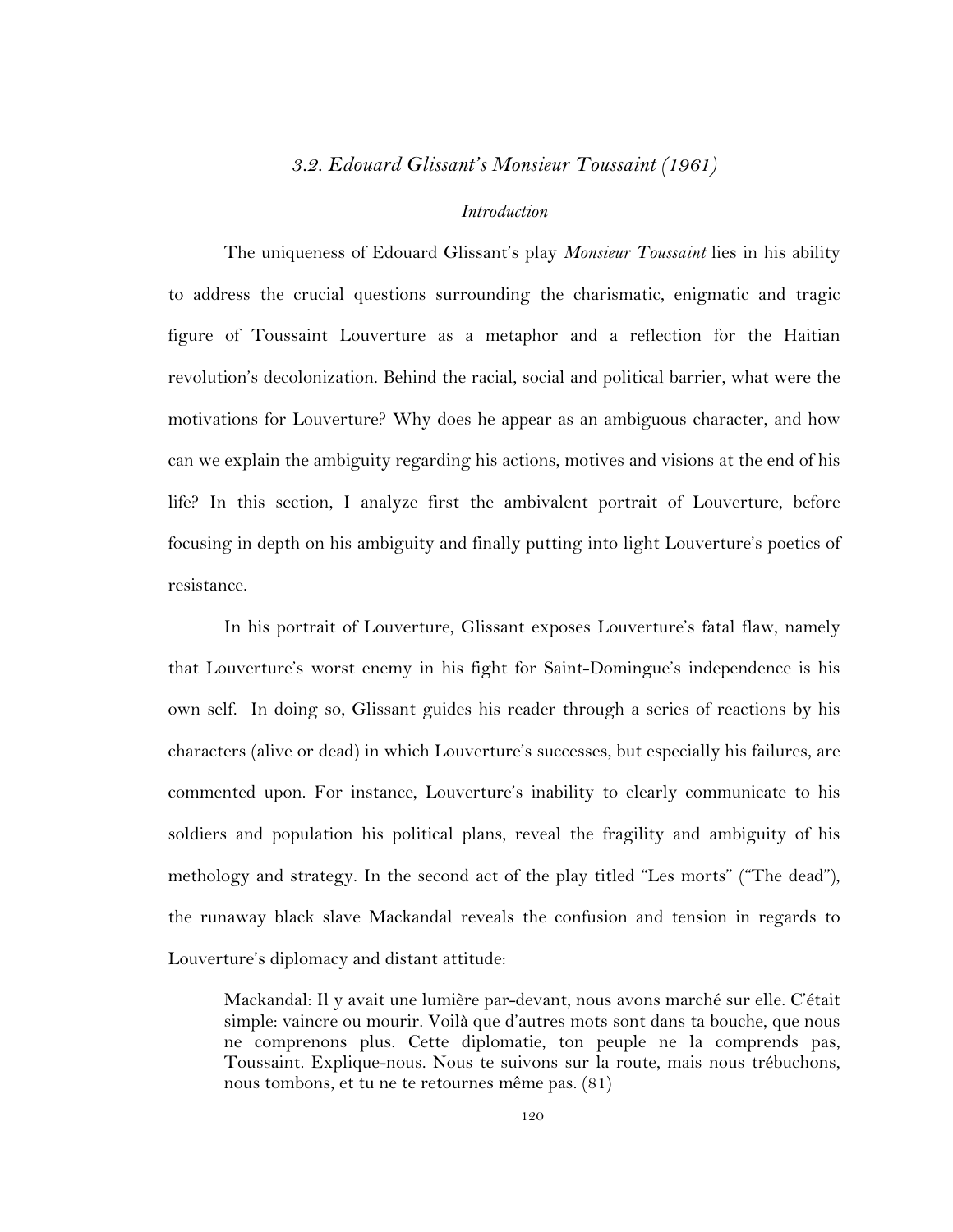### *3.2. Edouard Glissant's Monsieur Toussaint (1961)*

*Introduction*

The uniqueness of Edouard Glissant's play *Monsieur Toussaint* lies in his ability to address the crucial questions surrounding the charismatic, enigmatic and tragic figure of Toussaint Louverture as a metaphor and a reflection for the Haitian revolution's decolonization. Behind the racial, social and political barrier, what were the motivations for Louverture? Why does he appear as an ambiguous character, and how can we explain the ambiguity regarding his actions, motives and visions at the end of his life? In this section, I analyze first the ambivalent portrait of Louverture, before focusing in depth on his ambiguity and finally putting into light Louverture's poetics of resistance.

In his portrait of Louverture, Glissant exposes Louverture's fatal flaw, namely that Louverture's worst enemy in his fight for Saint-Domingue's independence is his own self. In doing so, Glissant guides his reader through a series of reactions by his characters (alive or dead) in which Louverture's successes, but especially his failures, are commented upon. For instance, Louverture's inability to clearly communicate to his soldiers and population his political plans, reveal the fragility and ambiguity of his methology and strategy. In the second act of the play titled "Les morts" ("The dead"), the runaway black slave Mackandal reveals the confusion and tension in regards to Louverture's diplomacy and distant attitude:

> Mackandal: Il y avait une lumière par-devant, nous avons marché sur elle. C'était simple: vaincre ou mourir. Voilà que d'autres mots sont dans ta bouche, que nous ne comprenons plus. Cette diplomatie, ton peuple ne la comprends pas, Toussaint. Explique-nous. Nous te suivons sur la route, mais nous trébuchons, nous tombons, et tu ne te retournes même pas. (81)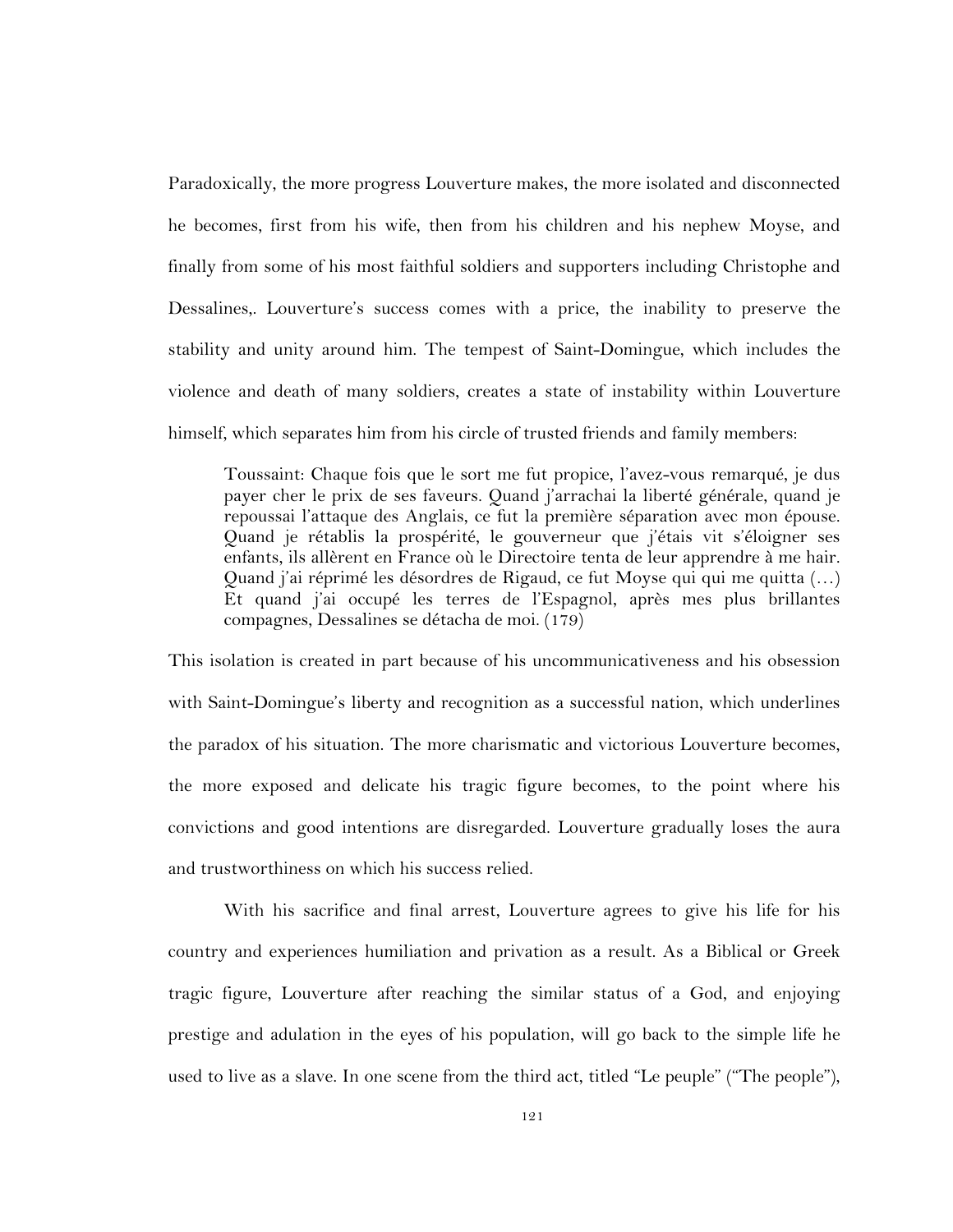Paradoxically, the more progress Louverture makes, the more isolated and disconnected he becomes, first from his wife, then from his children and his nephew Moyse, and finally from some of his most faithful soldiers and supporters including Christophe and Dessalines,. Louverture's success comes with a price, the inability to preserve the stability and unity around him. The tempest of Saint-Domingue, which includes the violence and death of many soldiers, creates a state of instability within Louverture himself, which separates him from his circle of trusted friends and family members:

> Toussaint: Chaque fois que le sort me fut propice, l'avez-vous remarqué, je dus payer cher le prix de ses faveurs. Quand j'arrachai la liberté générale, quand je repoussai l'attaque des Anglais, ce fut la première séparation avec mon épouse. Quand je rétablis la prospérité, le gouverneur que j'étais vit s'éloigner ses enfants, ils allèrent en France où le Directoire tenta de leur apprendre à me hair. Quand j'ai réprimé les désordres de Rigaud, ce fut Moyse qui qui me quitta (…) Et quand j'ai occupé les terres de l'Espagnol, après mes plus brillantes compagnes, Dessalines se détacha de moi. (179)

This isolation is created in part because of his uncommunicativeness and his obsession with Saint-Domingue's liberty and recognition as a successful nation, which underlines the paradox of his situation. The more charismatic and victorious Louverture becomes, the more exposed and delicate his tragic figure becomes, to the point where his convictions and good intentions are disregarded. Louverture gradually loses the aura and trustworthiness on which his success relied.

With his sacrifice and final arrest, Louverture agrees to give his life for his country and experiences humiliation and privation as a result. As a Biblical or Greek tragic figure, Louverture after reaching the similar status of a God, and enjoying prestige and adulation in the eyes of his population, will go back to the simple life he used to live as a slave. In one scene from the third act, titled "Le peuple" ("The people"),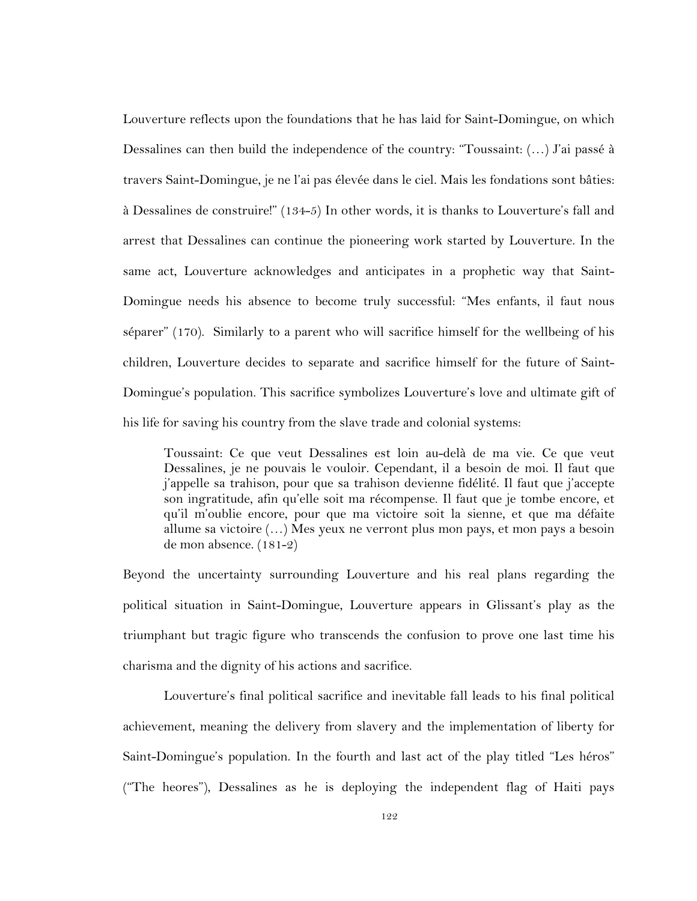Louverture reflects upon the foundations that he has laid for Saint-Domingue, on which Dessalines can then build the independence of the country: "Toussaint: (…) J'ai passé à travers Saint-Domingue, je ne l'ai pas élevée dans le ciel. Mais les fondations sont bâties: à Dessalines de construire!" (134-5) In other words, it is thanks to Louverture's fall and arrest that Dessalines can continue the pioneering work started by Louverture. In the same act, Louverture acknowledges and anticipates in a prophetic way that Saint-Domingue needs his absence to become truly successful: "Mes enfants, il faut nous séparer" (170). Similarly to a parent who will sacrifice himself for the wellbeing of his children, Louverture decides to separate and sacrifice himself for the future of Saint-Domingue's population. This sacrifice symbolizes Louverture's love and ultimate gift of his life for saving his country from the slave trade and colonial systems:

> Toussaint: Ce que veut Dessalines est loin au-delà de ma vie. Ce que veut Dessalines, je ne pouvais le vouloir. Cependant, il a besoin de moi. Il faut que j'appelle sa trahison, pour que sa trahison devienne fidélité. Il faut que j'accepte son ingratitude, afin qu'elle soit ma récompense. Il faut que je tombe encore, et qu'il m'oublie encore, pour que ma victoire soit la sienne, et que ma défaite allume sa victoire (…) Mes yeux ne verront plus mon pays, et mon pays a besoin de mon absence. (181-2)

Beyond the uncertainty surrounding Louverture and his real plans regarding the political situation in Saint-Domingue, Louverture appears in Glissant's play as the triumphant but tragic figure who transcends the confusion to prove one last time his charisma and the dignity of his actions and sacrifice.

Louverture's final political sacrifice and inevitable fall leads to his final political achievement, meaning the delivery from slavery and the implementation of liberty for Saint-Domingue's population. In the fourth and last act of the play titled "Les héros" ("The heores"), Dessalines as he is deploying the independent flag of Haiti pays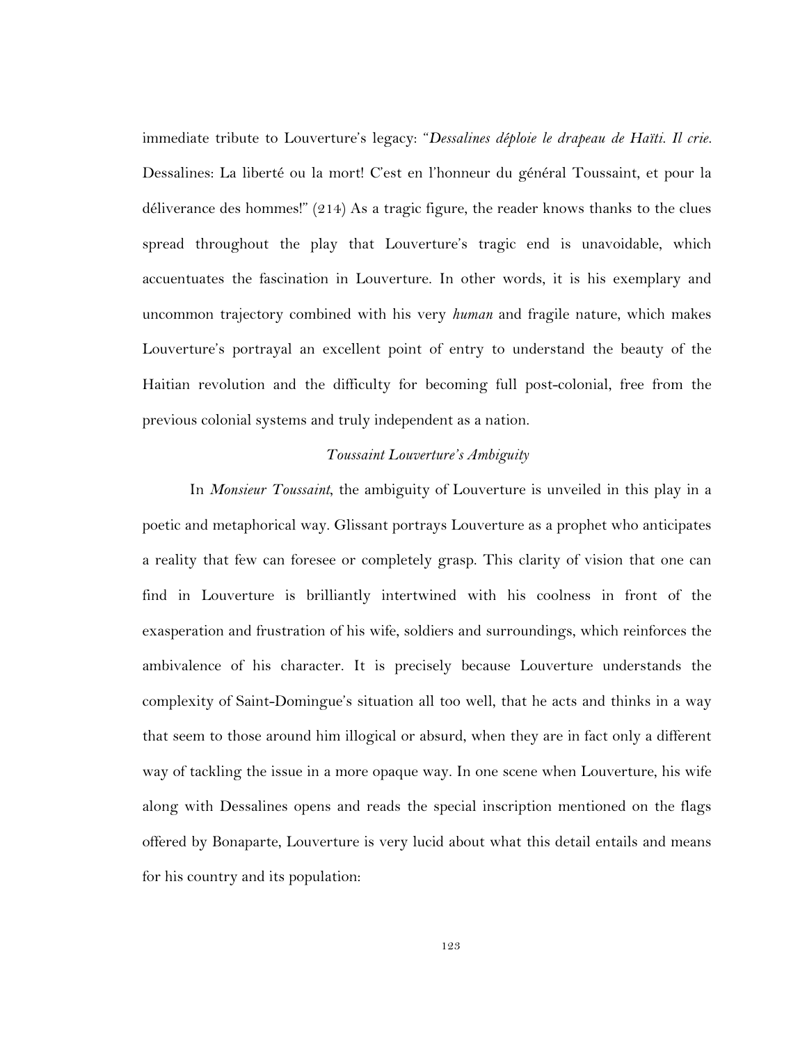immediate tribute to Louverture's legacy: "*Dessalines déploie le drapeau de Haïti. Il crie.* Dessalines: La liberté ou la mort! C'est en l'honneur du général Toussaint, et pour la déliverance des hommes!" (214) As a tragic figure, the reader knows thanks to the clues spread throughout the play that Louverture's tragic end is unavoidable, which accueuntuates the fascination in Louverture. In other words, it is his exemplary and uncommon trajectory combined with his very *human* and fragile nature, which makes Louverture's portrayal an excellent point of entry to understand the beauty of the Haitian revolution and the difficulty for becoming full post-colonial, free from the previous colonial systems and truly independent as a nation.

### *Toussaint Louverture's Ambiguity*

In *Monsieur Toussaint*, the ambiguity of Louverture is unveiled in this play in a poetic and metaphorical way. Glissant portrays Louverture as a prophet who anticipates a reality that few can foresee or completely grasp. This clarity of vision that one can find in Louverture is brilliantly intertwined with his coolness in front of the exasperation and frustration of his wife, soldiers and surroundings, which reinforces the ambivalence of his character. It is precisely because Louverture understands the complexity of Saint-Domingue's situation all too well, that he acts and thinks in a way that seem to those around him illogical or absurd, when they are in fact only a different way of tackling the issue in a more opaque way. In one scene when Louverture, his wife along with Dessalines opens and reads the special inscription mentioned on the flags offered by Bonaparte, Louverture is very lucid about what this detail entails and means for his country and its population: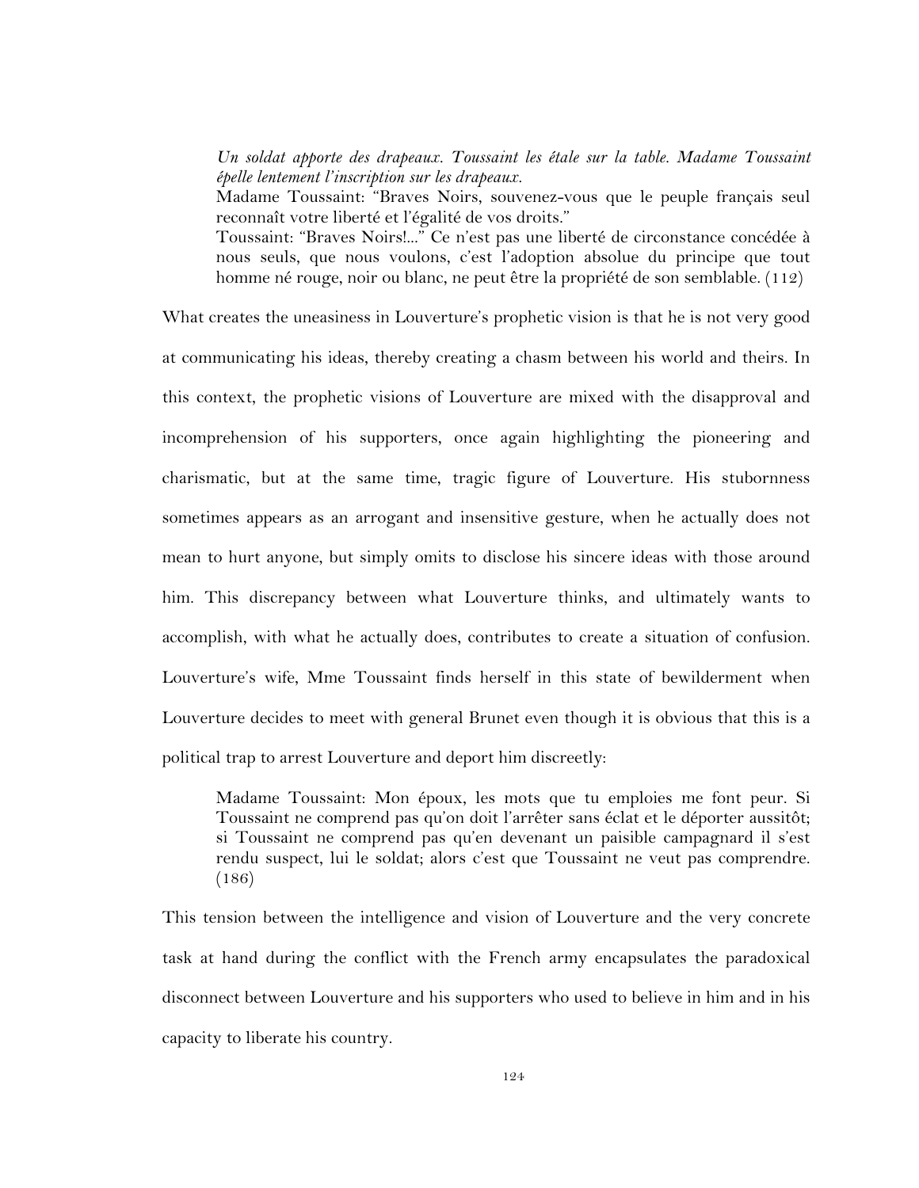> *Un soldat apporte des drapeaux. Toussaint les étale sur la table. Madame Toussaint épelle lentement l'inscription sur les drapeaux.*
> Madame Toussaint: "Braves Noirs, souvenez-vous que le peuple français seul reconnaît votre liberté et l'égalité de vos droits."
> Toussaint: "Braves Noirs!..." Ce n'est pas une liberté de circonstance concédée à nous seuls, que nous voulons, c'est l'adoption absolue du principe que tout homme né rouge, noir ou blanc, ne peut être la propriété de son semblable. (112)

What creates the uneasiness in Louverture's prophetic vision is that he is not very good at communicating his ideas, thereby creating a chasm between his world and theirs. In this context, the prophetic visions of Louverture are mixed with the disapproval and incomprehension of his supporters, once again highlighting the pioneering and charismatic, but at the same time, tragic figure of Louverture. His stubbornness sometimes appears as an arrogant and insensitive gesture, when he actually does not mean to hurt anyone, but simply omits to disclose his sincere ideas with those around him. This discrepancy between what Louverture thinks, and ultimately wants to accomplish, with what he actually does, contributes to create a situation of confusion. Louverture's wife, Mme Toussaint finds herself in this state of bewilderment when Louverture decides to meet with general Brunet even though it is obvious that this is a political trap to arrest Louverture and deport him discreetly:

> Madame Toussaint: Mon époux, les mots que tu emploies me font peur. Si Toussaint ne comprend pas qu'on doit l'arrêter sans éclat et le déporter aussitôt; si Toussaint ne comprend pas qu'en devenant un paisible campagnard il s'est rendu suspect, lui le soldat; alors c'est que Toussaint ne veut pas comprendre. (186)

This tension between the intelligence and vision of Louverture and the very concrete task at hand during the conflict with the French army encapsulates the paradoxical disconnect between Louverture and his supporters who used to believe in him and in his capacity to liberate his country.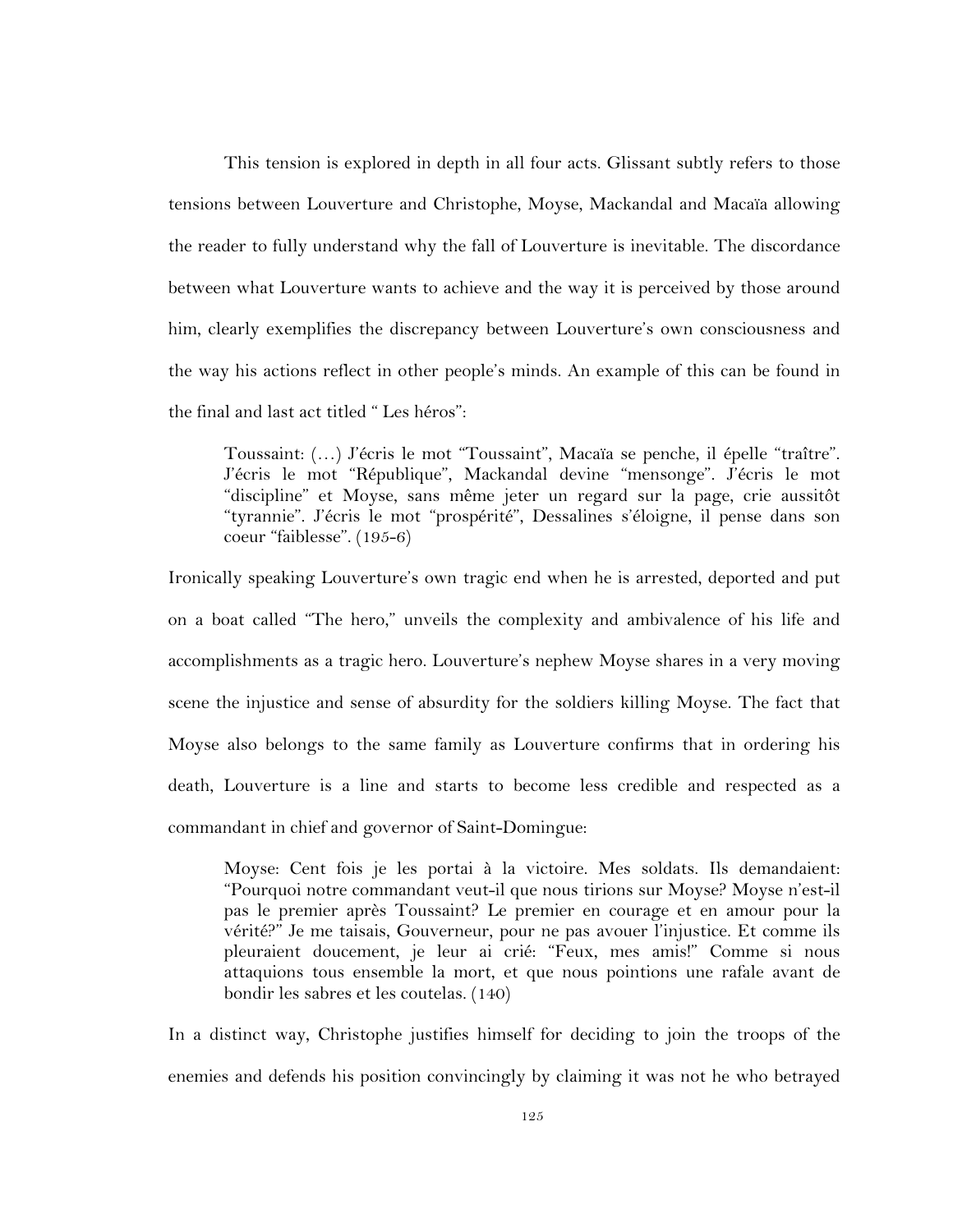This tension is explored in depth in all four acts. Glissant subtly refers to those tensions between Louverture and Christophe, Moyse, Mackandal and Macaïa allowing the reader to fully understand why the fall of Louverture is inevitable. The discordance between what Louverture wants to achieve and the way it is perceived by those around him, clearly exemplifies the discrepancy between Louverture's own consciousness and the way his actions reflect in other people's minds. An example of this can be found in the final and last act titled " Les héros":

> Toussaint: (…) J'écris le mot "Toussaint", Macaïa se penche, il épelle "traître". J'écris le mot "République", Mackandal devine "mensonge". J'écris le mot "discipline" et Moyse, sans même jeter un regard sur la page, crie aussitôt "tyrannie". J'écris le mot "prospérité", Dessalines s'éloigne, il pense dans son coeur "faiblesse". (195-6)

Ironically speaking Louverture's own tragic end when he is arrested, deported and put on a boat called "The hero," unveils the complexity and ambivalence of his life and accomplishments as a tragic hero. Louverture's nephew Moyse shares in a very moving scene the injustice and sense of absurdity for the soldiers killing Moyse. The fact that Moyse also belongs to the same family as Louverture confirms that in ordering his death, Louverture is a line and starts to become less credible and respected as a commandant in chief and governor of Saint-Domingue:

> Moyse: Cent fois je les portai à la victoire. Mes soldats. Ils demandaient: "Pourquoi notre commandant veut-il que nous tirions sur Moyse? Moyse n'est-il pas le premier après Toussaint? Le premier en courage et en amour pour la vérité?" Je me taisais, Gouverneur, pour ne pas avouer l'injustice. Et comme ils pleuraient doucement, je leur ai crié: "Feux, mes amis!" Comme si nous attaquions tous ensemble la mort, et que nous pointions une rafale avant de bondir les sabres et les coutelas. (140)

In a distinct way, Christophe justifies himself for deciding to join the troops of the enemies and defends his position convincingly by claiming it was not he who betrayed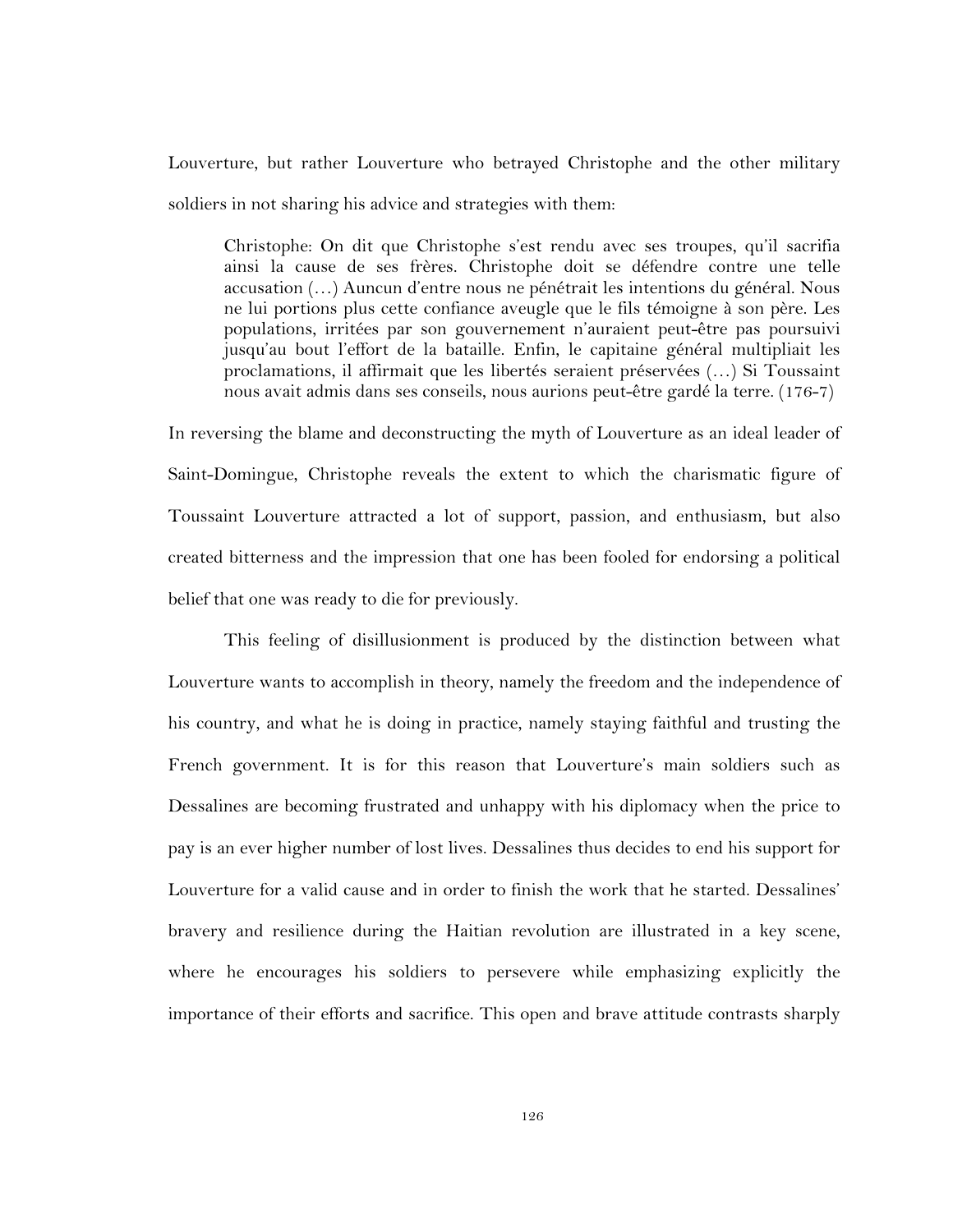Louverture, but rather Louverture who betrayed Christophe and the other military soldiers in not sharing his advice and strategies with them:

> Christophe: On dit que Christophe s'est rendu avec ses troupes, qu'il sacrifia ainsi la cause de ses frères. Christophe doit se défendre contre une telle accusation (…) Auncun d'entre nous ne pénétrait les intentions du général. Nous ne lui portions plus cette confiance aveugle que le fils témoigne à son père. Les populations, irritées par son gouvernement n'auraient peut-être pas poursuivi jusqu'au bout l'effort de la bataille. Enfin, le capitaine général multipliait les proclamations, il affirmait que les libertés seraient préservées (…) Si Toussaint nous avait admis dans ses conseils, nous aurions peut-être gardé la terre. (176-7)

In reversing the blame and deconstructing the myth of Louverture as an ideal leader of Saint-Domingue, Christophe reveals the extent to which the charismatic figure of Toussaint Louverture attracted a lot of support, passion, and enthusiasm, but also created bitterness and the impression that one has been fooled for endorsing a political belief that one was ready to die for previously.

This feeling of disillusionment is produced by the distinction between what Louverture wants to accomplish in theory, namely the freedom and the independence of his country, and what he is doing in practice, namely staying faithful and trusting the French government. It is for this reason that Louverture's main soldiers such as Dessalines are becoming frustrated and unhappy with his diplomacy when the price to pay is an ever higher number of lost lives. Dessalines thus decides to end his support for Louverture for a valid cause and in order to finish the work that he started. Dessalines' bravery and resilience during the Haitian revolution are illustrated in a key scene, where he encourages his soldiers to persevere while emphasizing explicitly the importance of their efforts and sacrifice. This open and brave attitude contrasts sharply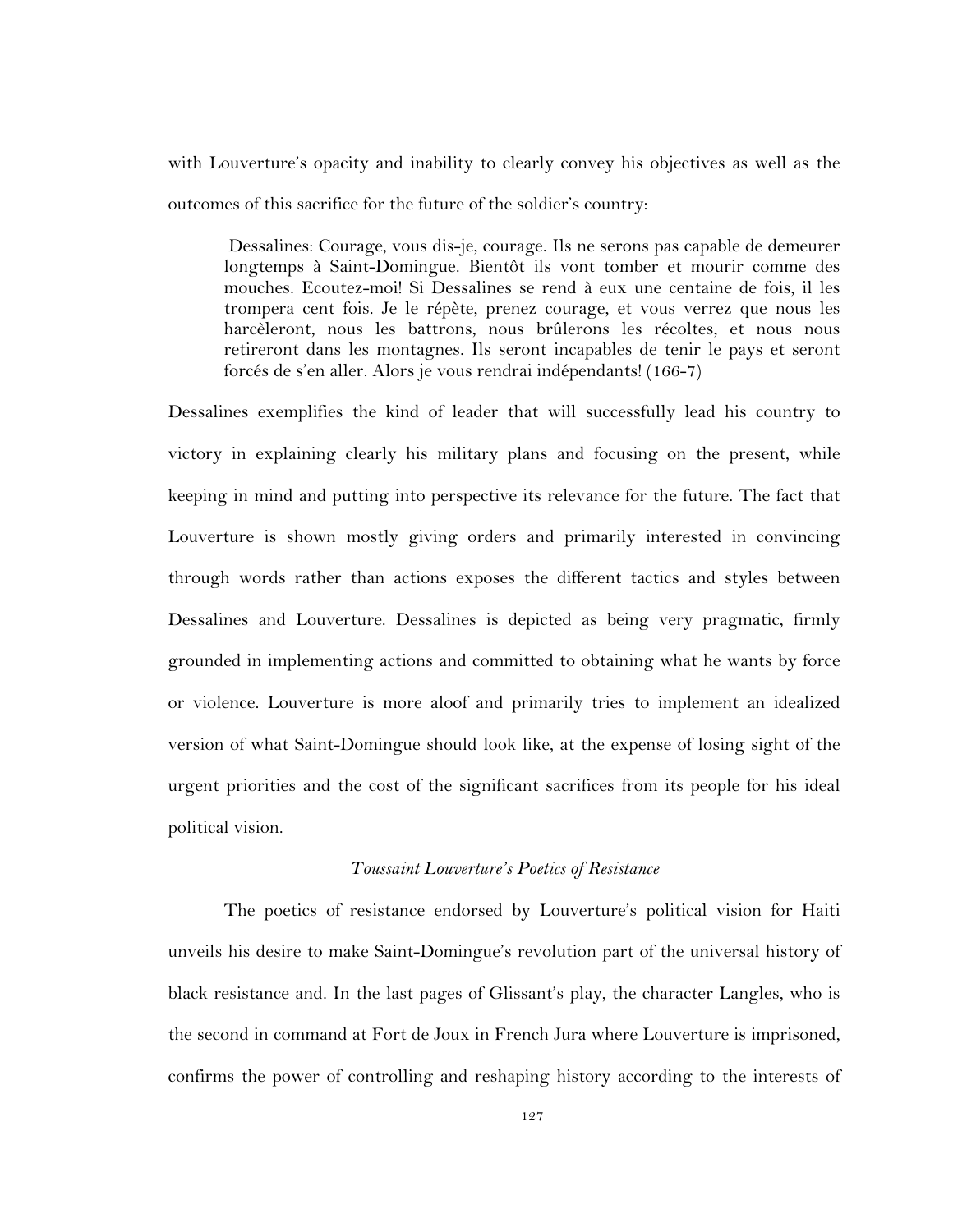with Louverture's opacity and inability to clearly convey his objectives as well as the outcomes of this sacrifice for the future of the soldier's country:

> Dessalines: Courage, vous dis-je, courage. Ils ne serons pas capable de demeurer longtemps à Saint-Domingue. Bientôt ils vont tomber et mourir comme des mouches. Ecoutez-moi! Si Dessalines se rend à eux une centaine de fois, il les trompera cent fois. Je le répète, prenez courage, et vous verrez que nous les harcèleront, nous les battrons, nous brûlerons les récoltes, et nous nous retireront dans les montagnes. Ils seront incapables de tenir le pays et seront forcés de s'en aller. Alors je vous rendrai indépendants! (166-7)

Dessalines exemplifies the kind of leader that will successfully lead his country to victory in explaining clearly his military plans and focusing on the present, while keeping in mind and putting into perspective its relevance for the future. The fact that Louverture is shown mostly giving orders and primarily interested in convincing through words rather than actions exposes the different tactics and styles between Dessalines and Louverture. Dessalines is depicted as being very pragmatic, firmly grounded in implementing actions and committed to obtaining what he wants by force or violence. Louverture is more aloof and primarily tries to implement an idealized version of what Saint-Domingue should look like, at the expense of losing sight of the urgent priorities and the cost of the significant sacrifices from its people for his ideal political vision.

### *Toussaint Louverture's Poetics of Resistance*

The poetics of resistance endorsed by Louverture's political vision for Haiti unveils his desire to make Saint-Domingue's revolution part of the universal history of black resistance and. In the last pages of Glissant's play, the character Langles, who is the second in command at Fort de Joux in French Jura where Louverture is imprisoned, confirms the power of controlling and reshaping history according to the interests of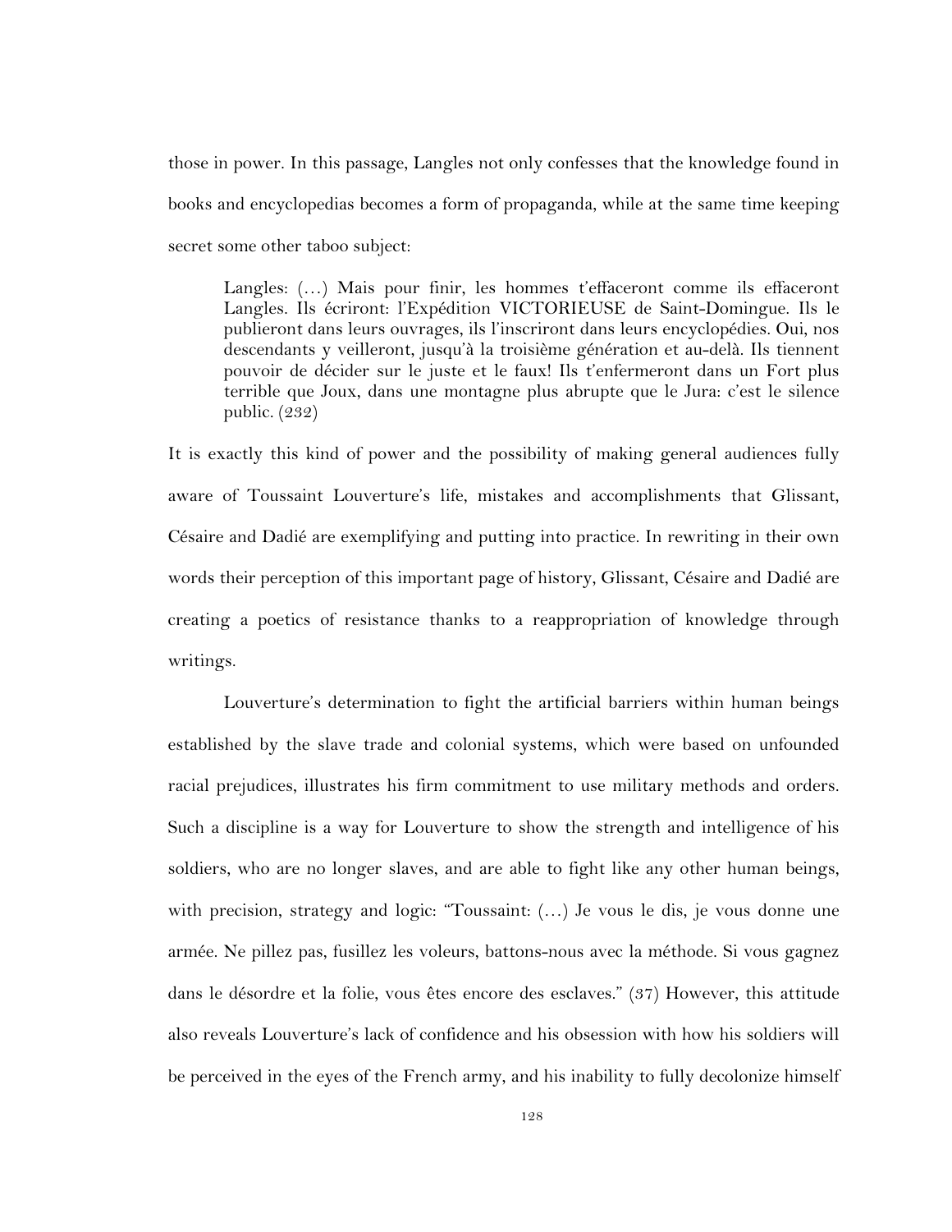those in power. In this passage, Langles not only confesses that the knowledge found in books and encyclopedias becomes a form of propaganda, while at the same time keeping secret some other taboo subject:

> Langles: (…) Mais pour finir, les hommes t'effaceront comme ils effaceront Langles. Ils écriront: l'Expédition VICTORIEUSE de Saint-Domingue. Ils le publieront dans leurs ouvrages, ils l'inscriront dans leurs encyclopédies. Oui, nos descendants y veilleront, jusqu'à la troisième génération et au-delà. Ils tiennent pouvoir de décider sur le juste et le faux! Ils t'enfermeront dans un Fort plus terrible que Joux, dans une montagne plus abrupte que le Jura: c'est le silence public. (232)

It is exactly this kind of power and the possibility of making general audiences fully aware of Toussaint Louverture's life, mistakes and accomplishments that Glissant, Césaire and Dadié are exemplifying and putting into practice. In rewriting in their own words their perception of this important page of history, Glissant, Césaire and Dadié are creating a poetics of resistance thanks to a reappropriation of knowledge through writings.

Louverture's determination to fight the artificial barriers within human beings established by the slave trade and colonial systems, which were based on unfounded racial prejudices, illustrates his firm commitment to use military methods and orders. Such a discipline is a way for Louverture to show the strength and intelligence of his soldiers, who are no longer slaves, and are able to fight like any other human beings, with precision, strategy and logic: "Toussaint: (…) Je vous le dis, je vous donne une armée. Ne pillez pas, fusillez les voleurs, battons-nous avec la méthode. Si vous gagnez dans le désordre et la folie, vous êtes encore des esclaves." (37) However, this attitude also reveals Louverture's lack of confidence and his obsession with how his soldiers will be perceived in the eyes of the French army, and his inability to fully decolonize himself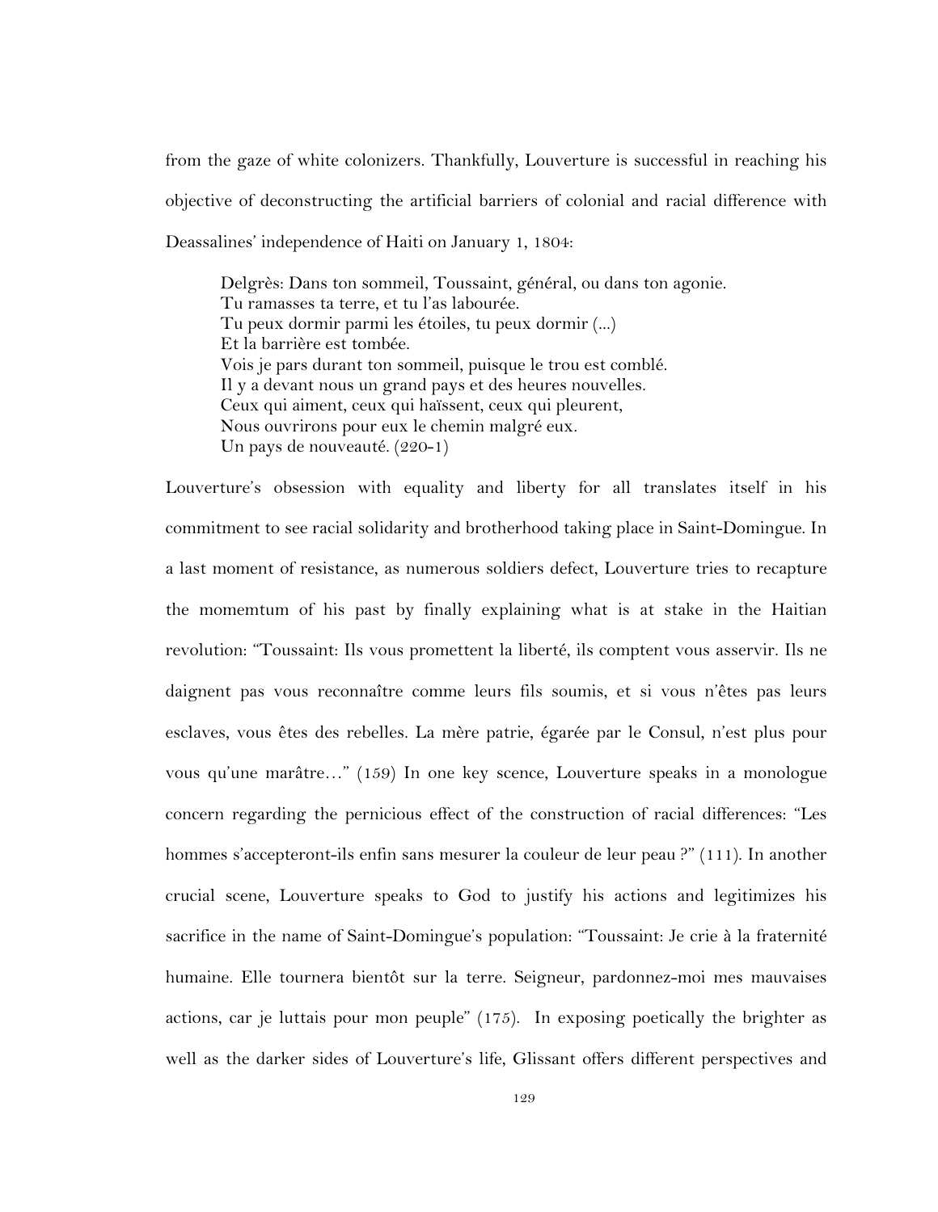from the gaze of white colonizers. Thankfully, Louverture is successful in reaching his objective of deconstructing the artificial barriers of colonial and racial difference with Deassalines' independence of Haiti on January 1, 1804:

> Delgrès: Dans ton sommeil, Toussaint, général, ou dans ton agonie.
> Tu ramasses ta terre, et tu l'as labourée.
> Tu peux dormir parmi les étoiles, tu peux dormir (...)
> Et la barrière est tombée.
> Vois je pars durant ton sommeil, puisque le trou est comblé.
> Il y a devant nous un grand pays et des heures nouvelles.
> Ceux qui aiment, ceux qui haïssent, ceux qui pleurent,
> Nous ouvrirons pour eux le chemin malgré eux.
> Un pays de nouveauté. (220-1)

Louverture's obsession with equality and liberty for all translates itself in his commitment to see racial solidarity and brotherhood taking place in Saint-Domingue. In a last moment of resistance, as numerous soldiers defect, Louverture tries to recapture the momemtum of his past by finally explaining what is at stake in the Haitian revolution: "Toussaint: Ils vous promettent la liberté, ils comptent vous asservir. Ils ne daignent pas vous reconnaître comme leurs fils soumis, et si vous n'êtes pas leurs esclaves, vous êtes des rebelles. La mère patrie, égarée par le Consul, n'est plus pour vous qu'une marâtre…" (159) In one key scence, Louverture speaks in a monologue concern regarding the pernicious effect of the construction of racial differences: "Les hommes s'accepteront-ils enfin sans mesurer la couleur de leur peau ?" (111). In another crucial scene, Louverture speaks to God to justify his actions and legitimizes his sacrifice in the name of Saint-Domingue's population: "Toussaint: Je crie à la fraternité humaine. Elle tournera bientôt sur la terre. Seigneur, pardonnez-moi mes mauvaises actions, car je luttais pour mon peuple" (175). In exposing poetically the brighter as well as the darker sides of Louverture's life, Glissant offers different perspectives and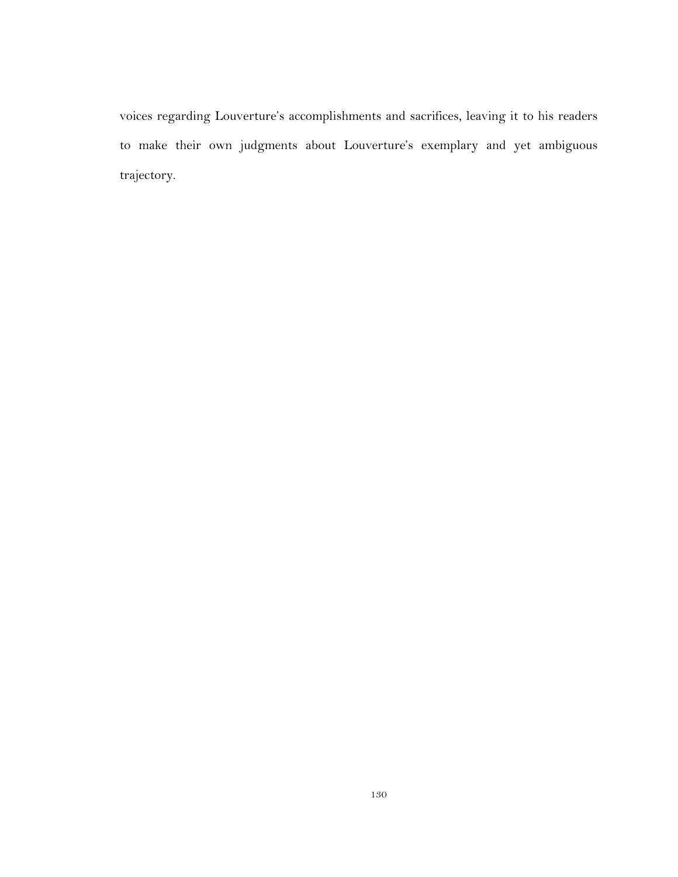voices regarding Louverture's accomplishments and sacrifices, leaving it to his readers to make their own judgments about Louverture's exemplary and yet ambiguous trajectory.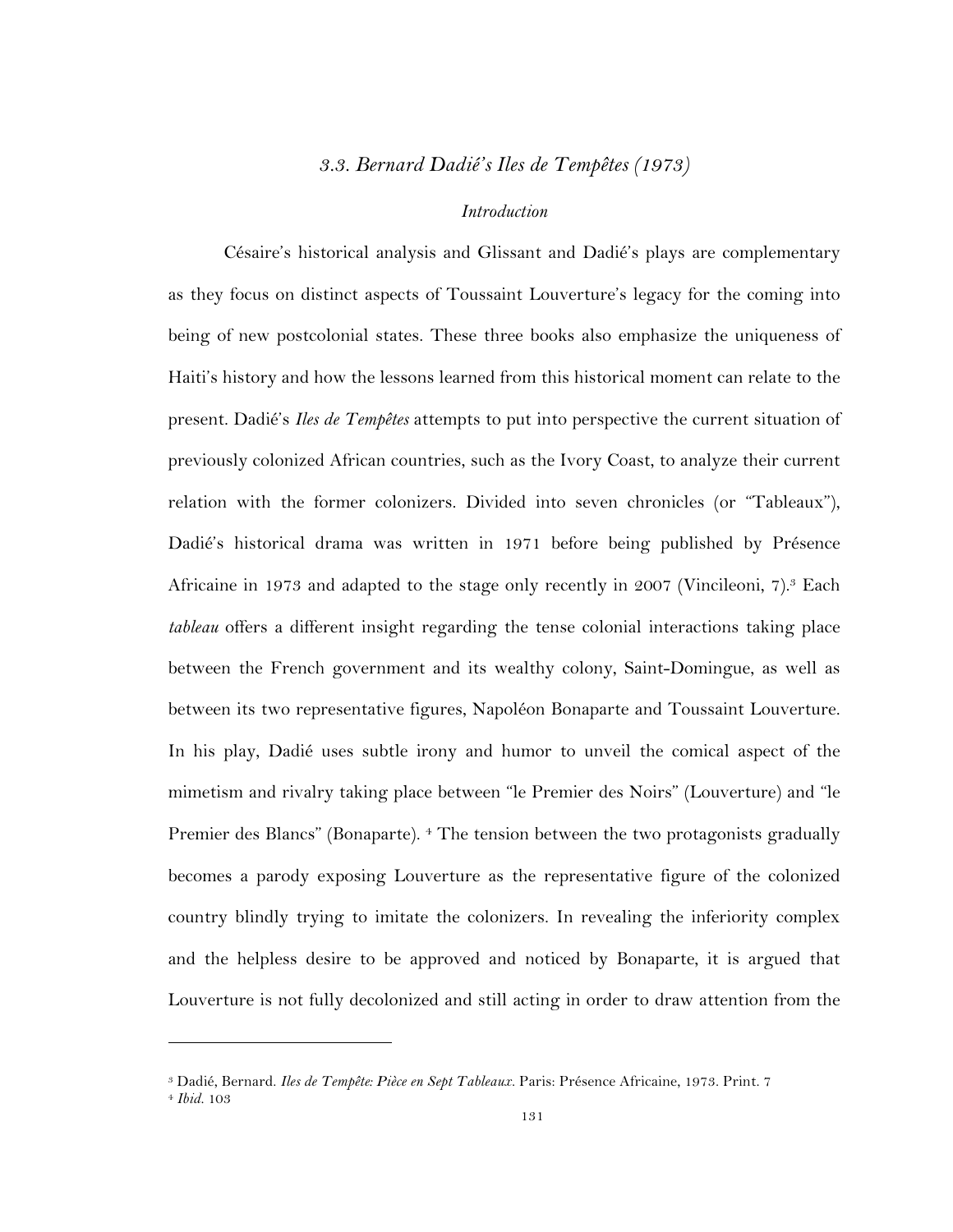### *3.3. Bernard Dadié's Iles de Tempêtes (1973)*

*Introduction*

Césaire's historical analysis and Glissant and Dadié's plays are complementary as they focus on distinct aspects of Toussaint Louverture's legacy for the coming into being of new postcolonial states. These three books also emphasize the uniqueness of Haiti's history and how the lessons learned from this historical moment can relate to the present. Dadié's *Iles de Tempêtes* attempts to put into perspective the current situation of previously colonized African countries, such as the Ivory Coast, to analyze their current relation with the former colonizers. Divided into seven chronicles (or "Tableaux"), Dadié's historical drama was written in 1971 before being published by Présence Africaine in 1973 and adapted to the stage only recently in 2007 (Vincileoni, 7).[3] Each *tableau* offers a different insight regarding the tense colonial interactions taking place between the French government and its wealthy colony, Saint-Domingue, as well as between its two representative figures, Napoléon Bonaparte and Toussaint Louverture. In his play, Dadié uses subtle irony and humor to unveil the comical aspect of the mimetism and rivalry taking place between "le Premier des Noirs" (Louverture) and "le Premier des Blancs" (Bonaparte). [4] The tension between the two protagonists gradually becomes a parody exposing Louverture as the representative figure of the colonized country blindly trying to imitate the colonizers. In revealing the inferiority complex and the helpless desire to be approved and noticed by Bonaparte, it is argued that Louverture is not fully decolonized and still acting in order to draw attention from the

---

[3] Dadié, Bernard. *Iles de Tempête: Pièce en Sept Tableaux*. Paris: Présence Africaine, 1973. Print. 7

[4] *Ibid.* 103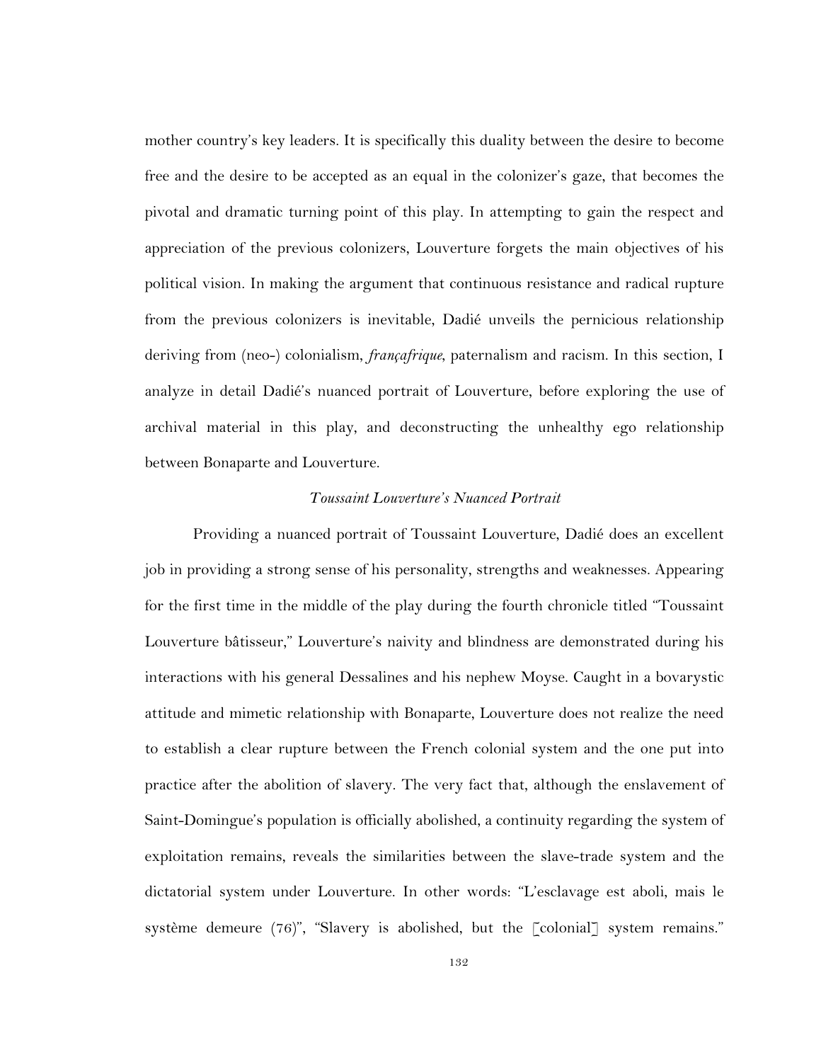mother country's key leaders. It is specifically this duality between the desire to become free and the desire to be accepted as an equal in the colonizer's gaze, that becomes the pivotal and dramatic turning point of this play. In attempting to gain the respect and appreciation of the previous colonizers, Louverture forgets the main objectives of his political vision. In making the argument that continuous resistance and radical rupture from the previous colonizers is inevitable, Dadié unveils the pernicious relationship deriving from (neo-) colonialism, *françafrique*, paternalism and racism. In this section, I analyze in detail Dadié's nuanced portrait of Louverture, before exploring the use of archival material in this play, and deconstructing the unhealthy ego relationship between Bonaparte and Louverture.

### *Toussaint Louverture's Nuanced Portrait*

Providing a nuanced portrait of Toussaint Louverture, Dadié does an excellent job in providing a strong sense of his personality, strengths and weaknesses. Appearing for the first time in the middle of the play during the fourth chronicle titled "Toussaint Louverture bâtisseur," Louverture's naivity and blindness are demonstrated during his interactions with his general Dessalines and his nephew Moyse. Caught in a bovarystic attitude and mimetic relationship with Bonaparte, Louverture does not realize the need to establish a clear rupture between the French colonial system and the one put into practice after the abolition of slavery. The very fact that, although the enslavement of Saint-Domingue's population is officially abolished, a continuity regarding the system of exploitation remains, reveals the similarities between the slave-trade system and the dictatorial system under Louverture. In other words: "L'esclavage est aboli, mais le système demeure (76)", "Slavery is abolished, but the [colonial] system remains."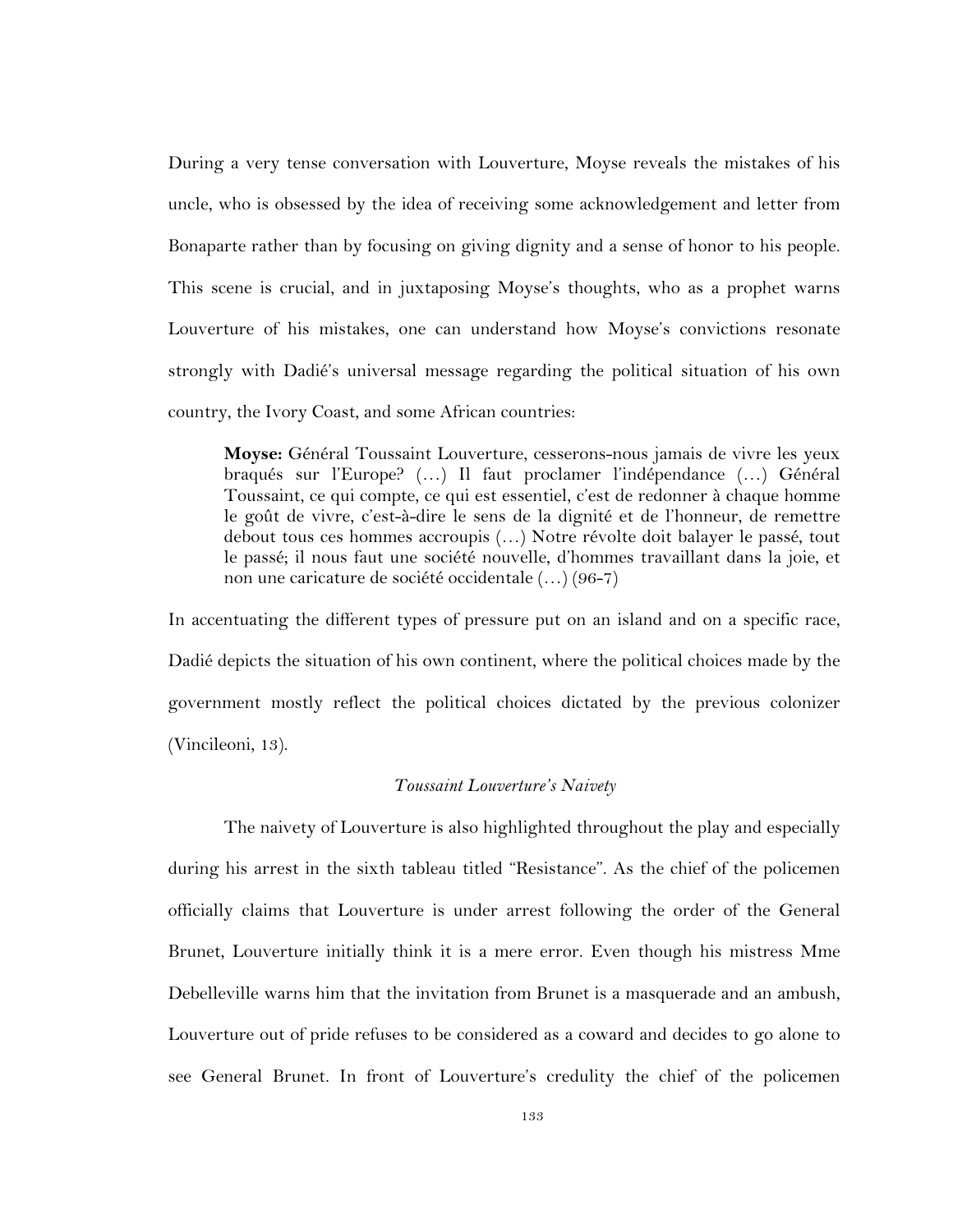During a very tense conversation with Louverture, Moyse reveals the mistakes of his uncle, who is obsessed by the idea of receiving some acknowledgement and letter from Bonaparte rather than by focusing on giving dignity and a sense of honor to his people. This scene is crucial, and in juxtaposing Moyse's thoughts, who as a prophet warns Louverture of his mistakes, one can understand how Moyse's convictions resonate strongly with Dadié's universal message regarding the political situation of his own country, the Ivory Coast, and some African countries:

> **Moyse:** Général Toussaint Louverture, cesserons-nous jamais de vivre les yeux braqués sur l'Europe? (…) Il faut proclamer l'indépendance (…) Général Toussaint, ce qui compte, ce qui est essentiel, c'est de redonner à chaque homme le goût de vivre, c'est-à-dire le sens de la dignité et de l'honneur, de remettre debout tous ces hommes accroupis (…) Notre révolte doit balayer le passé, tout le passé; il nous faut une société nouvelle, d'hommes travaillant dans la joie, et non une caricature de société occidentale (…) (96-7)

In accentuating the different types of pressure put on an island and on a specific race, Dadié depicts the situation of his own continent, where the political choices made by the government mostly reflect the political choices dictated by the previous colonizer (Vincileoni, 13).

*Toussaint Louverture's Naivety*

The naivety of Louverture is also highlighted throughout the play and especially during his arrest in the sixth tableau titled "Resistance". As the chief of the policemen officially claims that Louverture is under arrest following the order of the General Brunet, Louverture initially think it is a mere error. Even though his mistress Mme Debelleville warns him that the invitation from Brunet is a masquerade and an ambush, Louverture out of pride refuses to be considered as a coward and decides to go alone to see General Brunet. In front of Louverture's credulity the chief of the policemen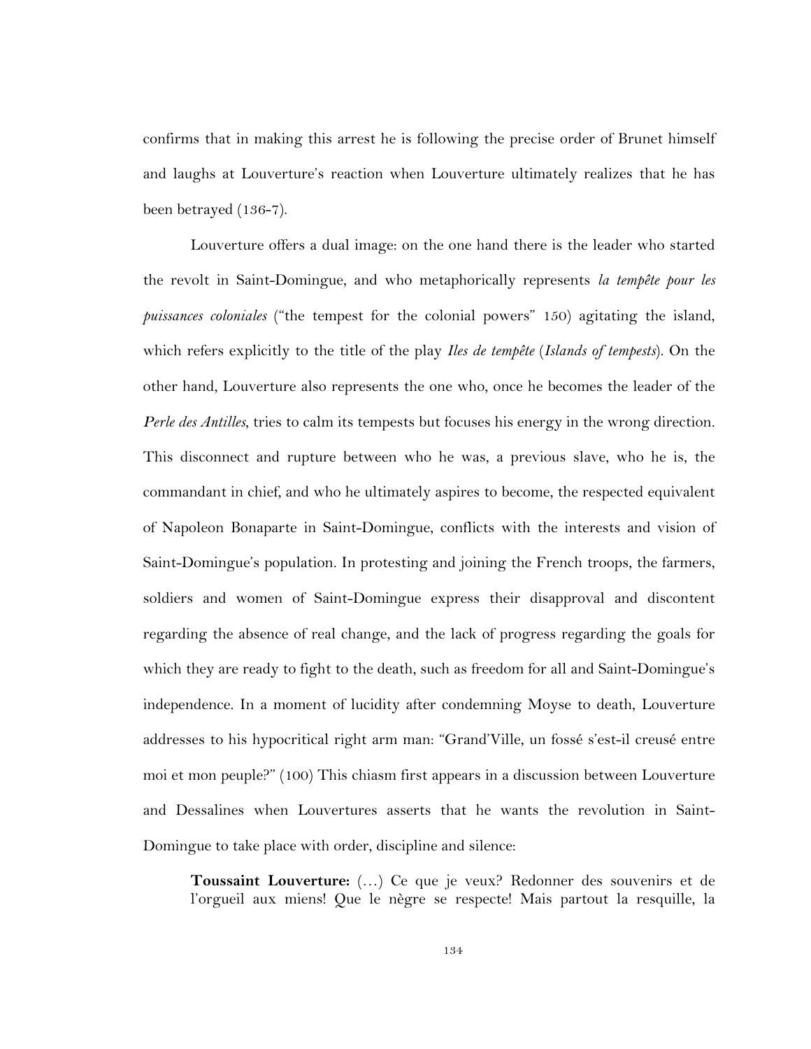confirms that in making this arrest he is following the precise order of Brunet himself and laughs at Louverture's reaction when Louverture ultimately realizes that he has been betrayed (136-7).

Louverture offers a dual image: on the one hand there is the leader who started the revolt in Saint-Domingue, and who metaphorically represents *la tempête pour les puissances coloniales* ("the tempest for the colonial powers" 150) agitating the island, which refers explicitly to the title of the play *Iles de tempête* (*Islands of tempests*). On the other hand, Louverture also represents the one who, once he becomes the leader of the *Perle des Antilles*, tries to calm its tempests but focuses his energy in the wrong direction. This disconnect and rupture between who he was, a previous slave, who he is, the commandant in chief, and who he ultimately aspires to become, the respected equivalent of Napoleon Bonaparte in Saint-Domingue, conflicts with the interests and vision of Saint-Domingue's population. In protesting and joining the French troops, the farmers, soldiers and women of Saint-Domingue express their disapproval and discontent regarding the absence of real change, and the lack of progress regarding the goals for which they are ready to fight to the death, such as freedom for all and Saint-Domingue's independence. In a moment of lucidity after condemning Moyse to death, Louverture addresses to his hypocritical right arm man: "Grand'Ville, un fossé s'est-il creusé entre moi et mon peuple?" (100) This chiasm first appears in a discussion between Louverture and Dessalines when Louvertures asserts that he wants the revolution in Saint-Domingue to take place with order, discipline and silence:

> **Toussaint Louverture:** (…) Ce que je veux? Redonner des souvenirs et de l'orgueil aux miens! Que le nègre se respecte! Mais partout la resquille, la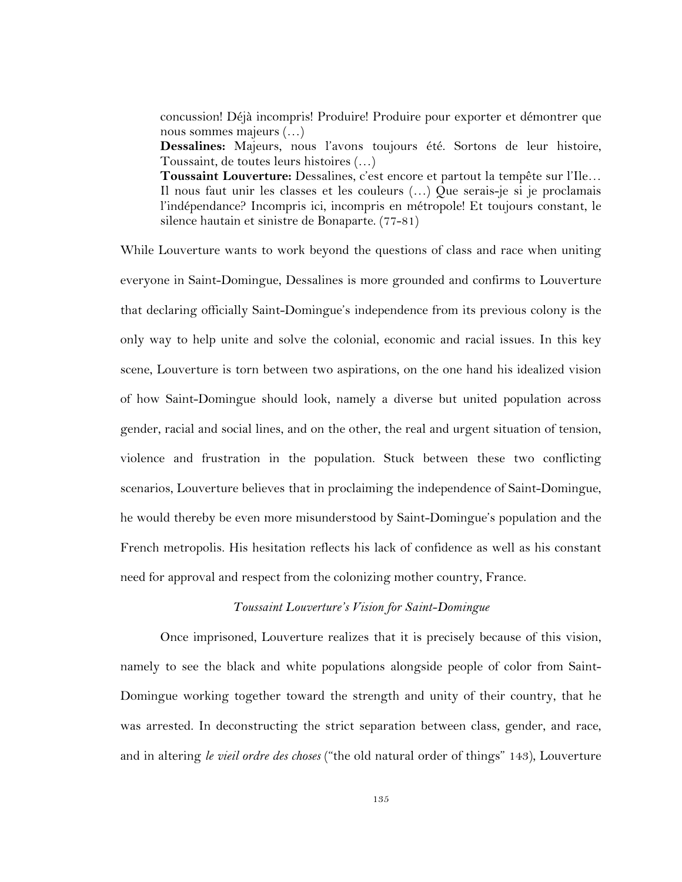> concussion! Déjà incompris! Produire! Produire pour exporter et démontrer que nous sommes majeurs (…)
> **Dessalines:** Majeurs, nous l'avons toujours été. Sortons de leur histoire, Toussaint, de toutes leurs histoires (…)
> **Toussaint Louverture:** Dessalines, c'est encore et partout la tempête sur l'Ile… Il nous faut unir les classes et les couleurs (…) Que serais-je si je proclamais l'indépendance? Incompris ici, incompris en métropole! Et toujours constant, le silence hautain et sinistre de Bonaparte. (77-81)

While Louverture wants to work beyond the questions of class and race when uniting everyone in Saint-Domingue, Dessalines is more grounded and confirms to Louverture that declaring officially Saint-Domingue's independence from its previous colony is the only way to help unite and solve the colonial, economic and racial issues. In this key scene, Louverture is torn between two aspirations, on the one hand his idealized vision of how Saint-Domingue should look, namely a diverse but united population across gender, racial and social lines, and on the other, the real and urgent situation of tension, violence and frustration in the population. Stuck between these two conflicting scenarios, Louverture believes that in proclaiming the independence of Saint-Domingue, he would thereby be even more misunderstood by Saint-Domingue's population and the French metropolis. His hesitation reflects his lack of confidence as well as his constant need for approval and respect from the colonizing mother country, France.

### *Toussaint Louverture's Vision for Saint-Domingue*

Once imprisoned, Louverture realizes that it is precisely because of this vision, namely to see the black and white populations alongside people of color from Saint-Domingue working together toward the strength and unity of their country, that he was arrested. In deconstructing the strict separation between class, gender, and race, and in altering *le vieil ordre des choses* ("the old natural order of things" 143), Louverture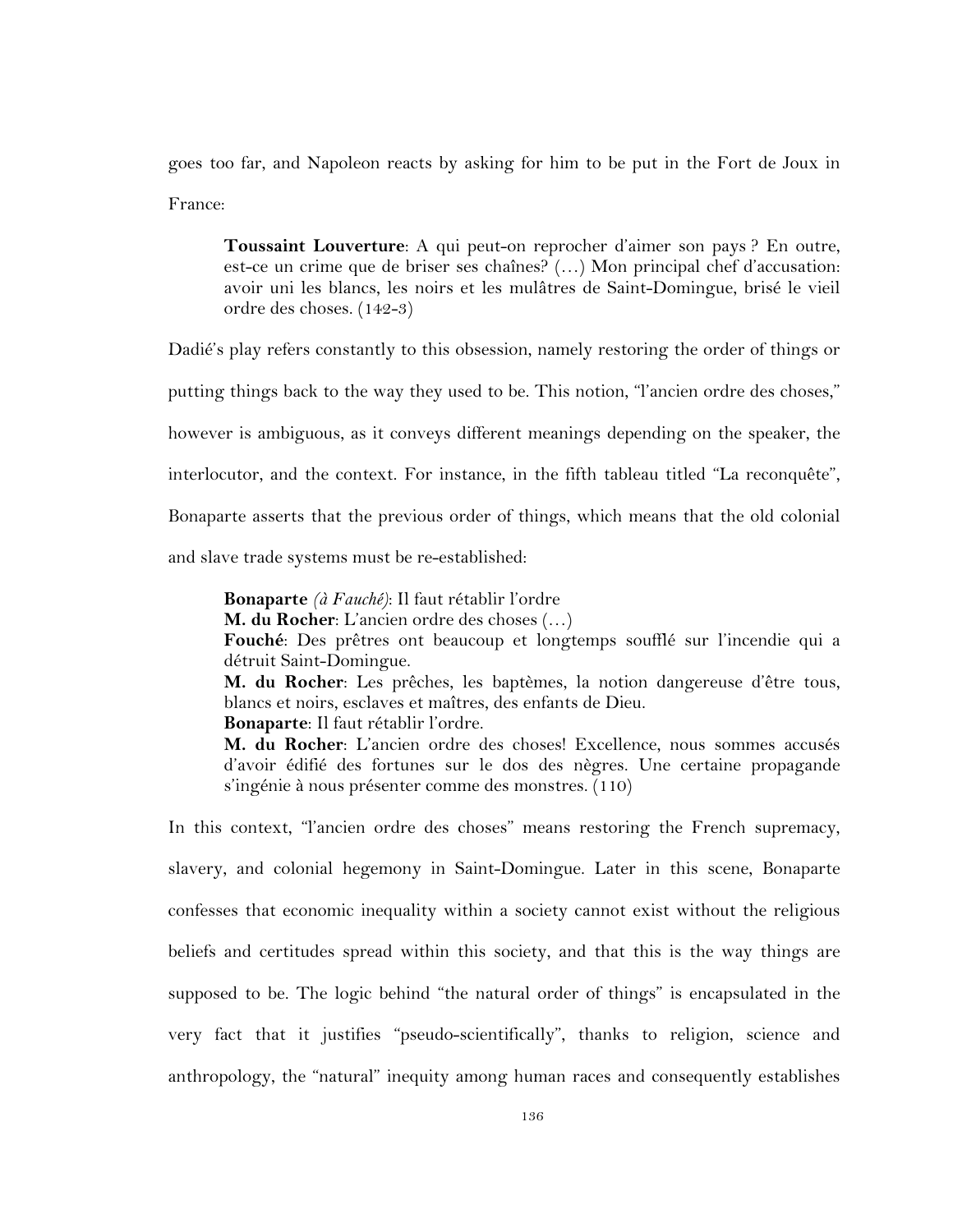goes too far, and Napoleon reacts by asking for him to be put in the Fort de Joux in France:

> **Toussaint Louverture**: A qui peut-on reprocher d'aimer son pays ? En outre, est-ce un crime que de briser ses chaînes? (…) Mon principal chef d'accusation: avoir uni les blancs, les noirs et les mulâtres de Saint-Domingue, brisé le vieil ordre des choses. (142-3)

Dadié's play refers constantly to this obsession, namely restoring the order of things or putting things back to the way they used to be. This notion, "l'ancien ordre des choses," however is ambiguous, as it conveys different meanings depending on the speaker, the interlocutor, and the context. For instance, in the fifth tableau titled "La reconquête", Bonaparte asserts that the previous order of things, which means that the old colonial and slave trade systems must be re-established:

> **Bonaparte** *(à Fauché)*: Il faut rétablir l'ordre
> **M. du Rocher**: L'ancien ordre des choses (…)
> **Fouché**: Des prêtres ont beaucoup et longtemps soufflé sur l'incendie qui a détruit Saint-Domingue.
> **M. du Rocher**: Les prêches, les baptèmes, la notion dangereuse d'être tous, blancs et noirs, esclaves et maîtres, des enfants de Dieu.
> **Bonaparte**: Il faut rétablir l'ordre.
> **M. du Rocher**: L'ancien ordre des choses! Excellence, nous sommes accusés d'avoir édifié des fortunes sur le dos des nègres. Une certaine propagande s'ingénie à nous présenter comme des monstres. (110)

In this context, "l'ancien ordre des choses" means restoring the French supremacy, slavery, and colonial hegemony in Saint-Domingue. Later in this scene, Bonaparte confesses that economic inequality within a society cannot exist without the religious beliefs and certitudes spread within this society, and that this is the way things are supposed to be. The logic behind "the natural order of things" is encapsulated in the very fact that it justifies "pseudo-scientifically", thanks to religion, science and anthropology, the "natural" inequity among human races and consequently establishes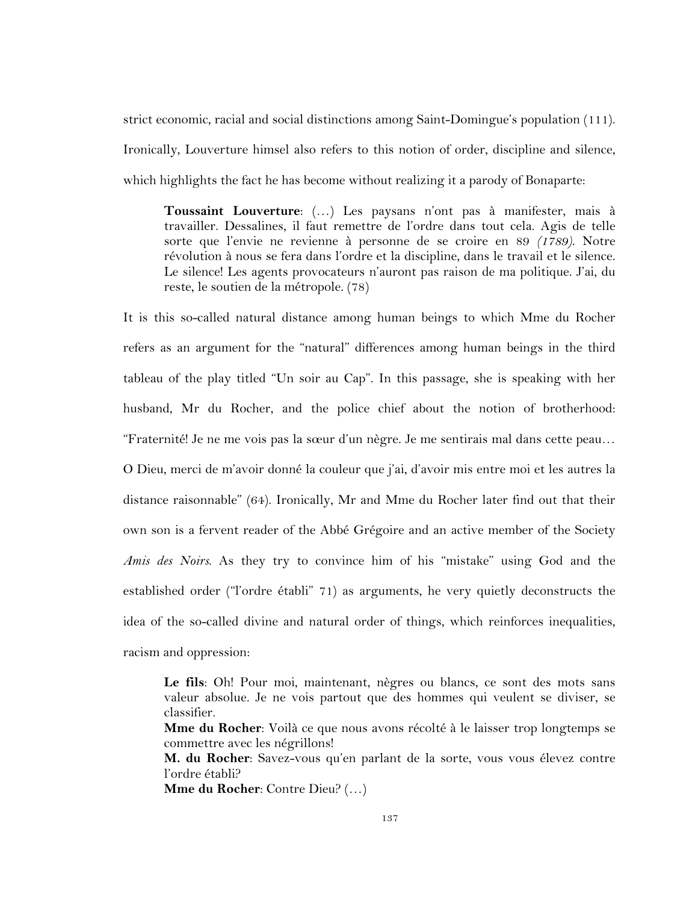strict economic, racial and social distinctions among Saint-Domingue's population (111). Ironically, Louverture himsel also refers to this notion of order, discipline and silence, which highlights the fact he has become without realizing it a parody of Bonaparte:

> **Toussaint Louverture**: (…) Les paysans n'ont pas à manifester, mais à travailler. Dessalines, il faut remettre de l'ordre dans tout cela. Agis de telle sorte que l'envie ne revienne à personne de se croire en 89 *(1789)*. Notre révolution à nous se fera dans l'ordre et la discipline, dans le travail et le silence. Le silence! Les agents provocateurs n'auront pas raison de ma politique. J'ai, du reste, le soutien de la métropole. (78)

It is this so-called natural distance among human beings to which Mme du Rocher refers as an argument for the "natural" differences among human beings in the third tableau of the play titled "Un soir au Cap". In this passage, she is speaking with her husband, Mr du Rocher, and the police chief about the notion of brotherhood: "Fraternité! Je ne me vois pas la sœur d'un nègre. Je me sentirais mal dans cette peau… O Dieu, merci de m'avoir donné la couleur que j'ai, d'avoir mis entre moi et les autres la distance raisonnable" (64). Ironically, Mr and Mme du Rocher later find out that their own son is a fervent reader of the Abbé Grégoire and an active member of the Society *Amis des Noirs*. As they try to convince him of his "mistake" using God and the established order ("l'ordre établi" 71) as arguments, he very quietly deconstructs the idea of the so-called divine and natural order of things, which reinforces inequalities, racism and oppression:

> **Le fils**: Oh! Pour moi, maintenant, nègres ou blancs, ce sont des mots sans valeur absolue. Je ne vois partout que des hommes qui veulent se diviser, se classifier.
> **Mme du Rocher**: Voilà ce que nous avons récolté à le laisser trop longtemps se commettre avec les négrillons!
> **M. du Rocher**: Savez-vous qu'en parlant de la sorte, vous vous élevez contre l'ordre établi?
> **Mme du Rocher**: Contre Dieu? (…)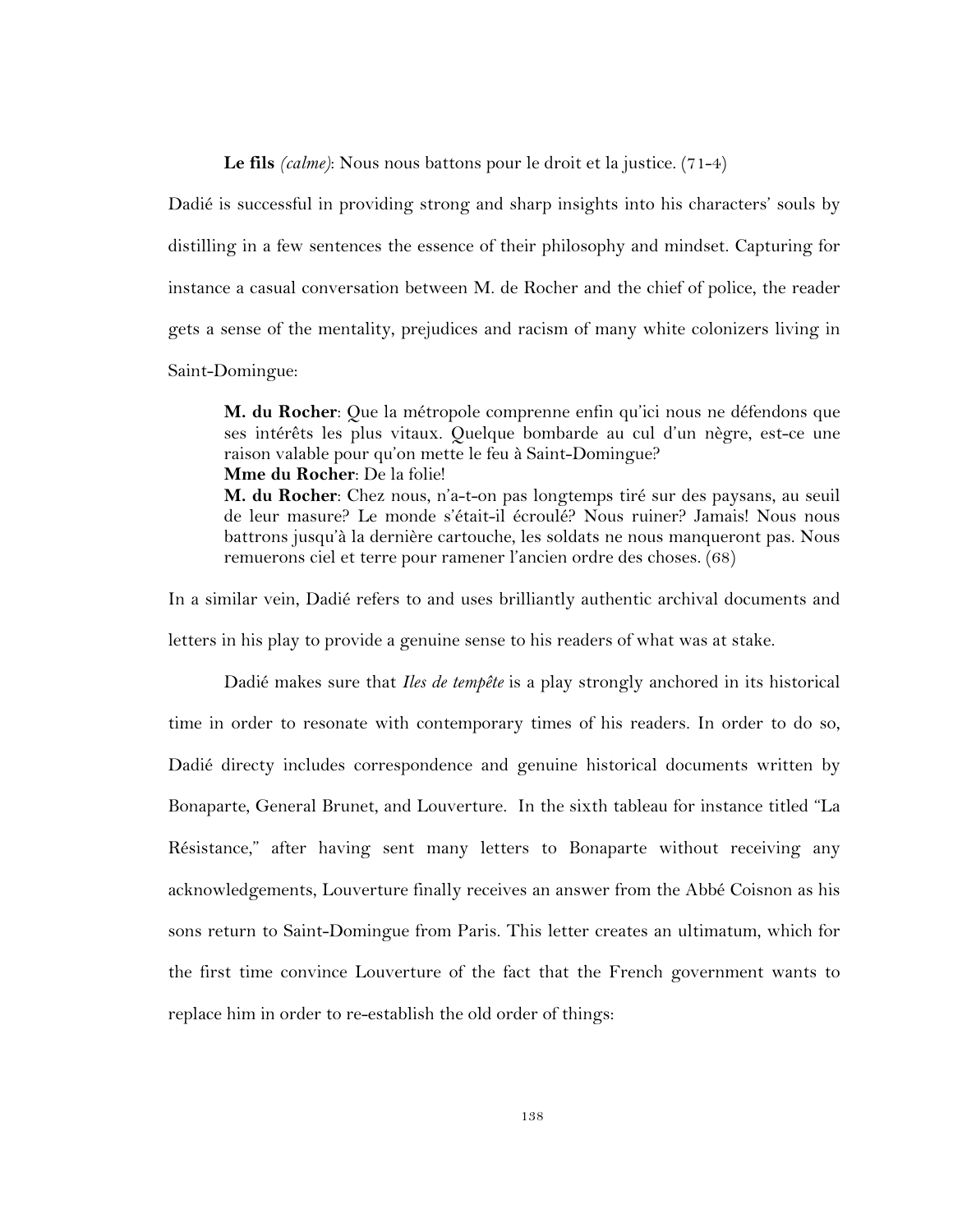**Le fils** *(calme)*: Nous nous battons pour le droit et la justice. (71-4)

Dadié is successful in providing strong and sharp insights into his characters' souls by distilling in a few sentences the essence of their philosophy and mindset. Capturing for instance a casual conversation between M. de Rocher and the chief of police, the reader gets a sense of the mentality, prejudices and racism of many white colonizers living in Saint-Domingue:

> **M. du Rocher**: Que la métropole comprenne enfin qu'ici nous ne défendons que ses intérêts les plus vitaux. Quelque bombarde au cul d'un nègre, est-ce une raison valable pour qu'on mette le feu à Saint-Domingue?
> **Mme du Rocher**: De la folie!
> **M. du Rocher**: Chez nous, n'a-t-on pas longtemps tiré sur des paysans, au seuil de leur masure? Le monde s'était-il écroulé? Nous ruiner? Jamais! Nous nous battrons jusqu'à la dernière cartouche, les soldats ne nous manqueront pas. Nous remuerons ciel et terre pour ramener l'ancien ordre des choses. (68)

In a similar vein, Dadié refers to and uses brilliantly authentic archival documents and letters in his play to provide a genuine sense to his readers of what was at stake.

Dadié makes sure that *Iles de tempête* is a play strongly anchored in its historical time in order to resonate with contemporary times of his readers. In order to do so, Dadié directy includes correspondence and genuine historical documents written by Bonaparte, General Brunet, and Louverture. In the sixth tableau for instance titled "La Résistance," after having sent many letters to Bonaparte without receiving any acknowledgements, Louverture finally receives an answer from the Abbé Coisnon as his sons return to Saint-Domingue from Paris. This letter creates an ultimatum, which for the first time convince Louverture of the fact that the French government wants to replace him in order to re-establish the old order of things: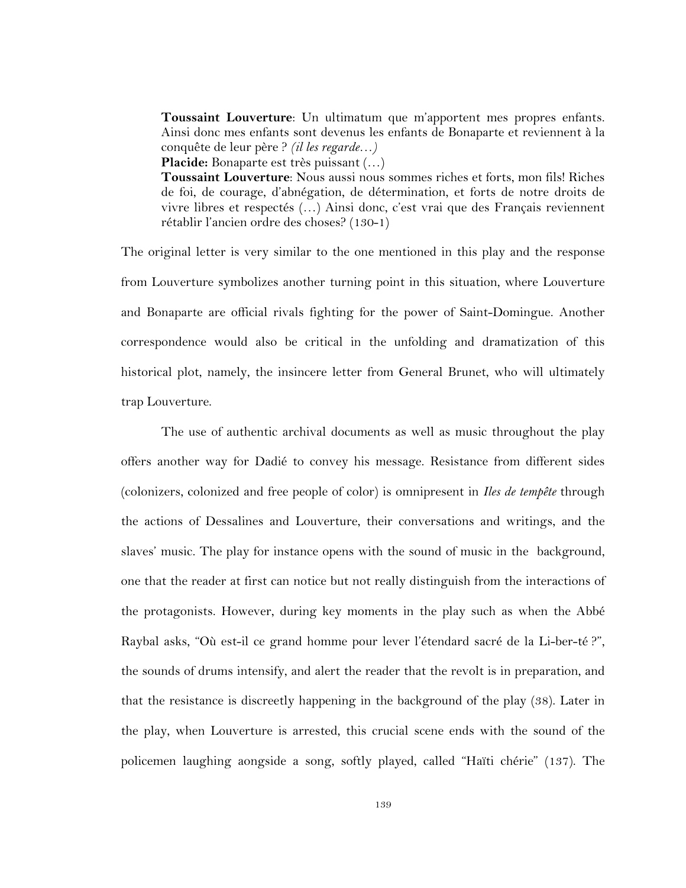> **Toussaint Louverture**: Un ultimatum que m'apportent mes propres enfants. Ainsi donc mes enfants sont devenus les enfants de Bonaparte et reviennent à la conquête de leur père ? *(il les regarde…)*
> **Placide:** Bonaparte est très puissant (…)
> **Toussaint Louverture**: Nous aussi nous sommes riches et forts, mon fils! Riches de foi, de courage, d'abnégation, de détermination, et forts de notre droits de vivre libres et respectés (…) Ainsi donc, c'est vrai que des Français reviennent rétablir l'ancien ordre des choses? (130-1)

The original letter is very similar to the one mentioned in this play and the response from Louverture symbolizes another turning point in this situation, where Louverture and Bonaparte are official rivals fighting for the power of Saint-Domingue. Another correspondence would also be critical in the unfolding and dramatization of this historical plot, namely, the insincere letter from General Brunet, who will ultimately trap Louverture.

The use of authentic archival documents as well as music throughout the play offers another way for Dadié to convey his message. Resistance from different sides (colonizers, colonized and free people of color) is omnipresent in *Iles de tempête* through the actions of Dessalines and Louverture, their conversations and writings, and the slaves' music. The play for instance opens with the sound of music in the background, one that the reader at first can notice but not really distinguish from the interactions of the protagonists. However, during key moments in the play such as when the Abbé Raybal asks, "Où est-il ce grand homme pour lever l'étendard sacré de la Li-ber-té ?", the sounds of drums intensify, and alert the reader that the revolt is in preparation, and that the resistance is discreetly happening in the background of the play (38). Later in the play, when Louverture is arrested, this crucial scene ends with the sound of the policemen laughing aongside a song, softly played, called "Haïti chérie" (137). The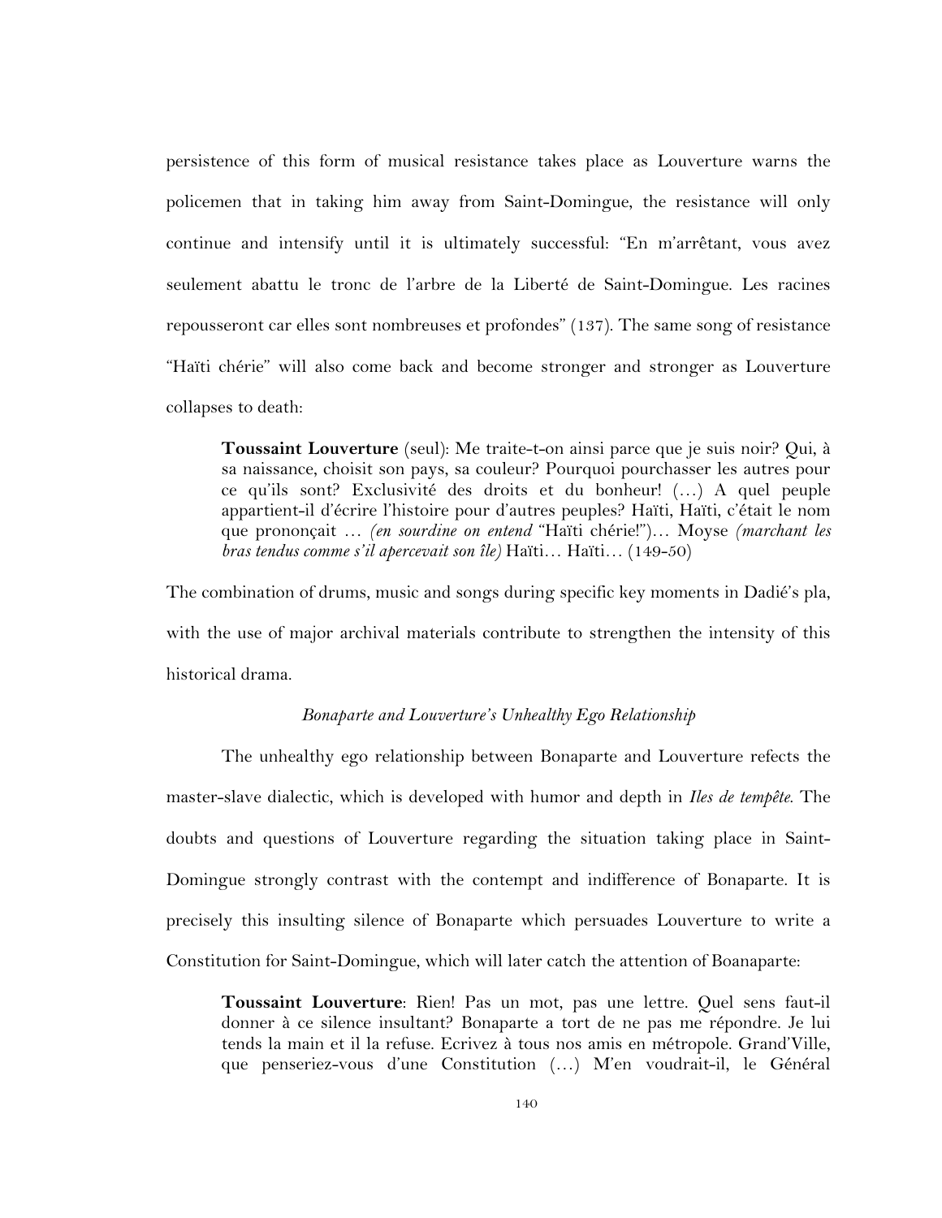persistence of this form of musical resistance takes place as Louverture warns the policemen that in taking him away from Saint-Domingue, the resistance will only continue and intensify until it is ultimately successful: "En m'arrêtant, vous avez seulement abattu le tronc de l'arbre de la Liberté de Saint-Domingue. Les racines repousseront car elles sont nombreuses et profondes" (137). The same song of resistance "Haïti chérie" will also come back and become stronger and stronger as Louverture collapses to death:

> **Toussaint Louverture** (seul): Me traite-t-on ainsi parce que je suis noir? Qui, à sa naissance, choisit son pays, sa couleur? Pourquoi pourchasser les autres pour ce qu'ils sont? Exclusivité des droits et du bonheur! (…) A quel peuple appartient-il d'écrire l'histoire pour d'autres peuples? Haïti, Haïti, c'était le nom que prononçait … *(en sourdine on entend* "Haïti chérie!")… Moyse *(marchant les bras tendus comme s'il apercevait son île)* Haïti… Haïti… (149-50)

The combination of drums, music and songs during specific key moments in Dadié's pla, with the use of major archival materials contribute to strengthen the intensity of this historical drama.

### *Bonaparte and Louverture's Unhealthy Ego Relationship*

The unhealthy ego relationship between Bonaparte and Louverture refects the master-slave dialectic, which is developed with humor and depth in *Iles de tempête*. The doubts and questions of Louverture regarding the situation taking place in Saint-Domingue strongly contrast with the contempt and indifference of Bonaparte. It is precisely this insulting silence of Bonaparte which persuades Louverture to write a Constitution for Saint-Domingue, which will later catch the attention of Boanaparte:

> **Toussaint Louverture**: Rien! Pas un mot, pas une lettre. Quel sens faut-il donner à ce silence insultant? Bonaparte a tort de ne pas me répondre. Je lui tends la main et il la refuse. Ecrivez à tous nos amis en métropole. Grand'Ville, que penseriez-vous d'une Constitution (…) M'en voudrait-il, le Général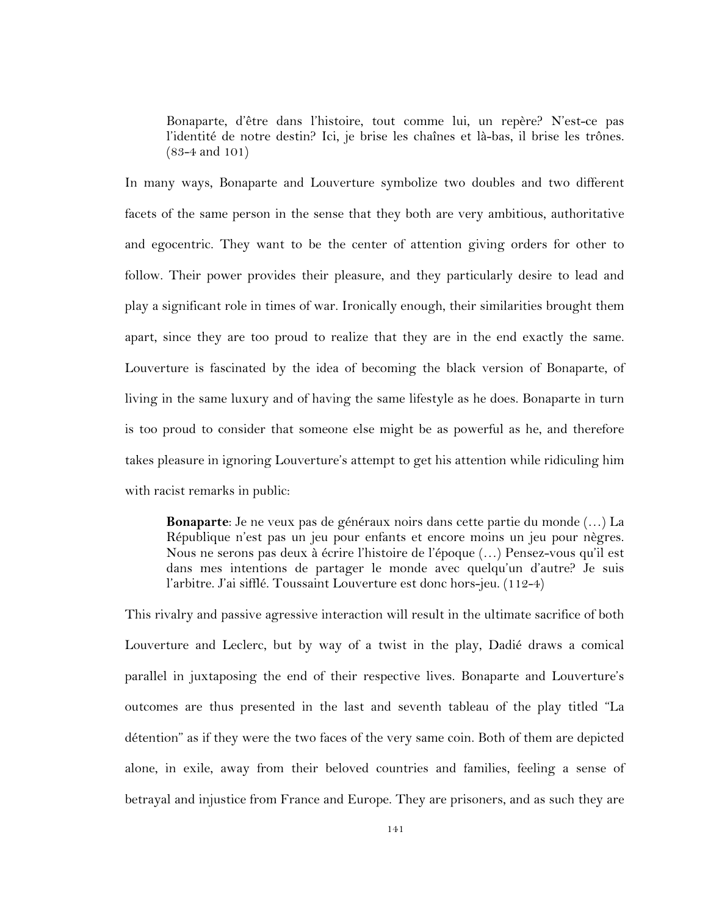> Bonaparte, d'être dans l'histoire, tout comme lui, un repère? N'est-ce pas l'identité de notre destin? Ici, je brise les chaînes et là-bas, il brise les trônes. (83-4 and 101)

In many ways, Bonaparte and Louverture symbolize two doubles and two different facets of the same person in the sense that they both are very ambitious, authoritative and egocentric. They want to be the center of attention giving orders for other to follow. Their power provides their pleasure, and they particularly desire to lead and play a significant role in times of war. Ironically enough, their similarities brought them apart, since they are too proud to realize that they are in the end exactly the same. Louverture is fascinated by the idea of becoming the black version of Bonaparte, of living in the same luxury and of having the same lifestyle as he does. Bonaparte in turn is too proud to consider that someone else might be as powerful as he, and therefore takes pleasure in ignoring Louverture's attempt to get his attention while ridiculing him with racist remarks in public:

> **Bonaparte**: Je ne veux pas de généraux noirs dans cette partie du monde (…) La République n'est pas un jeu pour enfants et encore moins un jeu pour nègres. Nous ne serons pas deux à écrire l'histoire de l'époque (…) Pensez-vous qu'il est dans mes intentions de partager le monde avec quelqu'un d'autre? Je suis l'arbitre. J'ai sifflé. Toussaint Louverture est donc hors-jeu. (112-4)

This rivalry and passive agressive interaction will result in the ultimate sacrifice of both Louverture and Leclerc, but by way of a twist in the play, Dadié draws a comical parallel in juxtaposing the end of their respective lives. Bonaparte and Louverture's outcomes are thus presented in the last and seventh tableau of the play titled "La détention" as if they were the two faces of the very same coin. Both of them are depicted alone, in exile, away from their beloved countries and families, feeling a sense of betrayal and injustice from France and Europe. They are prisoners, and as such they are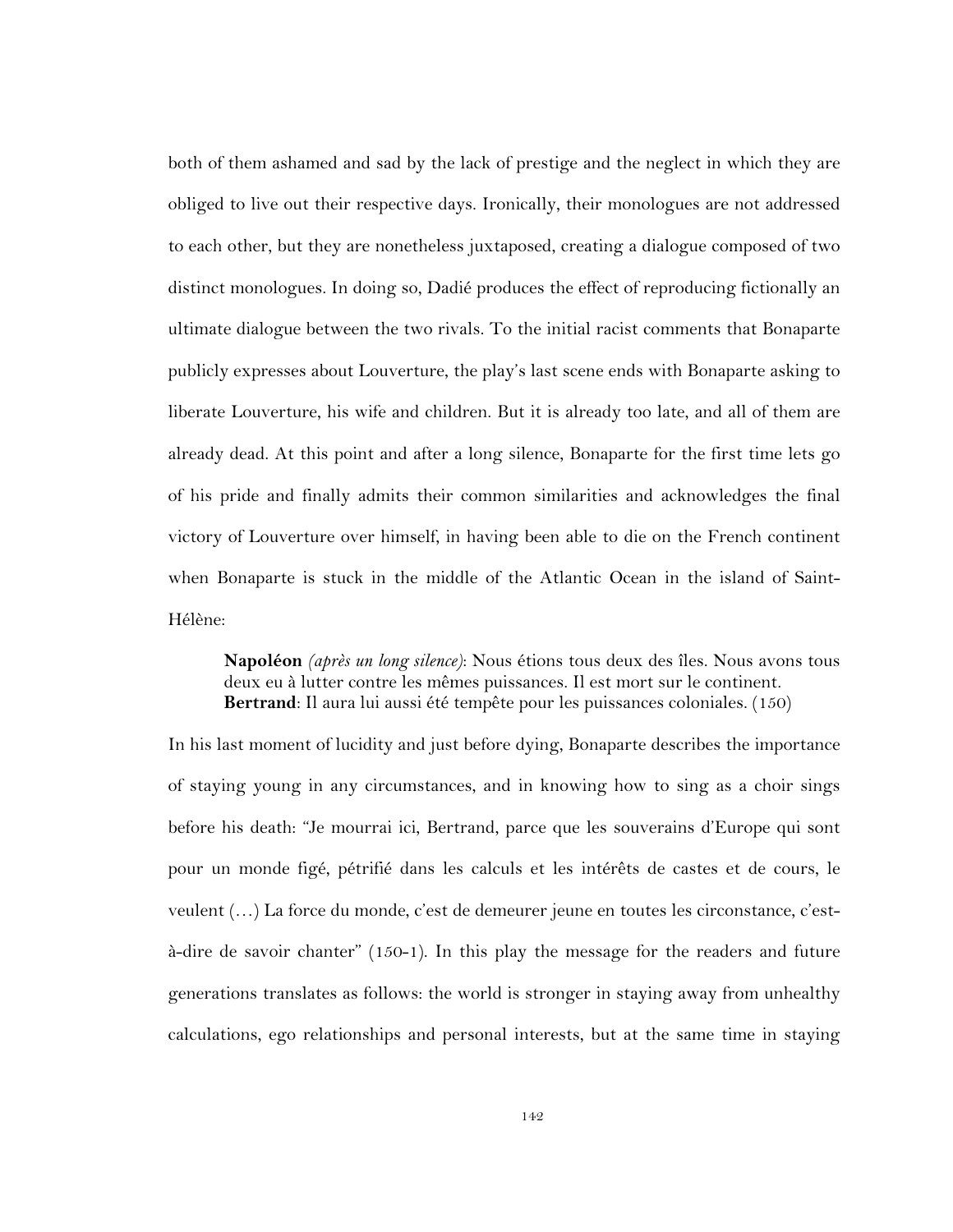both of them ashamed and sad by the lack of prestige and the neglect in which they are obliged to live out their respective days. Ironically, their monologues are not addressed to each other, but they are nonetheless juxtaposed, creating a dialogue composed of two distinct monologues. In doing so, Dadié produces the effect of reproducing fictionally an ultimate dialogue between the two rivals. To the initial racist comments that Bonaparte publicly expresses about Louverture, the play's last scene ends with Bonaparte asking to liberate Louverture, his wife and children. But it is already too late, and all of them are already dead. At this point and after a long silence, Bonaparte for the first time lets go of his pride and finally admits their common similarities and acknowledges the final victory of Louverture over himself, in having been able to die on the French continent when Bonaparte is stuck in the middle of the Atlantic Ocean in the island of Saint-Hélène:

> **Napoléon** *(après un long silence)*: Nous étions tous deux des îles. Nous avons tous deux eu à lutter contre les mêmes puissances. Il est mort sur le continent.
> **Bertrand**: Il aura lui aussi été tempête pour les puissances coloniales. (150)

In his last moment of lucidity and just before dying, Bonaparte describes the importance of staying young in any circumstances, and in knowing how to sing as a choir sings before his death: "Je mourrai ici, Bertrand, parce que les souverains d'Europe qui sont pour un monde figé, pétrifié dans les calculs et les intérêts de castes et de cours, le veulent (…) La force du monde, c'est de demeurer jeune en toutes les circonstance, c'est-à-dire de savoir chanter" (150-1). In this play the message for the readers and future generations translates as follows: the world is stronger in staying away from unhealthy calculations, ego relationships and personal interests, but at the same time in staying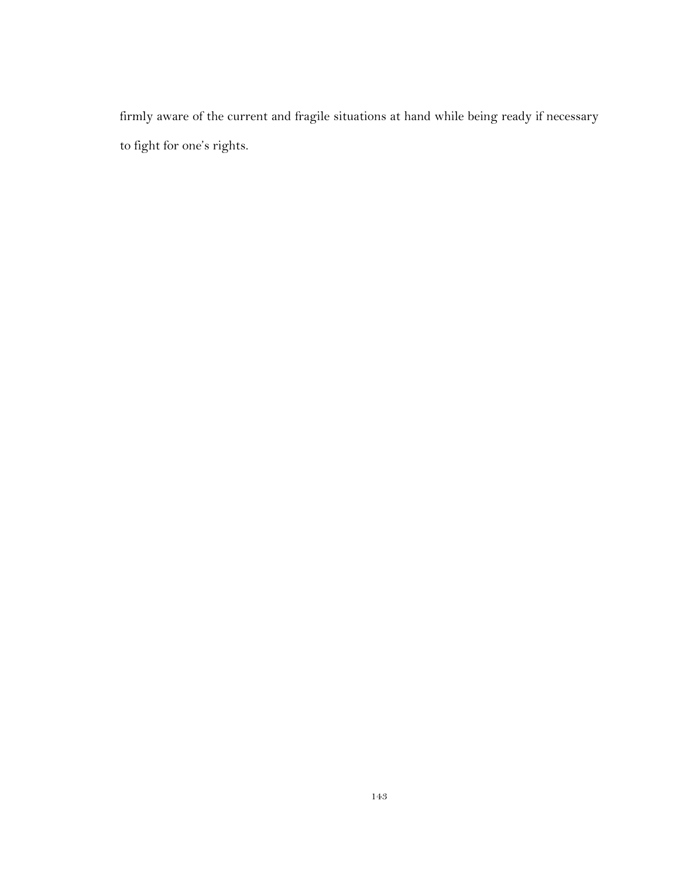firmly aware of the current and fragile situations at hand while being ready if necessary to fight for one's rights.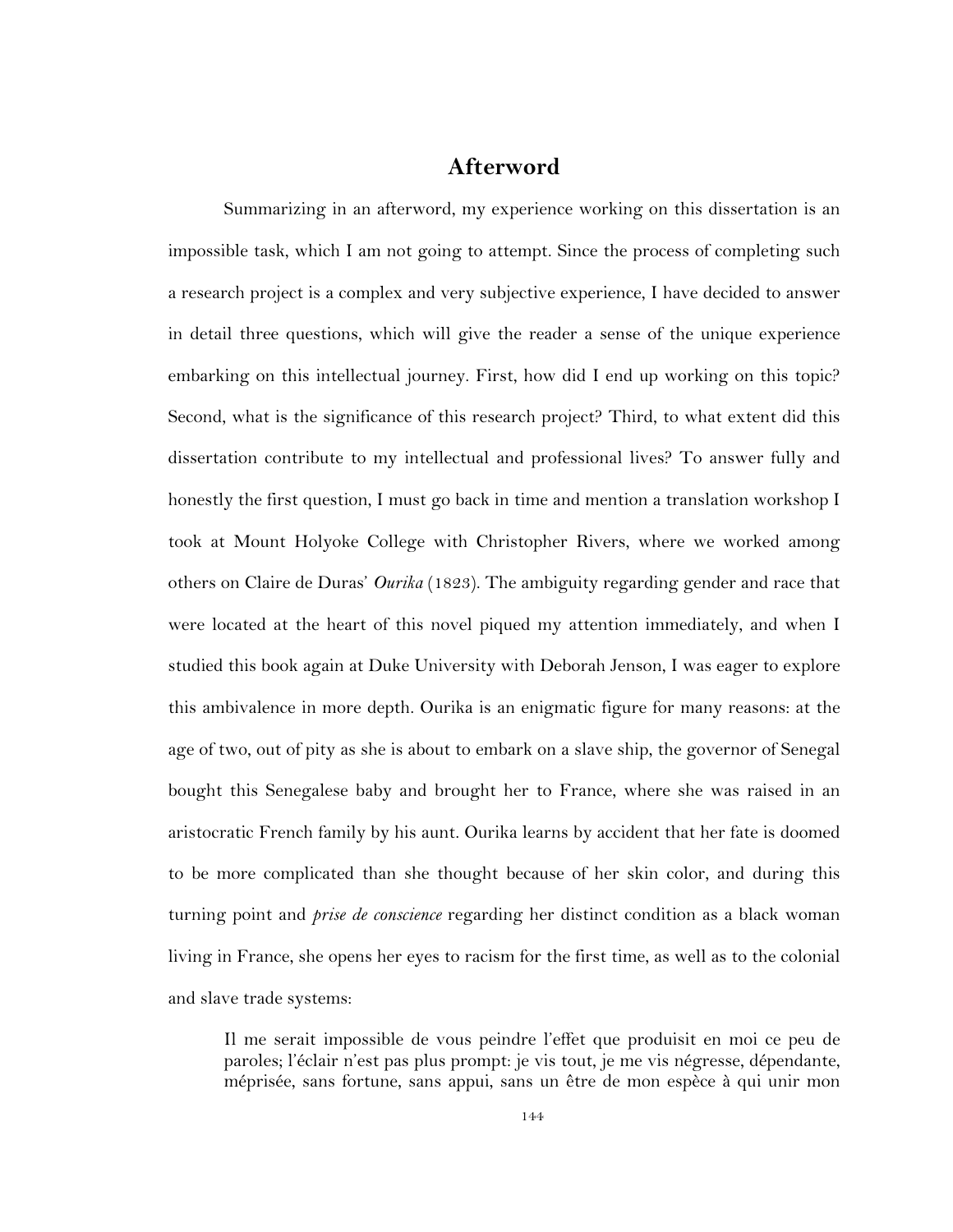# Afterword

Summarizing in an afterword, my experience working on this dissertation is an impossible task, which I am not going to attempt. Since the process of completing such a research project is a complex and very subjective experience, I have decided to answer in detail three questions, which will give the reader a sense of the unique experience embarking on this intellectual journey. First, how did I end up working on this topic? Second, what is the significance of this research project? Third, to what extent did this dissertation contribute to my intellectual and professional lives? To answer fully and honestly the first question, I must go back in time and mention a translation workshop I took at Mount Holyoke College with Christopher Rivers, where we worked among others on Claire de Duras' *Ourika* (1823). The ambiguity regarding gender and race that were located at the heart of this novel piqued my attention immediately, and when I studied this book again at Duke University with Deborah Jenson, I was eager to explore this ambivalence in more depth. Ourika is an enigmatic figure for many reasons: at the age of two, out of pity as she is about to embark on a slave ship, the governor of Senegal bought this Senegalese baby and brought her to France, where she was raised in an aristocratic French family by his aunt. Ourika learns by accident that her fate is doomed to be more complicated than she thought because of her skin color, and during this turning point and *prise de conscience* regarding her distinct condition as a black woman living in France, she opens her eyes to racism for the first time, as well as to the colonial and slave trade systems:

> Il me serait impossible de vous peindre l'effet que produisit en moi ce peu de paroles; l'éclair n'est pas plus prompt: je vis tout, je me vis négresse, dépendante, méprisée, sans fortune, sans appui, sans un être de mon espèce à qui unir mon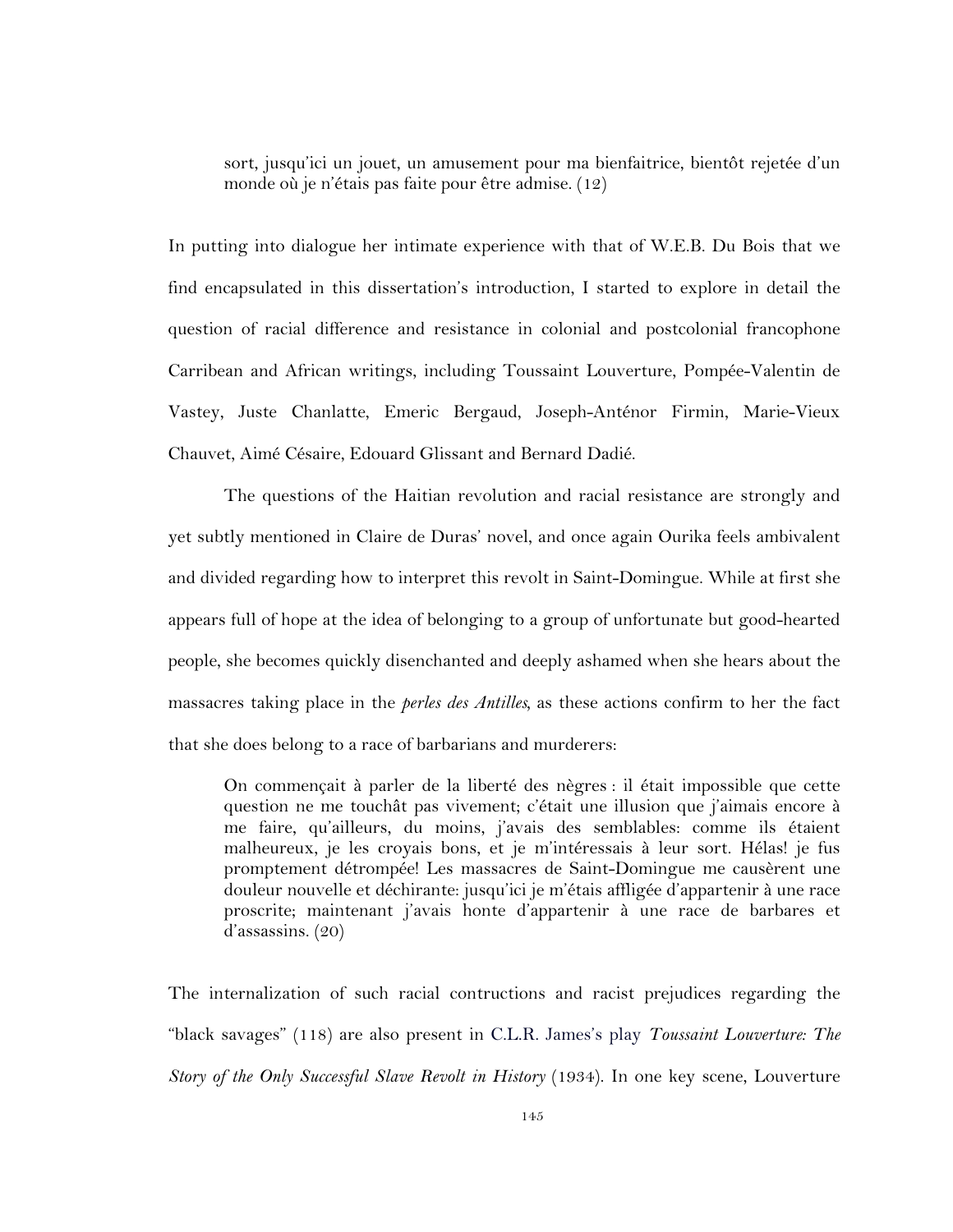> sort, jusqu'ici un jouet, un amusement pour ma bienfaitrice, bientôt rejetée d'un monde où je n'étais pas faite pour être admise. (12)

In putting into dialogue her intimate experience with that of W.E.B. Du Bois that we find encapsulated in this dissertation's introduction, I started to explore in detail the question of racial difference and resistance in colonial and postcolonial francophone Carribean and African writings, including Toussaint Louverture, Pompée-Valentin de Vastey, Juste Chanlatte, Emeric Bergaud, Joseph-Anténor Firmin, Marie-Vieux Chauvet, Aimé Césaire, Edouard Glissant and Bernard Dadié.

The questions of the Haitian revolution and racial resistance are strongly and yet subtly mentioned in Claire de Duras' novel, and once again Ourika feels ambivalent and divided regarding how to interpret this revolt in Saint-Domingue. While at first she appears full of hope at the idea of belonging to a group of unfortunate but good-hearted people, she becomes quickly disenchanted and deeply ashamed when she hears about the massacres taking place in the *perles des Antilles*, as these actions confirm to her the fact that she does belong to a race of barbarians and murderers:

> On commençait à parler de la liberté des nègres : il était impossible que cette question ne me touchât pas vivement; c'était une illusion que j'aimais encore à me faire, qu'ailleurs, du moins, j'avais des semblables: comme ils étaient malheureux, je les croyais bons, et je m'intéressais à leur sort. Hélas! je fus promptement détrompée! Les massacres de Saint-Domingue me causèrent une douleur nouvelle et déchirante: jusqu'ici je m'étais affligée d'appartenir à une race proscrite; maintenant j'avais honte d'appartenir à une race de barbares et d'assassins. (20)

The internalization of such racial contructions and racist prejudices regarding the "black savages" (118) are also present in C.L.R. James's play *Toussaint Louverture: The Story of the Only Successful Slave Revolt in History* (1934). In one key scene, Louverture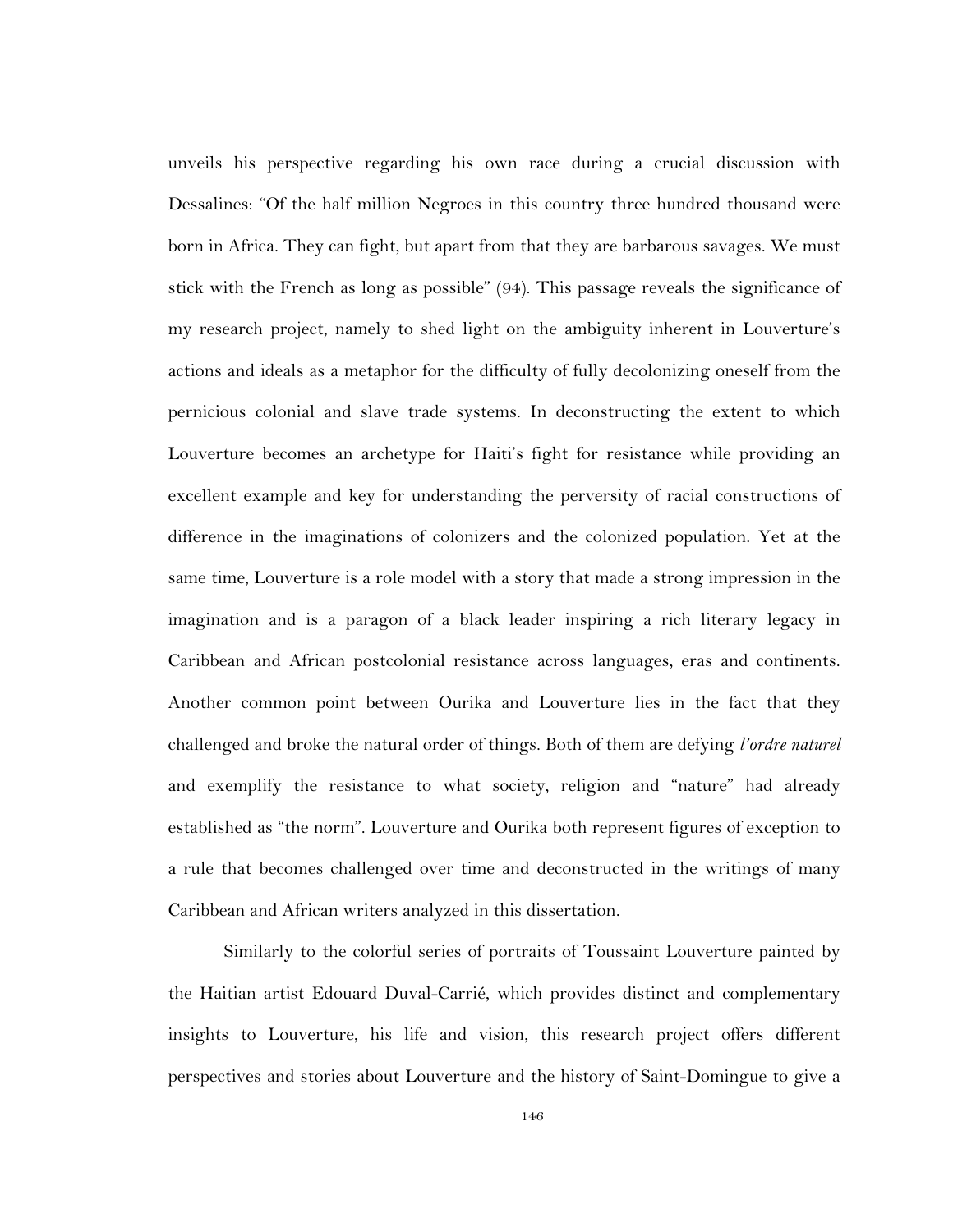unveils his perspective regarding his own race during a crucial discussion with Dessalines: "Of the half million Negroes in this country three hundred thousand were born in Africa. They can fight, but apart from that they are barbarous savages. We must stick with the French as long as possible" (94). This passage reveals the significance of my research project, namely to shed light on the ambiguity inherent in Louverture's actions and ideals as a metaphor for the difficulty of fully decolonizing oneself from the pernicious colonial and slave trade systems. In deconstructing the extent to which Louverture becomes an archetype for Haiti's fight for resistance while providing an excellent example and key for understanding the perversity of racial constructions of difference in the imaginations of colonizers and the colonized population. Yet at the same time, Louverture is a role model with a story that made a strong impression in the imagination and is a paragon of a black leader inspiring a rich literary legacy in Caribbean and African postcolonial resistance across languages, eras and continents. Another common point between Ourika and Louverture lies in the fact that they challenged and broke the natural order of things. Both of them are defying *l'ordre naturel* and exemplify the resistance to what society, religion and "nature" had already established as "the norm". Louverture and Ourika both represent figures of exception to a rule that becomes challenged over time and deconstructed in the writings of many Caribbean and African writers analyzed in this dissertation.

Similarly to the colorful series of portraits of Toussaint Louverture painted by the Haitian artist Edouard Duval-Carrié, which provides distinct and complementary insights to Louverture, his life and vision, this research project offers different perspectives and stories about Louverture and the history of Saint-Domingue to give a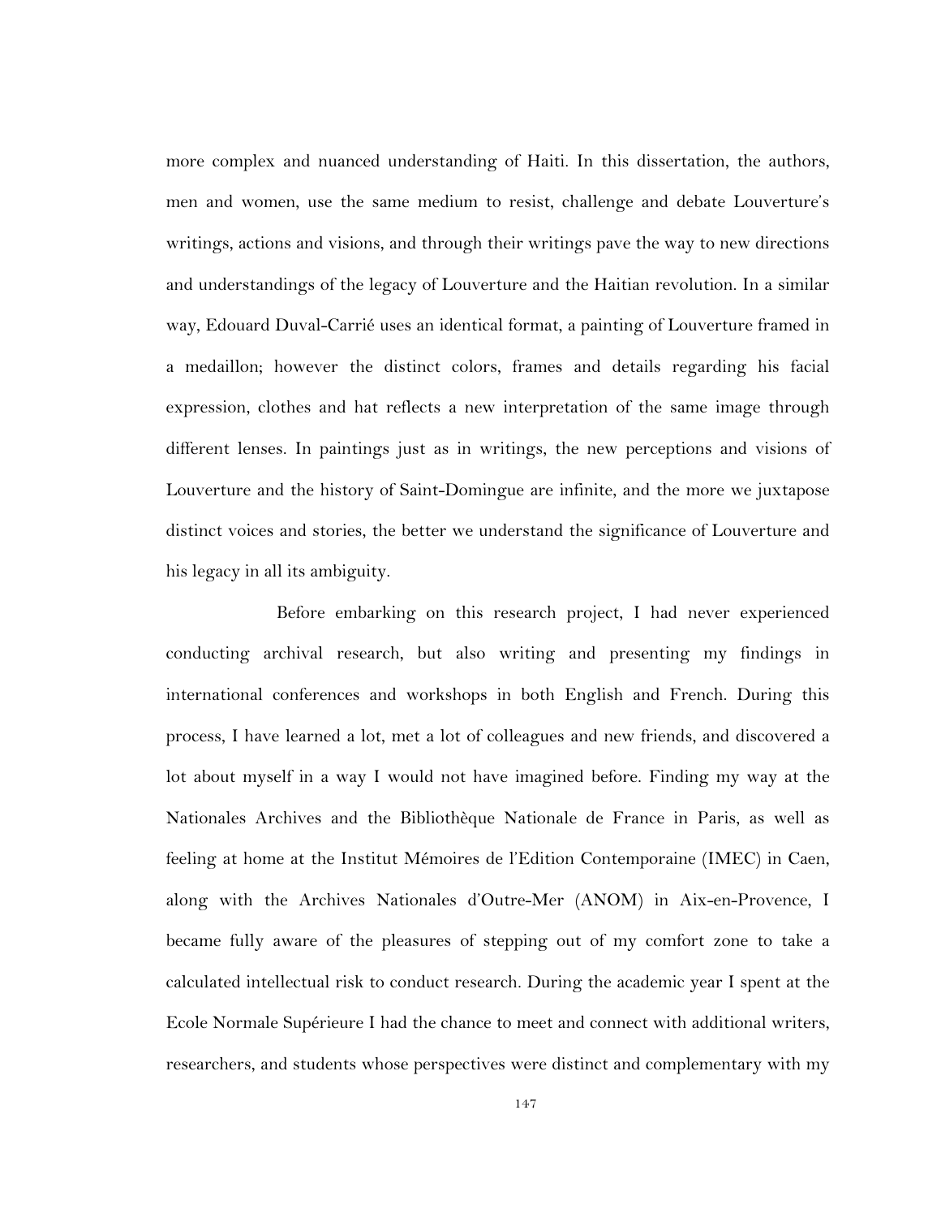more complex and nuanced understanding of Haiti. In this dissertation, the authors, men and women, use the same medium to resist, challenge and debate Louverture's writings, actions and visions, and through their writings pave the way to new directions and understandings of the legacy of Louverture and the Haitian revolution. In a similar way, Edouard Duval-Carrié uses an identical format, a painting of Louverture framed in a medaillon; however the distinct colors, frames and details regarding his facial expression, clothes and hat reflects a new interpretation of the same image through different lenses. In paintings just as in writings, the new perceptions and visions of Louverture and the history of Saint-Domingue are infinite, and the more we juxtapose distinct voices and stories, the better we understand the significance of Louverture and his legacy in all its ambiguity.

Before embarking on this research project, I had never experienced conducting archival research, but also writing and presenting my findings in international conferences and workshops in both English and French. During this process, I have learned a lot, met a lot of colleagues and new friends, and discovered a lot about myself in a way I would not have imagined before. Finding my way at the Nationales Archives and the Bibliothèque Nationale de France in Paris, as well as feeling at home at the Institut Mémoires de l'Edition Contemporaine (IMEC) in Caen, along with the Archives Nationales d'Outre-Mer (ANOM) in Aix-en-Provence, I became fully aware of the pleasures of stepping out of my comfort zone to take a calculated intellectual risk to conduct research. During the academic year I spent at the Ecole Normale Supérieure I had the chance to meet and connect with additional writers, researchers, and students whose perspectives were distinct and complementary with my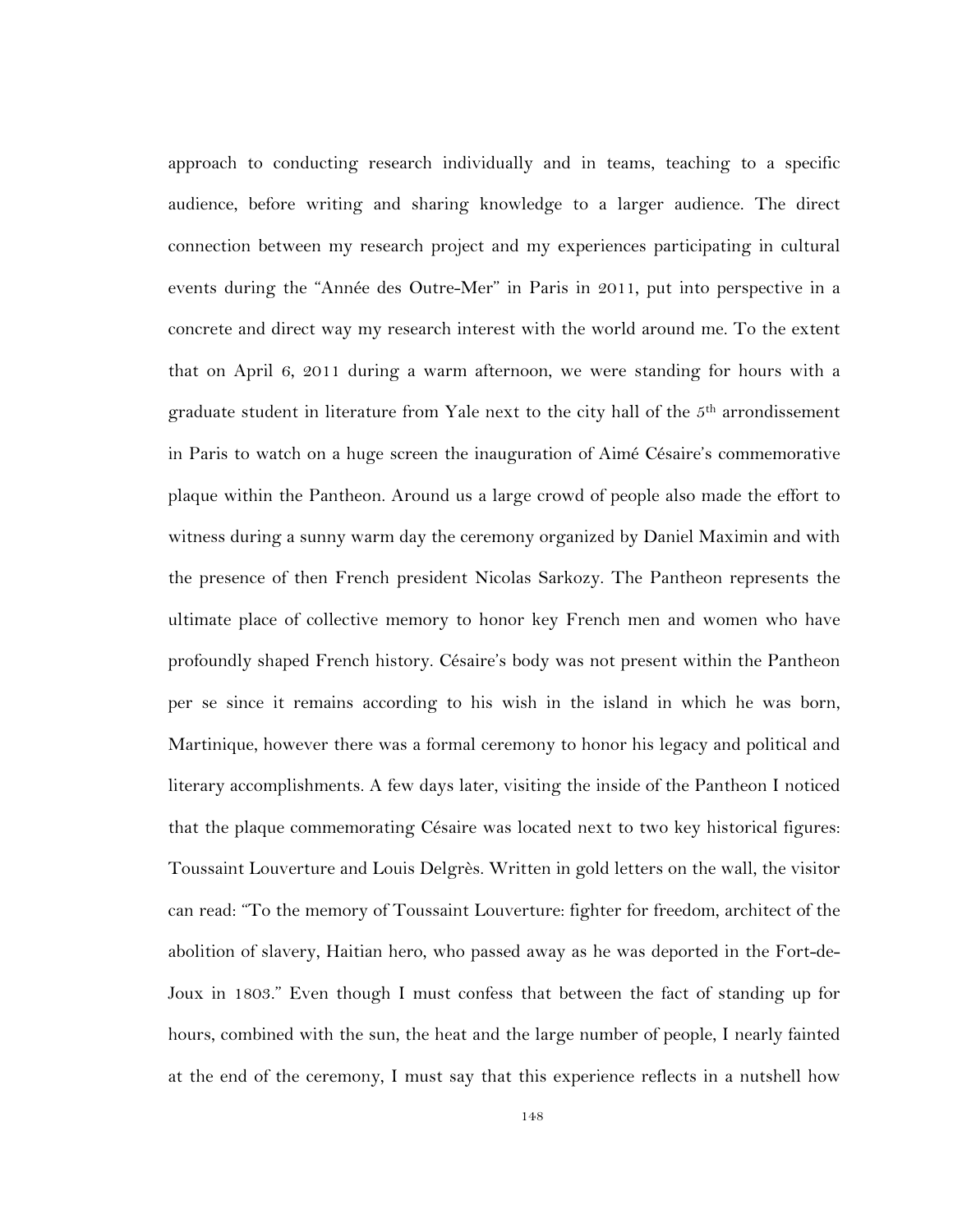approach to conducting research individually and in teams, teaching to a specific audience, before writing and sharing knowledge to a larger audience. The direct connection between my research project and my experiences participating in cultural events during the "Année des Outre-Mer" in Paris in 2011, put into perspective in a concrete and direct way my research interest with the world around me. To the extent that on April 6, 2011 during a warm afternoon, we were standing for hours with a graduate student in literature from Yale next to the city hall of the 5th arrondissement in Paris to watch on a huge screen the inauguration of Aimé Césaire's commemorative plaque within the Pantheon. Around us a large crowd of people also made the effort to witness during a sunny warm day the ceremony organized by Daniel Maximin and with the presence of then French president Nicolas Sarkozy. The Pantheon represents the ultimate place of collective memory to honor key French men and women who have profoundly shaped French history. Césaire's body was not present within the Pantheon per se since it remains according to his wish in the island in which he was born, Martinique, however there was a formal ceremony to honor his legacy and political and literary accomplishments. A few days later, visiting the inside of the Pantheon I noticed that the plaque commemorating Césaire was located next to two key historical figures: Toussaint Louverture and Louis Delgrès. Written in gold letters on the wall, the visitor can read: "To the memory of Toussaint Louverture: fighter for freedom, architect of the abolition of slavery, Haitian hero, who passed away as he was deported in the Fort-de-Joux in 1803." Even though I must confess that between the fact of standing up for hours, combined with the sun, the heat and the large number of people, I nearly fainted at the end of the ceremony, I must say that this experience reflects in a nutshell how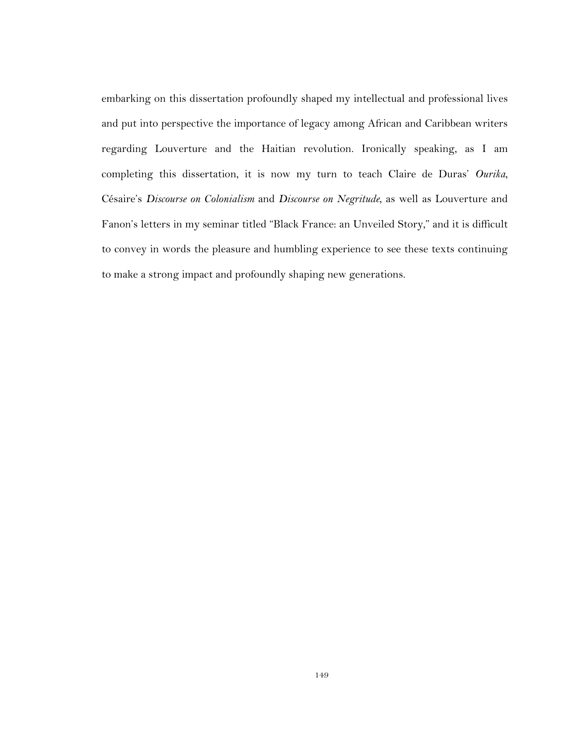embarking on this dissertation profoundly shaped my intellectual and professional lives and put into perspective the importance of legacy among African and Caribbean writers regarding Louverture and the Haitian revolution. Ironically speaking, as I am completing this dissertation, it is now my turn to teach Claire de Duras' *Ourika*, Césaire's *Discourse on Colonialism* and *Discourse on Negritude*, as well as Louverture and Fanon's letters in my seminar titled "Black France: an Unveiled Story," and it is difficult to convey in words the pleasure and humbling experience to see these texts continuing to make a strong impact and profoundly shaping new generations.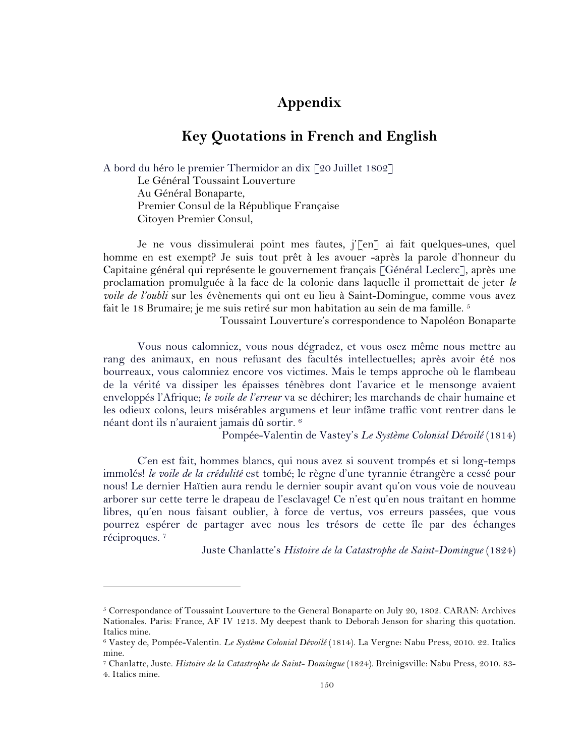# Appendix

## Key Quotations in French and English

A bord du héro le premier Thermidor an dix [20 Juillet 1802]
Le Général Toussaint Louverture
Au Général Bonaparte,
Premier Consul de la République Française
Citoyen Premier Consul,

Je ne vous dissimulerai point mes fautes, j'[en] ai fait quelques-unes, quel homme en est exempt? Je suis tout prêt à les avouer -après la parole d'honneur du Capitaine général qui représente le gouvernement français [Général Leclerc], après une proclamation promulguée à la face de la colonie dans laquelle il promettait de jeter *le voile de l'oubli* sur les évènements qui ont eu lieu à Saint-Domingue, comme vous avez fait le 18 Brumaire; je me suis retiré sur mon habitation au sein de ma famille. [5]

Toussaint Louverture's correspondence to Napoléon Bonaparte

Vous nous calomniez, vous nous dégradez, et vous osez même nous mettre au rang des animaux, en nous refusant des facultés intellectuelles; après avoir été nos bourreaux, vous calomniez encore vos victimes. Mais le temps approche où le flambeau de la vérité va dissiper les épaisses ténèbres dont l'avarice et le mensonge avaient enveloppés l'Afrique; *le voile de l'erreur* va se déchirer; les marchands de chair humaine et les odieux colons, leurs misérables argumens et leur infâme traffic vont rentrer dans le néant dont ils n'auraient jamais dû sortir. [6]

Pompée-Valentin de Vastey's *Le Système Colonial Dévoilé* (1814)

C'en est fait, hommes blancs, qui nous avez si souvent trompés et si long-temps immolés! *le voile de la crédulité* est tombé; le règne d'une tyrannie étrangère a cessé pour nous! Le dernier Haïtien aura rendu le dernier soupir avant qu'on vous voie de nouveau arborer sur cette terre le drapeau de l'esclavage! Ce n'est qu'en nous traitant en homme libres, qu'en nous faisant oublier, à force de vertus, vos erreurs passées, que vous pourrez espérer de partager avec nous les trésors de cette île par des échanges réciproques. [7]

Juste Chanlatte's *Histoire de la Catastrophe de Saint-Domingue* (1824)

---

[5] Correspondance of Toussaint Louverture to the General Bonaparte on July 20, 1802. CARAN: Archives Nationales. Paris: France, AF IV 1213. My deepest thank to Deborah Jenson for sharing this quotation. Italics mine.

[6] Vastey de, Pompée-Valentin. *Le Système Colonial Dévoilé* (1814). La Vergne: Nabu Press, 2010. 22. Italics mine.

[7] Chanlatte, Juste. *Histoire de la Catastrophe de Saint- Domingue* (1824). Breinigsville: Nabu Press, 2010. 83-4. Italics mine.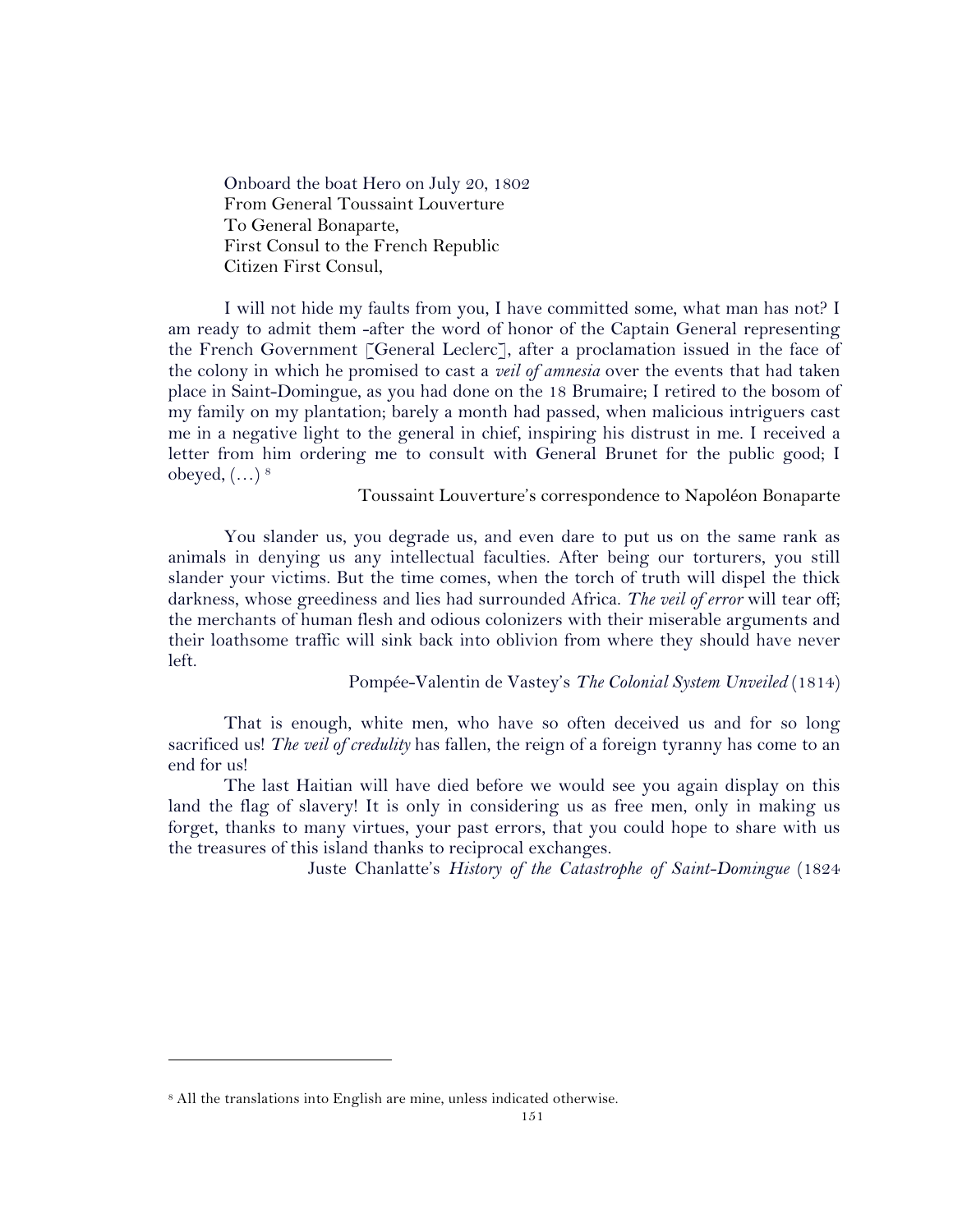Onboard the boat Hero on July 20, 1802
From General Toussaint Louverture
To General Bonaparte,
First Consul to the French Republic
Citizen First Consul,

I will not hide my faults from you, I have committed some, what man has not? I am ready to admit them -after the word of honor of the Captain General representing the French Government [General Leclerc], after a proclamation issued in the face of the colony in which he promised to cast a *veil of amnesia* over the events that had taken place in Saint-Domingue, as you had done on the 18 Brumaire; I retired to the bosom of my family on my plantation; barely a month had passed, when malicious intriguers cast me in a negative light to the general in chief, inspiring his distrust in me. I received a letter from him ordering me to consult with General Brunet for the public good; I obeyed, (…) [8]

Toussaint Louverture's correspondence to Napoléon Bonaparte

You slander us, you degrade us, and even dare to put us on the same rank as animals in denying us any intellectual faculties. After being our torturers, you still slander your victims. But the time comes, when the torch of truth will dispel the thick darkness, whose greediness and lies had surrounded Africa. *The veil of error* will tear off; the merchants of human flesh and odious colonizers with their miserable arguments and their loathsome traffic will sink back into oblivion from where they should have never left.

Pompée-Valentin de Vastey's *The Colonial System Unveiled* (1814)

That is enough, white men, who have so often deceived us and for so long sacrificed us! *The veil of credulity* has fallen, the reign of a foreign tyranny has come to an end for us!

The last Haitian will have died before we would see you again display on this land the flag of slavery! It is only in considering us as free men, only in making us forget, thanks to many virtues, your past errors, that you could hope to share with us the treasures of this island thanks to reciprocal exchanges.

Juste Chanlatte's *History of the Catastrophe of Saint-Domingue* (1824

[8] All the translations into English are mine, unless indicated otherwise.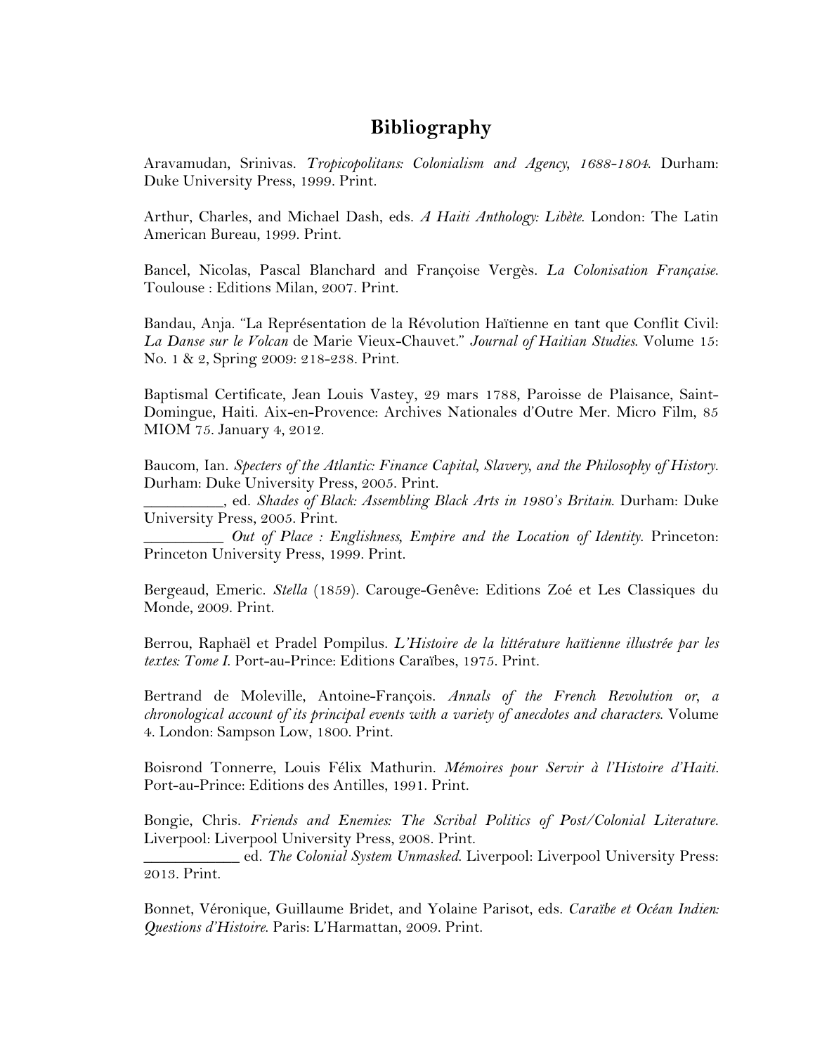# Bibliography

Aravamudan, Srinivas. *Tropicopolitans: Colonialism and Agency, 1688-1804*. Durham: Duke University Press, 1999. Print.

Arthur, Charles, and Michael Dash, eds. *A Haiti Anthology: Libète*. London: The Latin American Bureau, 1999. Print.

Bancel, Nicolas, Pascal Blanchard and Françoise Vergès. *La Colonisation Française.* Toulouse : Editions Milan, 2007. Print.

Bandau, Anja. "La Représentation de la Révolution Haïtienne en tant que Conflit Civil: *La Danse sur le Volcan* de Marie Vieux-Chauvet." *Journal of Haitian Studies.* Volume 15: No. 1 & 2, Spring 2009: 218-238. Print.

Baptismal Certificate, Jean Louis Vastey, 29 mars 1788, Paroisse de Plaisance, Saint-Domingue, Haiti. Aix-en-Provence: Archives Nationales d'Outre Mer. Micro Film, 85 MIOM 75. January 4, 2012.

Baucom, Ian. *Specters of the Atlantic: Finance Capital, Slavery, and the Philosophy of History.* Durham: Duke University Press, 2005. Print.

__________, ed. *Shades of Black: Assembling Black Arts in 1980's Britain*. Durham: Duke University Press, 2005. Print.

__________ *Out of Place : Englishness, Empire and the Location of Identity*. Princeton: Princeton University Press, 1999. Print.

Bergeaud, Emeric. *Stella* (1859). Carouge-Genêve: Editions Zoé et Les Classiques du Monde, 2009. Print.

Berrou, Raphaël et Pradel Pompilus. *L'Histoire de la littérature haïtienne illustrée par les textes: Tome I*. Port-au-Prince: Editions Caraïbes, 1975. Print.

Bertrand de Moleville, Antoine-François. *Annals of the French Revolution or, a chronological account of its principal events with a variety of anecdotes and characters.* Volume 4. London: Sampson Low, 1800. Print.

Boisrond Tonnerre, Louis Félix Mathurin. *Mémoires pour Servir à l'Histoire d'Haiti.* Port-au-Prince: Editions des Antilles, 1991. Print.

Bongie, Chris. *Friends and Enemies: The Scribal Politics of Post/Colonial Literature.* Liverpool: Liverpool University Press, 2008. Print.

____________ ed. *The Colonial System Unmasked*. Liverpool: Liverpool University Press: 2013. Print.

Bonnet, Véronique, Guillaume Bridet, and Yolaine Parisot, eds. *Caraïbe et Océan Indien: Questions d'Histoire*. Paris: L'Harmattan, 2009. Print.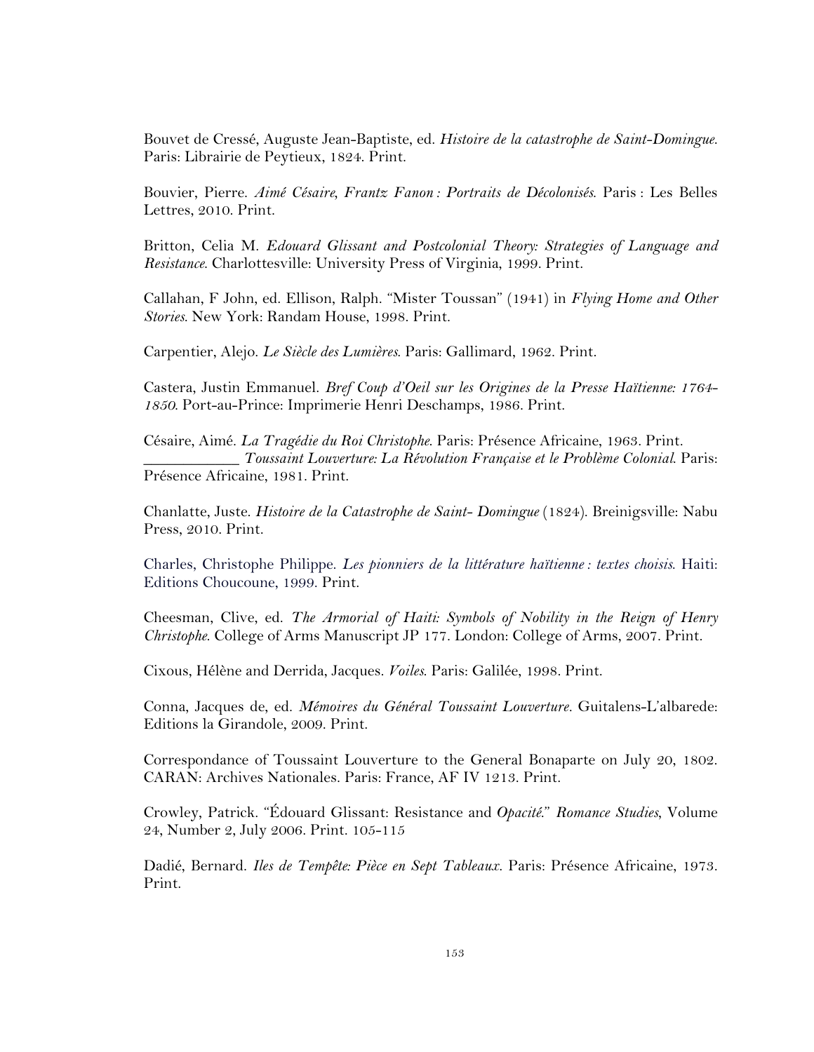Bouvet de Cressé, Auguste Jean-Baptiste, ed. *Histoire de la catastrophe de Saint-Domingue*. Paris: Librairie de Peytieux, 1824. Print.

Bouvier, Pierre. *Aimé Césaire, Frantz Fanon : Portraits de Décolonisés*. Paris : Les Belles Lettres, 2010. Print.

Britton, Celia M. *Edouard Glissant and Postcolonial Theory: Strategies of Language and Resistance*. Charlottesville: University Press of Virginia, 1999. Print.

Callahan, F John, ed. Ellison, Ralph. "Mister Toussan" (1941) in *Flying Home and Other Stories*. New York: Randam House, 1998. Print.

Carpentier, Alejo. *Le Siècle des Lumières*. Paris: Gallimard, 1962. Print.

Castera, Justin Emmanuel. *Bref Coup d'Oeil sur les Origines de la Presse Haïtienne: 1764-1850*. Port-au-Prince: Imprimerie Henri Deschamps, 1986. Print.

Césaire, Aimé. *La Tragédie du Roi Christophe*. Paris: Présence Africaine, 1963. Print.
\_\_\_\_\_\_\_\_\_\_\_ *Toussaint Louverture: La Révolution Française et le Problème Colonial*. Paris: Présence Africaine, 1981. Print.

Chanlatte, Juste. *Histoire de la Catastrophe de Saint- Domingue* (1824). Breinigsville: Nabu Press, 2010. Print.

Charles, Christophe Philippe. *Les pionniers de la littérature haïtienne : textes choisis*. Haiti: Editions Choucoune, 1999. Print.

Cheesman, Clive, ed. *The Armorial of Haiti: Symbols of Nobility in the Reign of Henry Christophe*. College of Arms Manuscript JP 177. London: College of Arms, 2007. Print.

Cixous, Hélène and Derrida, Jacques. *Voiles*. Paris: Galilée, 1998. Print.

Conna, Jacques de, ed. *Mémoires du Général Toussaint Louverture*. Guitalens-L'albarede: Editions la Girandole, 2009. Print.

Correspondance of Toussaint Louverture to the General Bonaparte on July 20, 1802. CARAN: Archives Nationales. Paris: France, AF IV 1213. Print.

Crowley, Patrick. "Édouard Glissant: Resistance and *Opacité*." *Romance Studies*, Volume 24, Number 2, July 2006. Print. 105-115

Dadié, Bernard. *Iles de Tempête: Pièce en Sept Tableaux*. Paris: Présence Africaine, 1973. Print.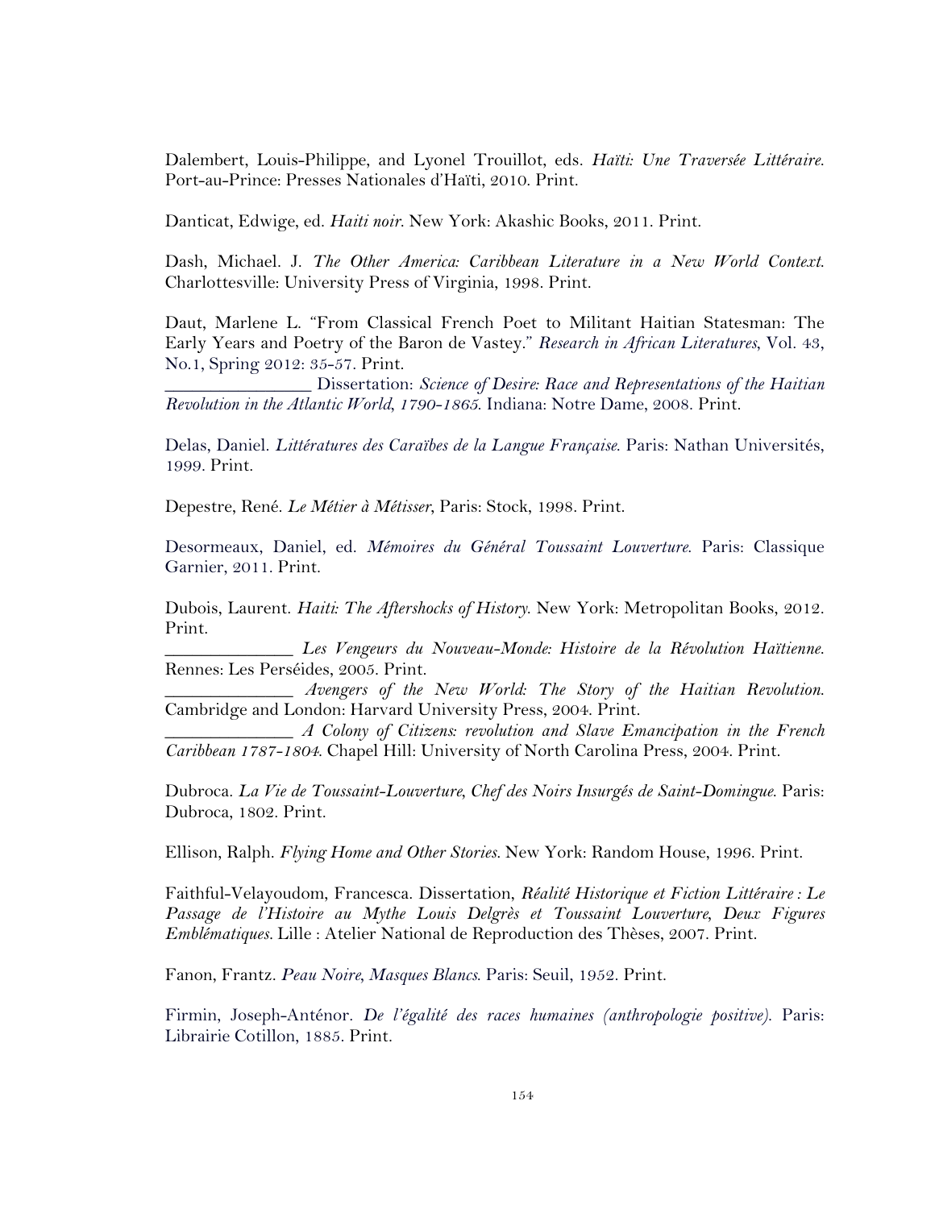Dalembert, Louis-Philippe, and Lyonel Trouillot, eds. *Haïti: Une Traversée Littéraire.* Port-au-Prince: Presses Nationales d'Haïti, 2010. Print.

Danticat, Edwige, ed. *Haiti noir.* New York: Akashic Books, 2011. Print.

Dash, Michael. J. *The Other America: Caribbean Literature in a New World Context.* Charlottesville: University Press of Virginia, 1998. Print.

Daut, Marlene L. "From Classical French Poet to Militant Haitian Statesman: The Early Years and Poetry of the Baron de Vastey." *Research in African Literatures*, Vol. 43, No.1, Spring 2012: 35-57. Print.
_______________ Dissertation: *Science of Desire: Race and Representations of the Haitian Revolution in the Atlantic World, 1790-1865.* Indiana: Notre Dame, 2008. Print.

Delas, Daniel. *Littératures des Caraïbes de la Langue Française.* Paris: Nathan Universités, 1999. Print.

Depestre, René. *Le Métier à Métisser*, Paris: Stock, 1998. Print.

Desormeaux, Daniel, ed. *Mémoires du Général Toussaint Louverture.* Paris: Classique Garnier, 2011. Print.

Dubois, Laurent. *Haiti: The Aftershocks of History.* New York: Metropolitan Books, 2012. Print.
_____________ *Les Vengeurs du Nouveau-Monde: Histoire de la Révolution Haïtienne.* Rennes: Les Perséides, 2005. Print.
_____________ *Avengers of the New World: The Story of the Haitian Revolution.* Cambridge and London: Harvard University Press, 2004. Print.
_____________ *A Colony of Citizens: revolution and Slave Emancipation in the French Caribbean 1787-1804.* Chapel Hill: University of North Carolina Press, 2004. Print.

Dubroca. *La Vie de Toussaint-Louverture, Chef des Noirs Insurgés de Saint-Domingue.* Paris: Dubroca, 1802. Print.

Ellison, Ralph. *Flying Home and Other Stories.* New York: Random House, 1996. Print.

Faithful-Velayoudom, Francesca. Dissertation, *Réalité Historique et Fiction Littéraire : Le Passage de l'Histoire au Mythe Louis Delgrès et Toussaint Louverture, Deux Figures Emblématiques.* Lille : Atelier National de Reproduction des Thèses, 2007. Print.

Fanon, Frantz. *Peau Noire, Masques Blancs.* Paris: Seuil, 1952. Print.

Firmin, Joseph-Anténor. *De l'égalité des races humaines (anthropologie positive).* Paris: Librairie Cotillon, 1885. Print.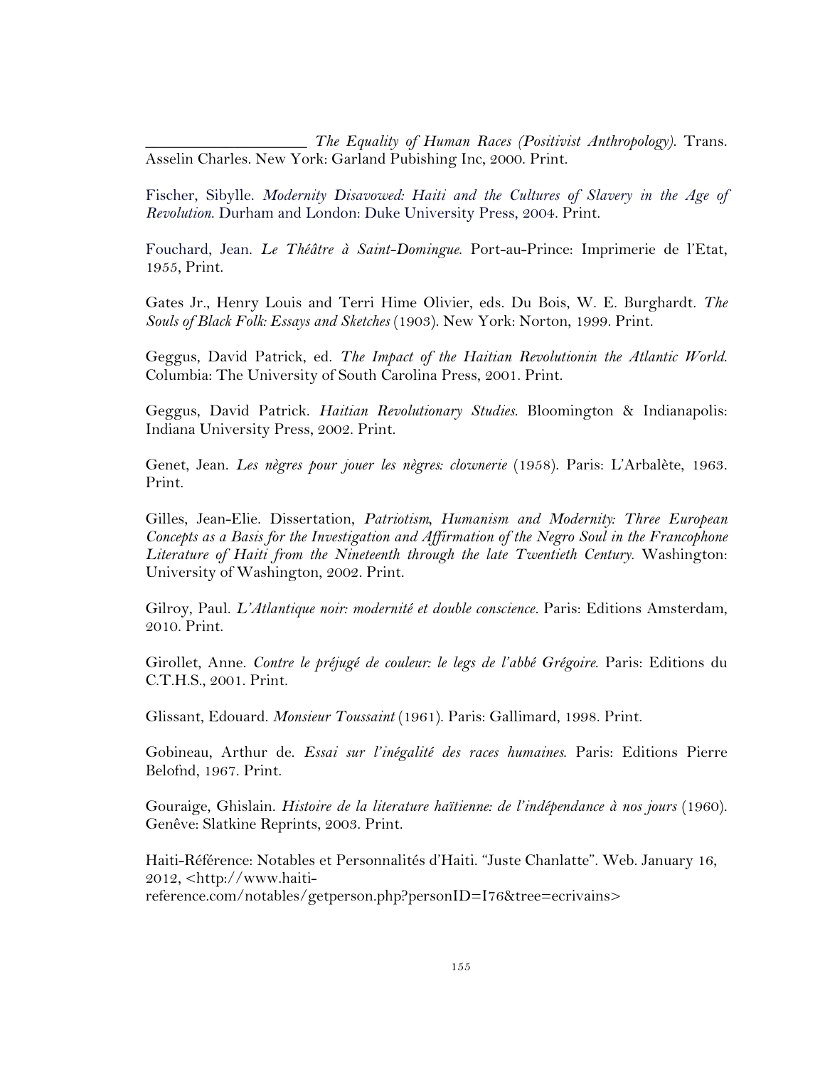___________________ *The Equality of Human Races (Positivist Anthropology)*. Trans. Asselin Charles. New York: Garland Pubishing Inc, 2000. Print.

Fischer, Sibylle. *Modernity Disavowed: Haiti and the Cultures of Slavery in the Age of Revolution*. Durham and London: Duke University Press, 2004. Print.

Fouchard, Jean. *Le Théâtre à Saint-Domingue*. Port-au-Prince: Imprimerie de l'Etat, 1955, Print.

Gates Jr., Henry Louis and Terri Hime Olivier, eds. Du Bois, W. E. Burghardt. *The Souls of Black Folk: Essays and Sketches* (1903). New York: Norton, 1999. Print.

Geggus, David Patrick, ed. *The Impact of the Haitian Revolutionin the Atlantic World*. Columbia: The University of South Carolina Press, 2001. Print.

Geggus, David Patrick. *Haitian Revolutionary Studies*. Bloomington & Indianapolis: Indiana University Press, 2002. Print.

Genet, Jean. *Les nègres pour jouer les nègres: clownerie* (1958). Paris: L'Arbalète, 1963. Print.

Gilles, Jean-Elie. Dissertation, *Patriotism, Humanism and Modernity: Three European Concepts as a Basis for the Investigation and Affirmation of the Negro Soul in the Francophone Literature of Haiti from the Nineteenth through the late Twentieth Century*. Washington: University of Washington, 2002. Print.

Gilroy, Paul. *L'Atlantique noir: modernité et double conscience*. Paris: Editions Amsterdam, 2010. Print.

Girollet, Anne. *Contre le préjugé de couleur: le legs de l'abbé Grégoire*. Paris: Editions du C.T.H.S., 2001. Print.

Glissant, Edouard. *Monsieur Toussaint* (1961). Paris: Gallimard, 1998. Print.

Gobineau, Arthur de. *Essai sur l'inégalité des races humaines*. Paris: Editions Pierre Belofnd, 1967. Print.

Gouraige, Ghislain. *Histoire de la literature haïtienne: de l'indépendance à nos jours* (1960). Genêve: Slatkine Reprints, 2003. Print.

Haiti-Référence: Notables et Personnalités d'Haiti. "Juste Chanlatte". Web. January 16, 2012, <http://www.haiti-reference.com/notables/getperson.php?personID=I76&tree=ecrivains>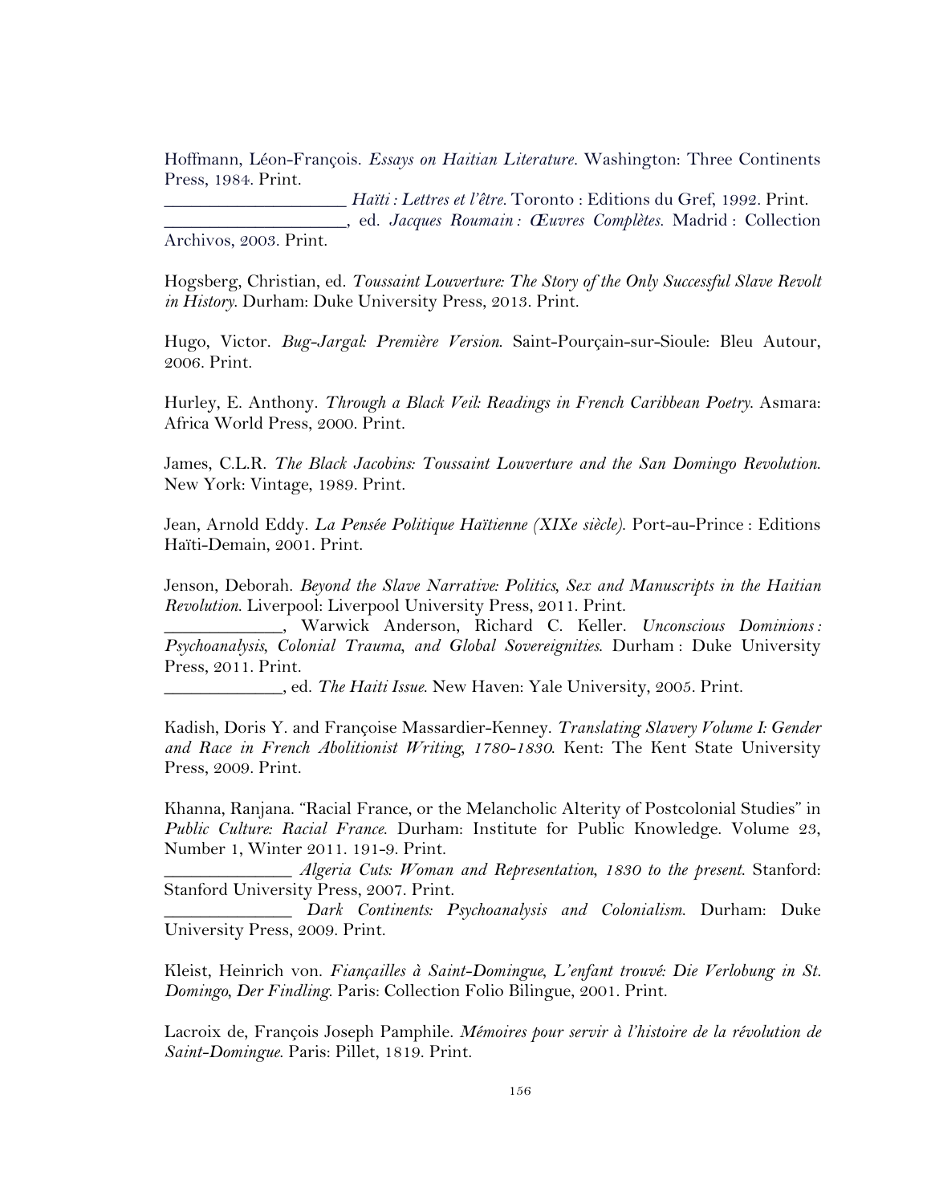Hoffmann, Léon-François. *Essays on Haitian Literature*. Washington: Three Continents Press, 1984. Print.

___________________ *Haïti : Lettres et l'être*. Toronto : Editions du Gref, 1992. Print.

___________________, ed. *Jacques Roumain : Œuvres Complètes*. Madrid : Collection Archivos, 2003. Print.

Hogsberg, Christian, ed. *Toussaint Louverture: The Story of the Only Successful Slave Revolt in History*. Durham: Duke University Press, 2013. Print.

Hugo, Victor. *Bug-Jargal: Première Version*. Saint-Pourçain-sur-Sioule: Bleu Autour, 2006. Print.

Hurley, E. Anthony. *Through a Black Veil: Readings in French Caribbean Poetry*. Asmara: Africa World Press, 2000. Print.

James, C.L.R. *The Black Jacobins: Toussaint Louverture and the San Domingo Revolution.* New York: Vintage, 1989. Print.

Jean, Arnold Eddy. *La Pensée Politique Haïtienne (XIXe siècle)*. Port-au-Prince : Editions Haïti-Demain, 2001. Print.

Jenson, Deborah. *Beyond the Slave Narrative: Politics, Sex and Manuscripts in the Haitian Revolution*. Liverpool: Liverpool University Press, 2011. Print.

____________, Warwick Anderson, Richard C. Keller. *Unconscious Dominions : Psychoanalysis, Colonial Trauma, and Global Sovereignities*. Durham : Duke University Press, 2011. Print.

____________, ed. *The Haiti Issue*. New Haven: Yale University, 2005. Print.

Kadish, Doris Y. and Françoise Massardier-Kenney. *Translating Slavery Volume I: Gender and Race in French Abolitionist Writing, 1780-1830*. Kent: The Kent State University Press, 2009. Print.

Khanna, Ranjana. "Racial France, or the Melancholic Alterity of Postcolonial Studies" in *Public Culture: Racial France*. Durham: Institute for Public Knowledge. Volume 23, Number 1, Winter 2011. 191-9. Print.

_____________ *Algeria Cuts: Woman and Representation, 1830 to the present*. Stanford: Stanford University Press, 2007. Print.

_____________ *Dark Continents: Psychoanalysis and Colonialism*. Durham: Duke University Press, 2009. Print.

Kleist, Heinrich von. *Fiançailles à Saint-Domingue, L'enfant trouvé: Die Verlobung in St. Domingo, Der Findling*. Paris: Collection Folio Bilingue, 2001. Print.

Lacroix de, François Joseph Pamphile. *Mémoires pour servir à l'histoire de la révolution de Saint-Domingue*. Paris: Pillet, 1819. Print.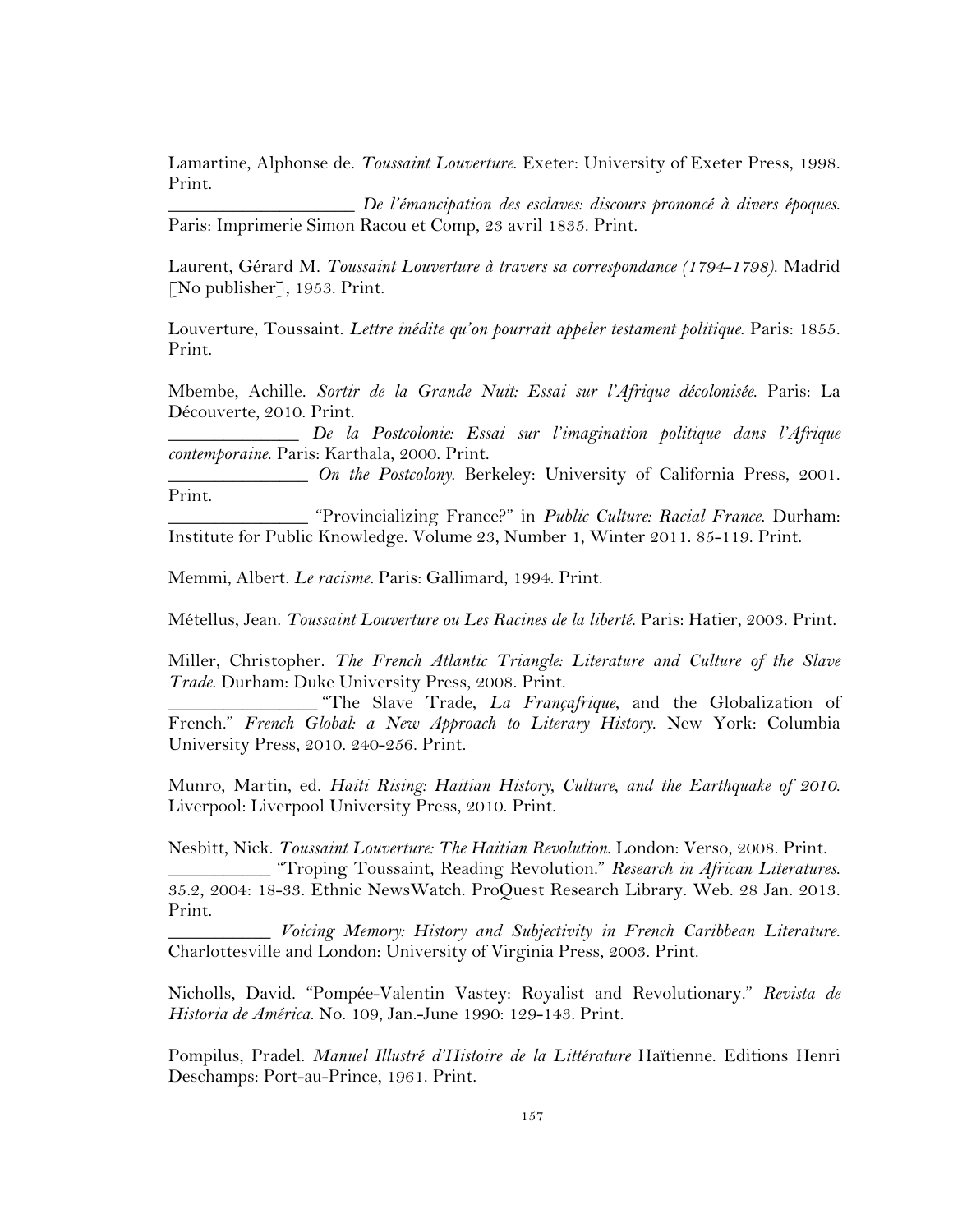Lamartine, Alphonse de. *Toussaint Louverture*. Exeter: University of Exeter Press, 1998. Print.

__________________ *De l'émancipation des esclaves: discours prononcé à divers époques*. Paris: Imprimerie Simon Racou et Comp, 23 avril 1835. Print.

Laurent, Gérard M. *Toussaint Louverture à travers sa correspondance (1794-1798)*. Madrid [No publisher], 1953. Print.

Louverture, Toussaint. *Lettre inédite qu'on pourrait appeler testament politique*. Paris: 1855. Print.

Mbembe, Achille. *Sortir de la Grande Nuit: Essai sur l'Afrique décolonisée*. Paris: La Découverte, 2010. Print.

_____________ *De la Postcolonie: Essai sur l'imagination politique dans l'Afrique contemporaine*. Paris: Karthala, 2000. Print.

_____________ *On the Postcolony*. Berkeley: University of California Press, 2001. Print.

_____________ "Provincializing France?" in *Public Culture: Racial France*. Durham: Institute for Public Knowledge. Volume 23, Number 1, Winter 2011. 85-119. Print.

Memmi, Albert. *Le racisme*. Paris: Gallimard, 1994. Print.

Métellus, Jean. *Toussaint Louverture ou Les Racines de la liberté*. Paris: Hatier, 2003. Print.

Miller, Christopher. *The French Atlantic Triangle: Literature and Culture of the Slave Trade*. Durham: Duke University Press, 2008. Print.

_______________ "The Slave Trade, *La Françafrique*, and the Globalization of French." *French Global: a New Approach to Literary History*. New York: Columbia University Press, 2010. 240-256. Print.

Munro, Martin, ed. *Haiti Rising: Haitian History, Culture, and the Earthquake of 2010*. Liverpool: Liverpool University Press, 2010. Print.

Nesbitt, Nick. *Toussaint Louverture: The Haitian Revolution*. London: Verso, 2008. Print.

__________ "Troping Toussaint, Reading Revolution." *Research in African Literatures*. 35.2, 2004: 18-33. Ethnic NewsWatch. ProQuest Research Library. Web. 28 Jan. 2013. Print.

__________ *Voicing Memory: History and Subjectivity in French Caribbean Literature*. Charlottesville and London: University of Virginia Press, 2003. Print.

Nicholls, David. "Pompée-Valentin Vastey: Royalist and Revolutionary." *Revista de Historia de América*. No. 109, Jan.-June 1990: 129-143. Print.

Pompilus, Pradel. *Manuel Illustré d'Histoire de la Littérature* Haïtienne. Editions Henri Deschamps: Port-au-Prince, 1961. Print.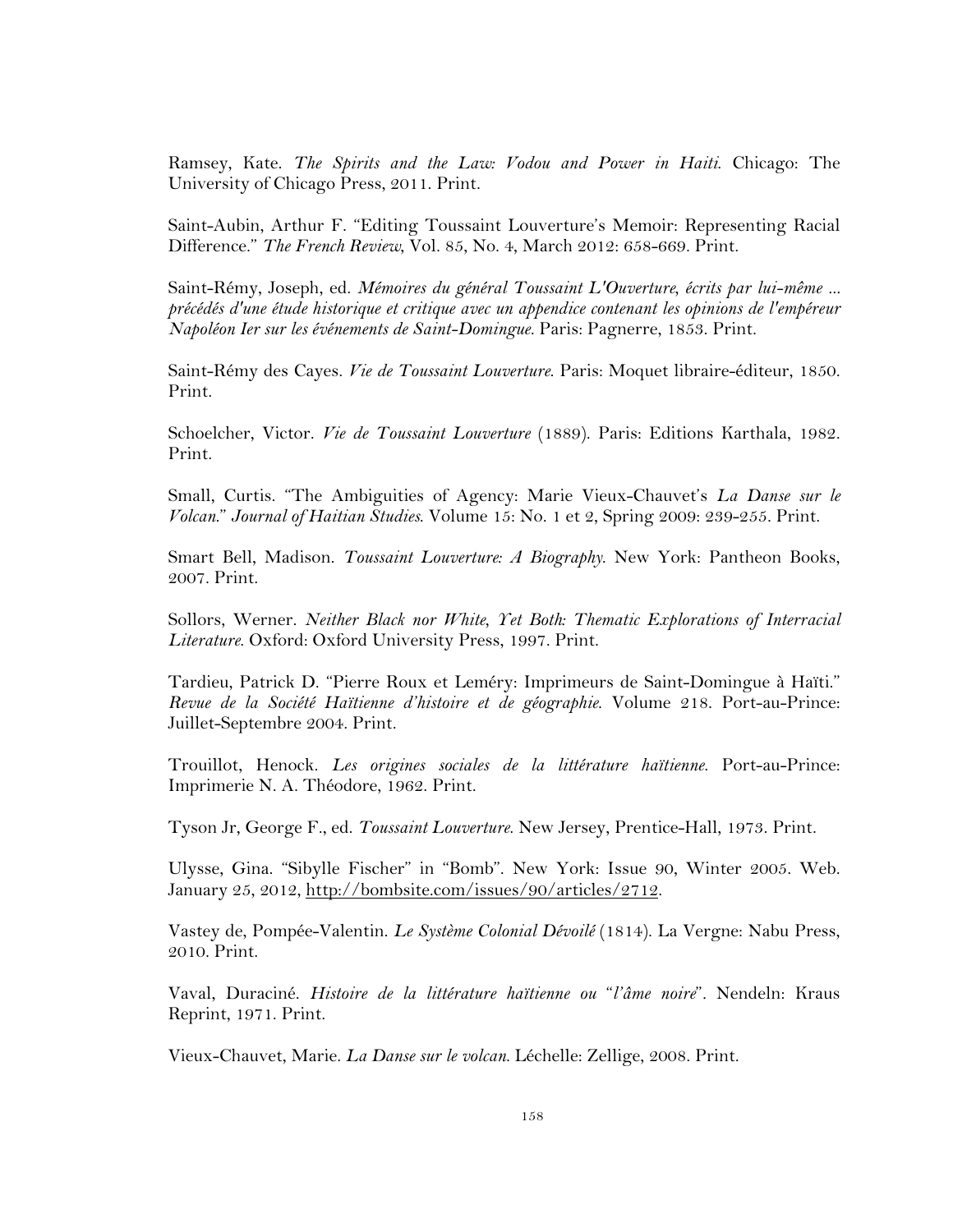Ramsey, Kate. *The Spirits and the Law: Vodou and Power in Haiti*. Chicago: The University of Chicago Press, 2011. Print.

Saint-Aubin, Arthur F. "Editing Toussaint Louverture's Memoir: Representing Racial Difference." *The French Review*, Vol. 85, No. 4, March 2012: 658-669. Print.

Saint-Rémy, Joseph, ed. *Mémoires du général Toussaint L'Ouverture, écrits par lui-même ... précédés d'une étude historique et critique avec un appendice contenant les opinions de l'empéreur Napoléon Ier sur les événements de Saint-Domingue*. Paris: Pagnerre, 1853. Print.

Saint-Rémy des Cayes. *Vie de Toussaint Louverture*. Paris: Moquet libraire-éditeur, 1850. Print.

Schoelcher, Victor. *Vie de Toussaint Louverture* (1889). Paris: Editions Karthala, 1982. Print.

Small, Curtis. "The Ambiguities of Agency: Marie Vieux-Chauvet's *La Danse sur le Volcan*." *Journal of Haitian Studies*. Volume 15: No. 1 et 2, Spring 2009: 239-255. Print.

Smart Bell, Madison. *Toussaint Louverture: A Biography*. New York: Pantheon Books, 2007. Print.

Sollors, Werner. *Neither Black nor White, Yet Both: Thematic Explorations of Interracial Literature*. Oxford: Oxford University Press, 1997. Print.

Tardieu, Patrick D. "Pierre Roux et Leméry: Imprimeurs de Saint-Domingue à Haïti." *Revue de la Société Haïtienne d'histoire et de géographie*. Volume 218. Port-au-Prince: Juillet-Septembre 2004. Print.

Trouillot, Henock. *Les origines sociales de la littérature haïtienne*. Port-au-Prince: Imprimerie N. A. Théodore, 1962. Print.

Tyson Jr, George F., ed. *Toussaint Louverture*. New Jersey, Prentice-Hall, 1973. Print.

Ulysse, Gina. "Sibylle Fischer" in "Bomb". New York: Issue 90, Winter 2005. Web. January 25, 2012, http://bombsite.com/issues/90/articles/2712.

Vastey de, Pompée-Valentin. *Le Système Colonial Dévoilé* (1814). La Vergne: Nabu Press, 2010. Print.

Vaval, Duraciné. *Histoire de la littérature haïtienne ou "l'âme noire"*. Nendeln: Kraus Reprint, 1971. Print.

Vieux-Chauvet, Marie. *La Danse sur le volcan*. Léchelle: Zellige, 2008. Print.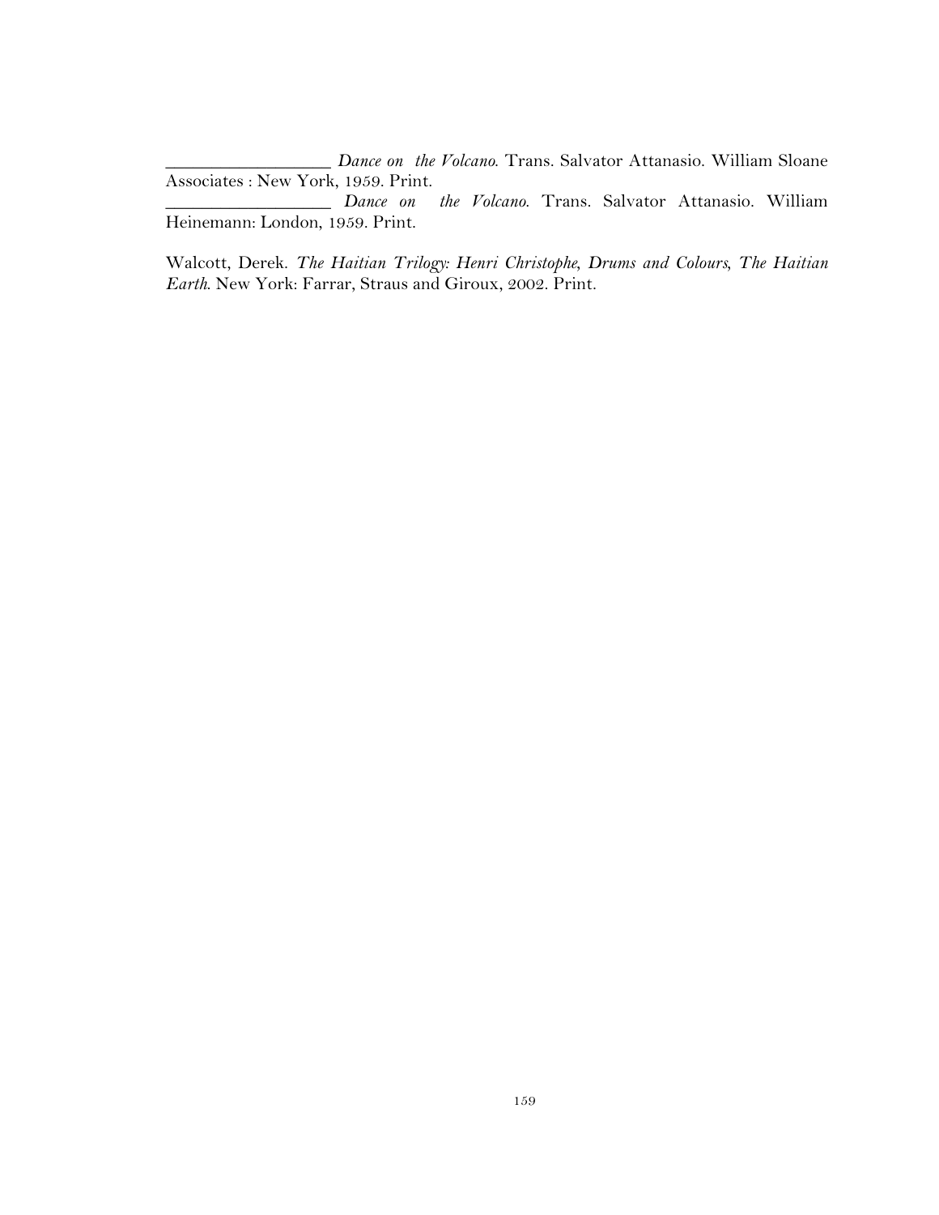__________________ *Dance on the Volcano*. Trans. Salvator Attanasio. William Sloane Associates : New York, 1959. Print.

__________________ *Dance on the Volcano*. Trans. Salvator Attanasio. William Heinemann: London, 1959. Print.

Walcott, Derek. *The Haitian Trilogy: Henri Christophe, Drums and Colours, The Haitian Earth*. New York: Farrar, Straus and Giroux, 2002. Print.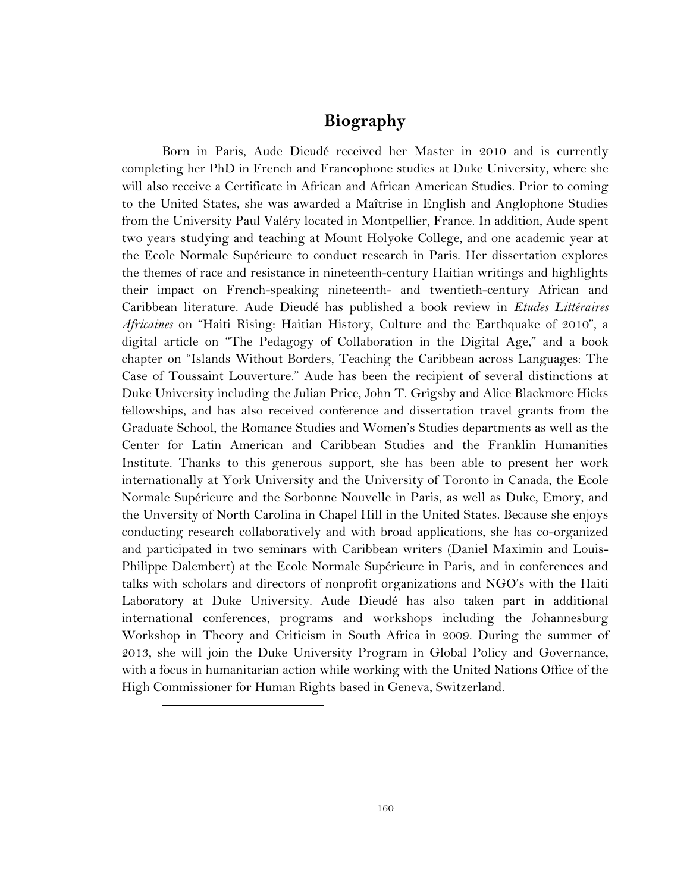# Biography

Born in Paris, Aude Dieudé received her Master in 2010 and is currently completing her PhD in French and Francophone studies at Duke University, where she will also receive a Certificate in African and African American Studies. Prior to coming to the United States, she was awarded a Maîtrise in English and Anglophone Studies from the University Paul Valéry located in Montpellier, France. In addition, Aude spent two years studying and teaching at Mount Holyoke College, and one academic year at the Ecole Normale Supérieure to conduct research in Paris. Her dissertation explores the themes of race and resistance in nineteenth-century Haitian writings and highlights their impact on French-speaking nineteenth- and twentieth-century African and Caribbean literature. Aude Dieudé has published a book review in *Etudes Littéraires Africaines* on "Haiti Rising: Haitian History, Culture and the Earthquake of 2010", a digital article on "The Pedagogy of Collaboration in the Digital Age," and a book chapter on "Islands Without Borders, Teaching the Caribbean across Languages: The Case of Toussaint Louverture." Aude has been the recipient of several distinctions at Duke University including the Julian Price, John T. Grigsby and Alice Blackmore Hicks fellowships, and has also received conference and dissertation travel grants from the Graduate School, the Romance Studies and Women's Studies departments as well as the Center for Latin American and Caribbean Studies and the Franklin Humanities Institute. Thanks to this generous support, she has been able to present her work internationally at York University and the University of Toronto in Canada, the Ecole Normale Supérieure and the Sorbonne Nouvelle in Paris, as well as Duke, Emory, and the Unversity of North Carolina in Chapel Hill in the United States. Because she enjoys conducting research collaboratively and with broad applications, she has co-organized and participated in two seminars with Caribbean writers (Daniel Maximin and Louis-Philippe Dalembert) at the Ecole Normale Supérieure in Paris, and in conferences and talks with scholars and directors of nonprofit organizations and NGO's with the Haiti Laboratory at Duke University. Aude Dieudé has also taken part in additional international conferences, programs and workshops including the Johannesburg Workshop in Theory and Criticism in South Africa in 2009. During the summer of 2013, she will join the Duke University Program in Global Policy and Governance, with a focus in humanitarian action while working with the United Nations Office of the High Commissioner for Human Rights based in Geneva, Switzerland.